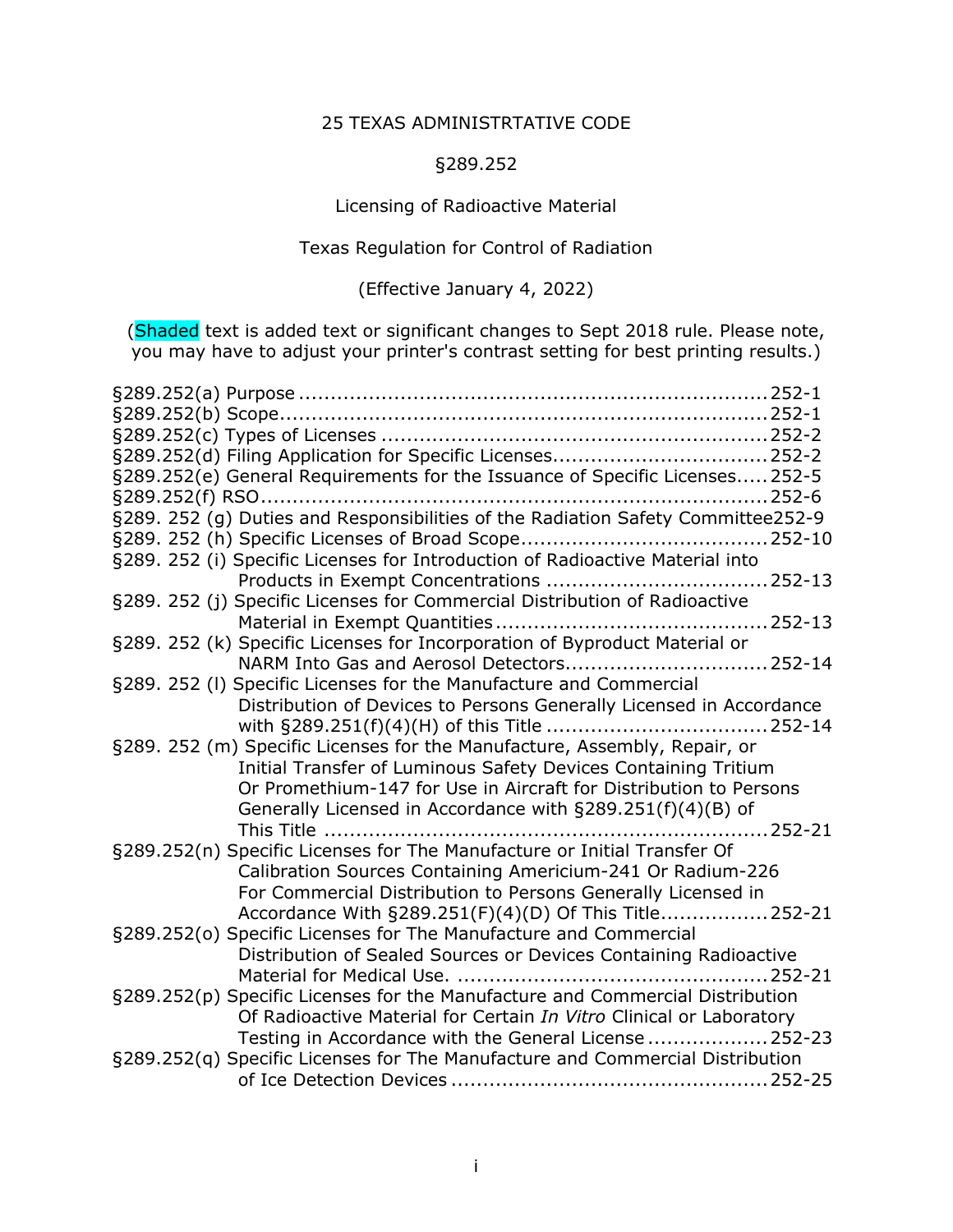# 25 TEXAS ADMINISTRTATIVE CODE

## §289.252

## Licensing of Radioactive Material

## Texas Regulation for Control of Radiation

(Effective January 4, 2022)

(Shaded text is added text or significant changes to Sept 2018 rule. Please note, you may have to adjust your printer's contrast setting for best printing results.)

§289.252(a) Purpose .......................................................................... 252-1
§289.252(b) Scope.............................................................................. 252-1
§289.252(c) Types of Licenses ............................................................ 252-2
§289.252(d) Filing Application for Specific Licenses................................. 252-2
§289.252(e) General Requirements for the Issuance of Specific Licenses..... 252-5
§289.252(f) RSO................................................................................ 252-6
§289. 252 (g) Duties and Responsibilities of the Radiation Safety Committee252-9
§289. 252 (h) Specific Licenses of Broad Scope....................................... 252-10
§289. 252 (i) Specific Licenses for Introduction of Radioactive Material into Products in Exempt Concentrations .................................. 252-13
§289. 252 (j) Specific Licenses for Commercial Distribution of Radioactive Material in Exempt Quantities.......................................... 252-13
§289. 252 (k) Specific Licenses for Incorporation of Byproduct Material or NARM Into Gas and Aerosol Detectors................................ 252-14
§289. 252 (l) Specific Licenses for the Manufacture and Commercial Distribution of Devices to Persons Generally Licensed in Accordance with §289.251(f)(4)(H) of this Title .................................. 252-14
§289. 252 (m) Specific Licenses for the Manufacture, Assembly, Repair, or Initial Transfer of Luminous Safety Devices Containing Tritium Or Promethium-147 for Use in Aircraft for Distribution to Persons Generally Licensed in Accordance with §289.251(f)(4)(B) of This Title ..................................................................... 252-21
§289.252(n) Specific Licenses for The Manufacture or Initial Transfer Of Calibration Sources Containing Americium-241 Or Radium-226 For Commercial Distribution to Persons Generally Licensed in Accordance With §289.251(F)(4)(D) Of This Title................. 252-21
§289.252(o) Specific Licenses for The Manufacture and Commercial Distribution of Sealed Sources or Devices Containing Radioactive Material for Medical Use. ................................................ 252-21
§289.252(p) Specific Licenses for the Manufacture and Commercial Distribution Of Radioactive Material for Certain *In Vitro* Clinical or Laboratory Testing in Accordance with the General License ................... 252-23
§289.252(q) Specific Licenses for The Manufacture and Commercial Distribution of Ice Detection Devices ................................................. 252-25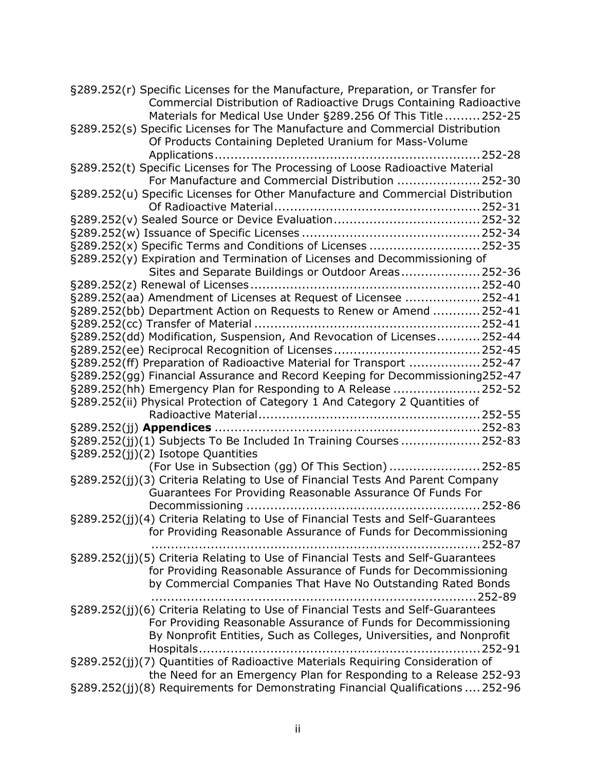§289.252(r) Specific Licenses for the Manufacture, Preparation, or Transfer for Commercial Distribution of Radioactive Drugs Containing Radioactive Materials for Medical Use Under §289.256 Of This Title ......... 252-25

§289.252(s) Specific Licenses for The Manufacture and Commercial Distribution Of Products Containing Depleted Uranium for Mass-Volume Applications ................................................................. 252-28

§289.252(t) Specific Licenses for The Processing of Loose Radioactive Material For Manufacture and Commercial Distribution ..................... 252-30

§289.252(u) Specific Licenses for Other Manufacture and Commercial Distribution Of Radioactive Material ................................................... 252-31

§289.252(v) Sealed Source or Device Evaluation .................................... 252-32

§289.252(w) Issuance of Specific Licenses ............................................ 252-34

§289.252(x) Specific Terms and Conditions of Licenses ........................... 252-35

§289.252(y) Expiration and Termination of Licenses and Decommissioning of Sites and Separate Buildings or Outdoor Areas .................... 252-36

§289.252(z) Renewal of Licenses ......................................................... 252-40

§289.252(aa) Amendment of Licenses at Request of Licensee ................... 252-41

§289.252(bb) Department Action on Requests to Renew or Amend ............ 252-41

§289.252(cc) Transfer of Material ........................................................ 252-41

§289.252(dd) Modification, Suspension, And Revocation of Licenses ........... 252-44

§289.252(ee) Reciprocal Recognition of Licenses .................................... 252-45

§289.252(ff) Preparation of Radioactive Material for Transport .................. 252-47

§289.252(gg) Financial Assurance and Record Keeping for Decommissioning 252-47

§289.252(hh) Emergency Plan for Responding to A Release ...................... 252-52

§289.252(ii) Physical Protection of Category 1 And Category 2 Quantities of Radioactive Material ....................................................... 252-55

§289.252(jj) **Appendices** ................................................................. 252-83

§289.252(jj)(1) Subjects To Be Included In Training Courses .................... 252-83

§289.252(jj)(2) Isotope Quantities (For Use in Subsection (gg) Of This Section) ....................... 252-85

§289.252(jj)(3) Criteria Relating to Use of Financial Tests And Parent Company Guarantees For Providing Reasonable Assurance Of Funds For Decommissioning .......................................................... 252-86

§289.252(jj)(4) Criteria Relating to Use of Financial Tests and Self-Guarantees for Providing Reasonable Assurance of Funds for Decommissioning .................................................................................. 252-87

§289.252(jj)(5) Criteria Relating to Use of Financial Tests and Self-Guarantees for Providing Reasonable Assurance of Funds for Decommissioning by Commercial Companies That Have No Outstanding Rated Bonds .................................................................................. 252-89

§289.252(jj)(6) Criteria Relating to Use of Financial Tests and Self-Guarantees For Providing Reasonable Assurance of Funds for Decommissioning By Nonprofit Entities, Such as Colleges, Universities, and Nonprofit Hospitals ...................................................................... 252-91

§289.252(jj)(7) Quantities of Radioactive Materials Requiring Consideration of the Need for an Emergency Plan for Responding to a Release 252-93

§289.252(jj)(8) Requirements for Demonstrating Financial Qualifications .... 252-96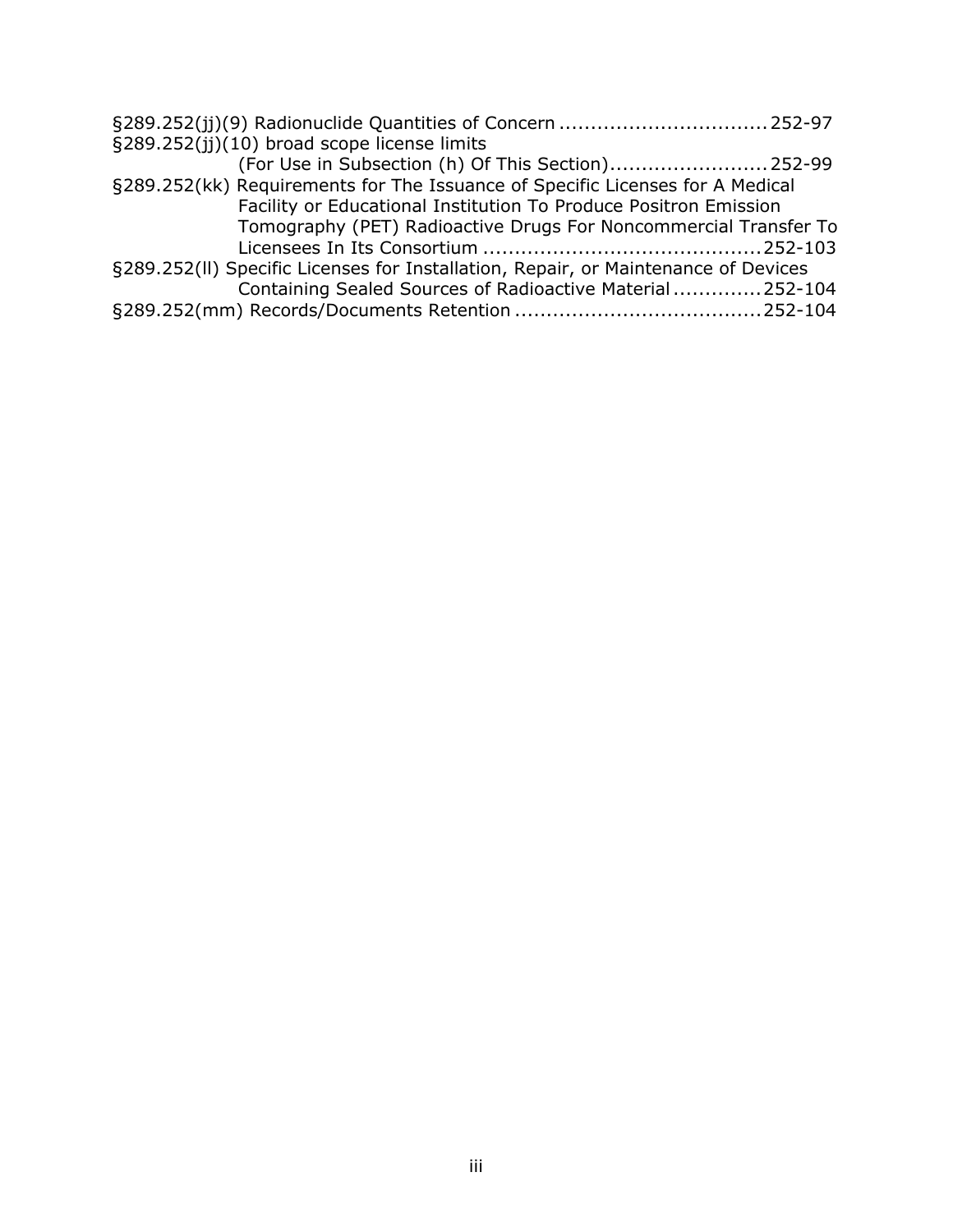§289.252(jj)(9) Radionuclide Quantities of Concern ................................ 252-97
§289.252(jj)(10) broad scope license limits
(For Use in Subsection (h) Of This Section)......................... 252-99
§289.252(kk) Requirements for The Issuance of Specific Licenses for A Medical Facility or Educational Institution To Produce Positron Emission Tomography (PET) Radioactive Drugs For Noncommercial Transfer To Licensees In Its Consortium ........................................... 252-103
§289.252(ll) Specific Licenses for Installation, Repair, or Maintenance of Devices Containing Sealed Sources of Radioactive Material ............. 252-104
§289.252(mm) Records/Documents Retention ...................................... 252-104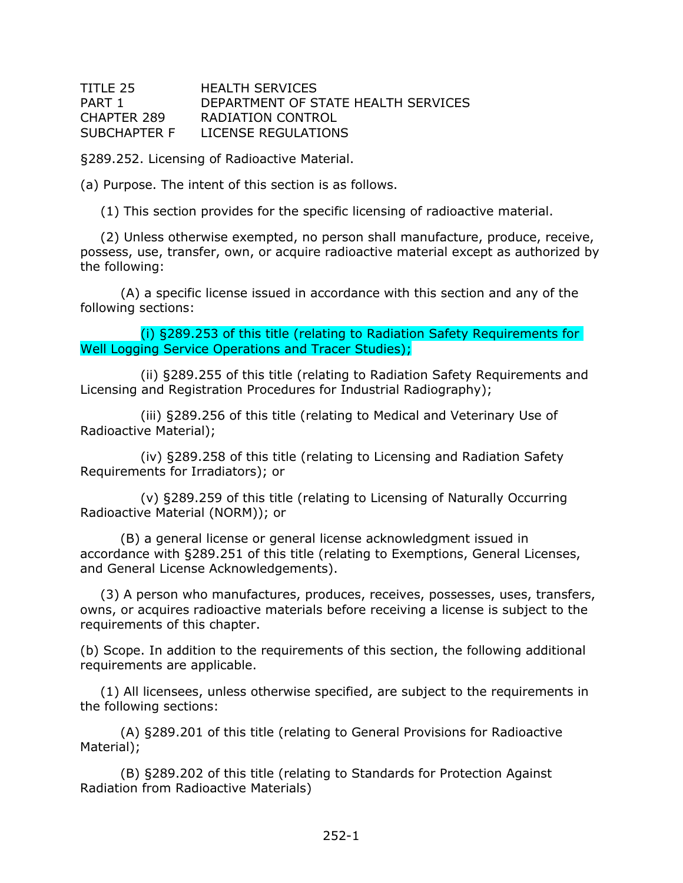TITLE 25 HEALTH SERVICES
PART 1 DEPARTMENT OF STATE HEALTH SERVICES
CHAPTER 289 RADIATION CONTROL
SUBCHAPTER F LICENSE REGULATIONS

§289.252. Licensing of Radioactive Material.

(a) Purpose. The intent of this section is as follows.

(1) This section provides for the specific licensing of radioactive material.

(2) Unless otherwise exempted, no person shall manufacture, produce, receive, possess, use, transfer, own, or acquire radioactive material except as authorized by the following:

(A) a specific license issued in accordance with this section and any of the following sections:

(i) §289.253 of this title (relating to Radiation Safety Requirements for Well Logging Service Operations and Tracer Studies);

(ii) §289.255 of this title (relating to Radiation Safety Requirements and Licensing and Registration Procedures for Industrial Radiography);

(iii) §289.256 of this title (relating to Medical and Veterinary Use of Radioactive Material);

(iv) §289.258 of this title (relating to Licensing and Radiation Safety Requirements for Irradiators); or

(v) §289.259 of this title (relating to Licensing of Naturally Occurring Radioactive Material (NORM)); or

(B) a general license or general license acknowledgment issued in accordance with §289.251 of this title (relating to Exemptions, General Licenses, and General License Acknowledgements).

(3) A person who manufactures, produces, receives, possesses, uses, transfers, owns, or acquires radioactive materials before receiving a license is subject to the requirements of this chapter.

(b) Scope. In addition to the requirements of this section, the following additional requirements are applicable.

(1) All licensees, unless otherwise specified, are subject to the requirements in the following sections:

(A) §289.201 of this title (relating to General Provisions for Radioactive Material);

(B) §289.202 of this title (relating to Standards for Protection Against Radiation from Radioactive Materials)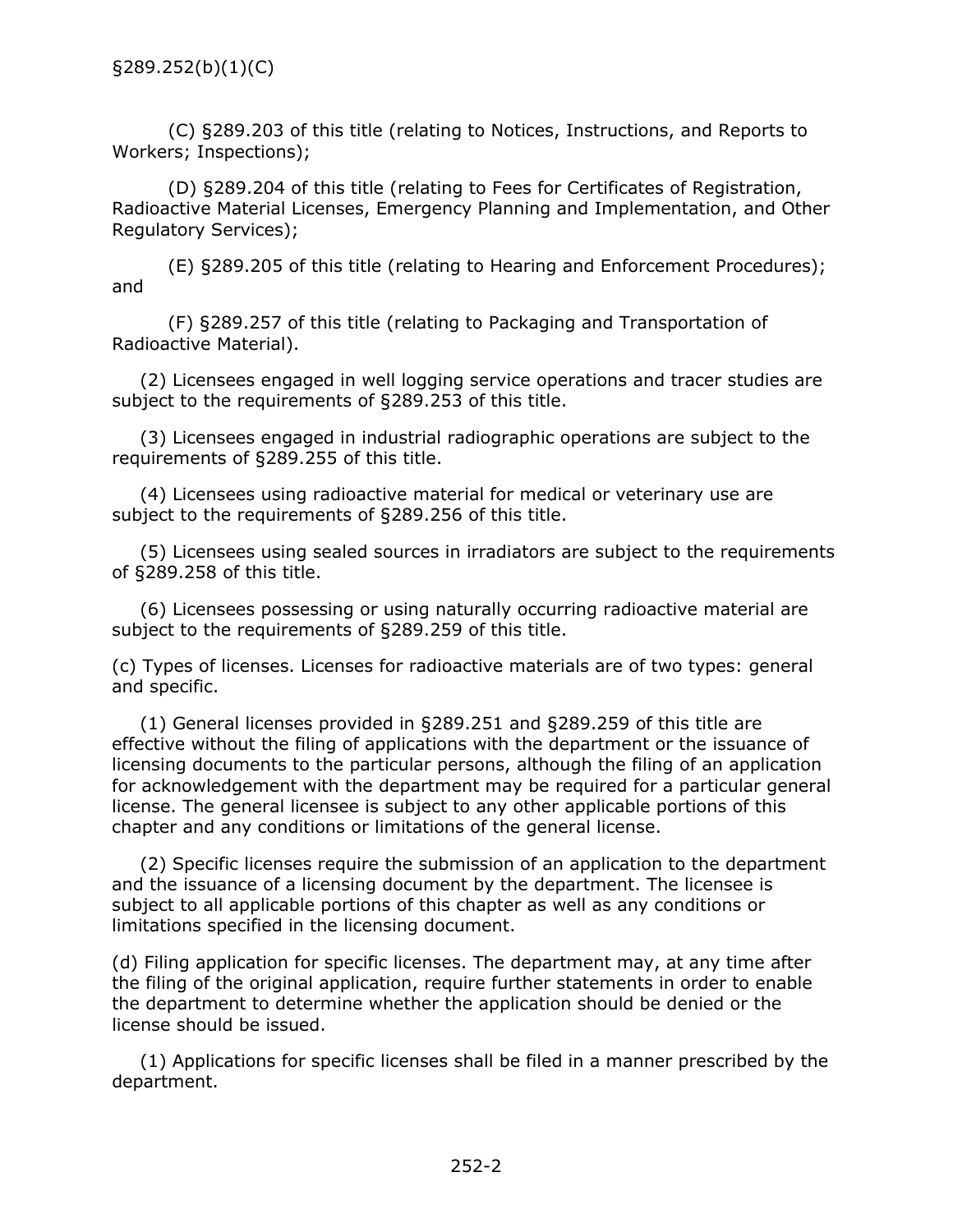(C) §289.203 of this title (relating to Notices, Instructions, and Reports to Workers; Inspections);

(D) §289.204 of this title (relating to Fees for Certificates of Registration, Radioactive Material Licenses, Emergency Planning and Implementation, and Other Regulatory Services);

(E) §289.205 of this title (relating to Hearing and Enforcement Procedures); and

(F) §289.257 of this title (relating to Packaging and Transportation of Radioactive Material).

(2) Licensees engaged in well logging service operations and tracer studies are subject to the requirements of §289.253 of this title.

(3) Licensees engaged in industrial radiographic operations are subject to the requirements of §289.255 of this title.

(4) Licensees using radioactive material for medical or veterinary use are subject to the requirements of §289.256 of this title.

(5) Licensees using sealed sources in irradiators are subject to the requirements of §289.258 of this title.

(6) Licensees possessing or using naturally occurring radioactive material are subject to the requirements of §289.259 of this title.

(c) Types of licenses. Licenses for radioactive materials are of two types: general and specific.

(1) General licenses provided in §289.251 and §289.259 of this title are effective without the filing of applications with the department or the issuance of licensing documents to the particular persons, although the filing of an application for acknowledgement with the department may be required for a particular general license. The general licensee is subject to any other applicable portions of this chapter and any conditions or limitations of the general license.

(2) Specific licenses require the submission of an application to the department and the issuance of a licensing document by the department. The licensee is subject to all applicable portions of this chapter as well as any conditions or limitations specified in the licensing document.

(d) Filing application for specific licenses. The department may, at any time after the filing of the original application, require further statements in order to enable the department to determine whether the application should be denied or the license should be issued.

(1) Applications for specific licenses shall be filed in a manner prescribed by the department.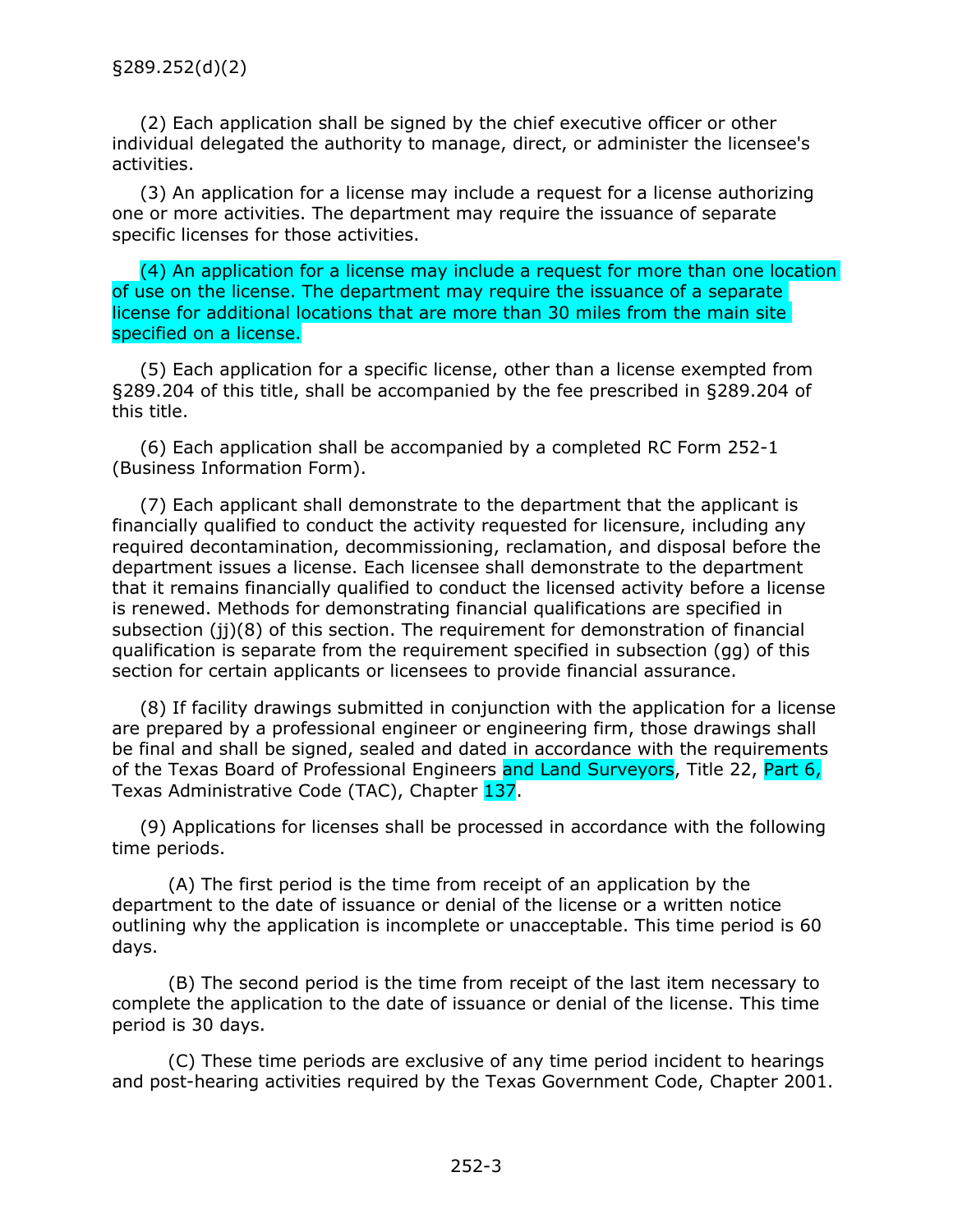§289.252(d)(2)

(2) Each application shall be signed by the chief executive officer or other individual delegated the authority to manage, direct, or administer the licensee's activities.

(3) An application for a license may include a request for a license authorizing one or more activities. The department may require the issuance of separate specific licenses for those activities.

(4) An application for a license may include a request for more than one location of use on the license. The department may require the issuance of a separate license for additional locations that are more than 30 miles from the main site specified on a license.

(5) Each application for a specific license, other than a license exempted from §289.204 of this title, shall be accompanied by the fee prescribed in §289.204 of this title.

(6) Each application shall be accompanied by a completed RC Form 252-1 (Business Information Form).

(7) Each applicant shall demonstrate to the department that the applicant is financially qualified to conduct the activity requested for licensure, including any required decontamination, decommissioning, reclamation, and disposal before the department issues a license. Each licensee shall demonstrate to the department that it remains financially qualified to conduct the licensed activity before a license is renewed. Methods for demonstrating financial qualifications are specified in subsection (jj)(8) of this section. The requirement for demonstration of financial qualification is separate from the requirement specified in subsection (gg) of this section for certain applicants or licensees to provide financial assurance.

(8) If facility drawings submitted in conjunction with the application for a license are prepared by a professional engineer or engineering firm, those drawings shall be final and shall be signed, sealed and dated in accordance with the requirements of the Texas Board of Professional Engineers and Land Surveyors, Title 22, Part 6, Texas Administrative Code (TAC), Chapter 137.

(9) Applications for licenses shall be processed in accordance with the following time periods.

(A) The first period is the time from receipt of an application by the department to the date of issuance or denial of the license or a written notice outlining why the application is incomplete or unacceptable. This time period is 60 days.

(B) The second period is the time from receipt of the last item necessary to complete the application to the date of issuance or denial of the license. This time period is 30 days.

(C) These time periods are exclusive of any time period incident to hearings and post-hearing activities required by the Texas Government Code, Chapter 2001.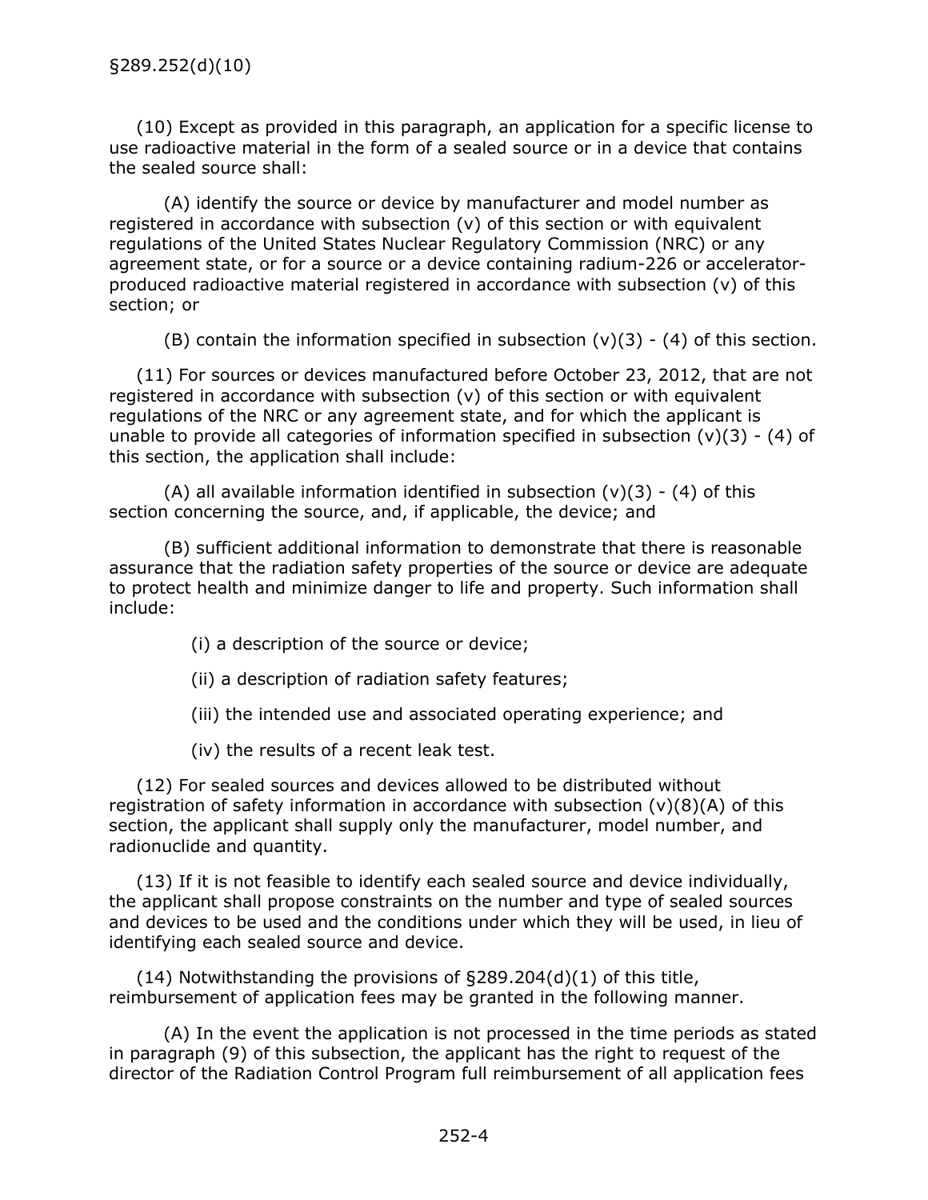(10) Except as provided in this paragraph, an application for a specific license to use radioactive material in the form of a sealed source or in a device that contains the sealed source shall:

(A) identify the source or device by manufacturer and model number as registered in accordance with subsection (v) of this section or with equivalent regulations of the United States Nuclear Regulatory Commission (NRC) or any agreement state, or for a source or a device containing radium-226 or accelerator-produced radioactive material registered in accordance with subsection (v) of this section; or

(B) contain the information specified in subsection (v)(3) - (4) of this section.

(11) For sources or devices manufactured before October 23, 2012, that are not registered in accordance with subsection (v) of this section or with equivalent regulations of the NRC or any agreement state, and for which the applicant is unable to provide all categories of information specified in subsection (v)(3) - (4) of this section, the application shall include:

(A) all available information identified in subsection (v)(3) - (4) of this section concerning the source, and, if applicable, the device; and

(B) sufficient additional information to demonstrate that there is reasonable assurance that the radiation safety properties of the source or device are adequate to protect health and minimize danger to life and property. Such information shall include:

(i) a description of the source or device;

(ii) a description of radiation safety features;

(iii) the intended use and associated operating experience; and

(iv) the results of a recent leak test.

(12) For sealed sources and devices allowed to be distributed without registration of safety information in accordance with subsection (v)(8)(A) of this section, the applicant shall supply only the manufacturer, model number, and radionuclide and quantity.

(13) If it is not feasible to identify each sealed source and device individually, the applicant shall propose constraints on the number and type of sealed sources and devices to be used and the conditions under which they will be used, in lieu of identifying each sealed source and device.

(14) Notwithstanding the provisions of §289.204(d)(1) of this title, reimbursement of application fees may be granted in the following manner.

(A) In the event the application is not processed in the time periods as stated in paragraph (9) of this subsection, the applicant has the right to request of the director of the Radiation Control Program full reimbursement of all application fees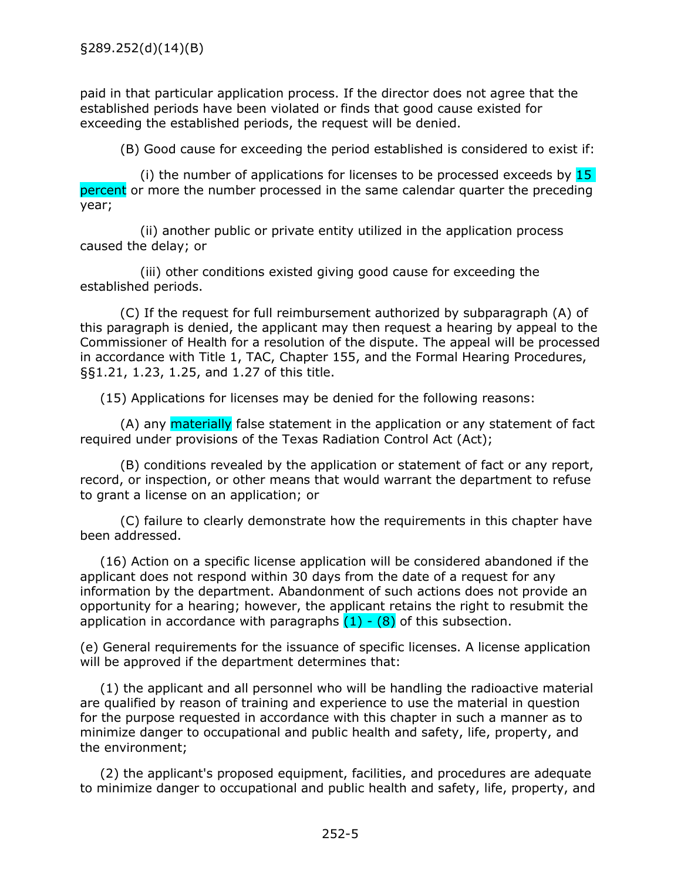paid in that particular application process. If the director does not agree that the established periods have been violated or finds that good cause existed for exceeding the established periods, the request will be denied.

(B) Good cause for exceeding the period established is considered to exist if:

(i) the number of applications for licenses to be processed exceeds by 15 percent or more the number processed in the same calendar quarter the preceding year;

(ii) another public or private entity utilized in the application process caused the delay; or

(iii) other conditions existed giving good cause for exceeding the established periods.

(C) If the request for full reimbursement authorized by subparagraph (A) of this paragraph is denied, the applicant may then request a hearing by appeal to the Commissioner of Health for a resolution of the dispute. The appeal will be processed in accordance with Title 1, TAC, Chapter 155, and the Formal Hearing Procedures, §§1.21, 1.23, 1.25, and 1.27 of this title.

(15) Applications for licenses may be denied for the following reasons:

(A) any materially false statement in the application or any statement of fact required under provisions of the Texas Radiation Control Act (Act);

(B) conditions revealed by the application or statement of fact or any report, record, or inspection, or other means that would warrant the department to refuse to grant a license on an application; or

(C) failure to clearly demonstrate how the requirements in this chapter have been addressed.

(16) Action on a specific license application will be considered abandoned if the applicant does not respond within 30 days from the date of a request for any information by the department. Abandonment of such actions does not provide an opportunity for a hearing; however, the applicant retains the right to resubmit the application in accordance with paragraphs (1) - (8) of this subsection.

(e) General requirements for the issuance of specific licenses. A license application will be approved if the department determines that:

(1) the applicant and all personnel who will be handling the radioactive material are qualified by reason of training and experience to use the material in question for the purpose requested in accordance with this chapter in such a manner as to minimize danger to occupational and public health and safety, life, property, and the environment;

(2) the applicant's proposed equipment, facilities, and procedures are adequate to minimize danger to occupational and public health and safety, life, property, and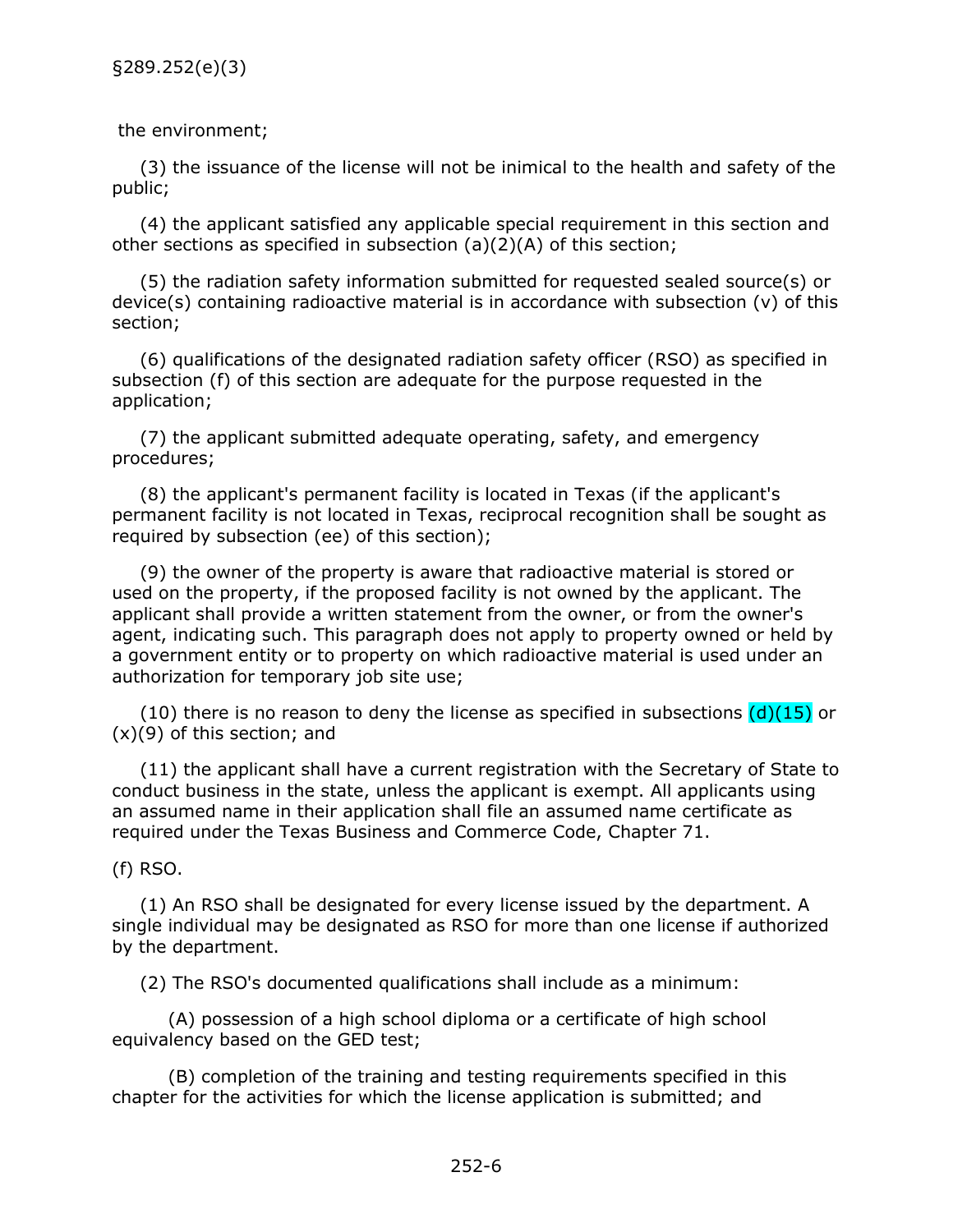the environment;

(3) the issuance of the license will not be inimical to the health and safety of the public;

(4) the applicant satisfied any applicable special requirement in this section and other sections as specified in subsection (a)(2)(A) of this section;

(5) the radiation safety information submitted for requested sealed source(s) or device(s) containing radioactive material is in accordance with subsection (v) of this section;

(6) qualifications of the designated radiation safety officer (RSO) as specified in subsection (f) of this section are adequate for the purpose requested in the application;

(7) the applicant submitted adequate operating, safety, and emergency procedures;

(8) the applicant's permanent facility is located in Texas (if the applicant's permanent facility is not located in Texas, reciprocal recognition shall be sought as required by subsection (ee) of this section);

(9) the owner of the property is aware that radioactive material is stored or used on the property, if the proposed facility is not owned by the applicant. The applicant shall provide a written statement from the owner, or from the owner's agent, indicating such. This paragraph does not apply to property owned or held by a government entity or to property on which radioactive material is used under an authorization for temporary job site use;

(10) there is no reason to deny the license as specified in subsections (d)(15) or (x)(9) of this section; and

(11) the applicant shall have a current registration with the Secretary of State to conduct business in the state, unless the applicant is exempt. All applicants using an assumed name in their application shall file an assumed name certificate as required under the Texas Business and Commerce Code, Chapter 71.

(f) RSO.

(1) An RSO shall be designated for every license issued by the department. A single individual may be designated as RSO for more than one license if authorized by the department.

(2) The RSO's documented qualifications shall include as a minimum:

(A) possession of a high school diploma or a certificate of high school equivalency based on the GED test;

(B) completion of the training and testing requirements specified in this chapter for the activities for which the license application is submitted; and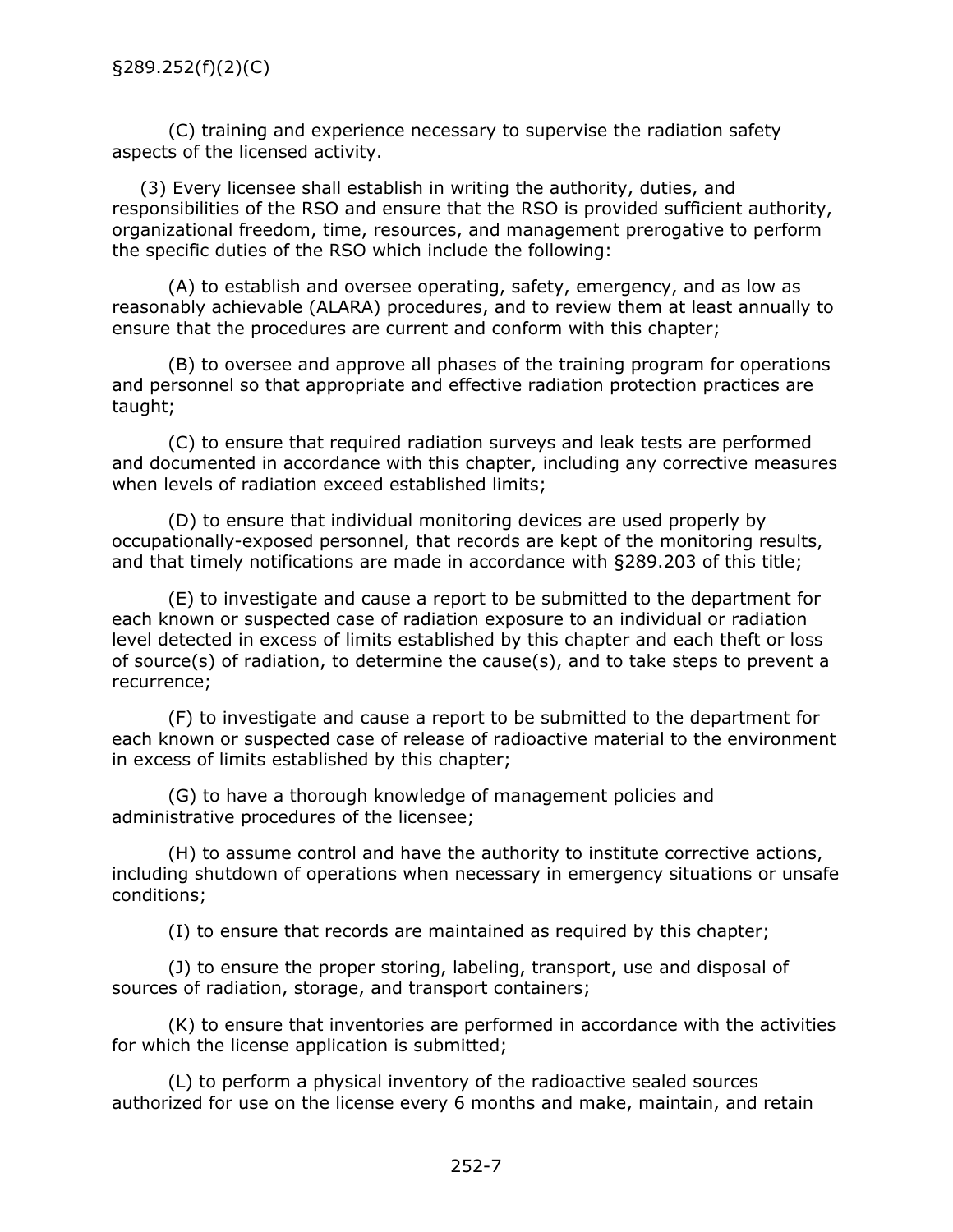(C) training and experience necessary to supervise the radiation safety aspects of the licensed activity.

(3) Every licensee shall establish in writing the authority, duties, and responsibilities of the RSO and ensure that the RSO is provided sufficient authority, organizational freedom, time, resources, and management prerogative to perform the specific duties of the RSO which include the following:

(A) to establish and oversee operating, safety, emergency, and as low as reasonably achievable (ALARA) procedures, and to review them at least annually to ensure that the procedures are current and conform with this chapter;

(B) to oversee and approve all phases of the training program for operations and personnel so that appropriate and effective radiation protection practices are taught;

(C) to ensure that required radiation surveys and leak tests are performed and documented in accordance with this chapter, including any corrective measures when levels of radiation exceed established limits;

(D) to ensure that individual monitoring devices are used properly by occupationally-exposed personnel, that records are kept of the monitoring results, and that timely notifications are made in accordance with §289.203 of this title;

(E) to investigate and cause a report to be submitted to the department for each known or suspected case of radiation exposure to an individual or radiation level detected in excess of limits established by this chapter and each theft or loss of source(s) of radiation, to determine the cause(s), and to take steps to prevent a recurrence;

(F) to investigate and cause a report to be submitted to the department for each known or suspected case of release of radioactive material to the environment in excess of limits established by this chapter;

(G) to have a thorough knowledge of management policies and administrative procedures of the licensee;

(H) to assume control and have the authority to institute corrective actions, including shutdown of operations when necessary in emergency situations or unsafe conditions;

(I) to ensure that records are maintained as required by this chapter;

(J) to ensure the proper storing, labeling, transport, use and disposal of sources of radiation, storage, and transport containers;

(K) to ensure that inventories are performed in accordance with the activities for which the license application is submitted;

(L) to perform a physical inventory of the radioactive sealed sources authorized for use on the license every 6 months and make, maintain, and retain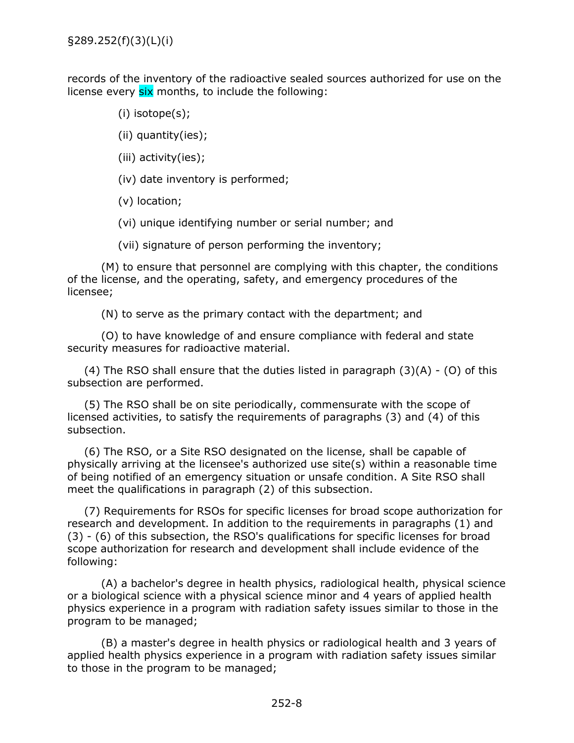records of the inventory of the radioactive sealed sources authorized for use on the license every six months, to include the following:

(i) isotope(s);

(ii) quantity(ies);

(iii) activity(ies);

(iv) date inventory is performed;

(v) location;

(vi) unique identifying number or serial number; and

(vii) signature of person performing the inventory;

(M) to ensure that personnel are complying with this chapter, the conditions of the license, and the operating, safety, and emergency procedures of the licensee;

(N) to serve as the primary contact with the department; and

(O) to have knowledge of and ensure compliance with federal and state security measures for radioactive material.

(4) The RSO shall ensure that the duties listed in paragraph (3)(A) - (O) of this subsection are performed.

(5) The RSO shall be on site periodically, commensurate with the scope of licensed activities, to satisfy the requirements of paragraphs (3) and (4) of this subsection.

(6) The RSO, or a Site RSO designated on the license, shall be capable of physically arriving at the licensee's authorized use site(s) within a reasonable time of being notified of an emergency situation or unsafe condition. A Site RSO shall meet the qualifications in paragraph (2) of this subsection.

(7) Requirements for RSOs for specific licenses for broad scope authorization for research and development. In addition to the requirements in paragraphs (1) and (3) - (6) of this subsection, the RSO's qualifications for specific licenses for broad scope authorization for research and development shall include evidence of the following:

(A) a bachelor's degree in health physics, radiological health, physical science or a biological science with a physical science minor and 4 years of applied health physics experience in a program with radiation safety issues similar to those in the program to be managed;

(B) a master's degree in health physics or radiological health and 3 years of applied health physics experience in a program with radiation safety issues similar to those in the program to be managed;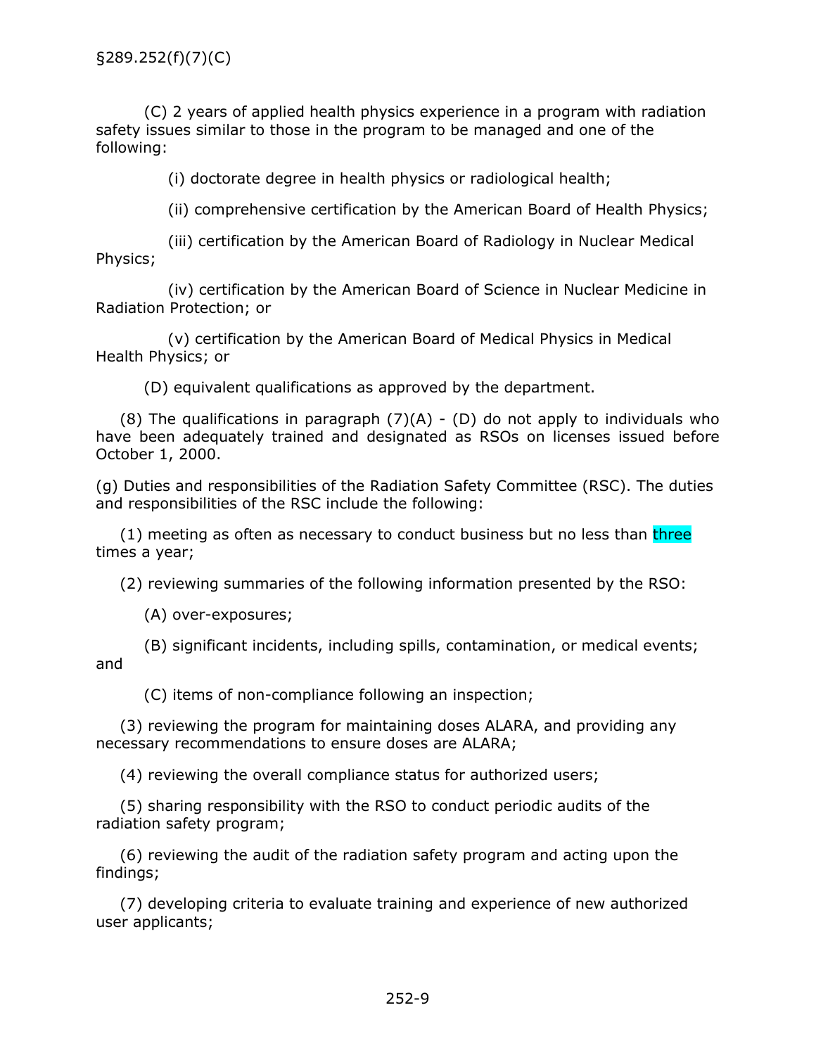(C) 2 years of applied health physics experience in a program with radiation safety issues similar to those in the program to be managed and one of the following:

(i) doctorate degree in health physics or radiological health;

(ii) comprehensive certification by the American Board of Health Physics;

(iii) certification by the American Board of Radiology in Nuclear Medical Physics;

(iv) certification by the American Board of Science in Nuclear Medicine in Radiation Protection; or

(v) certification by the American Board of Medical Physics in Medical Health Physics; or

(D) equivalent qualifications as approved by the department.

(8) The qualifications in paragraph (7)(A) - (D) do not apply to individuals who have been adequately trained and designated as RSOs on licenses issued before October 1, 2000.

(g) Duties and responsibilities of the Radiation Safety Committee (RSC). The duties and responsibilities of the RSC include the following:

(1) meeting as often as necessary to conduct business but no less than three times a year;

(2) reviewing summaries of the following information presented by the RSO:

(A) over-exposures;

(B) significant incidents, including spills, contamination, or medical events; and

(C) items of non-compliance following an inspection;

(3) reviewing the program for maintaining doses ALARA, and providing any necessary recommendations to ensure doses are ALARA;

(4) reviewing the overall compliance status for authorized users;

(5) sharing responsibility with the RSO to conduct periodic audits of the radiation safety program;

(6) reviewing the audit of the radiation safety program and acting upon the findings;

(7) developing criteria to evaluate training and experience of new authorized user applicants;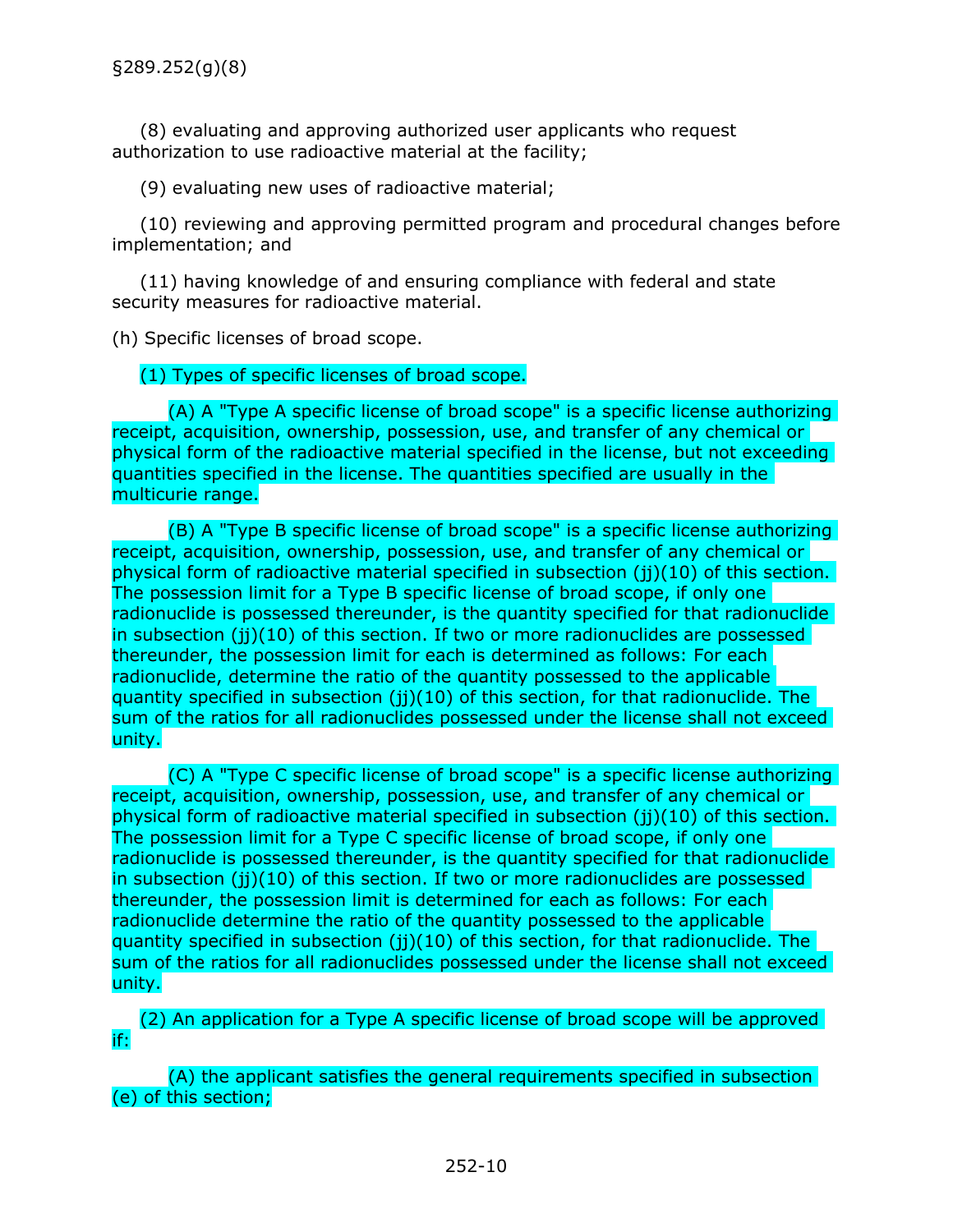(8) evaluating and approving authorized user applicants who request authorization to use radioactive material at the facility;

(9) evaluating new uses of radioactive material;

(10) reviewing and approving permitted program and procedural changes before implementation; and

(11) having knowledge of and ensuring compliance with federal and state security measures for radioactive material.

(h) Specific licenses of broad scope.

(1) Types of specific licenses of broad scope.

(A) A "Type A specific license of broad scope" is a specific license authorizing receipt, acquisition, ownership, possession, use, and transfer of any chemical or physical form of the radioactive material specified in the license, but not exceeding quantities specified in the license. The quantities specified are usually in the multicurie range.

(B) A "Type B specific license of broad scope" is a specific license authorizing receipt, acquisition, ownership, possession, use, and transfer of any chemical or physical form of radioactive material specified in subsection (jj)(10) of this section. The possession limit for a Type B specific license of broad scope, if only one radionuclide is possessed thereunder, is the quantity specified for that radionuclide in subsection (jj)(10) of this section. If two or more radionuclides are possessed thereunder, the possession limit for each is determined as follows: For each radionuclide, determine the ratio of the quantity possessed to the applicable quantity specified in subsection (jj)(10) of this section, for that radionuclide. The sum of the ratios for all radionuclides possessed under the license shall not exceed unity.

(C) A "Type C specific license of broad scope" is a specific license authorizing receipt, acquisition, ownership, possession, use, and transfer of any chemical or physical form of radioactive material specified in subsection (jj)(10) of this section. The possession limit for a Type C specific license of broad scope, if only one radionuclide is possessed thereunder, is the quantity specified for that radionuclide in subsection (jj)(10) of this section. If two or more radionuclides are possessed thereunder, the possession limit is determined for each as follows: For each radionuclide determine the ratio of the quantity possessed to the applicable quantity specified in subsection (jj)(10) of this section, for that radionuclide. The sum of the ratios for all radionuclides possessed under the license shall not exceed unity.

(2) An application for a Type A specific license of broad scope will be approved if:

(A) the applicant satisfies the general requirements specified in subsection (e) of this section;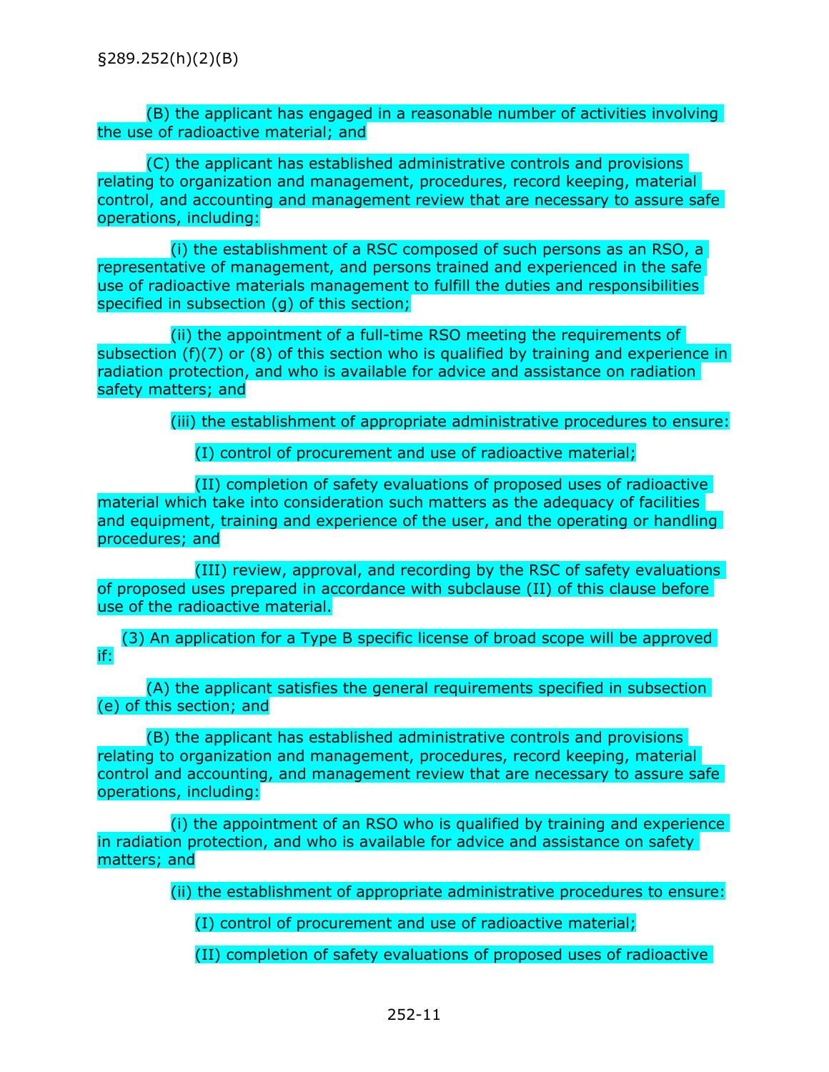(B) the applicant has engaged in a reasonable number of activities involving the use of radioactive material; and

(C) the applicant has established administrative controls and provisions relating to organization and management, procedures, record keeping, material control, and accounting and management review that are necessary to assure safe operations, including:

(i) the establishment of a RSC composed of such persons as an RSO, a representative of management, and persons trained and experienced in the safe use of radioactive materials management to fulfill the duties and responsibilities specified in subsection (g) of this section;

(ii) the appointment of a full-time RSO meeting the requirements of subsection (f)(7) or (8) of this section who is qualified by training and experience in radiation protection, and who is available for advice and assistance on radiation safety matters; and

(iii) the establishment of appropriate administrative procedures to ensure:

(I) control of procurement and use of radioactive material;

(II) completion of safety evaluations of proposed uses of radioactive material which take into consideration such matters as the adequacy of facilities and equipment, training and experience of the user, and the operating or handling procedures; and

(III) review, approval, and recording by the RSC of safety evaluations of proposed uses prepared in accordance with subclause (II) of this clause before use of the radioactive material.

(3) An application for a Type B specific license of broad scope will be approved if:

(A) the applicant satisfies the general requirements specified in subsection (e) of this section; and

(B) the applicant has established administrative controls and provisions relating to organization and management, procedures, record keeping, material control and accounting, and management review that are necessary to assure safe operations, including:

(i) the appointment of an RSO who is qualified by training and experience in radiation protection, and who is available for advice and assistance on safety matters; and

(ii) the establishment of appropriate administrative procedures to ensure:

(I) control of procurement and use of radioactive material;

(II) completion of safety evaluations of proposed uses of radioactive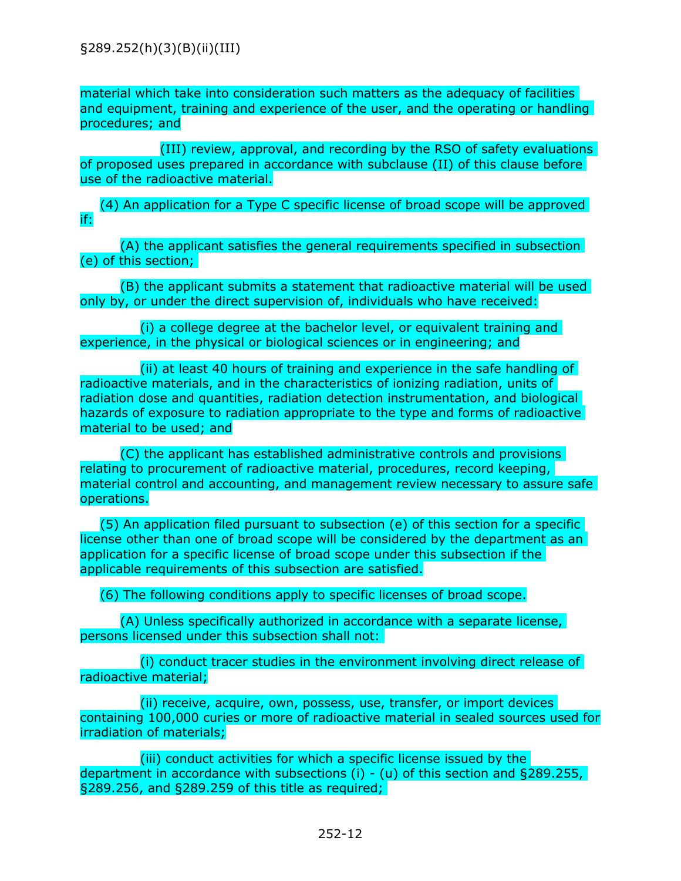material which take into consideration such matters as the adequacy of facilities and equipment, training and experience of the user, and the operating or handling procedures; and

(III) review, approval, and recording by the RSO of safety evaluations of proposed uses prepared in accordance with subclause (II) of this clause before use of the radioactive material.

(4) An application for a Type C specific license of broad scope will be approved if:

(A) the applicant satisfies the general requirements specified in subsection (e) of this section;

(B) the applicant submits a statement that radioactive material will be used only by, or under the direct supervision of, individuals who have received:

(i) a college degree at the bachelor level, or equivalent training and experience, in the physical or biological sciences or in engineering; and

(ii) at least 40 hours of training and experience in the safe handling of radioactive materials, and in the characteristics of ionizing radiation, units of radiation dose and quantities, radiation detection instrumentation, and biological hazards of exposure to radiation appropriate to the type and forms of radioactive material to be used; and

(C) the applicant has established administrative controls and provisions relating to procurement of radioactive material, procedures, record keeping, material control and accounting, and management review necessary to assure safe operations.

(5) An application filed pursuant to subsection (e) of this section for a specific license other than one of broad scope will be considered by the department as an application for a specific license of broad scope under this subsection if the applicable requirements of this subsection are satisfied.

(6) The following conditions apply to specific licenses of broad scope.

(A) Unless specifically authorized in accordance with a separate license, persons licensed under this subsection shall not:

(i) conduct tracer studies in the environment involving direct release of radioactive material;

(ii) receive, acquire, own, possess, use, transfer, or import devices containing 100,000 curies or more of radioactive material in sealed sources used for irradiation of materials;

(iii) conduct activities for which a specific license issued by the department in accordance with subsections (i) - (u) of this section and §289.255, §289.256, and §289.259 of this title as required;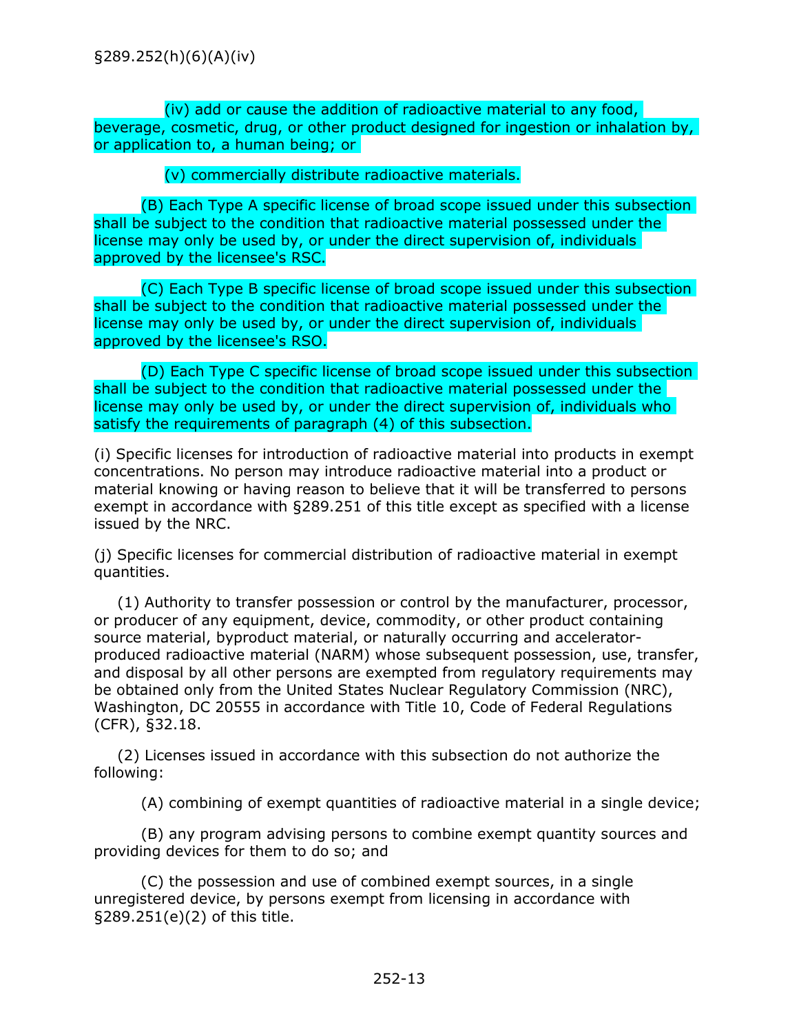§289.252(h)(6)(A)(iv)

(iv) add or cause the addition of radioactive material to any food, beverage, cosmetic, drug, or other product designed for ingestion or inhalation by, or application to, a human being; or

(v) commercially distribute radioactive materials.

(B) Each Type A specific license of broad scope issued under this subsection shall be subject to the condition that radioactive material possessed under the license may only be used by, or under the direct supervision of, individuals approved by the licensee's RSC.

(C) Each Type B specific license of broad scope issued under this subsection shall be subject to the condition that radioactive material possessed under the license may only be used by, or under the direct supervision of, individuals approved by the licensee's RSO.

(D) Each Type C specific license of broad scope issued under this subsection shall be subject to the condition that radioactive material possessed under the license may only be used by, or under the direct supervision of, individuals who satisfy the requirements of paragraph (4) of this subsection.

(i) Specific licenses for introduction of radioactive material into products in exempt concentrations. No person may introduce radioactive material into a product or material knowing or having reason to believe that it will be transferred to persons exempt in accordance with §289.251 of this title except as specified with a license issued by the NRC.

(j) Specific licenses for commercial distribution of radioactive material in exempt quantities.

(1) Authority to transfer possession or control by the manufacturer, processor, or producer of any equipment, device, commodity, or other product containing source material, byproduct material, or naturally occurring and accelerator-produced radioactive material (NARM) whose subsequent possession, use, transfer, and disposal by all other persons are exempted from regulatory requirements may be obtained only from the United States Nuclear Regulatory Commission (NRC), Washington, DC 20555 in accordance with Title 10, Code of Federal Regulations (CFR), §32.18.

(2) Licenses issued in accordance with this subsection do not authorize the following:

(A) combining of exempt quantities of radioactive material in a single device;

(B) any program advising persons to combine exempt quantity sources and providing devices for them to do so; and

(C) the possession and use of combined exempt sources, in a single unregistered device, by persons exempt from licensing in accordance with §289.251(e)(2) of this title.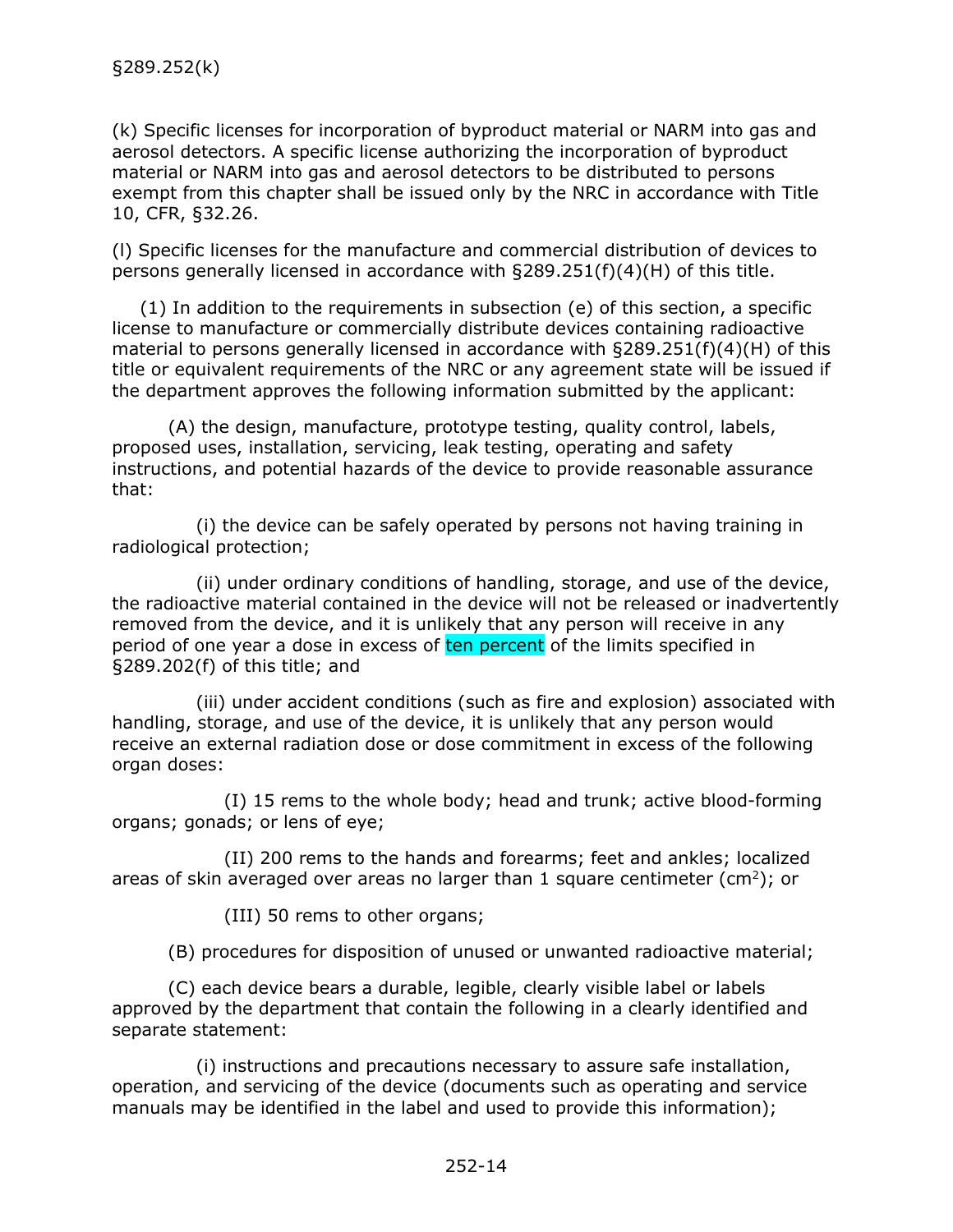§289.252(k)

(k) Specific licenses for incorporation of byproduct material or NARM into gas and aerosol detectors. A specific license authorizing the incorporation of byproduct material or NARM into gas and aerosol detectors to be distributed to persons exempt from this chapter shall be issued only by the NRC in accordance with Title 10, CFR, §32.26.

(l) Specific licenses for the manufacture and commercial distribution of devices to persons generally licensed in accordance with §289.251(f)(4)(H) of this title.

(1) In addition to the requirements in subsection (e) of this section, a specific license to manufacture or commercially distribute devices containing radioactive material to persons generally licensed in accordance with §289.251(f)(4)(H) of this title or equivalent requirements of the NRC or any agreement state will be issued if the department approves the following information submitted by the applicant:

(A) the design, manufacture, prototype testing, quality control, labels, proposed uses, installation, servicing, leak testing, operating and safety instructions, and potential hazards of the device to provide reasonable assurance that:

(i) the device can be safely operated by persons not having training in radiological protection;

(ii) under ordinary conditions of handling, storage, and use of the device, the radioactive material contained in the device will not be released or inadvertently removed from the device, and it is unlikely that any person will receive in any period of one year a dose in excess of ten percent of the limits specified in §289.202(f) of this title; and

(iii) under accident conditions (such as fire and explosion) associated with handling, storage, and use of the device, it is unlikely that any person would receive an external radiation dose or dose commitment in excess of the following organ doses:

(I) 15 rems to the whole body; head and trunk; active blood-forming organs; gonads; or lens of eye;

(II) 200 rems to the hands and forearms; feet and ankles; localized areas of skin averaged over areas no larger than 1 square centimeter ($cm^2$); or

(III) 50 rems to other organs;

(B) procedures for disposition of unused or unwanted radioactive material;

(C) each device bears a durable, legible, clearly visible label or labels approved by the department that contain the following in a clearly identified and separate statement:

(i) instructions and precautions necessary to assure safe installation, operation, and servicing of the device (documents such as operating and service manuals may be identified in the label and used to provide this information);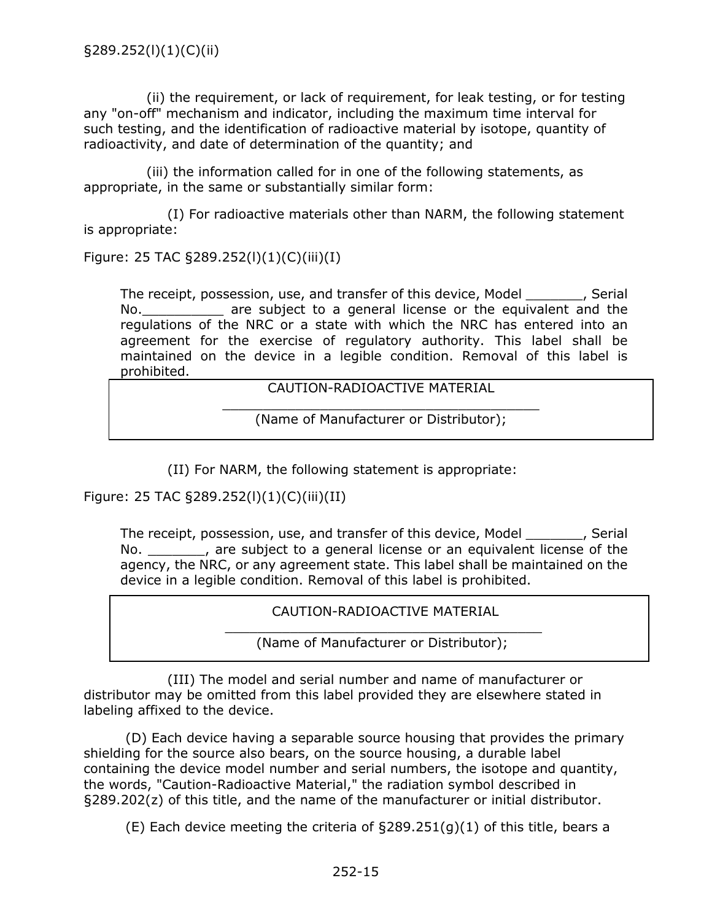§289.252(l)(1)(C)(ii)

(ii) the requirement, or lack of requirement, for leak testing, or for testing any "on-off" mechanism and indicator, including the maximum time interval for such testing, and the identification of radioactive material by isotope, quantity of radioactivity, and date of determination of the quantity; and

(iii) the information called for in one of the following statements, as appropriate, in the same or substantially similar form:

(I) For radioactive materials other than NARM, the following statement is appropriate:

Figure: 25 TAC §289.252(l)(1)(C)(iii)(I)

The receipt, possession, use, and transfer of this device, Model _______, Serial No.__________ are subject to a general license or the equivalent and the regulations of the NRC or a state with which the NRC has entered into an agreement for the exercise of regulatory authority. This label shall be maintained on the device in a legible condition. Removal of this label is prohibited.

| CAUTION-RADIOACTIVE MATERIAL<br>________________________________________<br>(Name of Manufacturer or Distributor); |
|---|

(II) For NARM, the following statement is appropriate:

Figure: 25 TAC §289.252(l)(1)(C)(iii)(II)

The receipt, possession, use, and transfer of this device, Model _______, Serial No. _______, are subject to a general license or an equivalent license of the agency, the NRC, or any agreement state. This label shall be maintained on the device in a legible condition. Removal of this label is prohibited.

| CAUTION-RADIOACTIVE MATERIAL<br>________________________________________<br>(Name of Manufacturer or Distributor); |
|---|

(III) The model and serial number and name of manufacturer or distributor may be omitted from this label provided they are elsewhere stated in labeling affixed to the device.

(D) Each device having a separable source housing that provides the primary shielding for the source also bears, on the source housing, a durable label containing the device model number and serial numbers, the isotope and quantity, the words, "Caution-Radioactive Material," the radiation symbol described in §289.202(z) of this title, and the name of the manufacturer or initial distributor.

(E) Each device meeting the criteria of §289.251(g)(1) of this title, bears a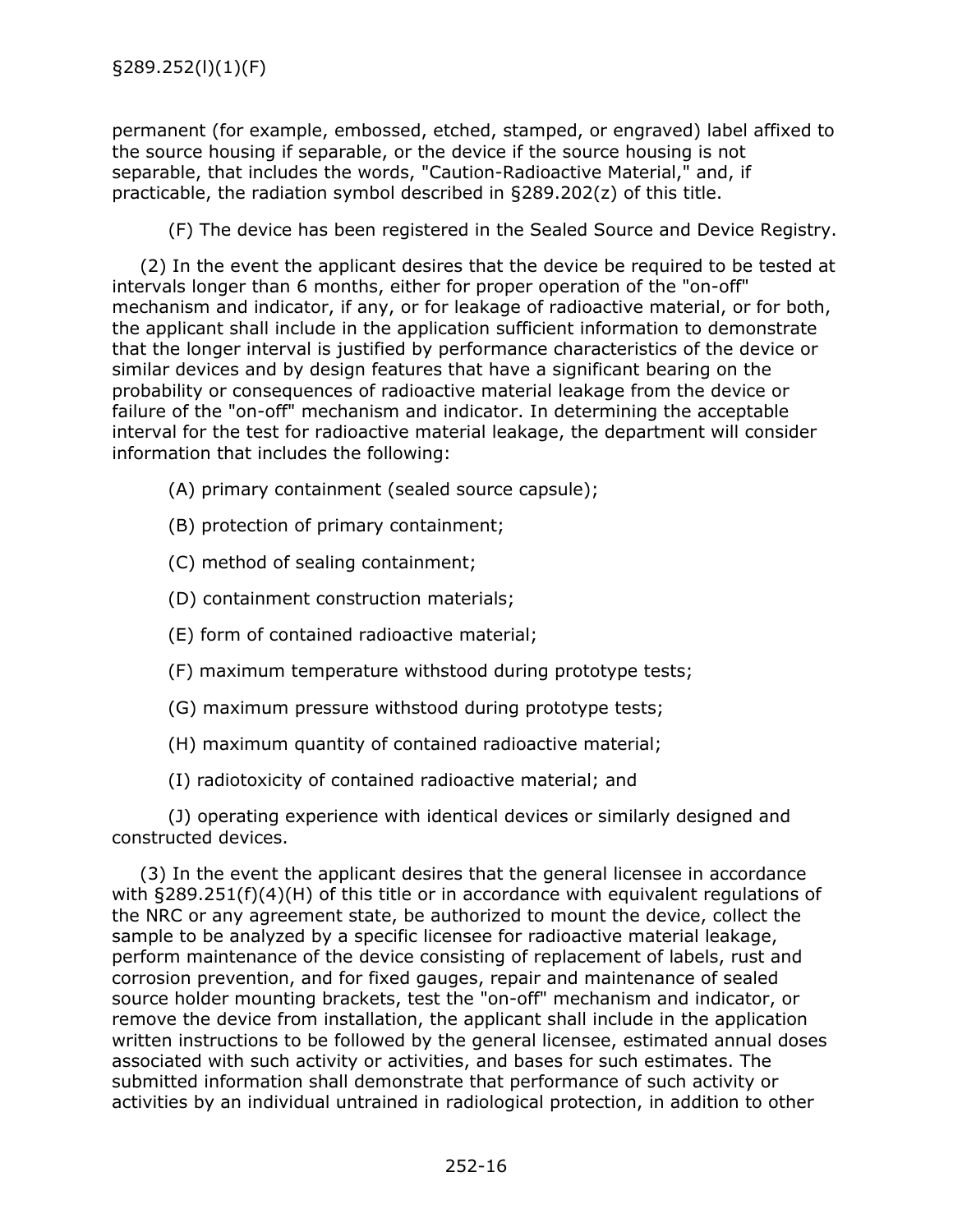permanent (for example, embossed, etched, stamped, or engraved) label affixed to the source housing if separable, or the device if the source housing is not separable, that includes the words, "Caution-Radioactive Material," and, if practicable, the radiation symbol described in §289.202(z) of this title.

(F) The device has been registered in the Sealed Source and Device Registry.

(2) In the event the applicant desires that the device be required to be tested at intervals longer than 6 months, either for proper operation of the "on-off" mechanism and indicator, if any, or for leakage of radioactive material, or for both, the applicant shall include in the application sufficient information to demonstrate that the longer interval is justified by performance characteristics of the device or similar devices and by design features that have a significant bearing on the probability or consequences of radioactive material leakage from the device or failure of the "on-off" mechanism and indicator. In determining the acceptable interval for the test for radioactive material leakage, the department will consider information that includes the following:

(A) primary containment (sealed source capsule);

(B) protection of primary containment;

(C) method of sealing containment;

(D) containment construction materials;

(E) form of contained radioactive material;

(F) maximum temperature withstood during prototype tests;

(G) maximum pressure withstood during prototype tests;

(H) maximum quantity of contained radioactive material;

(I) radiotoxicity of contained radioactive material; and

(J) operating experience with identical devices or similarly designed and constructed devices.

(3) In the event the applicant desires that the general licensee in accordance with §289.251(f)(4)(H) of this title or in accordance with equivalent regulations of the NRC or any agreement state, be authorized to mount the device, collect the sample to be analyzed by a specific licensee for radioactive material leakage, perform maintenance of the device consisting of replacement of labels, rust and corrosion prevention, and for fixed gauges, repair and maintenance of sealed source holder mounting brackets, test the "on-off" mechanism and indicator, or remove the device from installation, the applicant shall include in the application written instructions to be followed by the general licensee, estimated annual doses associated with such activity or activities, and bases for such estimates. The submitted information shall demonstrate that performance of such activity or activities by an individual untrained in radiological protection, in addition to other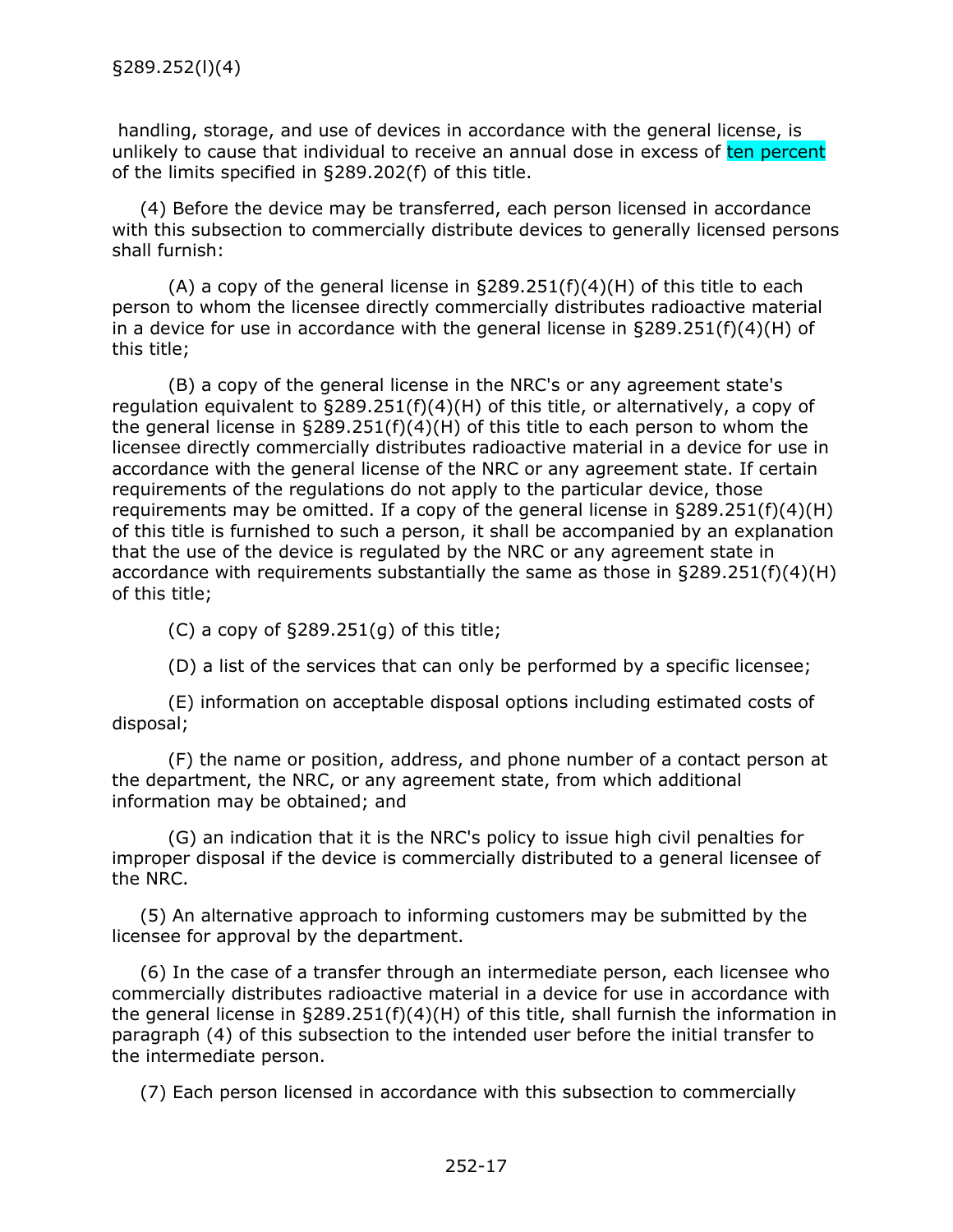handling, storage, and use of devices in accordance with the general license, is unlikely to cause that individual to receive an annual dose in excess of ten percent of the limits specified in §289.202(f) of this title.

(4) Before the device may be transferred, each person licensed in accordance with this subsection to commercially distribute devices to generally licensed persons shall furnish:

(A) a copy of the general license in §289.251(f)(4)(H) of this title to each person to whom the licensee directly commercially distributes radioactive material in a device for use in accordance with the general license in §289.251(f)(4)(H) of this title;

(B) a copy of the general license in the NRC's or any agreement state's regulation equivalent to §289.251(f)(4)(H) of this title, or alternatively, a copy of the general license in §289.251(f)(4)(H) of this title to each person to whom the licensee directly commercially distributes radioactive material in a device for use in accordance with the general license of the NRC or any agreement state. If certain requirements of the regulations do not apply to the particular device, those requirements may be omitted. If a copy of the general license in §289.251(f)(4)(H) of this title is furnished to such a person, it shall be accompanied by an explanation that the use of the device is regulated by the NRC or any agreement state in accordance with requirements substantially the same as those in §289.251(f)(4)(H) of this title;

(C) a copy of §289.251(g) of this title;

(D) a list of the services that can only be performed by a specific licensee;

(E) information on acceptable disposal options including estimated costs of disposal;

(F) the name or position, address, and phone number of a contact person at the department, the NRC, or any agreement state, from which additional information may be obtained; and

(G) an indication that it is the NRC's policy to issue high civil penalties for improper disposal if the device is commercially distributed to a general licensee of the NRC.

(5) An alternative approach to informing customers may be submitted by the licensee for approval by the department.

(6) In the case of a transfer through an intermediate person, each licensee who commercially distributes radioactive material in a device for use in accordance with the general license in §289.251(f)(4)(H) of this title, shall furnish the information in paragraph (4) of this subsection to the intended user before the initial transfer to the intermediate person.

(7) Each person licensed in accordance with this subsection to commercially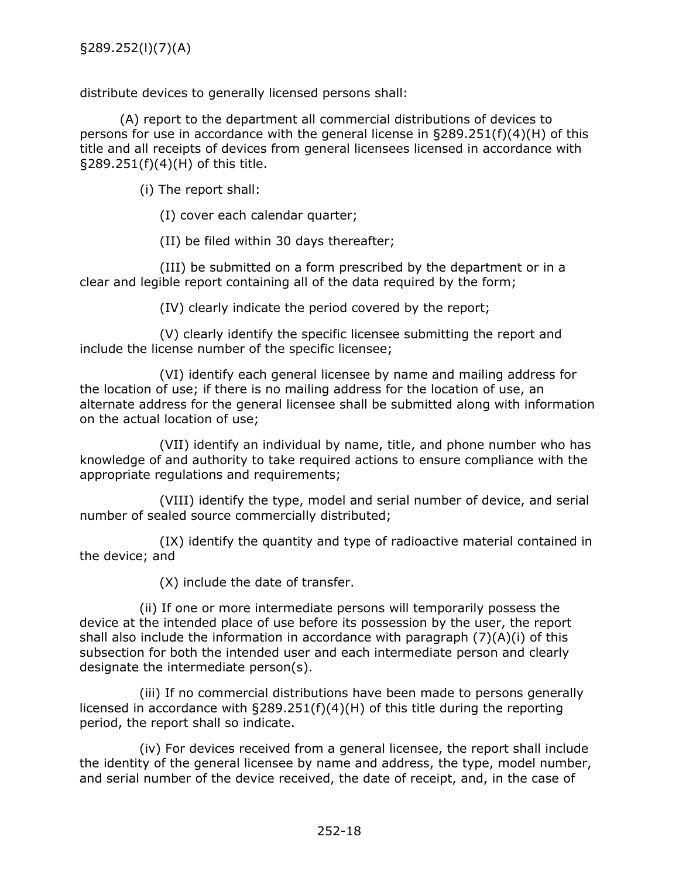distribute devices to generally licensed persons shall:

(A) report to the department all commercial distributions of devices to persons for use in accordance with the general license in §289.251(f)(4)(H) of this title and all receipts of devices from general licensees licensed in accordance with §289.251(f)(4)(H) of this title.

(i) The report shall:

(I) cover each calendar quarter;

(II) be filed within 30 days thereafter;

(III) be submitted on a form prescribed by the department or in a clear and legible report containing all of the data required by the form;

(IV) clearly indicate the period covered by the report;

(V) clearly identify the specific licensee submitting the report and include the license number of the specific licensee;

(VI) identify each general licensee by name and mailing address for the location of use; if there is no mailing address for the location of use, an alternate address for the general licensee shall be submitted along with information on the actual location of use;

(VII) identify an individual by name, title, and phone number who has knowledge of and authority to take required actions to ensure compliance with the appropriate regulations and requirements;

(VIII) identify the type, model and serial number of device, and serial number of sealed source commercially distributed;

(IX) identify the quantity and type of radioactive material contained in the device; and

(X) include the date of transfer.

(ii) If one or more intermediate persons will temporarily possess the device at the intended place of use before its possession by the user, the report shall also include the information in accordance with paragraph (7)(A)(i) of this subsection for both the intended user and each intermediate person and clearly designate the intermediate person(s).

(iii) If no commercial distributions have been made to persons generally licensed in accordance with §289.251(f)(4)(H) of this title during the reporting period, the report shall so indicate.

(iv) For devices received from a general licensee, the report shall include the identity of the general licensee by name and address, the type, model number, and serial number of the device received, the date of receipt, and, in the case of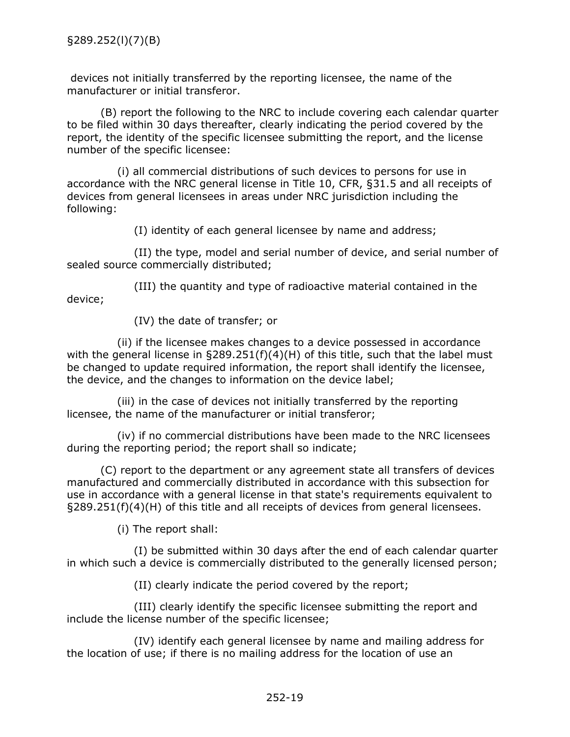devices not initially transferred by the reporting licensee, the name of the manufacturer or initial transferor.

(B) report the following to the NRC to include covering each calendar quarter to be filed within 30 days thereafter, clearly indicating the period covered by the report, the identity of the specific licensee submitting the report, and the license number of the specific licensee:

(i) all commercial distributions of such devices to persons for use in accordance with the NRC general license in Title 10, CFR, §31.5 and all receipts of devices from general licensees in areas under NRC jurisdiction including the following:

(I) identity of each general licensee by name and address;

(II) the type, model and serial number of device, and serial number of sealed source commercially distributed;

(III) the quantity and type of radioactive material contained in the device;

(IV) the date of transfer; or

(ii) if the licensee makes changes to a device possessed in accordance with the general license in §289.251(f)(4)(H) of this title, such that the label must be changed to update required information, the report shall identify the licensee, the device, and the changes to information on the device label;

(iii) in the case of devices not initially transferred by the reporting licensee, the name of the manufacturer or initial transferor;

(iv) if no commercial distributions have been made to the NRC licensees during the reporting period; the report shall so indicate;

(C) report to the department or any agreement state all transfers of devices manufactured and commercially distributed in accordance with this subsection for use in accordance with a general license in that state's requirements equivalent to §289.251(f)(4)(H) of this title and all receipts of devices from general licensees.

(i) The report shall:

(I) be submitted within 30 days after the end of each calendar quarter in which such a device is commercially distributed to the generally licensed person;

(II) clearly indicate the period covered by the report;

(III) clearly identify the specific licensee submitting the report and include the license number of the specific licensee;

(IV) identify each general licensee by name and mailing address for the location of use; if there is no mailing address for the location of use an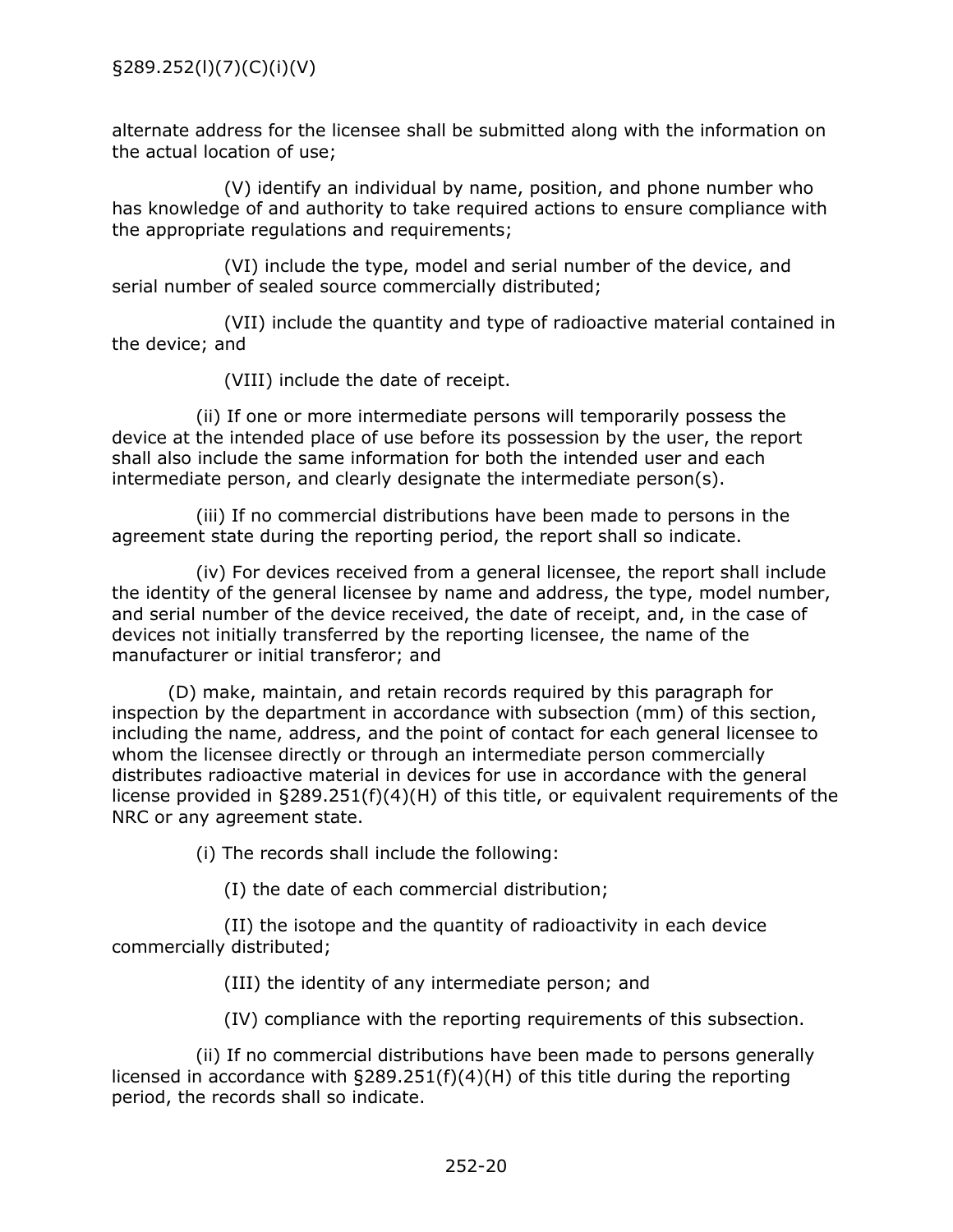alternate address for the licensee shall be submitted along with the information on the actual location of use;

(V) identify an individual by name, position, and phone number who has knowledge of and authority to take required actions to ensure compliance with the appropriate regulations and requirements;

(VI) include the type, model and serial number of the device, and serial number of sealed source commercially distributed;

(VII) include the quantity and type of radioactive material contained in the device; and

(VIII) include the date of receipt.

(ii) If one or more intermediate persons will temporarily possess the device at the intended place of use before its possession by the user, the report shall also include the same information for both the intended user and each intermediate person, and clearly designate the intermediate person(s).

(iii) If no commercial distributions have been made to persons in the agreement state during the reporting period, the report shall so indicate.

(iv) For devices received from a general licensee, the report shall include the identity of the general licensee by name and address, the type, model number, and serial number of the device received, the date of receipt, and, in the case of devices not initially transferred by the reporting licensee, the name of the manufacturer or initial transferor; and

(D) make, maintain, and retain records required by this paragraph for inspection by the department in accordance with subsection (mm) of this section, including the name, address, and the point of contact for each general licensee to whom the licensee directly or through an intermediate person commercially distributes radioactive material in devices for use in accordance with the general license provided in §289.251(f)(4)(H) of this title, or equivalent requirements of the NRC or any agreement state.

(i) The records shall include the following:

(I) the date of each commercial distribution;

(II) the isotope and the quantity of radioactivity in each device commercially distributed;

(III) the identity of any intermediate person; and

(IV) compliance with the reporting requirements of this subsection.

(ii) If no commercial distributions have been made to persons generally licensed in accordance with §289.251(f)(4)(H) of this title during the reporting period, the records shall so indicate.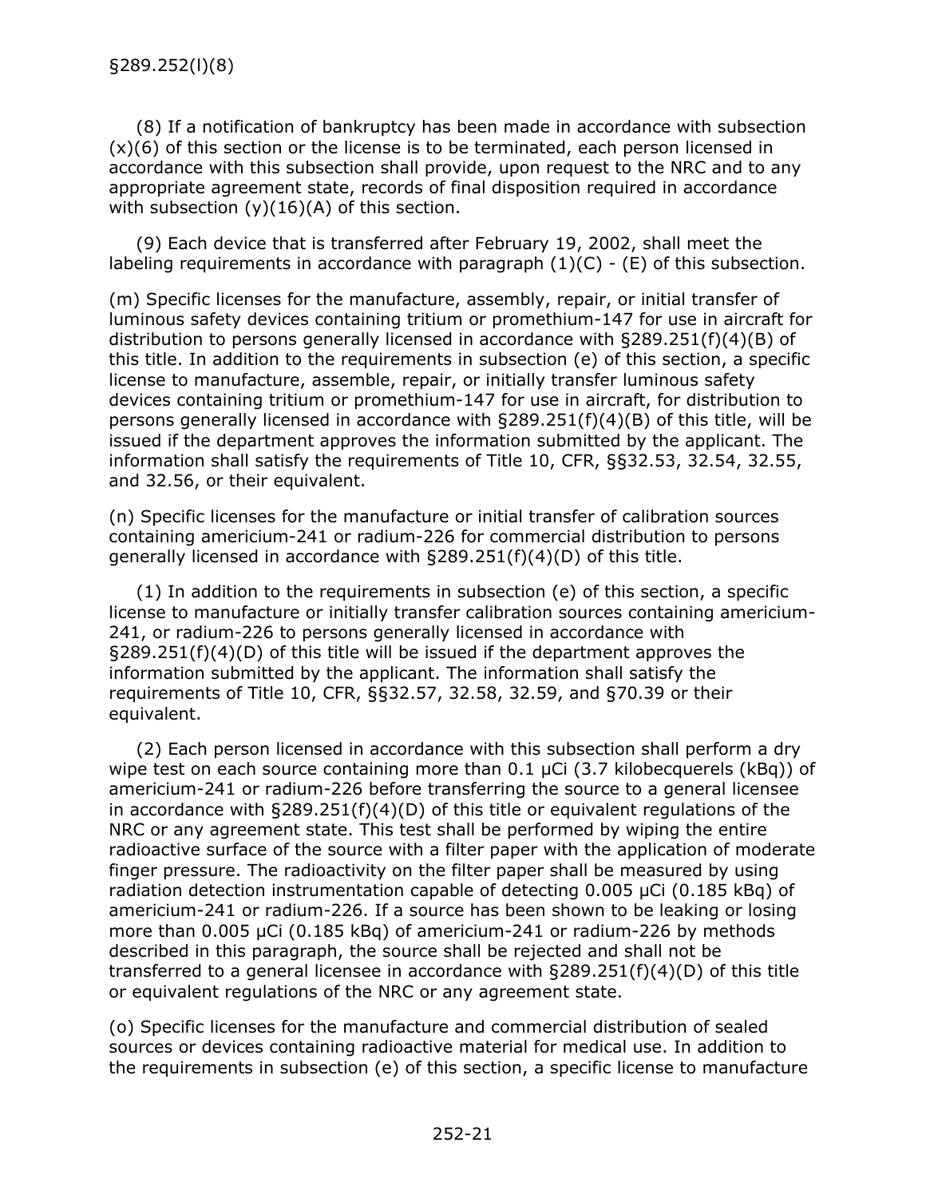§289.252(l)(8)

(8) If a notification of bankruptcy has been made in accordance with subsection (x)(6) of this section or the license is to be terminated, each person licensed in accordance with this subsection shall provide, upon request to the NRC and to any appropriate agreement state, records of final disposition required in accordance with subsection (y)(16)(A) of this section.

(9) Each device that is transferred after February 19, 2002, shall meet the labeling requirements in accordance with paragraph (1)(C) - (E) of this subsection.

(m) Specific licenses for the manufacture, assembly, repair, or initial transfer of luminous safety devices containing tritium or promethium-147 for use in aircraft for distribution to persons generally licensed in accordance with §289.251(f)(4)(B) of this title. In addition to the requirements in subsection (e) of this section, a specific license to manufacture, assemble, repair, or initially transfer luminous safety devices containing tritium or promethium-147 for use in aircraft, for distribution to persons generally licensed in accordance with §289.251(f)(4)(B) of this title, will be issued if the department approves the information submitted by the applicant. The information shall satisfy the requirements of Title 10, CFR, §§32.53, 32.54, 32.55, and 32.56, or their equivalent.

(n) Specific licenses for the manufacture or initial transfer of calibration sources containing americium-241 or radium-226 for commercial distribution to persons generally licensed in accordance with §289.251(f)(4)(D) of this title.

(1) In addition to the requirements in subsection (e) of this section, a specific license to manufacture or initially transfer calibration sources containing americium-241, or radium-226 to persons generally licensed in accordance with §289.251(f)(4)(D) of this title will be issued if the department approves the information submitted by the applicant. The information shall satisfy the requirements of Title 10, CFR, §§32.57, 32.58, 32.59, and §70.39 or their equivalent.

(2) Each person licensed in accordance with this subsection shall perform a dry wipe test on each source containing more than 0.1 μCi (3.7 kilobecquerels (kBq)) of americium-241 or radium-226 before transferring the source to a general licensee in accordance with §289.251(f)(4)(D) of this title or equivalent regulations of the NRC or any agreement state. This test shall be performed by wiping the entire radioactive surface of the source with a filter paper with the application of moderate finger pressure. The radioactivity on the filter paper shall be measured by using radiation detection instrumentation capable of detecting 0.005 μCi (0.185 kBq) of americium-241 or radium-226. If a source has been shown to be leaking or losing more than 0.005 μCi (0.185 kBq) of americium-241 or radium-226 by methods described in this paragraph, the source shall be rejected and shall not be transferred to a general licensee in accordance with §289.251(f)(4)(D) of this title or equivalent regulations of the NRC or any agreement state.

(o) Specific licenses for the manufacture and commercial distribution of sealed sources or devices containing radioactive material for medical use. In addition to the requirements in subsection (e) of this section, a specific license to manufacture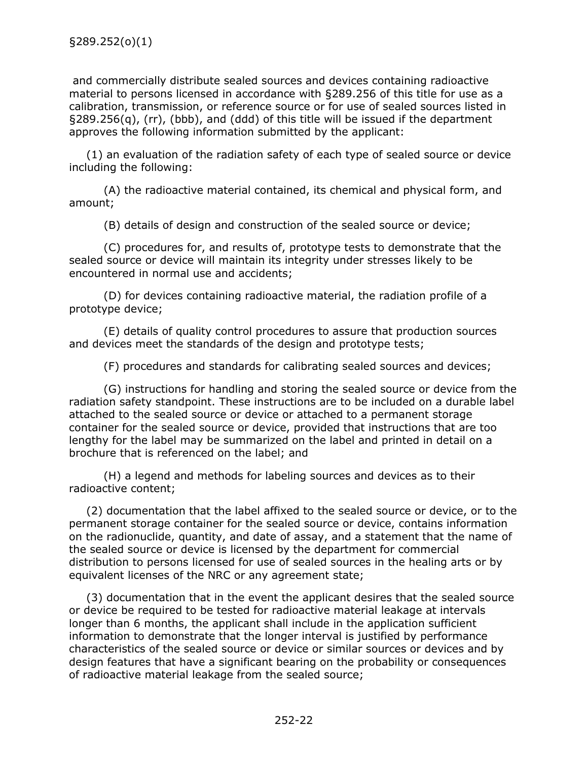§289.252(o)(1)

and commercially distribute sealed sources and devices containing radioactive material to persons licensed in accordance with §289.256 of this title for use as a calibration, transmission, or reference source or for use of sealed sources listed in §289.256(q), (rr), (bbb), and (ddd) of this title will be issued if the department approves the following information submitted by the applicant:

(1) an evaluation of the radiation safety of each type of sealed source or device including the following:

(A) the radioactive material contained, its chemical and physical form, and amount;

(B) details of design and construction of the sealed source or device;

(C) procedures for, and results of, prototype tests to demonstrate that the sealed source or device will maintain its integrity under stresses likely to be encountered in normal use and accidents;

(D) for devices containing radioactive material, the radiation profile of a prototype device;

(E) details of quality control procedures to assure that production sources and devices meet the standards of the design and prototype tests;

(F) procedures and standards for calibrating sealed sources and devices;

(G) instructions for handling and storing the sealed source or device from the radiation safety standpoint. These instructions are to be included on a durable label attached to the sealed source or device or attached to a permanent storage container for the sealed source or device, provided that instructions that are too lengthy for the label may be summarized on the label and printed in detail on a brochure that is referenced on the label; and

(H) a legend and methods for labeling sources and devices as to their radioactive content;

(2) documentation that the label affixed to the sealed source or device, or to the permanent storage container for the sealed source or device, contains information on the radionuclide, quantity, and date of assay, and a statement that the name of the sealed source or device is licensed by the department for commercial distribution to persons licensed for use of sealed sources in the healing arts or by equivalent licenses of the NRC or any agreement state;

(3) documentation that in the event the applicant desires that the sealed source or device be required to be tested for radioactive material leakage at intervals longer than 6 months, the applicant shall include in the application sufficient information to demonstrate that the longer interval is justified by performance characteristics of the sealed source or device or similar sources or devices and by design features that have a significant bearing on the probability or consequences of radioactive material leakage from the sealed source;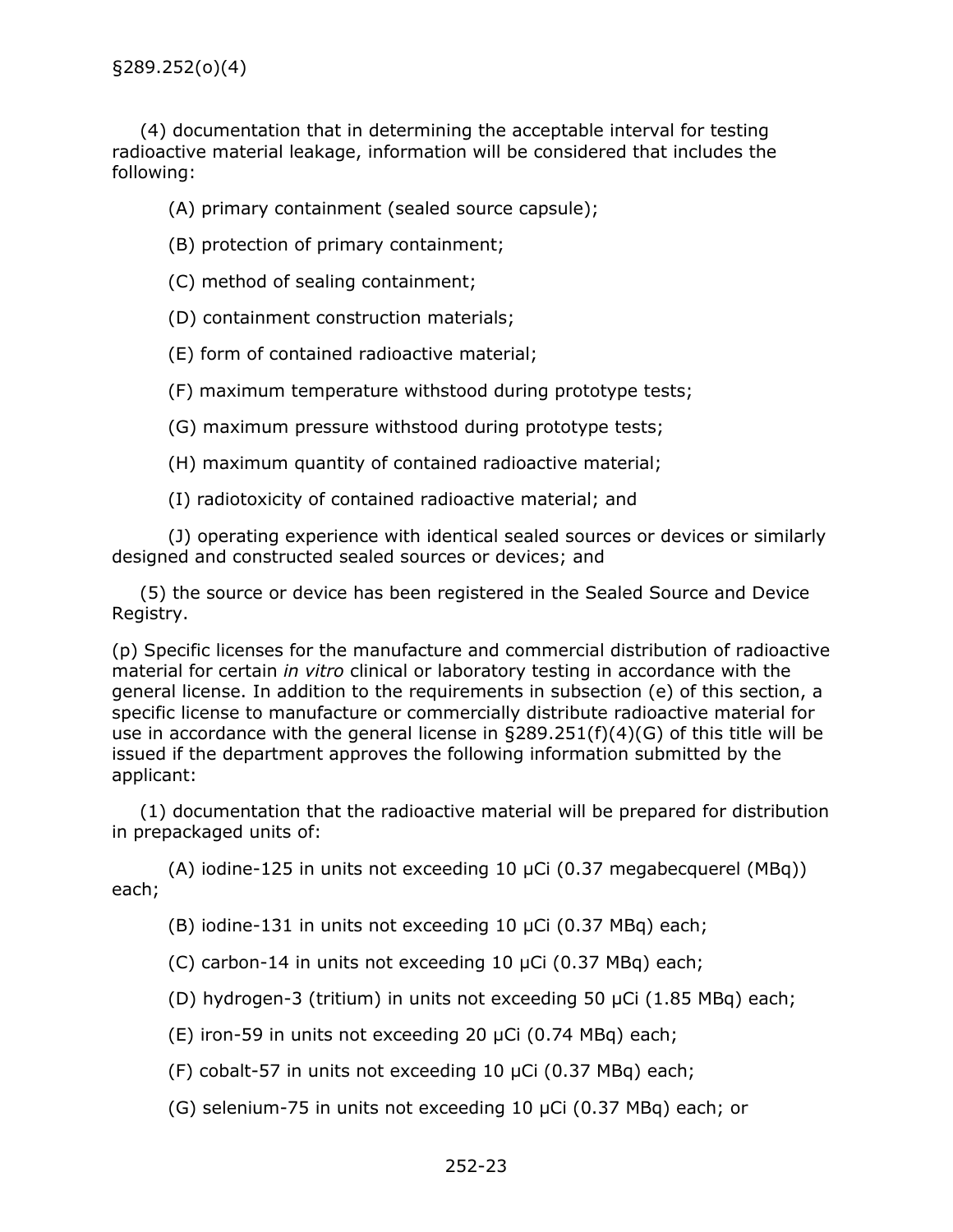§289.252(o)(4)

(4) documentation that in determining the acceptable interval for testing radioactive material leakage, information will be considered that includes the following:

(A) primary containment (sealed source capsule);

(B) protection of primary containment;

(C) method of sealing containment;

(D) containment construction materials;

(E) form of contained radioactive material;

(F) maximum temperature withstood during prototype tests;

(G) maximum pressure withstood during prototype tests;

(H) maximum quantity of contained radioactive material;

(I) radiotoxicity of contained radioactive material; and

(J) operating experience with identical sealed sources or devices or similarly designed and constructed sealed sources or devices; and

(5) the source or device has been registered in the Sealed Source and Device Registry.

(p) Specific licenses for the manufacture and commercial distribution of radioactive material for certain *in vitro* clinical or laboratory testing in accordance with the general license. In addition to the requirements in subsection (e) of this section, a specific license to manufacture or commercially distribute radioactive material for use in accordance with the general license in §289.251(f)(4)(G) of this title will be issued if the department approves the following information submitted by the applicant:

(1) documentation that the radioactive material will be prepared for distribution in prepackaged units of:

(A) iodine-125 in units not exceeding 10 μCi (0.37 megabecquerel (MBq)) each;

(B) iodine-131 in units not exceeding 10 μCi (0.37 MBq) each;

(C) carbon-14 in units not exceeding 10 μCi (0.37 MBq) each;

(D) hydrogen-3 (tritium) in units not exceeding 50 μCi (1.85 MBq) each;

(E) iron-59 in units not exceeding 20 μCi (0.74 MBq) each;

(F) cobalt-57 in units not exceeding 10 μCi (0.37 MBq) each;

(G) selenium-75 in units not exceeding 10 μCi (0.37 MBq) each; or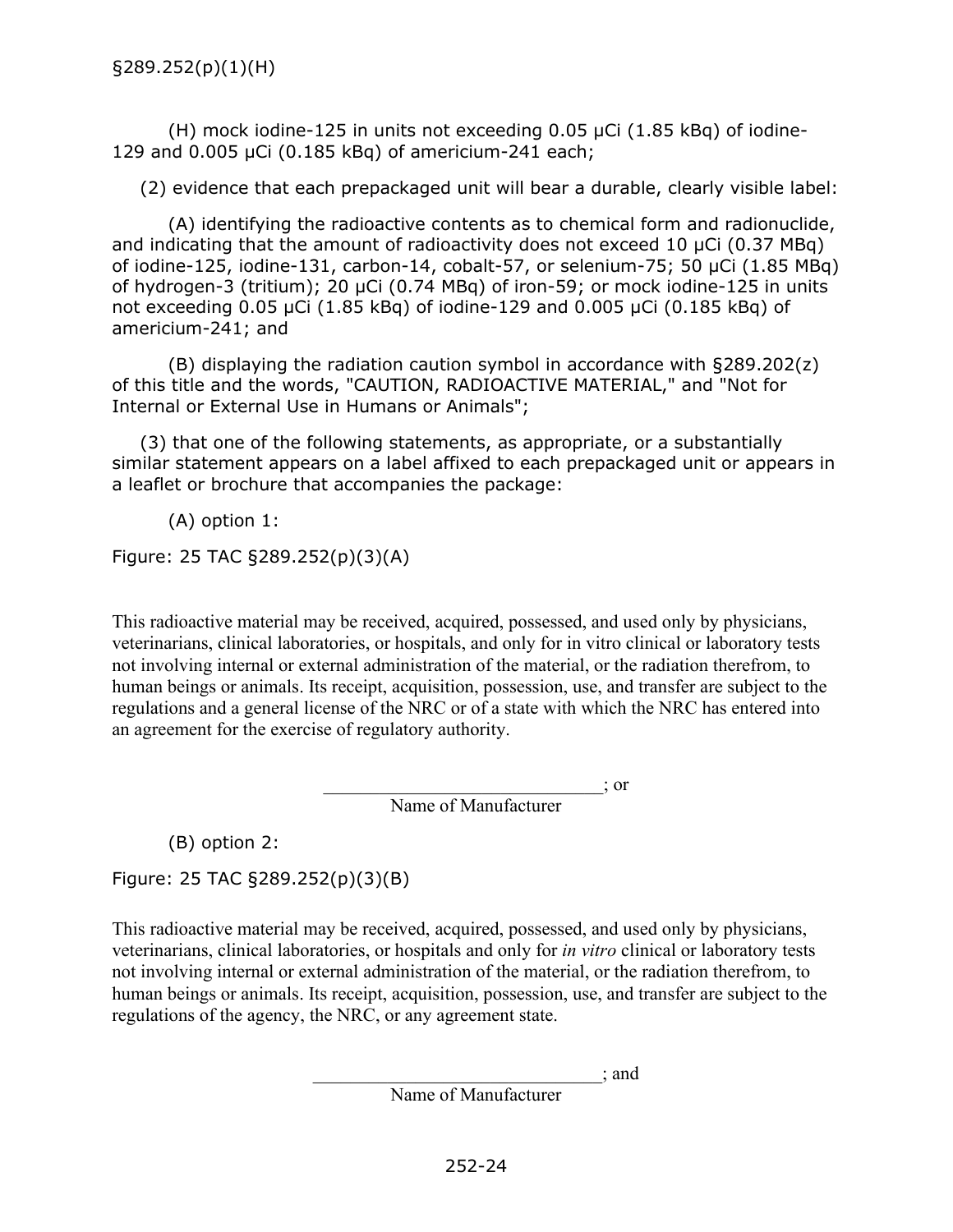§289.252(p)(1)(H)

(H) mock iodine-125 in units not exceeding 0.05 μCi (1.85 kBq) of iodine-129 and 0.005 μCi (0.185 kBq) of americium-241 each;

(2) evidence that each prepackaged unit will bear a durable, clearly visible label:

(A) identifying the radioactive contents as to chemical form and radionuclide, and indicating that the amount of radioactivity does not exceed 10 μCi (0.37 MBq) of iodine-125, iodine-131, carbon-14, cobalt-57, or selenium-75; 50 μCi (1.85 MBq) of hydrogen-3 (tritium); 20 μCi (0.74 MBq) of iron-59; or mock iodine-125 in units not exceeding 0.05 μCi (1.85 kBq) of iodine-129 and 0.005 μCi (0.185 kBq) of americium-241; and

(B) displaying the radiation caution symbol in accordance with §289.202(z) of this title and the words, "CAUTION, RADIOACTIVE MATERIAL," and "Not for Internal or External Use in Humans or Animals";

(3) that one of the following statements, as appropriate, or a substantially similar statement appears on a label affixed to each prepackaged unit or appears in a leaflet or brochure that accompanies the package:

(A) option 1:

Figure: 25 TAC §289.252(p)(3)(A)

This radioactive material may be received, acquired, possessed, and used only by physicians, veterinarians, clinical laboratories, or hospitals, and only for in vitro clinical or laboratory tests not involving internal or external administration of the material, or the radiation therefrom, to human beings or animals. Its receipt, acquisition, possession, use, and transfer are subject to the regulations and a general license of the NRC or of a state with which the NRC has entered into an agreement for the exercise of regulatory authority.

______________________________; or
Name of Manufacturer

(B) option 2:

Figure: 25 TAC §289.252(p)(3)(B)

This radioactive material may be received, acquired, possessed, and used only by physicians, veterinarians, clinical laboratories, or hospitals and only for *in vitro* clinical or laboratory tests not involving internal or external administration of the material, or the radiation therefrom, to human beings or animals. Its receipt, acquisition, possession, use, and transfer are subject to the regulations of the agency, the NRC, or any agreement state.

______________________________; and
Name of Manufacturer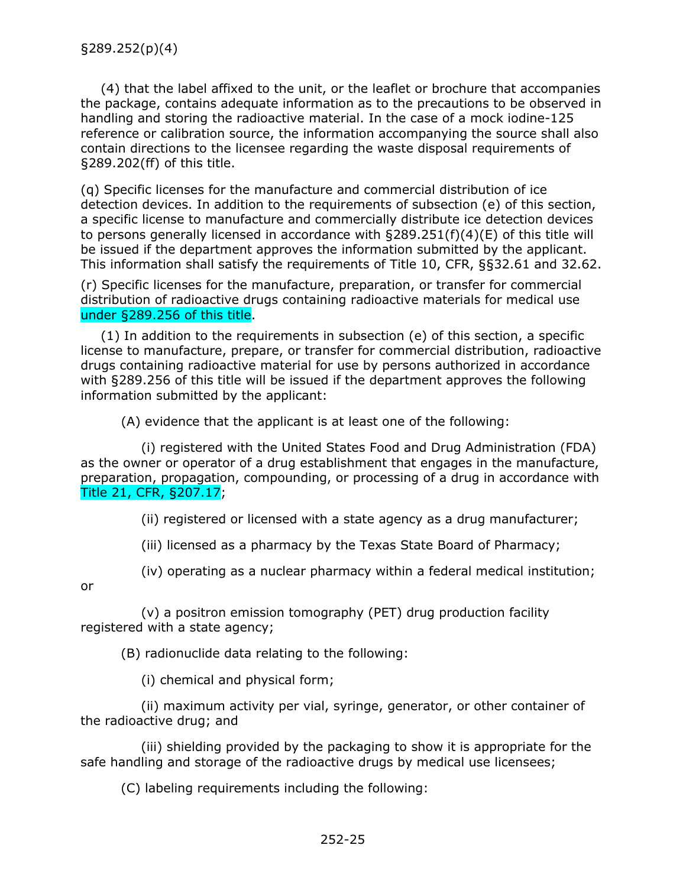§289.252(p)(4)

(4) that the label affixed to the unit, or the leaflet or brochure that accompanies the package, contains adequate information as to the precautions to be observed in handling and storing the radioactive material. In the case of a mock iodine-125 reference or calibration source, the information accompanying the source shall also contain directions to the licensee regarding the waste disposal requirements of §289.202(ff) of this title.

(q) Specific licenses for the manufacture and commercial distribution of ice detection devices. In addition to the requirements of subsection (e) of this section, a specific license to manufacture and commercially distribute ice detection devices to persons generally licensed in accordance with §289.251(f)(4)(E) of this title will be issued if the department approves the information submitted by the applicant. This information shall satisfy the requirements of Title 10, CFR, §§32.61 and 32.62.

(r) Specific licenses for the manufacture, preparation, or transfer for commercial distribution of radioactive drugs containing radioactive materials for medical use under §289.256 of this title.

(1) In addition to the requirements in subsection (e) of this section, a specific license to manufacture, prepare, or transfer for commercial distribution, radioactive drugs containing radioactive material for use by persons authorized in accordance with §289.256 of this title will be issued if the department approves the following information submitted by the applicant:

(A) evidence that the applicant is at least one of the following:

(i) registered with the United States Food and Drug Administration (FDA) as the owner or operator of a drug establishment that engages in the manufacture, preparation, propagation, compounding, or processing of a drug in accordance with Title 21, CFR, §207.17;

(ii) registered or licensed with a state agency as a drug manufacturer;

(iii) licensed as a pharmacy by the Texas State Board of Pharmacy;

(iv) operating as a nuclear pharmacy within a federal medical institution; or

(v) a positron emission tomography (PET) drug production facility registered with a state agency;

(B) radionuclide data relating to the following:

(i) chemical and physical form;

(ii) maximum activity per vial, syringe, generator, or other container of the radioactive drug; and

(iii) shielding provided by the packaging to show it is appropriate for the safe handling and storage of the radioactive drugs by medical use licensees;

(C) labeling requirements including the following: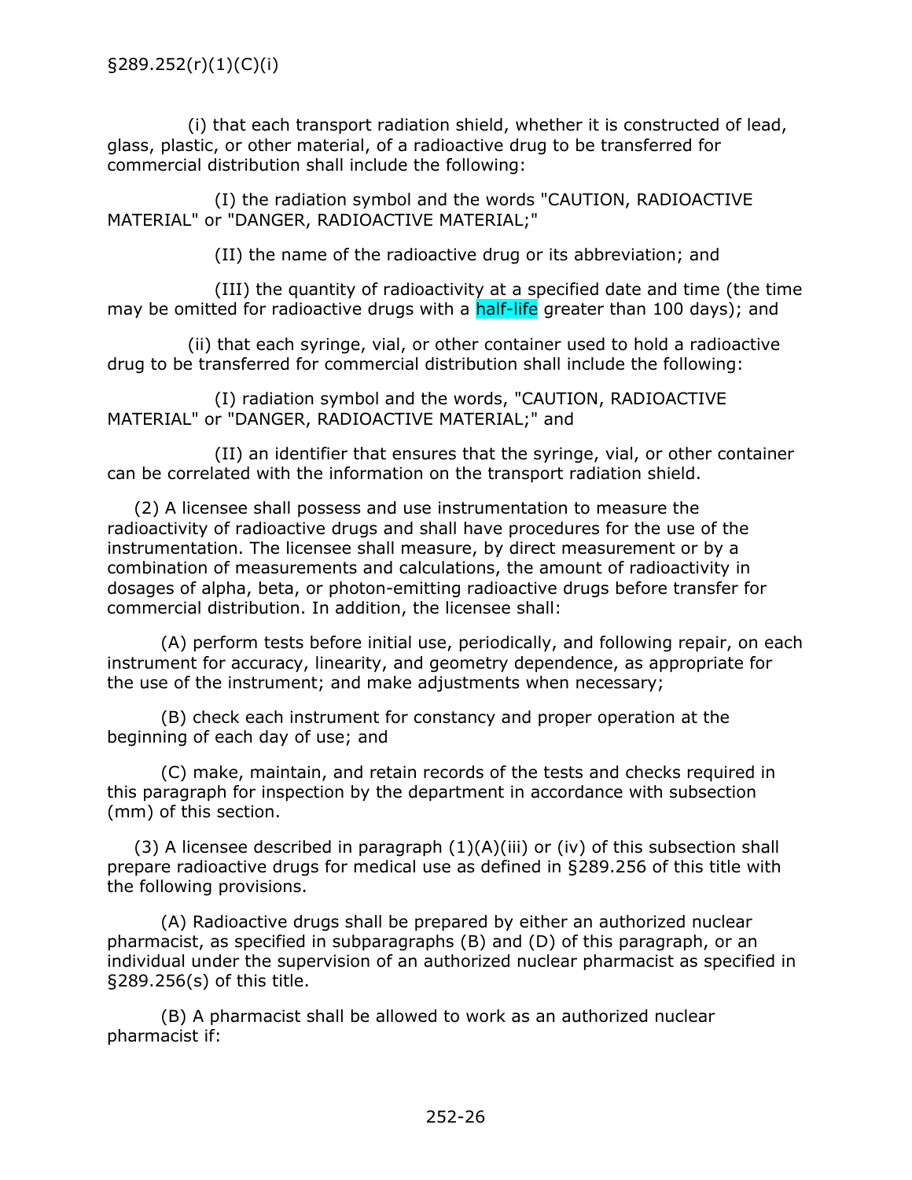§289.252(r)(1)(C)(i)

(i) that each transport radiation shield, whether it is constructed of lead, glass, plastic, or other material, of a radioactive drug to be transferred for commercial distribution shall include the following:

(I) the radiation symbol and the words "CAUTION, RADIOACTIVE MATERIAL" or "DANGER, RADIOACTIVE MATERIAL;"

(II) the name of the radioactive drug or its abbreviation; and

(III) the quantity of radioactivity at a specified date and time (the time may be omitted for radioactive drugs with a half-life greater than 100 days); and

(ii) that each syringe, vial, or other container used to hold a radioactive drug to be transferred for commercial distribution shall include the following:

(I) radiation symbol and the words, "CAUTION, RADIOACTIVE MATERIAL" or "DANGER, RADIOACTIVE MATERIAL;" and

(II) an identifier that ensures that the syringe, vial, or other container can be correlated with the information on the transport radiation shield.

(2) A licensee shall possess and use instrumentation to measure the radioactivity of radioactive drugs and shall have procedures for the use of the instrumentation. The licensee shall measure, by direct measurement or by a combination of measurements and calculations, the amount of radioactivity in dosages of alpha, beta, or photon-emitting radioactive drugs before transfer for commercial distribution. In addition, the licensee shall:

(A) perform tests before initial use, periodically, and following repair, on each instrument for accuracy, linearity, and geometry dependence, as appropriate for the use of the instrument; and make adjustments when necessary;

(B) check each instrument for constancy and proper operation at the beginning of each day of use; and

(C) make, maintain, and retain records of the tests and checks required in this paragraph for inspection by the department in accordance with subsection (mm) of this section.

(3) A licensee described in paragraph (1)(A)(iii) or (iv) of this subsection shall prepare radioactive drugs for medical use as defined in §289.256 of this title with the following provisions.

(A) Radioactive drugs shall be prepared by either an authorized nuclear pharmacist, as specified in subparagraphs (B) and (D) of this paragraph, or an individual under the supervision of an authorized nuclear pharmacist as specified in §289.256(s) of this title.

(B) A pharmacist shall be allowed to work as an authorized nuclear pharmacist if: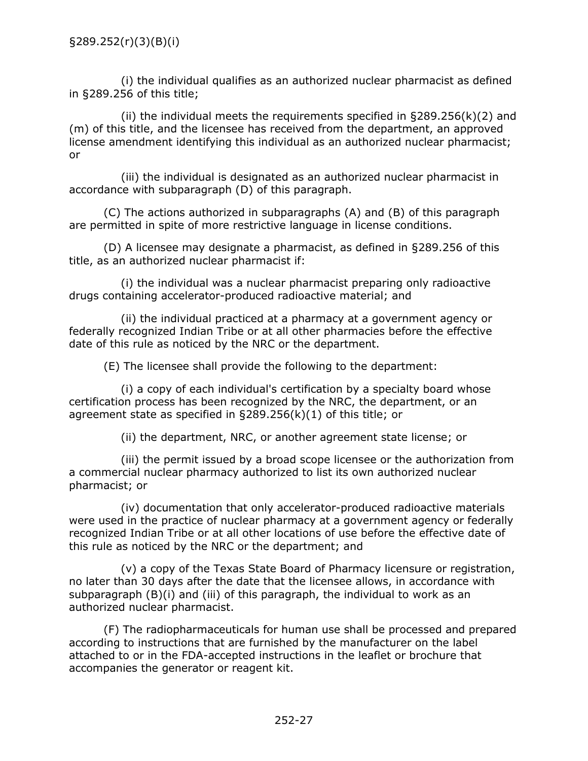§289.252(r)(3)(B)(i)

(i) the individual qualifies as an authorized nuclear pharmacist as defined in §289.256 of this title;

(ii) the individual meets the requirements specified in §289.256(k)(2) and (m) of this title, and the licensee has received from the department, an approved license amendment identifying this individual as an authorized nuclear pharmacist; or

(iii) the individual is designated as an authorized nuclear pharmacist in accordance with subparagraph (D) of this paragraph.

(C) The actions authorized in subparagraphs (A) and (B) of this paragraph are permitted in spite of more restrictive language in license conditions.

(D) A licensee may designate a pharmacist, as defined in §289.256 of this title, as an authorized nuclear pharmacist if:

(i) the individual was a nuclear pharmacist preparing only radioactive drugs containing accelerator-produced radioactive material; and

(ii) the individual practiced at a pharmacy at a government agency or federally recognized Indian Tribe or at all other pharmacies before the effective date of this rule as noticed by the NRC or the department.

(E) The licensee shall provide the following to the department:

(i) a copy of each individual's certification by a specialty board whose certification process has been recognized by the NRC, the department, or an agreement state as specified in §289.256(k)(1) of this title; or

(ii) the department, NRC, or another agreement state license; or

(iii) the permit issued by a broad scope licensee or the authorization from a commercial nuclear pharmacy authorized to list its own authorized nuclear pharmacist; or

(iv) documentation that only accelerator-produced radioactive materials were used in the practice of nuclear pharmacy at a government agency or federally recognized Indian Tribe or at all other locations of use before the effective date of this rule as noticed by the NRC or the department; and

(v) a copy of the Texas State Board of Pharmacy licensure or registration, no later than 30 days after the date that the licensee allows, in accordance with subparagraph (B)(i) and (iii) of this paragraph, the individual to work as an authorized nuclear pharmacist.

(F) The radiopharmaceuticals for human use shall be processed and prepared according to instructions that are furnished by the manufacturer on the label attached to or in the FDA-accepted instructions in the leaflet or brochure that accompanies the generator or reagent kit.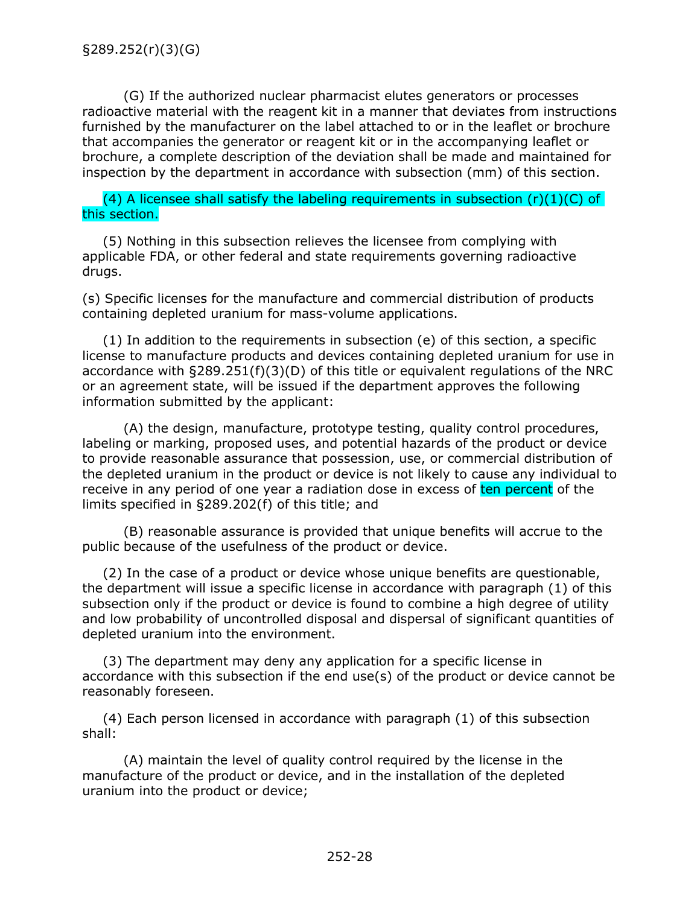(G) If the authorized nuclear pharmacist elutes generators or processes radioactive material with the reagent kit in a manner that deviates from instructions furnished by the manufacturer on the label attached to or in the leaflet or brochure that accompanies the generator or reagent kit or in the accompanying leaflet or brochure, a complete description of the deviation shall be made and maintained for inspection by the department in accordance with subsection (mm) of this section.

(4) A licensee shall satisfy the labeling requirements in subsection (r)(1)(C) of this section.

(5) Nothing in this subsection relieves the licensee from complying with applicable FDA, or other federal and state requirements governing radioactive drugs.

(s) Specific licenses for the manufacture and commercial distribution of products containing depleted uranium for mass-volume applications.

(1) In addition to the requirements in subsection (e) of this section, a specific license to manufacture products and devices containing depleted uranium for use in accordance with §289.251(f)(3)(D) of this title or equivalent regulations of the NRC or an agreement state, will be issued if the department approves the following information submitted by the applicant:

(A) the design, manufacture, prototype testing, quality control procedures, labeling or marking, proposed uses, and potential hazards of the product or device to provide reasonable assurance that possession, use, or commercial distribution of the depleted uranium in the product or device is not likely to cause any individual to receive in any period of one year a radiation dose in excess of ten percent of the limits specified in §289.202(f) of this title; and

(B) reasonable assurance is provided that unique benefits will accrue to the public because of the usefulness of the product or device.

(2) In the case of a product or device whose unique benefits are questionable, the department will issue a specific license in accordance with paragraph (1) of this subsection only if the product or device is found to combine a high degree of utility and low probability of uncontrolled disposal and dispersal of significant quantities of depleted uranium into the environment.

(3) The department may deny any application for a specific license in accordance with this subsection if the end use(s) of the product or device cannot be reasonably foreseen.

(4) Each person licensed in accordance with paragraph (1) of this subsection shall:

(A) maintain the level of quality control required by the license in the manufacture of the product or device, and in the installation of the depleted uranium into the product or device;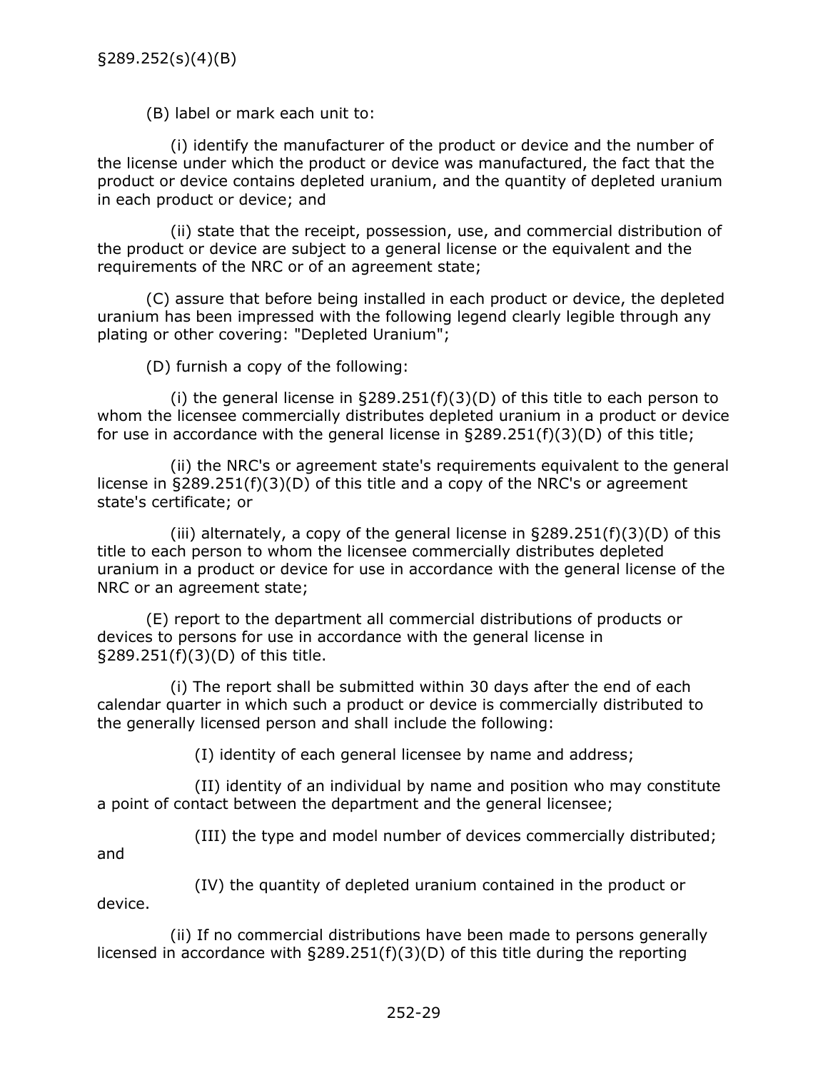(B) label or mark each unit to:

(i) identify the manufacturer of the product or device and the number of the license under which the product or device was manufactured, the fact that the product or device contains depleted uranium, and the quantity of depleted uranium in each product or device; and

(ii) state that the receipt, possession, use, and commercial distribution of the product or device are subject to a general license or the equivalent and the requirements of the NRC or of an agreement state;

(C) assure that before being installed in each product or device, the depleted uranium has been impressed with the following legend clearly legible through any plating or other covering: "Depleted Uranium";

(D) furnish a copy of the following:

(i) the general license in §289.251(f)(3)(D) of this title to each person to whom the licensee commercially distributes depleted uranium in a product or device for use in accordance with the general license in §289.251(f)(3)(D) of this title;

(ii) the NRC's or agreement state's requirements equivalent to the general license in §289.251(f)(3)(D) of this title and a copy of the NRC's or agreement state's certificate; or

(iii) alternately, a copy of the general license in §289.251(f)(3)(D) of this title to each person to whom the licensee commercially distributes depleted uranium in a product or device for use in accordance with the general license of the NRC or an agreement state;

(E) report to the department all commercial distributions of products or devices to persons for use in accordance with the general license in §289.251(f)(3)(D) of this title.

(i) The report shall be submitted within 30 days after the end of each calendar quarter in which such a product or device is commercially distributed to the generally licensed person and shall include the following:

(I) identity of each general licensee by name and address;

(II) identity of an individual by name and position who may constitute a point of contact between the department and the general licensee;

(III) the type and model number of devices commercially distributed; and

(IV) the quantity of depleted uranium contained in the product or device.

(ii) If no commercial distributions have been made to persons generally licensed in accordance with §289.251(f)(3)(D) of this title during the reporting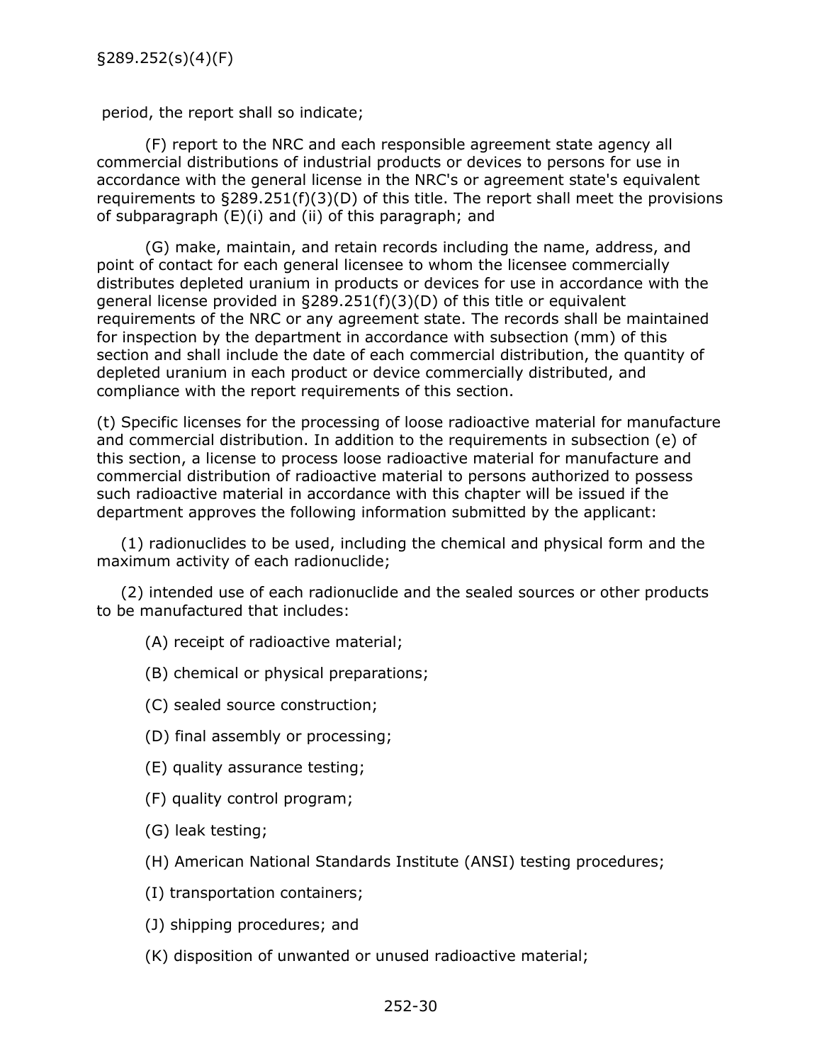period, the report shall so indicate;

(F) report to the NRC and each responsible agreement state agency all commercial distributions of industrial products or devices to persons for use in accordance with the general license in the NRC's or agreement state's equivalent requirements to §289.251(f)(3)(D) of this title. The report shall meet the provisions of subparagraph (E)(i) and (ii) of this paragraph; and

(G) make, maintain, and retain records including the name, address, and point of contact for each general licensee to whom the licensee commercially distributes depleted uranium in products or devices for use in accordance with the general license provided in §289.251(f)(3)(D) of this title or equivalent requirements of the NRC or any agreement state. The records shall be maintained for inspection by the department in accordance with subsection (mm) of this section and shall include the date of each commercial distribution, the quantity of depleted uranium in each product or device commercially distributed, and compliance with the report requirements of this section.

(t) Specific licenses for the processing of loose radioactive material for manufacture and commercial distribution. In addition to the requirements in subsection (e) of this section, a license to process loose radioactive material for manufacture and commercial distribution of radioactive material to persons authorized to possess such radioactive material in accordance with this chapter will be issued if the department approves the following information submitted by the applicant:

(1) radionuclides to be used, including the chemical and physical form and the maximum activity of each radionuclide;

(2) intended use of each radionuclide and the sealed sources or other products to be manufactured that includes:

(A) receipt of radioactive material;

(B) chemical or physical preparations;

(C) sealed source construction;

(D) final assembly or processing;

(E) quality assurance testing;

(F) quality control program;

(G) leak testing;

(H) American National Standards Institute (ANSI) testing procedures;

(I) transportation containers;

(J) shipping procedures; and

(K) disposition of unwanted or unused radioactive material;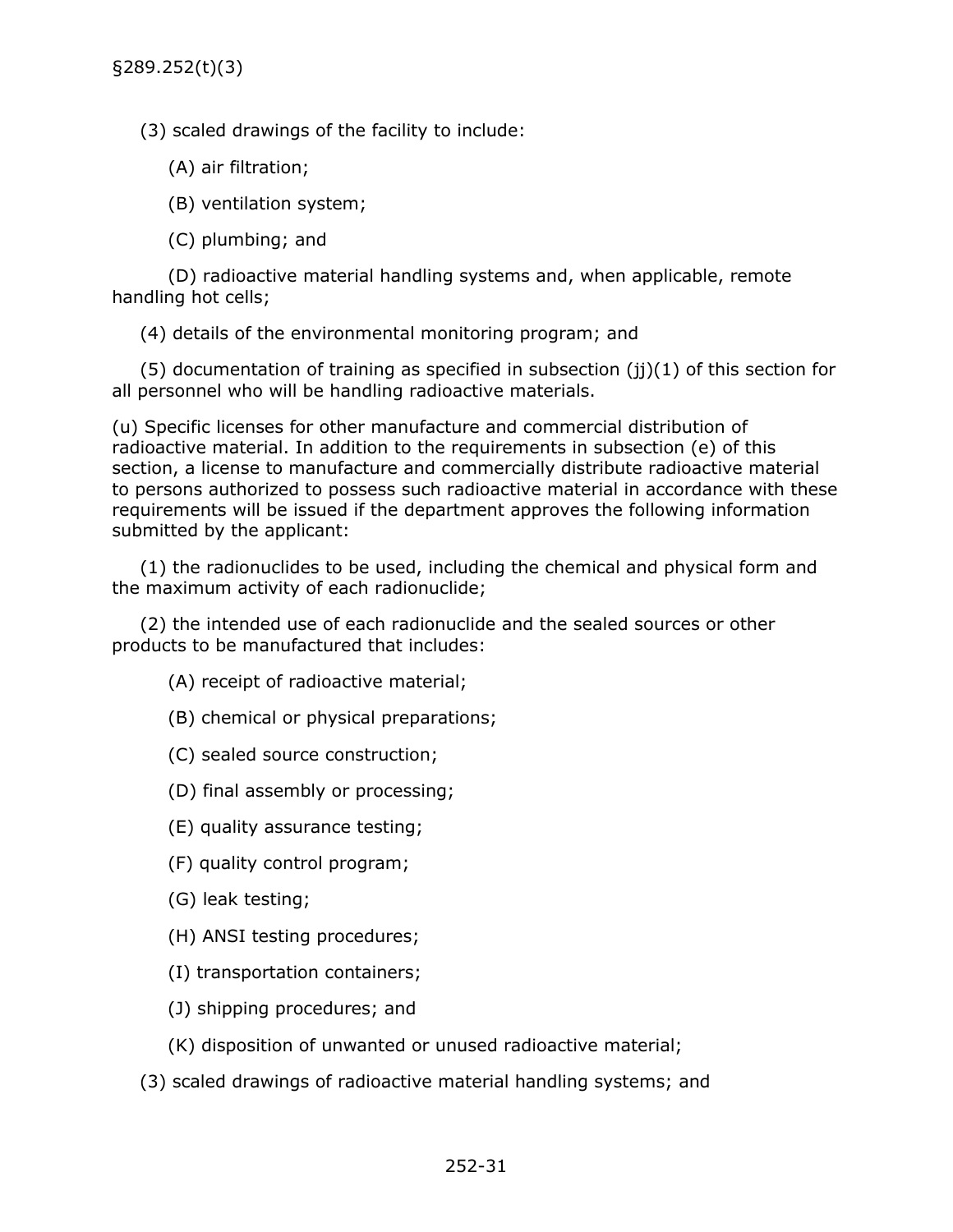(3) scaled drawings of the facility to include:

(A) air filtration;

(B) ventilation system;

(C) plumbing; and

(D) radioactive material handling systems and, when applicable, remote handling hot cells;

(4) details of the environmental monitoring program; and

(5) documentation of training as specified in subsection (jj)(1) of this section for all personnel who will be handling radioactive materials.

(u) Specific licenses for other manufacture and commercial distribution of radioactive material. In addition to the requirements in subsection (e) of this section, a license to manufacture and commercially distribute radioactive material to persons authorized to possess such radioactive material in accordance with these requirements will be issued if the department approves the following information submitted by the applicant:

(1) the radionuclides to be used, including the chemical and physical form and the maximum activity of each radionuclide;

(2) the intended use of each radionuclide and the sealed sources or other products to be manufactured that includes:

(A) receipt of radioactive material;

(B) chemical or physical preparations;

(C) sealed source construction;

(D) final assembly or processing;

(E) quality assurance testing;

(F) quality control program;

(G) leak testing;

(H) ANSI testing procedures;

(I) transportation containers;

(J) shipping procedures; and

(K) disposition of unwanted or unused radioactive material;

(3) scaled drawings of radioactive material handling systems; and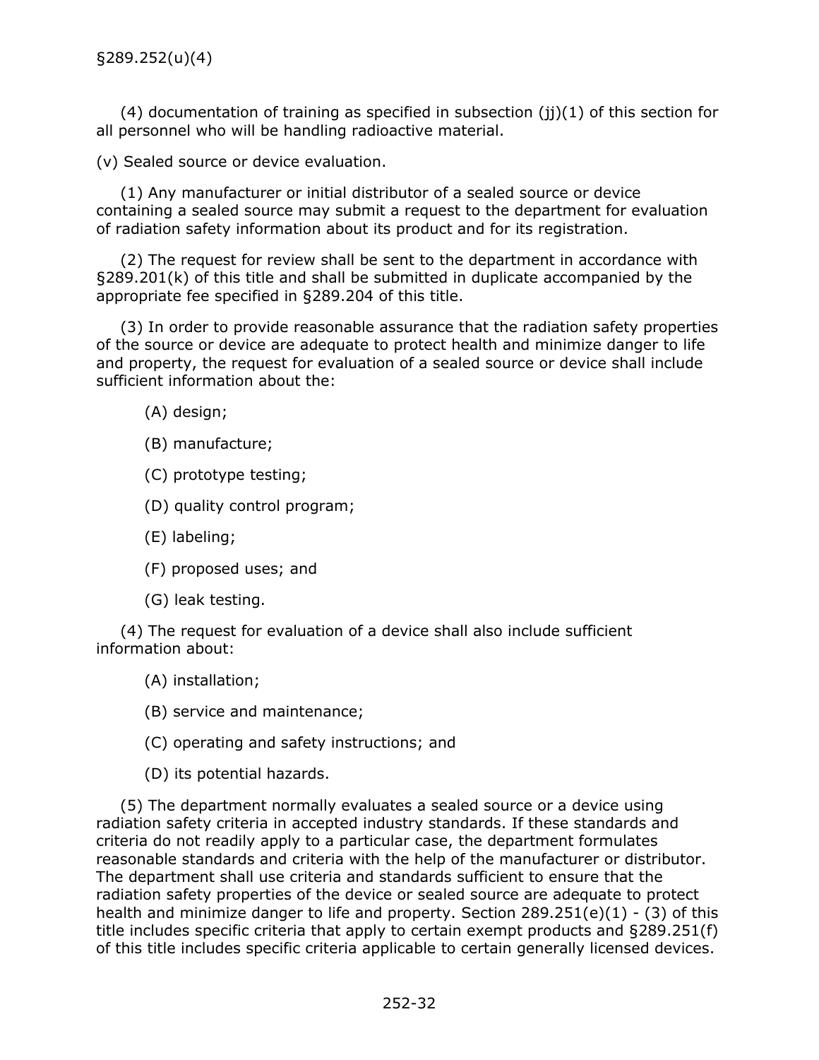§289.252(u)(4)

(4) documentation of training as specified in subsection (jj)(1) of this section for all personnel who will be handling radioactive material.

(v) Sealed source or device evaluation.

(1) Any manufacturer or initial distributor of a sealed source or device containing a sealed source may submit a request to the department for evaluation of radiation safety information about its product and for its registration.

(2) The request for review shall be sent to the department in accordance with §289.201(k) of this title and shall be submitted in duplicate accompanied by the appropriate fee specified in §289.204 of this title.

(3) In order to provide reasonable assurance that the radiation safety properties of the source or device are adequate to protect health and minimize danger to life and property, the request for evaluation of a sealed source or device shall include sufficient information about the:

(A) design;

(B) manufacture;

(C) prototype testing;

(D) quality control program;

(E) labeling;

(F) proposed uses; and

(G) leak testing.

(4) The request for evaluation of a device shall also include sufficient information about:

(A) installation;

(B) service and maintenance;

(C) operating and safety instructions; and

(D) its potential hazards.

(5) The department normally evaluates a sealed source or a device using radiation safety criteria in accepted industry standards. If these standards and criteria do not readily apply to a particular case, the department formulates reasonable standards and criteria with the help of the manufacturer or distributor. The department shall use criteria and standards sufficient to ensure that the radiation safety properties of the device or sealed source are adequate to protect health and minimize danger to life and property. Section 289.251(e)(1) - (3) of this title includes specific criteria that apply to certain exempt products and §289.251(f) of this title includes specific criteria applicable to certain generally licensed devices.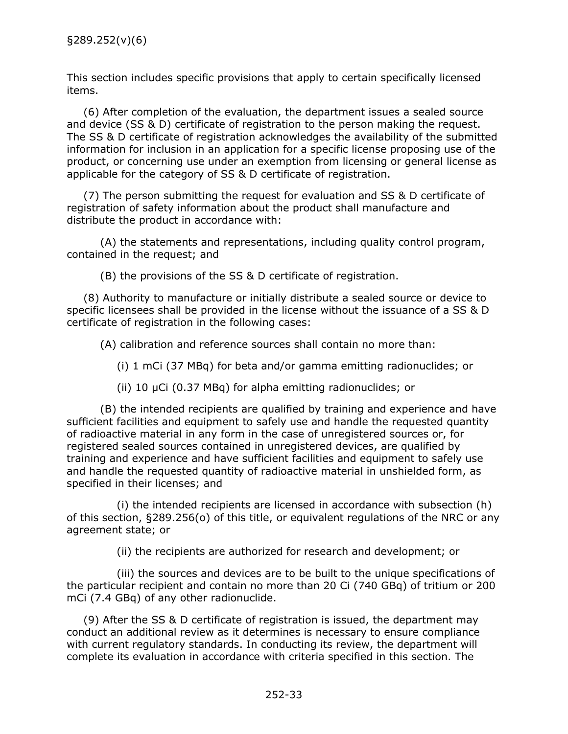§289.252(v)(6)

This section includes specific provisions that apply to certain specifically licensed items.

(6) After completion of the evaluation, the department issues a sealed source and device (SS & D) certificate of registration to the person making the request. The SS & D certificate of registration acknowledges the availability of the submitted information for inclusion in an application for a specific license proposing use of the product, or concerning use under an exemption from licensing or general license as applicable for the category of SS & D certificate of registration.

(7) The person submitting the request for evaluation and SS & D certificate of registration of safety information about the product shall manufacture and distribute the product in accordance with:

(A) the statements and representations, including quality control program, contained in the request; and

(B) the provisions of the SS & D certificate of registration.

(8) Authority to manufacture or initially distribute a sealed source or device to specific licensees shall be provided in the license without the issuance of a SS & D certificate of registration in the following cases:

(A) calibration and reference sources shall contain no more than:

(i) 1 mCi (37 MBq) for beta and/or gamma emitting radionuclides; or

(ii) 10 μCi (0.37 MBq) for alpha emitting radionuclides; or

(B) the intended recipients are qualified by training and experience and have sufficient facilities and equipment to safely use and handle the requested quantity of radioactive material in any form in the case of unregistered sources or, for registered sealed sources contained in unregistered devices, are qualified by training and experience and have sufficient facilities and equipment to safely use and handle the requested quantity of radioactive material in unshielded form, as specified in their licenses; and

(i) the intended recipients are licensed in accordance with subsection (h) of this section, §289.256(o) of this title, or equivalent regulations of the NRC or any agreement state; or

(ii) the recipients are authorized for research and development; or

(iii) the sources and devices are to be built to the unique specifications of the particular recipient and contain no more than 20 Ci (740 GBq) of tritium or 200 mCi (7.4 GBq) of any other radionuclide.

(9) After the SS & D certificate of registration is issued, the department may conduct an additional review as it determines is necessary to ensure compliance with current regulatory standards. In conducting its review, the department will complete its evaluation in accordance with criteria specified in this section. The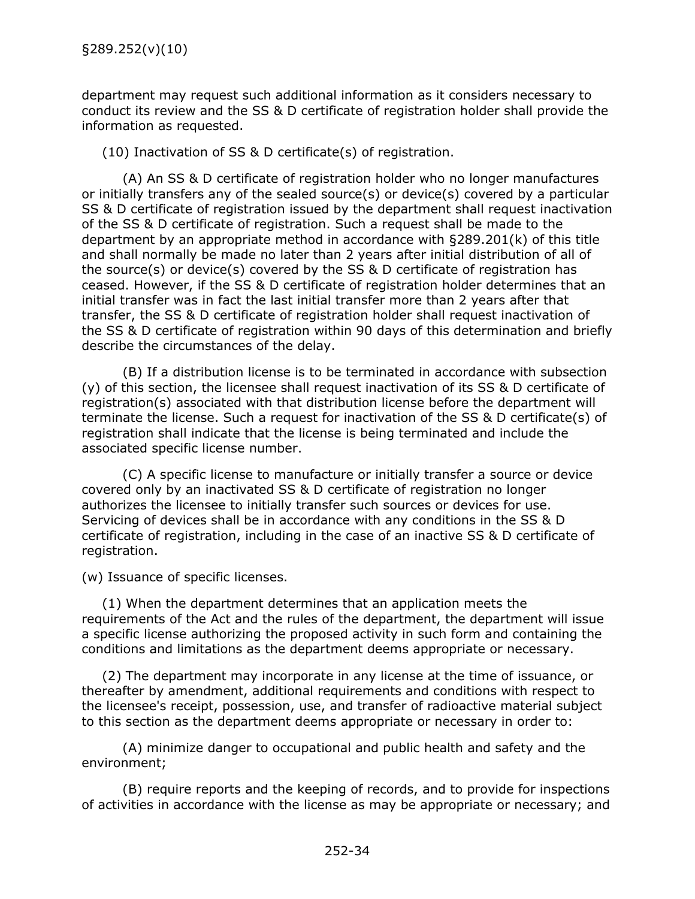department may request such additional information as it considers necessary to conduct its review and the SS & D certificate of registration holder shall provide the information as requested.

(10) Inactivation of SS & D certificate(s) of registration.

(A) An SS & D certificate of registration holder who no longer manufactures or initially transfers any of the sealed source(s) or device(s) covered by a particular SS & D certificate of registration issued by the department shall request inactivation of the SS & D certificate of registration. Such a request shall be made to the department by an appropriate method in accordance with §289.201(k) of this title and shall normally be made no later than 2 years after initial distribution of all of the source(s) or device(s) covered by the SS & D certificate of registration has ceased. However, if the SS & D certificate of registration holder determines that an initial transfer was in fact the last initial transfer more than 2 years after that transfer, the SS & D certificate of registration holder shall request inactivation of the SS & D certificate of registration within 90 days of this determination and briefly describe the circumstances of the delay.

(B) If a distribution license is to be terminated in accordance with subsection (y) of this section, the licensee shall request inactivation of its SS & D certificate of registration(s) associated with that distribution license before the department will terminate the license. Such a request for inactivation of the SS & D certificate(s) of registration shall indicate that the license is being terminated and include the associated specific license number.

(C) A specific license to manufacture or initially transfer a source or device covered only by an inactivated SS & D certificate of registration no longer authorizes the licensee to initially transfer such sources or devices for use. Servicing of devices shall be in accordance with any conditions in the SS & D certificate of registration, including in the case of an inactive SS & D certificate of registration.

(w) Issuance of specific licenses.

(1) When the department determines that an application meets the requirements of the Act and the rules of the department, the department will issue a specific license authorizing the proposed activity in such form and containing the conditions and limitations as the department deems appropriate or necessary.

(2) The department may incorporate in any license at the time of issuance, or thereafter by amendment, additional requirements and conditions with respect to the licensee's receipt, possession, use, and transfer of radioactive material subject to this section as the department deems appropriate or necessary in order to:

(A) minimize danger to occupational and public health and safety and the environment;

(B) require reports and the keeping of records, and to provide for inspections of activities in accordance with the license as may be appropriate or necessary; and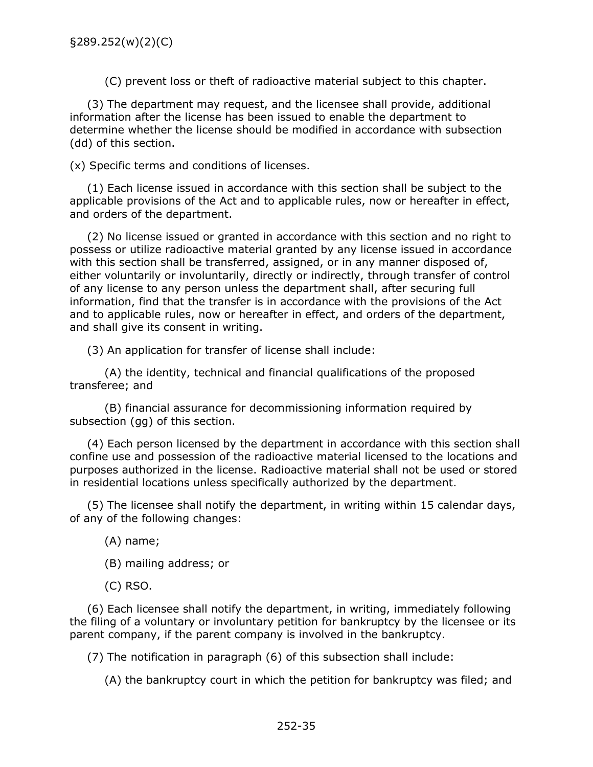(C) prevent loss or theft of radioactive material subject to this chapter.

(3) The department may request, and the licensee shall provide, additional information after the license has been issued to enable the department to determine whether the license should be modified in accordance with subsection (dd) of this section.

(x) Specific terms and conditions of licenses.

(1) Each license issued in accordance with this section shall be subject to the applicable provisions of the Act and to applicable rules, now or hereafter in effect, and orders of the department.

(2) No license issued or granted in accordance with this section and no right to possess or utilize radioactive material granted by any license issued in accordance with this section shall be transferred, assigned, or in any manner disposed of, either voluntarily or involuntarily, directly or indirectly, through transfer of control of any license to any person unless the department shall, after securing full information, find that the transfer is in accordance with the provisions of the Act and to applicable rules, now or hereafter in effect, and orders of the department, and shall give its consent in writing.

(3) An application for transfer of license shall include:

(A) the identity, technical and financial qualifications of the proposed transferee; and

(B) financial assurance for decommissioning information required by subsection (gg) of this section.

(4) Each person licensed by the department in accordance with this section shall confine use and possession of the radioactive material licensed to the locations and purposes authorized in the license. Radioactive material shall not be used or stored in residential locations unless specifically authorized by the department.

(5) The licensee shall notify the department, in writing within 15 calendar days, of any of the following changes:

(A) name;

(B) mailing address; or

(C) RSO.

(6) Each licensee shall notify the department, in writing, immediately following the filing of a voluntary or involuntary petition for bankruptcy by the licensee or its parent company, if the parent company is involved in the bankruptcy.

(7) The notification in paragraph (6) of this subsection shall include:

(A) the bankruptcy court in which the petition for bankruptcy was filed; and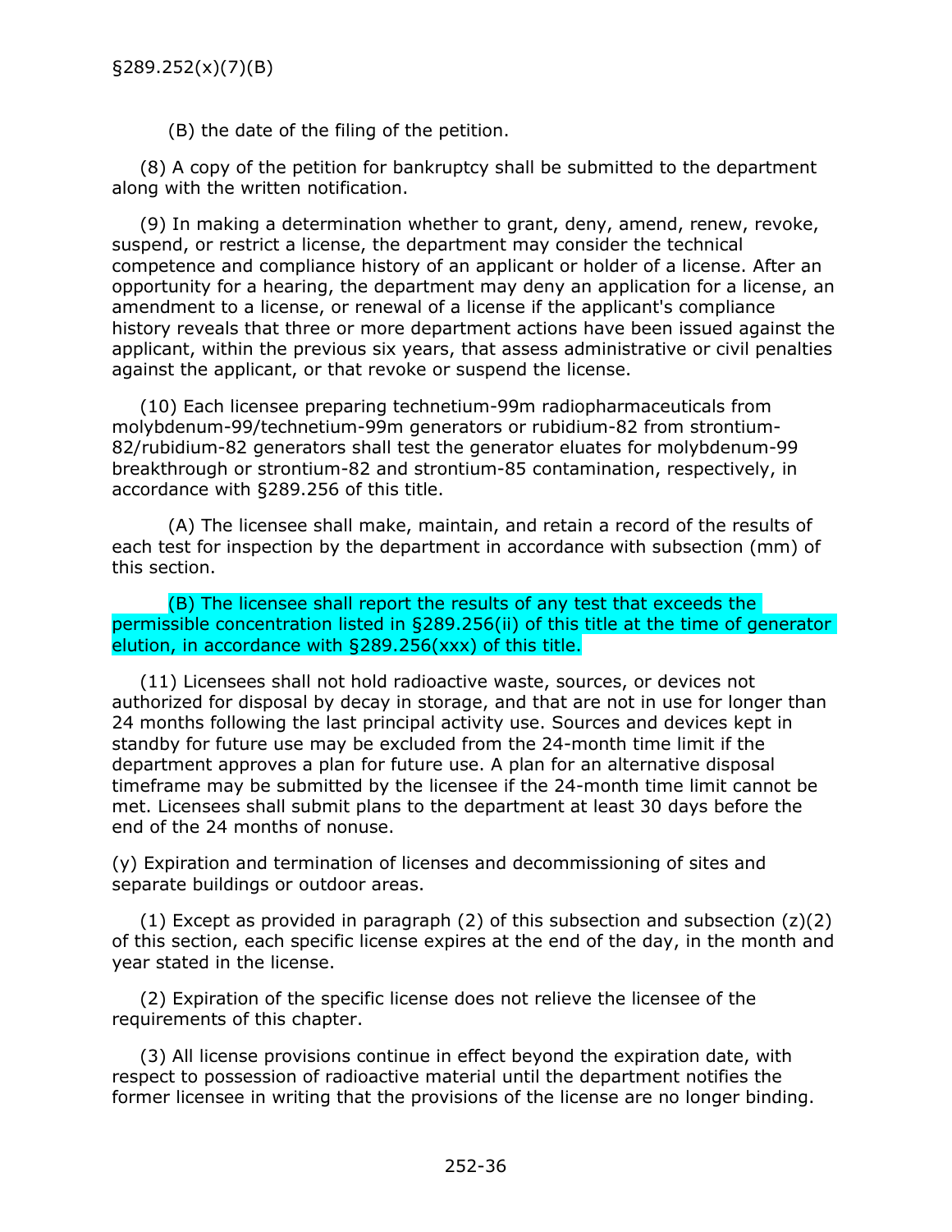(B) the date of the filing of the petition.

(8) A copy of the petition for bankruptcy shall be submitted to the department along with the written notification.

(9) In making a determination whether to grant, deny, amend, renew, revoke, suspend, or restrict a license, the department may consider the technical competence and compliance history of an applicant or holder of a license. After an opportunity for a hearing, the department may deny an application for a license, an amendment to a license, or renewal of a license if the applicant's compliance history reveals that three or more department actions have been issued against the applicant, within the previous six years, that assess administrative or civil penalties against the applicant, or that revoke or suspend the license.

(10) Each licensee preparing technetium-99m radiopharmaceuticals from molybdenum-99/technetium-99m generators or rubidium-82 from strontium-82/rubidium-82 generators shall test the generator eluates for molybdenum-99 breakthrough or strontium-82 and strontium-85 contamination, respectively, in accordance with §289.256 of this title.

(A) The licensee shall make, maintain, and retain a record of the results of each test for inspection by the department in accordance with subsection (mm) of this section.

(B) The licensee shall report the results of any test that exceeds the permissible concentration listed in §289.256(ii) of this title at the time of generator elution, in accordance with §289.256(xxx) of this title.

(11) Licensees shall not hold radioactive waste, sources, or devices not authorized for disposal by decay in storage, and that are not in use for longer than 24 months following the last principal activity use. Sources and devices kept in standby for future use may be excluded from the 24-month time limit if the department approves a plan for future use. A plan for an alternative disposal timeframe may be submitted by the licensee if the 24-month time limit cannot be met. Licensees shall submit plans to the department at least 30 days before the end of the 24 months of nonuse.

(y) Expiration and termination of licenses and decommissioning of sites and separate buildings or outdoor areas.

(1) Except as provided in paragraph (2) of this subsection and subsection (z)(2) of this section, each specific license expires at the end of the day, in the month and year stated in the license.

(2) Expiration of the specific license does not relieve the licensee of the requirements of this chapter.

(3) All license provisions continue in effect beyond the expiration date, with respect to possession of radioactive material until the department notifies the former licensee in writing that the provisions of the license are no longer binding.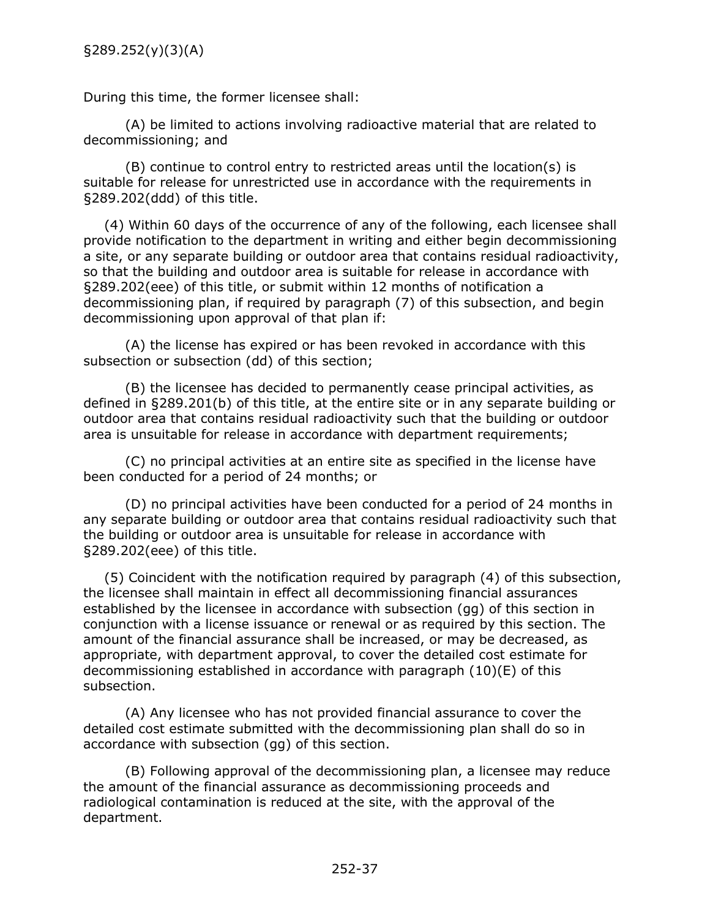§289.252(y)(3)(A)

During this time, the former licensee shall:

(A) be limited to actions involving radioactive material that are related to decommissioning; and

(B) continue to control entry to restricted areas until the location(s) is suitable for release for unrestricted use in accordance with the requirements in §289.202(ddd) of this title.

(4) Within 60 days of the occurrence of any of the following, each licensee shall provide notification to the department in writing and either begin decommissioning a site, or any separate building or outdoor area that contains residual radioactivity, so that the building and outdoor area is suitable for release in accordance with §289.202(eee) of this title, or submit within 12 months of notification a decommissioning plan, if required by paragraph (7) of this subsection, and begin decommissioning upon approval of that plan if:

(A) the license has expired or has been revoked in accordance with this subsection or subsection (dd) of this section;

(B) the licensee has decided to permanently cease principal activities, as defined in §289.201(b) of this title, at the entire site or in any separate building or outdoor area that contains residual radioactivity such that the building or outdoor area is unsuitable for release in accordance with department requirements;

(C) no principal activities at an entire site as specified in the license have been conducted for a period of 24 months; or

(D) no principal activities have been conducted for a period of 24 months in any separate building or outdoor area that contains residual radioactivity such that the building or outdoor area is unsuitable for release in accordance with §289.202(eee) of this title.

(5) Coincident with the notification required by paragraph (4) of this subsection, the licensee shall maintain in effect all decommissioning financial assurances established by the licensee in accordance with subsection (gg) of this section in conjunction with a license issuance or renewal or as required by this section. The amount of the financial assurance shall be increased, or may be decreased, as appropriate, with department approval, to cover the detailed cost estimate for decommissioning established in accordance with paragraph (10)(E) of this subsection.

(A) Any licensee who has not provided financial assurance to cover the detailed cost estimate submitted with the decommissioning plan shall do so in accordance with subsection (gg) of this section.

(B) Following approval of the decommissioning plan, a licensee may reduce the amount of the financial assurance as decommissioning proceeds and radiological contamination is reduced at the site, with the approval of the department.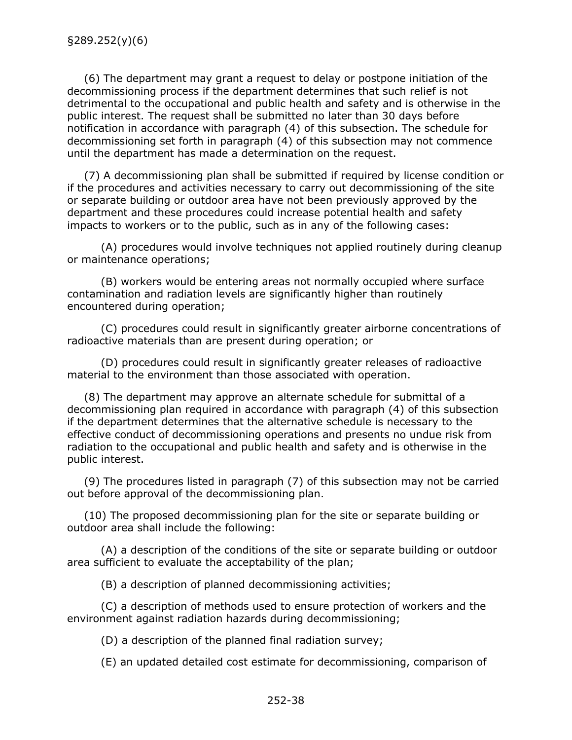(6) The department may grant a request to delay or postpone initiation of the decommissioning process if the department determines that such relief is not detrimental to the occupational and public health and safety and is otherwise in the public interest. The request shall be submitted no later than 30 days before notification in accordance with paragraph (4) of this subsection. The schedule for decommissioning set forth in paragraph (4) of this subsection may not commence until the department has made a determination on the request.

(7) A decommissioning plan shall be submitted if required by license condition or if the procedures and activities necessary to carry out decommissioning of the site or separate building or outdoor area have not been previously approved by the department and these procedures could increase potential health and safety impacts to workers or to the public, such as in any of the following cases:

(A) procedures would involve techniques not applied routinely during cleanup or maintenance operations;

(B) workers would be entering areas not normally occupied where surface contamination and radiation levels are significantly higher than routinely encountered during operation;

(C) procedures could result in significantly greater airborne concentrations of radioactive materials than are present during operation; or

(D) procedures could result in significantly greater releases of radioactive material to the environment than those associated with operation.

(8) The department may approve an alternate schedule for submittal of a decommissioning plan required in accordance with paragraph (4) of this subsection if the department determines that the alternative schedule is necessary to the effective conduct of decommissioning operations and presents no undue risk from radiation to the occupational and public health and safety and is otherwise in the public interest.

(9) The procedures listed in paragraph (7) of this subsection may not be carried out before approval of the decommissioning plan.

(10) The proposed decommissioning plan for the site or separate building or outdoor area shall include the following:

(A) a description of the conditions of the site or separate building or outdoor area sufficient to evaluate the acceptability of the plan;

(B) a description of planned decommissioning activities;

(C) a description of methods used to ensure protection of workers and the environment against radiation hazards during decommissioning;

(D) a description of the planned final radiation survey;

(E) an updated detailed cost estimate for decommissioning, comparison of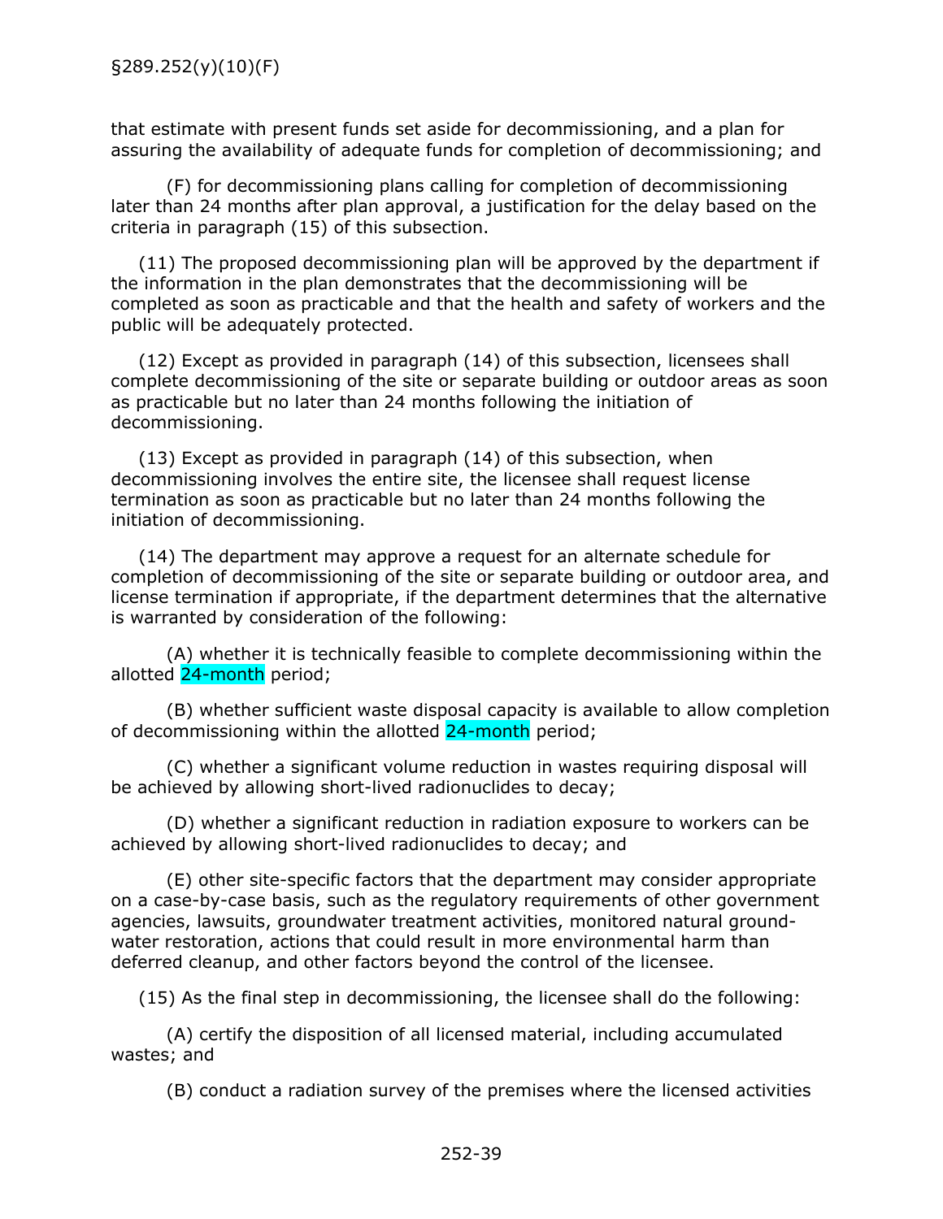that estimate with present funds set aside for decommissioning, and a plan for assuring the availability of adequate funds for completion of decommissioning; and

(F) for decommissioning plans calling for completion of decommissioning later than 24 months after plan approval, a justification for the delay based on the criteria in paragraph (15) of this subsection.

(11) The proposed decommissioning plan will be approved by the department if the information in the plan demonstrates that the decommissioning will be completed as soon as practicable and that the health and safety of workers and the public will be adequately protected.

(12) Except as provided in paragraph (14) of this subsection, licensees shall complete decommissioning of the site or separate building or outdoor areas as soon as practicable but no later than 24 months following the initiation of decommissioning.

(13) Except as provided in paragraph (14) of this subsection, when decommissioning involves the entire site, the licensee shall request license termination as soon as practicable but no later than 24 months following the initiation of decommissioning.

(14) The department may approve a request for an alternate schedule for completion of decommissioning of the site or separate building or outdoor area, and license termination if appropriate, if the department determines that the alternative is warranted by consideration of the following:

(A) whether it is technically feasible to complete decommissioning within the allotted 24-month period;

(B) whether sufficient waste disposal capacity is available to allow completion of decommissioning within the allotted 24-month period;

(C) whether a significant volume reduction in wastes requiring disposal will be achieved by allowing short-lived radionuclides to decay;

(D) whether a significant reduction in radiation exposure to workers can be achieved by allowing short-lived radionuclides to decay; and

(E) other site-specific factors that the department may consider appropriate on a case-by-case basis, such as the regulatory requirements of other government agencies, lawsuits, groundwater treatment activities, monitored natural ground-water restoration, actions that could result in more environmental harm than deferred cleanup, and other factors beyond the control of the licensee.

(15) As the final step in decommissioning, the licensee shall do the following:

(A) certify the disposition of all licensed material, including accumulated wastes; and

(B) conduct a radiation survey of the premises where the licensed activities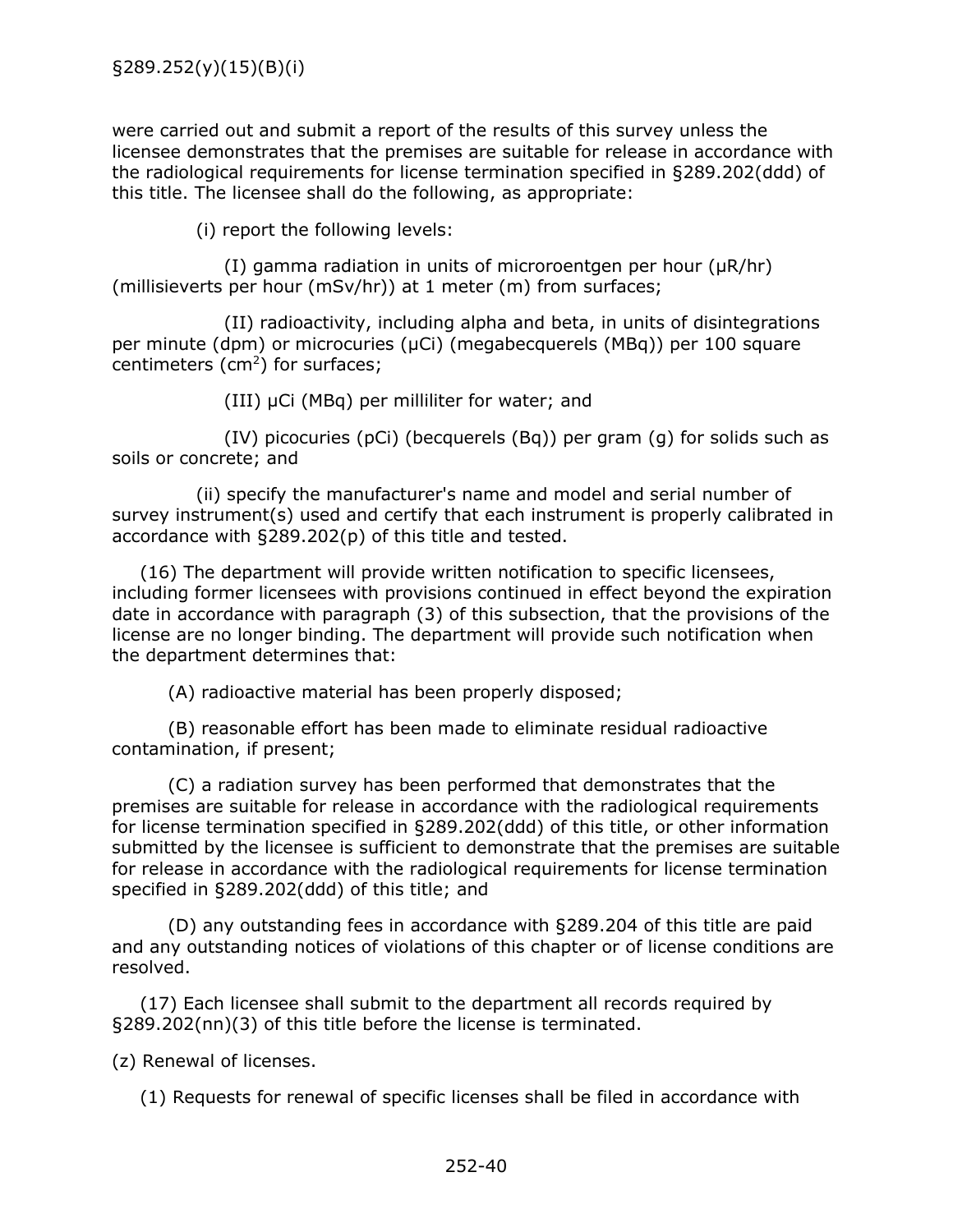§289.252(y)(15)(B)(i)

were carried out and submit a report of the results of this survey unless the licensee demonstrates that the premises are suitable for release in accordance with the radiological requirements for license termination specified in §289.202(ddd) of this title. The licensee shall do the following, as appropriate:

(i) report the following levels:

(I) gamma radiation in units of microroentgen per hour (μR/hr) (millisieverts per hour (mSv/hr)) at 1 meter (m) from surfaces;

(II) radioactivity, including alpha and beta, in units of disintegrations per minute (dpm) or microcuries (μCi) (megabecquerels (MBq)) per 100 square centimeters ($cm^2$) for surfaces;

(III) μCi (MBq) per milliliter for water; and

(IV) picocuries (pCi) (becquerels (Bq)) per gram (g) for solids such as soils or concrete; and

(ii) specify the manufacturer's name and model and serial number of survey instrument(s) used and certify that each instrument is properly calibrated in accordance with §289.202(p) of this title and tested.

(16) The department will provide written notification to specific licensees, including former licensees with provisions continued in effect beyond the expiration date in accordance with paragraph (3) of this subsection, that the provisions of the license are no longer binding. The department will provide such notification when the department determines that:

(A) radioactive material has been properly disposed;

(B) reasonable effort has been made to eliminate residual radioactive contamination, if present;

(C) a radiation survey has been performed that demonstrates that the premises are suitable for release in accordance with the radiological requirements for license termination specified in §289.202(ddd) of this title, or other information submitted by the licensee is sufficient to demonstrate that the premises are suitable for release in accordance with the radiological requirements for license termination specified in §289.202(ddd) of this title; and

(D) any outstanding fees in accordance with §289.204 of this title are paid and any outstanding notices of violations of this chapter or of license conditions are resolved.

(17) Each licensee shall submit to the department all records required by §289.202(nn)(3) of this title before the license is terminated.

(z) Renewal of licenses.

(1) Requests for renewal of specific licenses shall be filed in accordance with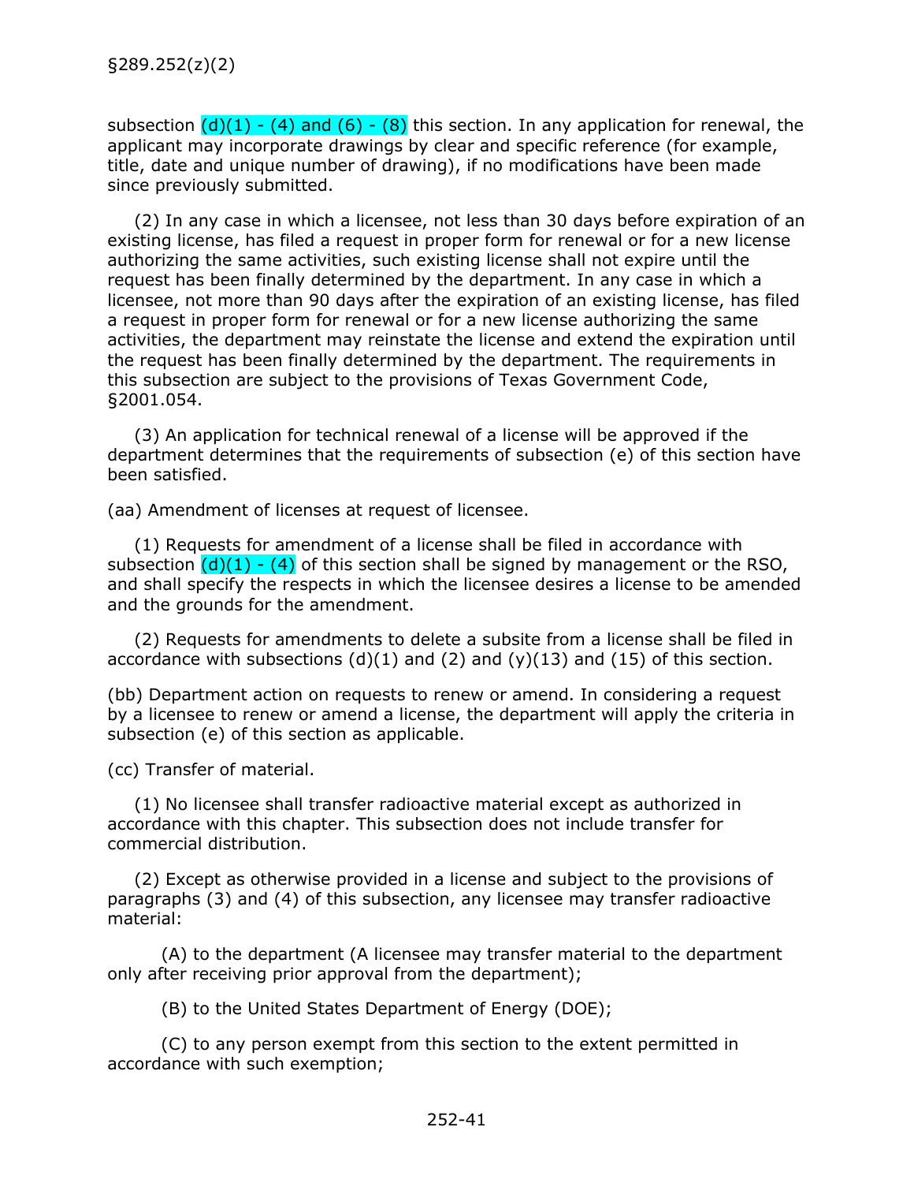subsection (d)(1) - (4) and (6) - (8) this section. In any application for renewal, the applicant may incorporate drawings by clear and specific reference (for example, title, date and unique number of drawing), if no modifications have been made since previously submitted.

(2) In any case in which a licensee, not less than 30 days before expiration of an existing license, has filed a request in proper form for renewal or for a new license authorizing the same activities, such existing license shall not expire until the request has been finally determined by the department. In any case in which a licensee, not more than 90 days after the expiration of an existing license, has filed a request in proper form for renewal or for a new license authorizing the same activities, the department may reinstate the license and extend the expiration until the request has been finally determined by the department. The requirements in this subsection are subject to the provisions of Texas Government Code, §2001.054.

(3) An application for technical renewal of a license will be approved if the department determines that the requirements of subsection (e) of this section have been satisfied.

(aa) Amendment of licenses at request of licensee.

(1) Requests for amendment of a license shall be filed in accordance with subsection (d)(1) - (4) of this section shall be signed by management or the RSO, and shall specify the respects in which the licensee desires a license to be amended and the grounds for the amendment.

(2) Requests for amendments to delete a subsite from a license shall be filed in accordance with subsections (d)(1) and (2) and (y)(13) and (15) of this section.

(bb) Department action on requests to renew or amend. In considering a request by a licensee to renew or amend a license, the department will apply the criteria in subsection (e) of this section as applicable.

(cc) Transfer of material.

(1) No licensee shall transfer radioactive material except as authorized in accordance with this chapter. This subsection does not include transfer for commercial distribution.

(2) Except as otherwise provided in a license and subject to the provisions of paragraphs (3) and (4) of this subsection, any licensee may transfer radioactive material:

(A) to the department (A licensee may transfer material to the department only after receiving prior approval from the department);

(B) to the United States Department of Energy (DOE);

(C) to any person exempt from this section to the extent permitted in accordance with such exemption;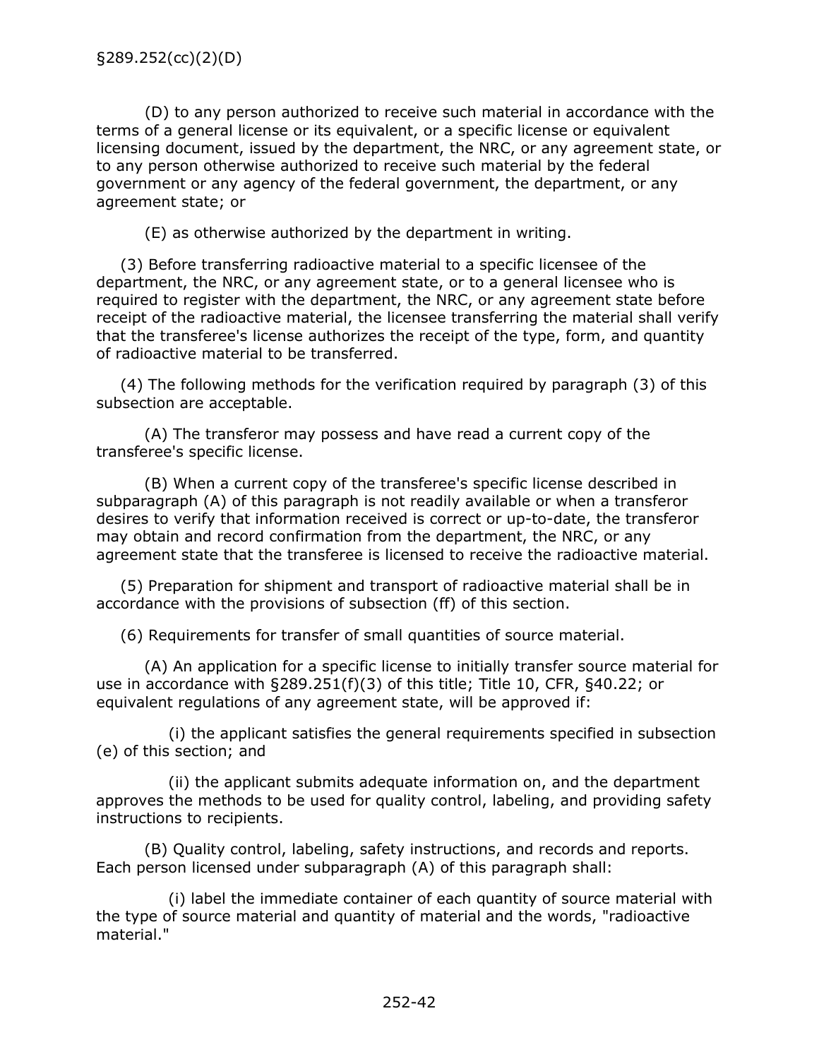(D) to any person authorized to receive such material in accordance with the terms of a general license or its equivalent, or a specific license or equivalent licensing document, issued by the department, the NRC, or any agreement state, or to any person otherwise authorized to receive such material by the federal government or any agency of the federal government, the department, or any agreement state; or

(E) as otherwise authorized by the department in writing.

(3) Before transferring radioactive material to a specific licensee of the department, the NRC, or any agreement state, or to a general licensee who is required to register with the department, the NRC, or any agreement state before receipt of the radioactive material, the licensee transferring the material shall verify that the transferee's license authorizes the receipt of the type, form, and quantity of radioactive material to be transferred.

(4) The following methods for the verification required by paragraph (3) of this subsection are acceptable.

(A) The transferor may possess and have read a current copy of the transferee's specific license.

(B) When a current copy of the transferee's specific license described in subparagraph (A) of this paragraph is not readily available or when a transferor desires to verify that information received is correct or up-to-date, the transferor may obtain and record confirmation from the department, the NRC, or any agreement state that the transferee is licensed to receive the radioactive material.

(5) Preparation for shipment and transport of radioactive material shall be in accordance with the provisions of subsection (ff) of this section.

(6) Requirements for transfer of small quantities of source material.

(A) An application for a specific license to initially transfer source material for use in accordance with §289.251(f)(3) of this title; Title 10, CFR, §40.22; or equivalent regulations of any agreement state, will be approved if:

(i) the applicant satisfies the general requirements specified in subsection (e) of this section; and

(ii) the applicant submits adequate information on, and the department approves the methods to be used for quality control, labeling, and providing safety instructions to recipients.

(B) Quality control, labeling, safety instructions, and records and reports. Each person licensed under subparagraph (A) of this paragraph shall:

(i) label the immediate container of each quantity of source material with the type of source material and quantity of material and the words, "radioactive material."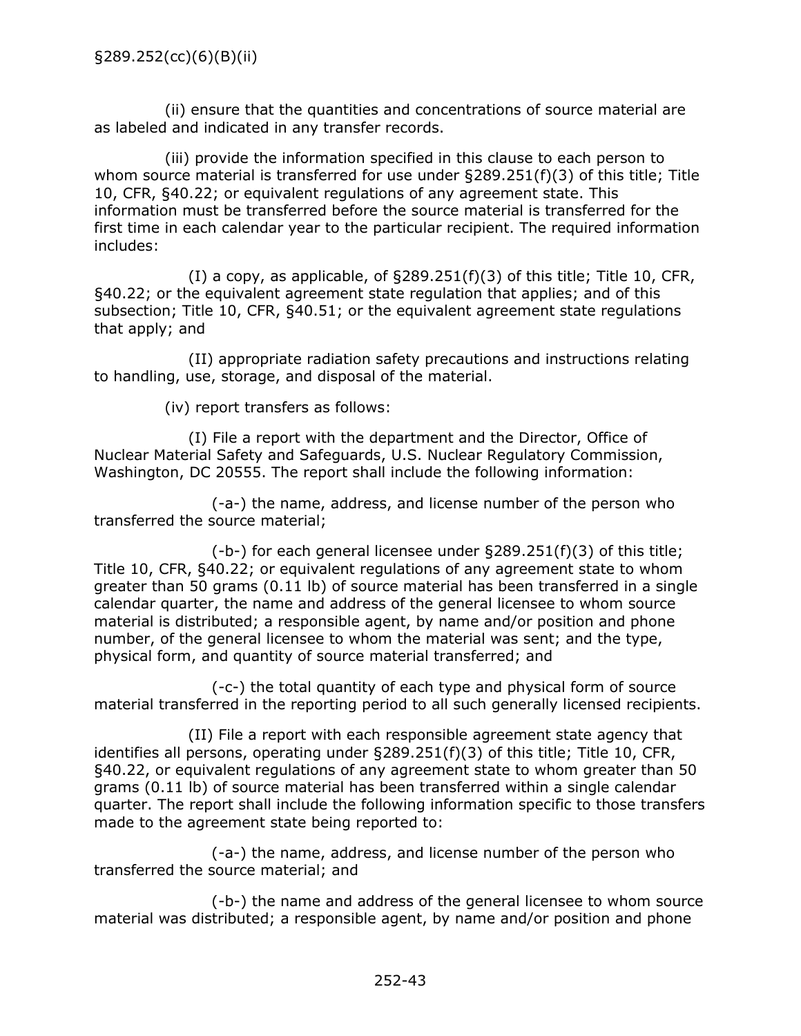(ii) ensure that the quantities and concentrations of source material are as labeled and indicated in any transfer records.

(iii) provide the information specified in this clause to each person to whom source material is transferred for use under §289.251(f)(3) of this title; Title 10, CFR, §40.22; or equivalent regulations of any agreement state. This information must be transferred before the source material is transferred for the first time in each calendar year to the particular recipient. The required information includes:

(I) a copy, as applicable, of §289.251(f)(3) of this title; Title 10, CFR, §40.22; or the equivalent agreement state regulation that applies; and of this subsection; Title 10, CFR, §40.51; or the equivalent agreement state regulations that apply; and

(II) appropriate radiation safety precautions and instructions relating to handling, use, storage, and disposal of the material.

(iv) report transfers as follows:

(I) File a report with the department and the Director, Office of Nuclear Material Safety and Safeguards, U.S. Nuclear Regulatory Commission, Washington, DC 20555. The report shall include the following information:

(-a-) the name, address, and license number of the person who transferred the source material;

(-b-) for each general licensee under §289.251(f)(3) of this title; Title 10, CFR, §40.22; or equivalent regulations of any agreement state to whom greater than 50 grams (0.11 lb) of source material has been transferred in a single calendar quarter, the name and address of the general licensee to whom source material is distributed; a responsible agent, by name and/or position and phone number, of the general licensee to whom the material was sent; and the type, physical form, and quantity of source material transferred; and

(-c-) the total quantity of each type and physical form of source material transferred in the reporting period to all such generally licensed recipients.

(II) File a report with each responsible agreement state agency that identifies all persons, operating under §289.251(f)(3) of this title; Title 10, CFR, §40.22, or equivalent regulations of any agreement state to whom greater than 50 grams (0.11 lb) of source material has been transferred within a single calendar quarter. The report shall include the following information specific to those transfers made to the agreement state being reported to:

(-a-) the name, address, and license number of the person who transferred the source material; and

(-b-) the name and address of the general licensee to whom source material was distributed; a responsible agent, by name and/or position and phone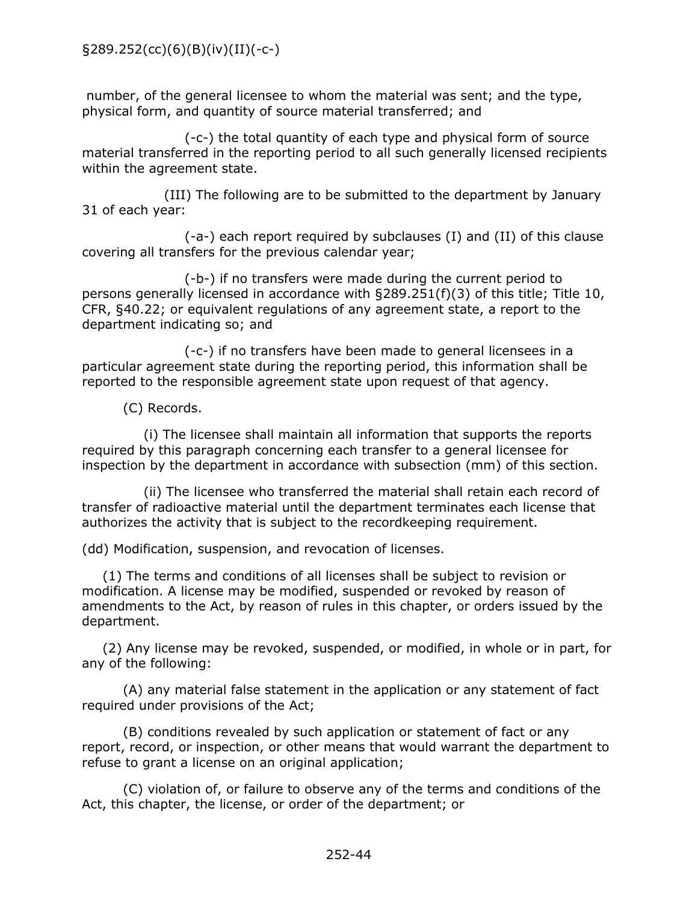number, of the general licensee to whom the material was sent; and the type, physical form, and quantity of source material transferred; and

(-c-) the total quantity of each type and physical form of source material transferred in the reporting period to all such generally licensed recipients within the agreement state.

(III) The following are to be submitted to the department by January 31 of each year:

(-a-) each report required by subclauses (I) and (II) of this clause covering all transfers for the previous calendar year;

(-b-) if no transfers were made during the current period to persons generally licensed in accordance with §289.251(f)(3) of this title; Title 10, CFR, §40.22; or equivalent regulations of any agreement state, a report to the department indicating so; and

(-c-) if no transfers have been made to general licensees in a particular agreement state during the reporting period, this information shall be reported to the responsible agreement state upon request of that agency.

(C) Records.

(i) The licensee shall maintain all information that supports the reports required by this paragraph concerning each transfer to a general licensee for inspection by the department in accordance with subsection (mm) of this section.

(ii) The licensee who transferred the material shall retain each record of transfer of radioactive material until the department terminates each license that authorizes the activity that is subject to the recordkeeping requirement.

(dd) Modification, suspension, and revocation of licenses.

(1) The terms and conditions of all licenses shall be subject to revision or modification. A license may be modified, suspended or revoked by reason of amendments to the Act, by reason of rules in this chapter, or orders issued by the department.

(2) Any license may be revoked, suspended, or modified, in whole or in part, for any of the following:

(A) any material false statement in the application or any statement of fact required under provisions of the Act;

(B) conditions revealed by such application or statement of fact or any report, record, or inspection, or other means that would warrant the department to refuse to grant a license on an original application;

(C) violation of, or failure to observe any of the terms and conditions of the Act, this chapter, the license, or order of the department; or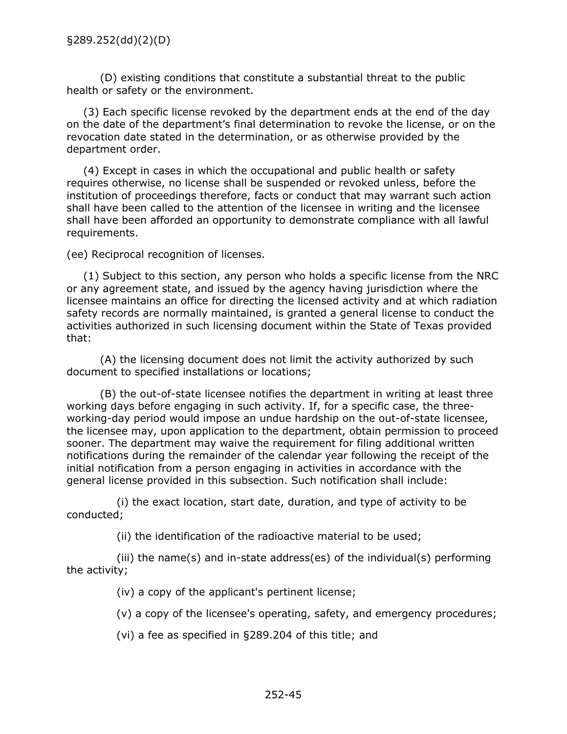(D) existing conditions that constitute a substantial threat to the public health or safety or the environment.

(3) Each specific license revoked by the department ends at the end of the day on the date of the department's final determination to revoke the license, or on the revocation date stated in the determination, or as otherwise provided by the department order.

(4) Except in cases in which the occupational and public health or safety requires otherwise, no license shall be suspended or revoked unless, before the institution of proceedings therefore, facts or conduct that may warrant such action shall have been called to the attention of the licensee in writing and the licensee shall have been afforded an opportunity to demonstrate compliance with all lawful requirements.

(ee) Reciprocal recognition of licenses.

(1) Subject to this section, any person who holds a specific license from the NRC or any agreement state, and issued by the agency having jurisdiction where the licensee maintains an office for directing the licensed activity and at which radiation safety records are normally maintained, is granted a general license to conduct the activities authorized in such licensing document within the State of Texas provided that:

(A) the licensing document does not limit the activity authorized by such document to specified installations or locations;

(B) the out-of-state licensee notifies the department in writing at least three working days before engaging in such activity. If, for a specific case, the three-working-day period would impose an undue hardship on the out-of-state licensee, the licensee may, upon application to the department, obtain permission to proceed sooner. The department may waive the requirement for filing additional written notifications during the remainder of the calendar year following the receipt of the initial notification from a person engaging in activities in accordance with the general license provided in this subsection. Such notification shall include:

(i) the exact location, start date, duration, and type of activity to be conducted;

(ii) the identification of the radioactive material to be used;

(iii) the name(s) and in-state address(es) of the individual(s) performing the activity;

(iv) a copy of the applicant's pertinent license;

(v) a copy of the licensee's operating, safety, and emergency procedures;

(vi) a fee as specified in §289.204 of this title; and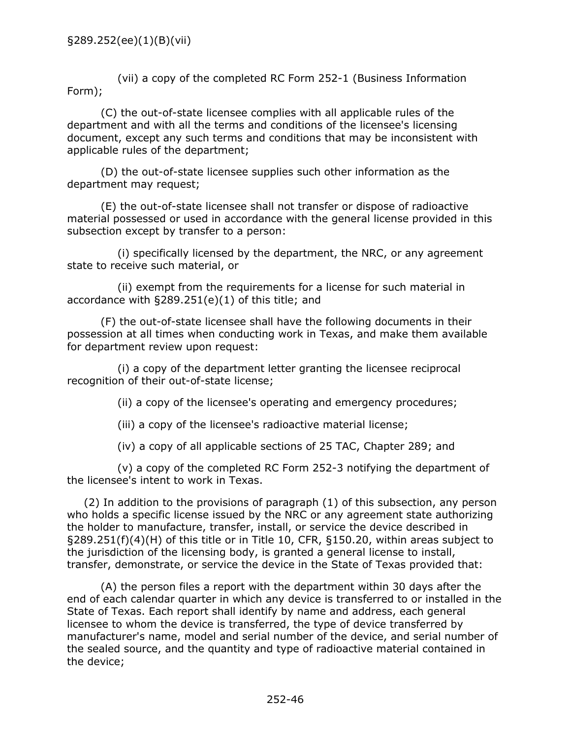(vii) a copy of the completed RC Form 252-1 (Business Information Form);

(C) the out-of-state licensee complies with all applicable rules of the department and with all the terms and conditions of the licensee's licensing document, except any such terms and conditions that may be inconsistent with applicable rules of the department;

(D) the out-of-state licensee supplies such other information as the department may request;

(E) the out-of-state licensee shall not transfer or dispose of radioactive material possessed or used in accordance with the general license provided in this subsection except by transfer to a person:

(i) specifically licensed by the department, the NRC, or any agreement state to receive such material, or

(ii) exempt from the requirements for a license for such material in accordance with §289.251(e)(1) of this title; and

(F) the out-of-state licensee shall have the following documents in their possession at all times when conducting work in Texas, and make them available for department review upon request:

(i) a copy of the department letter granting the licensee reciprocal recognition of their out-of-state license;

(ii) a copy of the licensee's operating and emergency procedures;

(iii) a copy of the licensee's radioactive material license;

(iv) a copy of all applicable sections of 25 TAC, Chapter 289; and

(v) a copy of the completed RC Form 252-3 notifying the department of the licensee's intent to work in Texas.

(2) In addition to the provisions of paragraph (1) of this subsection, any person who holds a specific license issued by the NRC or any agreement state authorizing the holder to manufacture, transfer, install, or service the device described in §289.251(f)(4)(H) of this title or in Title 10, CFR, §150.20, within areas subject to the jurisdiction of the licensing body, is granted a general license to install, transfer, demonstrate, or service the device in the State of Texas provided that:

(A) the person files a report with the department within 30 days after the end of each calendar quarter in which any device is transferred to or installed in the State of Texas. Each report shall identify by name and address, each general licensee to whom the device is transferred, the type of device transferred by manufacturer's name, model and serial number of the device, and serial number of the sealed source, and the quantity and type of radioactive material contained in the device;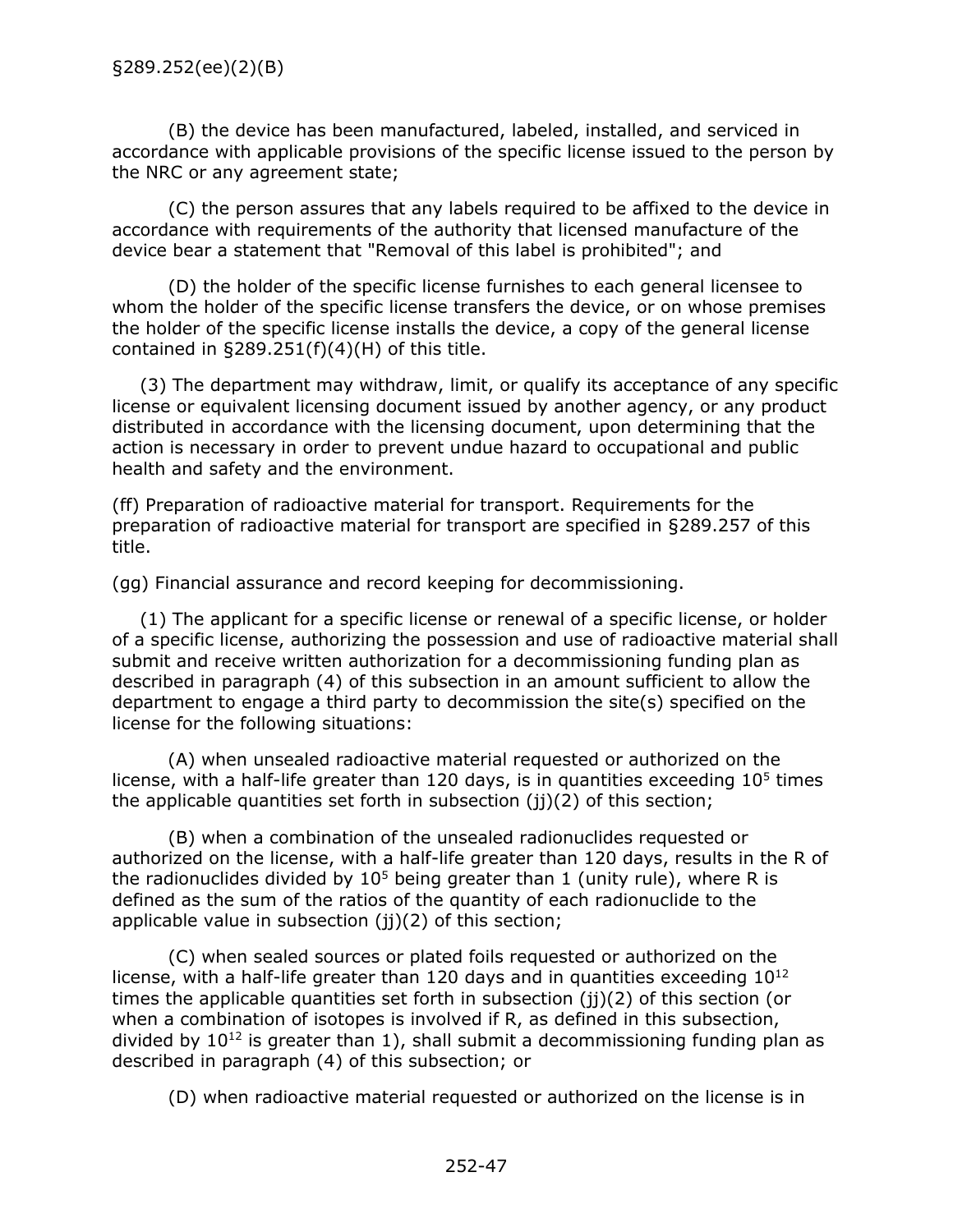(B) the device has been manufactured, labeled, installed, and serviced in accordance with applicable provisions of the specific license issued to the person by the NRC or any agreement state;

(C) the person assures that any labels required to be affixed to the device in accordance with requirements of the authority that licensed manufacture of the device bear a statement that "Removal of this label is prohibited"; and

(D) the holder of the specific license furnishes to each general licensee to whom the holder of the specific license transfers the device, or on whose premises the holder of the specific license installs the device, a copy of the general license contained in §289.251(f)(4)(H) of this title.

(3) The department may withdraw, limit, or qualify its acceptance of any specific license or equivalent licensing document issued by another agency, or any product distributed in accordance with the licensing document, upon determining that the action is necessary in order to prevent undue hazard to occupational and public health and safety and the environment.

(ff) Preparation of radioactive material for transport. Requirements for the preparation of radioactive material for transport are specified in §289.257 of this title.

(gg) Financial assurance and record keeping for decommissioning.

(1) The applicant for a specific license or renewal of a specific license, or holder of a specific license, authorizing the possession and use of radioactive material shall submit and receive written authorization for a decommissioning funding plan as described in paragraph (4) of this subsection in an amount sufficient to allow the department to engage a third party to decommission the site(s) specified on the license for the following situations:

(A) when unsealed radioactive material requested or authorized on the license, with a half-life greater than 120 days, is in quantities exceeding $10^5$ times the applicable quantities set forth in subsection (jj)(2) of this section;

(B) when a combination of the unsealed radionuclides requested or authorized on the license, with a half-life greater than 120 days, results in the R of the radionuclides divided by $10^5$ being greater than 1 (unity rule), where R is defined as the sum of the ratios of the quantity of each radionuclide to the applicable value in subsection (jj)(2) of this section;

(C) when sealed sources or plated foils requested or authorized on the license, with a half-life greater than 120 days and in quantities exceeding $10^{12}$ times the applicable quantities set forth in subsection (jj)(2) of this section (or when a combination of isotopes is involved if R, as defined in this subsection, divided by $10^{12}$ is greater than 1), shall submit a decommissioning funding plan as described in paragraph (4) of this subsection; or

(D) when radioactive material requested or authorized on the license is in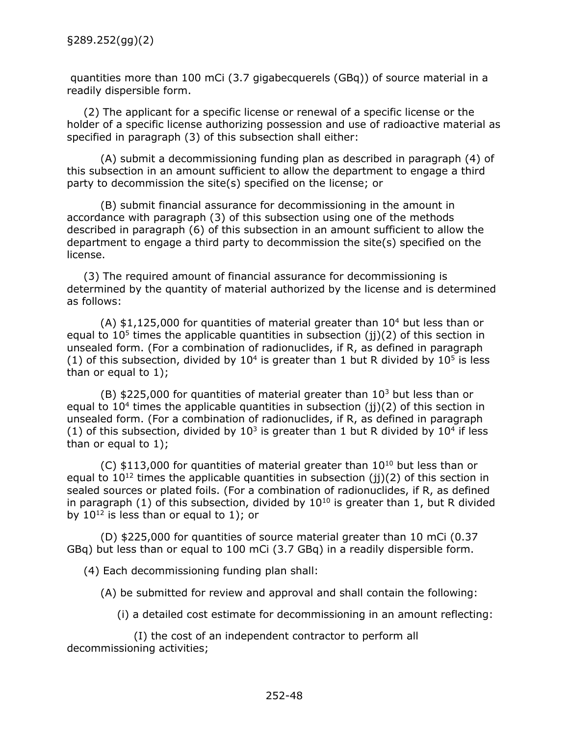quantities more than 100 mCi (3.7 gigabecquerels (GBq)) of source material in a readily dispersible form.

(2) The applicant for a specific license or renewal of a specific license or the holder of a specific license authorizing possession and use of radioactive material as specified in paragraph (3) of this subsection shall either:

(A) submit a decommissioning funding plan as described in paragraph (4) of this subsection in an amount sufficient to allow the department to engage a third party to decommission the site(s) specified on the license; or

(B) submit financial assurance for decommissioning in the amount in accordance with paragraph (3) of this subsection using one of the methods described in paragraph (6) of this subsection in an amount sufficient to allow the department to engage a third party to decommission the site(s) specified on the license.

(3) The required amount of financial assurance for decommissioning is determined by the quantity of material authorized by the license and is determined as follows:

(A) $1,125,000 for quantities of material greater than $10^4$ but less than or equal to $10^5$ times the applicable quantities in subsection (jj)(2) of this section in unsealed form. (For a combination of radionuclides, if R, as defined in paragraph (1) of this subsection, divided by $10^4$ is greater than 1 but R divided by $10^5$ is less than or equal to 1);

(B) $225,000 for quantities of material greater than $10^3$ but less than or equal to $10^4$ times the applicable quantities in subsection (jj)(2) of this section in unsealed form. (For a combination of radionuclides, if R, as defined in paragraph (1) of this subsection, divided by $10^3$ is greater than 1 but R divided by $10^4$ if less than or equal to 1);

(C) $113,000 for quantities of material greater than $10^{10}$ but less than or equal to $10^{12}$ times the applicable quantities in subsection (jj)(2) of this section in sealed sources or plated foils. (For a combination of radionuclides, if R, as defined in paragraph (1) of this subsection, divided by $10^{10}$ is greater than 1, but R divided by $10^{12}$ is less than or equal to 1); or

(D) $225,000 for quantities of source material greater than 10 mCi (0.37 GBq) but less than or equal to 100 mCi (3.7 GBq) in a readily dispersible form.

(4) Each decommissioning funding plan shall:

(A) be submitted for review and approval and shall contain the following:

(i) a detailed cost estimate for decommissioning in an amount reflecting:

(I) the cost of an independent contractor to perform all decommissioning activities;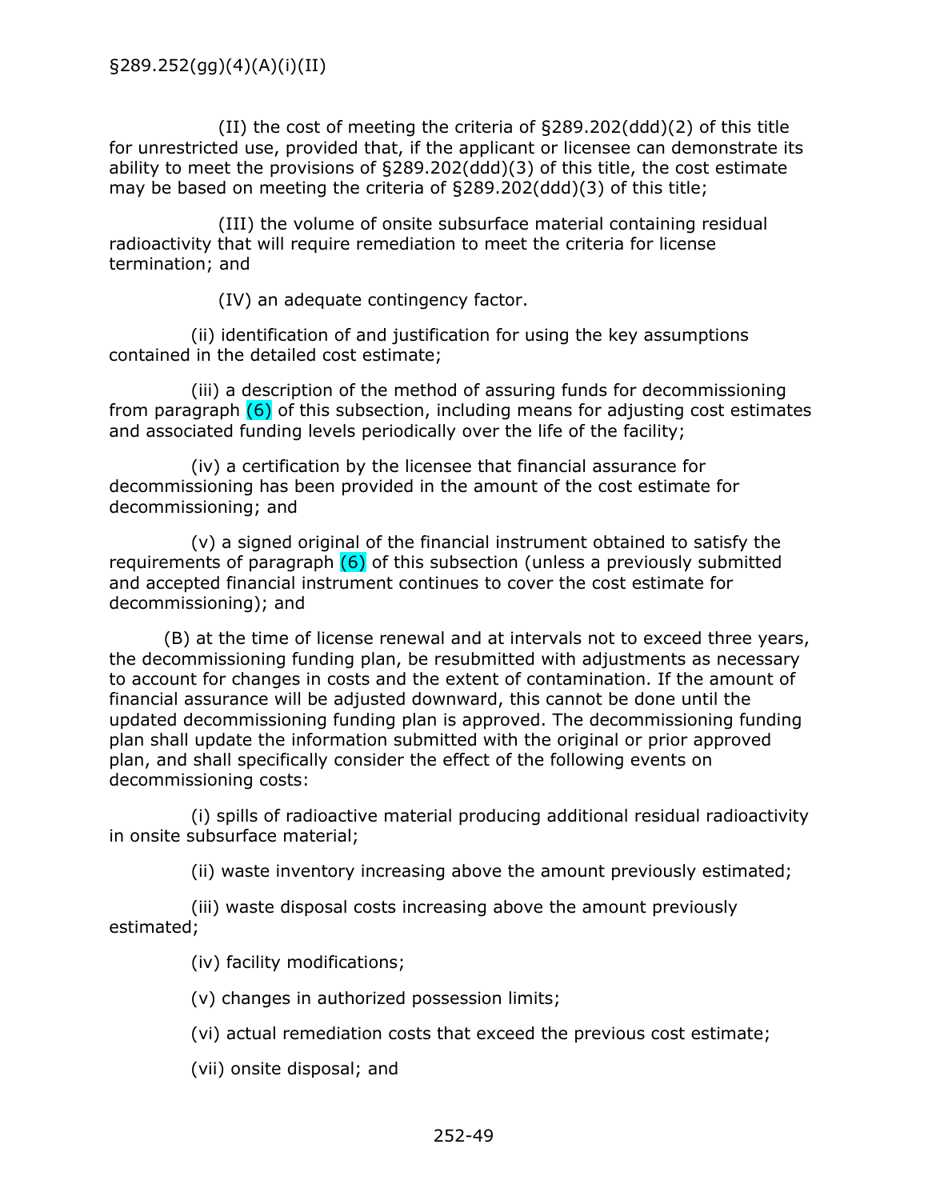(II) the cost of meeting the criteria of §289.202(ddd)(2) of this title for unrestricted use, provided that, if the applicant or licensee can demonstrate its ability to meet the provisions of §289.202(ddd)(3) of this title, the cost estimate may be based on meeting the criteria of §289.202(ddd)(3) of this title;

(III) the volume of onsite subsurface material containing residual radioactivity that will require remediation to meet the criteria for license termination; and

(IV) an adequate contingency factor.

(ii) identification of and justification for using the key assumptions contained in the detailed cost estimate;

(iii) a description of the method of assuring funds for decommissioning from paragraph (6) of this subsection, including means for adjusting cost estimates and associated funding levels periodically over the life of the facility;

(iv) a certification by the licensee that financial assurance for decommissioning has been provided in the amount of the cost estimate for decommissioning; and

(v) a signed original of the financial instrument obtained to satisfy the requirements of paragraph (6) of this subsection (unless a previously submitted and accepted financial instrument continues to cover the cost estimate for decommissioning); and

(B) at the time of license renewal and at intervals not to exceed three years, the decommissioning funding plan, be resubmitted with adjustments as necessary to account for changes in costs and the extent of contamination. If the amount of financial assurance will be adjusted downward, this cannot be done until the updated decommissioning funding plan is approved. The decommissioning funding plan shall update the information submitted with the original or prior approved plan, and shall specifically consider the effect of the following events on decommissioning costs:

(i) spills of radioactive material producing additional residual radioactivity in onsite subsurface material;

(ii) waste inventory increasing above the amount previously estimated;

(iii) waste disposal costs increasing above the amount previously estimated;

(iv) facility modifications;

(v) changes in authorized possession limits;

(vi) actual remediation costs that exceed the previous cost estimate;

(vii) onsite disposal; and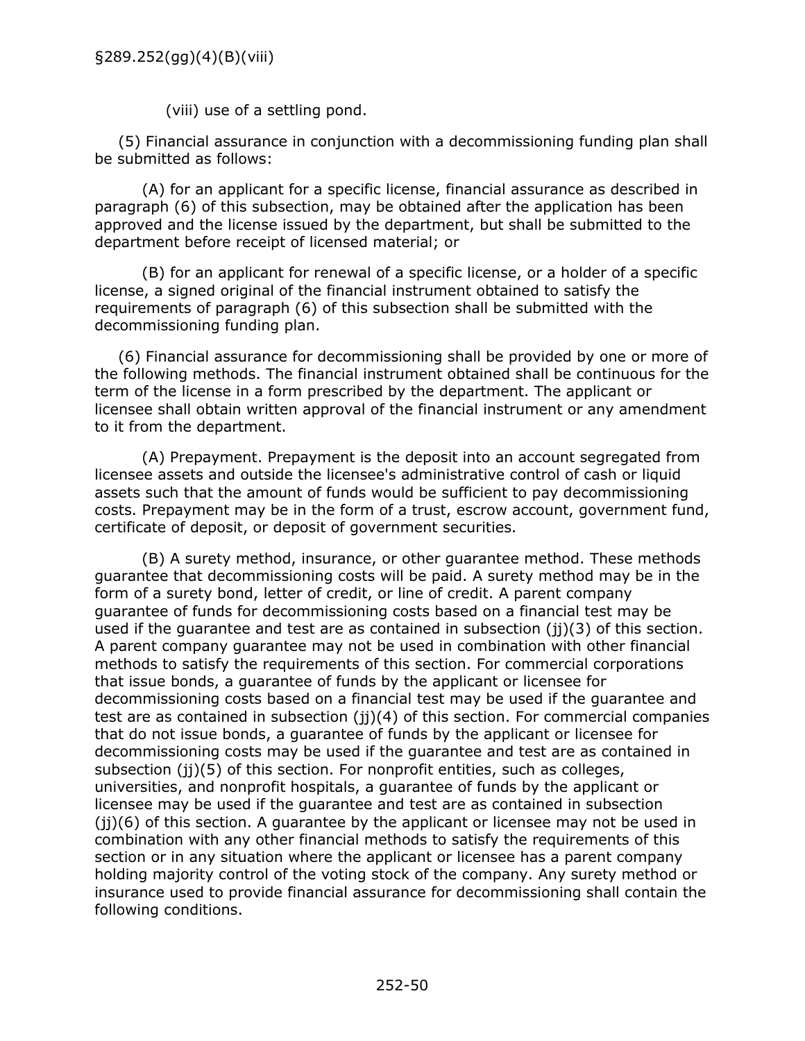(viii) use of a settling pond.

(5) Financial assurance in conjunction with a decommissioning funding plan shall be submitted as follows:

(A) for an applicant for a specific license, financial assurance as described in paragraph (6) of this subsection, may be obtained after the application has been approved and the license issued by the department, but shall be submitted to the department before receipt of licensed material; or

(B) for an applicant for renewal of a specific license, or a holder of a specific license, a signed original of the financial instrument obtained to satisfy the requirements of paragraph (6) of this subsection shall be submitted with the decommissioning funding plan.

(6) Financial assurance for decommissioning shall be provided by one or more of the following methods. The financial instrument obtained shall be continuous for the term of the license in a form prescribed by the department. The applicant or licensee shall obtain written approval of the financial instrument or any amendment to it from the department.

(A) Prepayment. Prepayment is the deposit into an account segregated from licensee assets and outside the licensee's administrative control of cash or liquid assets such that the amount of funds would be sufficient to pay decommissioning costs. Prepayment may be in the form of a trust, escrow account, government fund, certificate of deposit, or deposit of government securities.

(B) A surety method, insurance, or other guarantee method. These methods guarantee that decommissioning costs will be paid. A surety method may be in the form of a surety bond, letter of credit, or line of credit. A parent company guarantee of funds for decommissioning costs based on a financial test may be used if the guarantee and test are as contained in subsection (jj)(3) of this section. A parent company guarantee may not be used in combination with other financial methods to satisfy the requirements of this section. For commercial corporations that issue bonds, a guarantee of funds by the applicant or licensee for decommissioning costs based on a financial test may be used if the guarantee and test are as contained in subsection (jj)(4) of this section. For commercial companies that do not issue bonds, a guarantee of funds by the applicant or licensee for decommissioning costs may be used if the guarantee and test are as contained in subsection (jj)(5) of this section. For nonprofit entities, such as colleges, universities, and nonprofit hospitals, a guarantee of funds by the applicant or licensee may be used if the guarantee and test are as contained in subsection (jj)(6) of this section. A guarantee by the applicant or licensee may not be used in combination with any other financial methods to satisfy the requirements of this section or in any situation where the applicant or licensee has a parent company holding majority control of the voting stock of the company. Any surety method or insurance used to provide financial assurance for decommissioning shall contain the following conditions.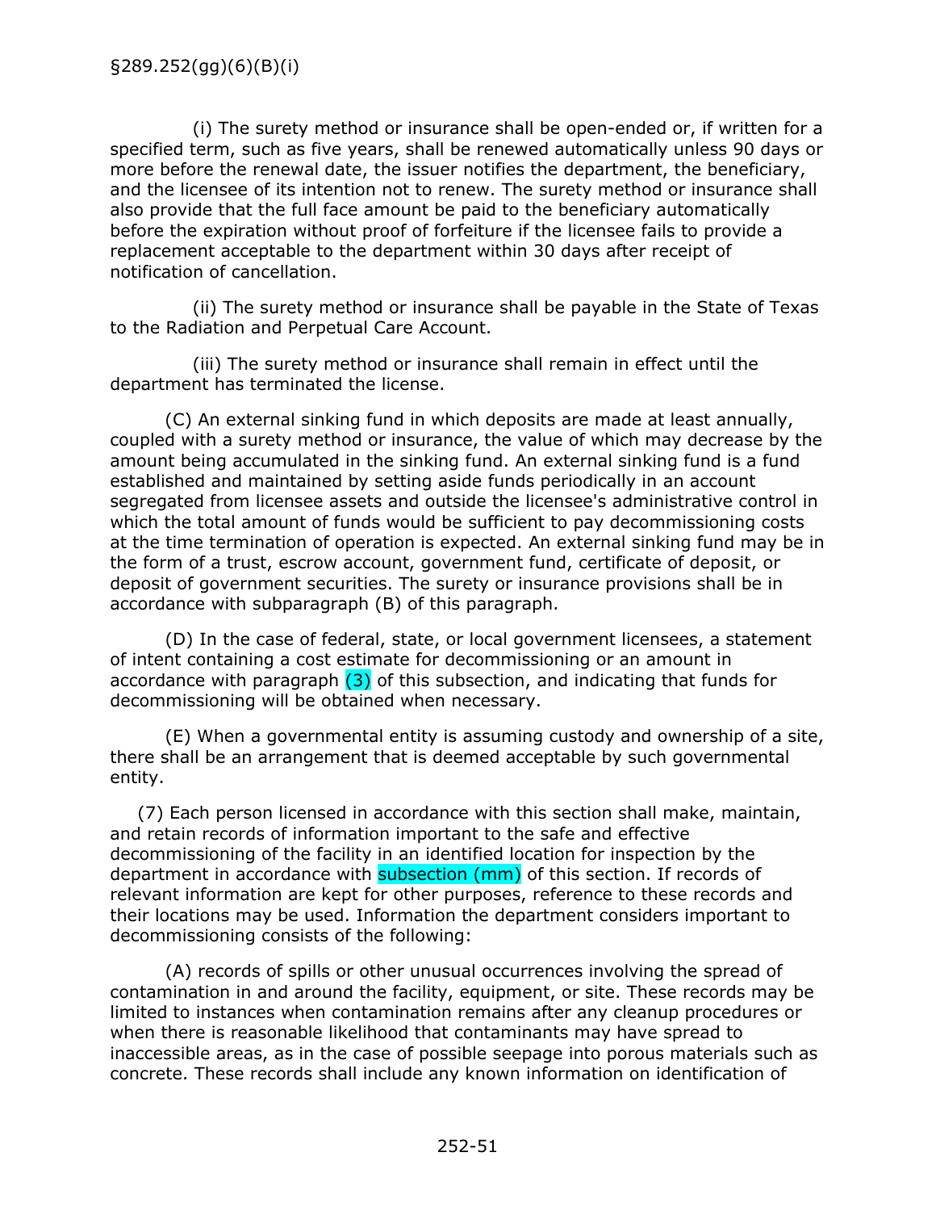(i) The surety method or insurance shall be open-ended or, if written for a specified term, such as five years, shall be renewed automatically unless 90 days or more before the renewal date, the issuer notifies the department, the beneficiary, and the licensee of its intention not to renew. The surety method or insurance shall also provide that the full face amount be paid to the beneficiary automatically before the expiration without proof of forfeiture if the licensee fails to provide a replacement acceptable to the department within 30 days after receipt of notification of cancellation.

(ii) The surety method or insurance shall be payable in the State of Texas to the Radiation and Perpetual Care Account.

(iii) The surety method or insurance shall remain in effect until the department has terminated the license.

(C) An external sinking fund in which deposits are made at least annually, coupled with a surety method or insurance, the value of which may decrease by the amount being accumulated in the sinking fund. An external sinking fund is a fund established and maintained by setting aside funds periodically in an account segregated from licensee assets and outside the licensee's administrative control in which the total amount of funds would be sufficient to pay decommissioning costs at the time termination of operation is expected. An external sinking fund may be in the form of a trust, escrow account, government fund, certificate of deposit, or deposit of government securities. The surety or insurance provisions shall be in accordance with subparagraph (B) of this paragraph.

(D) In the case of federal, state, or local government licensees, a statement of intent containing a cost estimate for decommissioning or an amount in accordance with paragraph (3) of this subsection, and indicating that funds for decommissioning will be obtained when necessary.

(E) When a governmental entity is assuming custody and ownership of a site, there shall be an arrangement that is deemed acceptable by such governmental entity.

(7) Each person licensed in accordance with this section shall make, maintain, and retain records of information important to the safe and effective decommissioning of the facility in an identified location for inspection by the department in accordance with subsection (mm) of this section. If records of relevant information are kept for other purposes, reference to these records and their locations may be used. Information the department considers important to decommissioning consists of the following:

(A) records of spills or other unusual occurrences involving the spread of contamination in and around the facility, equipment, or site. These records may be limited to instances when contamination remains after any cleanup procedures or when there is reasonable likelihood that contaminants may have spread to inaccessible areas, as in the case of possible seepage into porous materials such as concrete. These records shall include any known information on identification of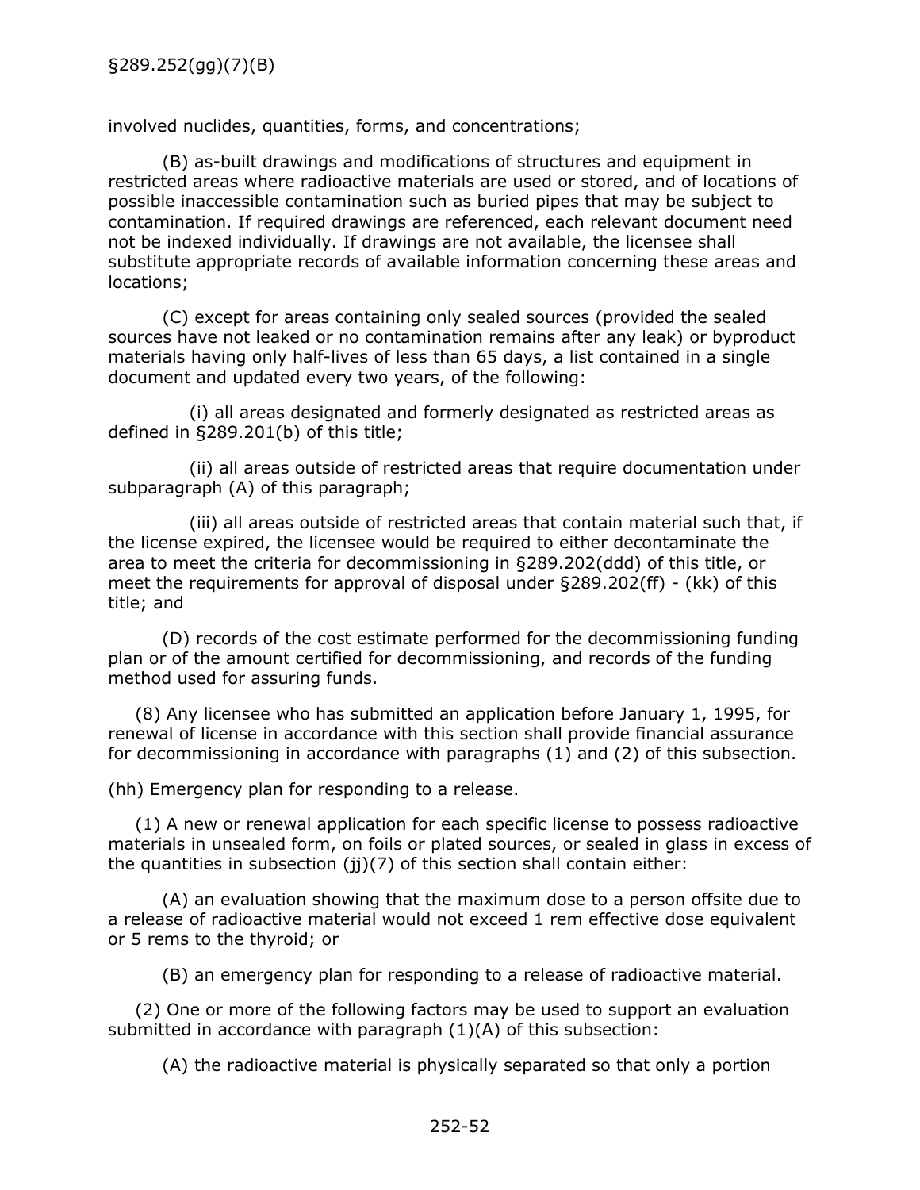involved nuclides, quantities, forms, and concentrations;

(B) as-built drawings and modifications of structures and equipment in restricted areas where radioactive materials are used or stored, and of locations of possible inaccessible contamination such as buried pipes that may be subject to contamination. If required drawings are referenced, each relevant document need not be indexed individually. If drawings are not available, the licensee shall substitute appropriate records of available information concerning these areas and locations;

(C) except for areas containing only sealed sources (provided the sealed sources have not leaked or no contamination remains after any leak) or byproduct materials having only half-lives of less than 65 days, a list contained in a single document and updated every two years, of the following:

(i) all areas designated and formerly designated as restricted areas as defined in §289.201(b) of this title;

(ii) all areas outside of restricted areas that require documentation under subparagraph (A) of this paragraph;

(iii) all areas outside of restricted areas that contain material such that, if the license expired, the licensee would be required to either decontaminate the area to meet the criteria for decommissioning in §289.202(ddd) of this title, or meet the requirements for approval of disposal under §289.202(ff) - (kk) of this title; and

(D) records of the cost estimate performed for the decommissioning funding plan or of the amount certified for decommissioning, and records of the funding method used for assuring funds.

(8) Any licensee who has submitted an application before January 1, 1995, for renewal of license in accordance with this section shall provide financial assurance for decommissioning in accordance with paragraphs (1) and (2) of this subsection.

(hh) Emergency plan for responding to a release.

(1) A new or renewal application for each specific license to possess radioactive materials in unsealed form, on foils or plated sources, or sealed in glass in excess of the quantities in subsection (jj)(7) of this section shall contain either:

(A) an evaluation showing that the maximum dose to a person offsite due to a release of radioactive material would not exceed 1 rem effective dose equivalent or 5 rems to the thyroid; or

(B) an emergency plan for responding to a release of radioactive material.

(2) One or more of the following factors may be used to support an evaluation submitted in accordance with paragraph (1)(A) of this subsection:

(A) the radioactive material is physically separated so that only a portion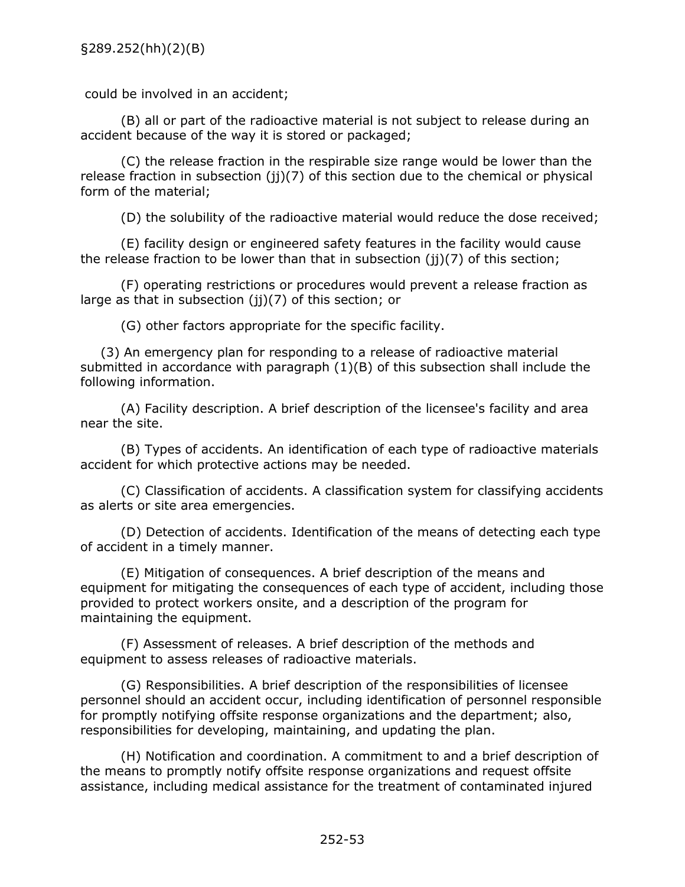could be involved in an accident;

(B) all or part of the radioactive material is not subject to release during an accident because of the way it is stored or packaged;

(C) the release fraction in the respirable size range would be lower than the release fraction in subsection (jj)(7) of this section due to the chemical or physical form of the material;

(D) the solubility of the radioactive material would reduce the dose received;

(E) facility design or engineered safety features in the facility would cause the release fraction to be lower than that in subsection (jj)(7) of this section;

(F) operating restrictions or procedures would prevent a release fraction as large as that in subsection (jj)(7) of this section; or

(G) other factors appropriate for the specific facility.

(3) An emergency plan for responding to a release of radioactive material submitted in accordance with paragraph (1)(B) of this subsection shall include the following information.

(A) Facility description. A brief description of the licensee's facility and area near the site.

(B) Types of accidents. An identification of each type of radioactive materials accident for which protective actions may be needed.

(C) Classification of accidents. A classification system for classifying accidents as alerts or site area emergencies.

(D) Detection of accidents. Identification of the means of detecting each type of accident in a timely manner.

(E) Mitigation of consequences. A brief description of the means and equipment for mitigating the consequences of each type of accident, including those provided to protect workers onsite, and a description of the program for maintaining the equipment.

(F) Assessment of releases. A brief description of the methods and equipment to assess releases of radioactive materials.

(G) Responsibilities. A brief description of the responsibilities of licensee personnel should an accident occur, including identification of personnel responsible for promptly notifying offsite response organizations and the department; also, responsibilities for developing, maintaining, and updating the plan.

(H) Notification and coordination. A commitment to and a brief description of the means to promptly notify offsite response organizations and request offsite assistance, including medical assistance for the treatment of contaminated injured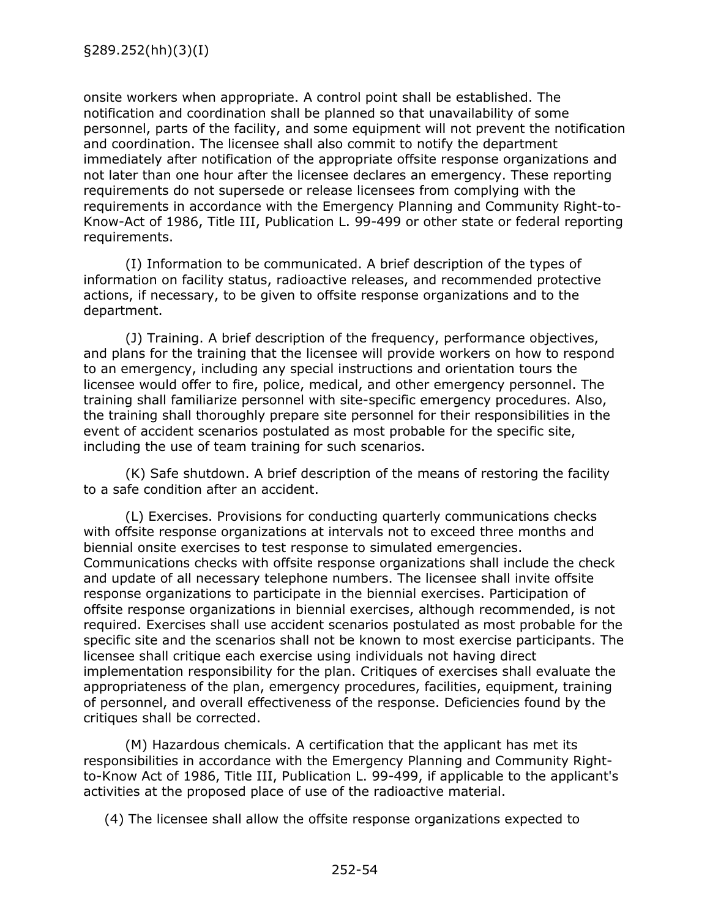onsite workers when appropriate. A control point shall be established. The notification and coordination shall be planned so that unavailability of some personnel, parts of the facility, and some equipment will not prevent the notification and coordination. The licensee shall also commit to notify the department immediately after notification of the appropriate offsite response organizations and not later than one hour after the licensee declares an emergency. These reporting requirements do not supersede or release licensees from complying with the requirements in accordance with the Emergency Planning and Community Right-to-Know-Act of 1986, Title III, Publication L. 99-499 or other state or federal reporting requirements.

(I) Information to be communicated. A brief description of the types of information on facility status, radioactive releases, and recommended protective actions, if necessary, to be given to offsite response organizations and to the department.

(J) Training. A brief description of the frequency, performance objectives, and plans for the training that the licensee will provide workers on how to respond to an emergency, including any special instructions and orientation tours the licensee would offer to fire, police, medical, and other emergency personnel. The training shall familiarize personnel with site-specific emergency procedures. Also, the training shall thoroughly prepare site personnel for their responsibilities in the event of accident scenarios postulated as most probable for the specific site, including the use of team training for such scenarios.

(K) Safe shutdown. A brief description of the means of restoring the facility to a safe condition after an accident.

(L) Exercises. Provisions for conducting quarterly communications checks with offsite response organizations at intervals not to exceed three months and biennial onsite exercises to test response to simulated emergencies. Communications checks with offsite response organizations shall include the check and update of all necessary telephone numbers. The licensee shall invite offsite response organizations to participate in the biennial exercises. Participation of offsite response organizations in biennial exercises, although recommended, is not required. Exercises shall use accident scenarios postulated as most probable for the specific site and the scenarios shall not be known to most exercise participants. The licensee shall critique each exercise using individuals not having direct implementation responsibility for the plan. Critiques of exercises shall evaluate the appropriateness of the plan, emergency procedures, facilities, equipment, training of personnel, and overall effectiveness of the response. Deficiencies found by the critiques shall be corrected.

(M) Hazardous chemicals. A certification that the applicant has met its responsibilities in accordance with the Emergency Planning and Community Right-to-Know Act of 1986, Title III, Publication L. 99-499, if applicable to the applicant's activities at the proposed place of use of the radioactive material.

(4) The licensee shall allow the offsite response organizations expected to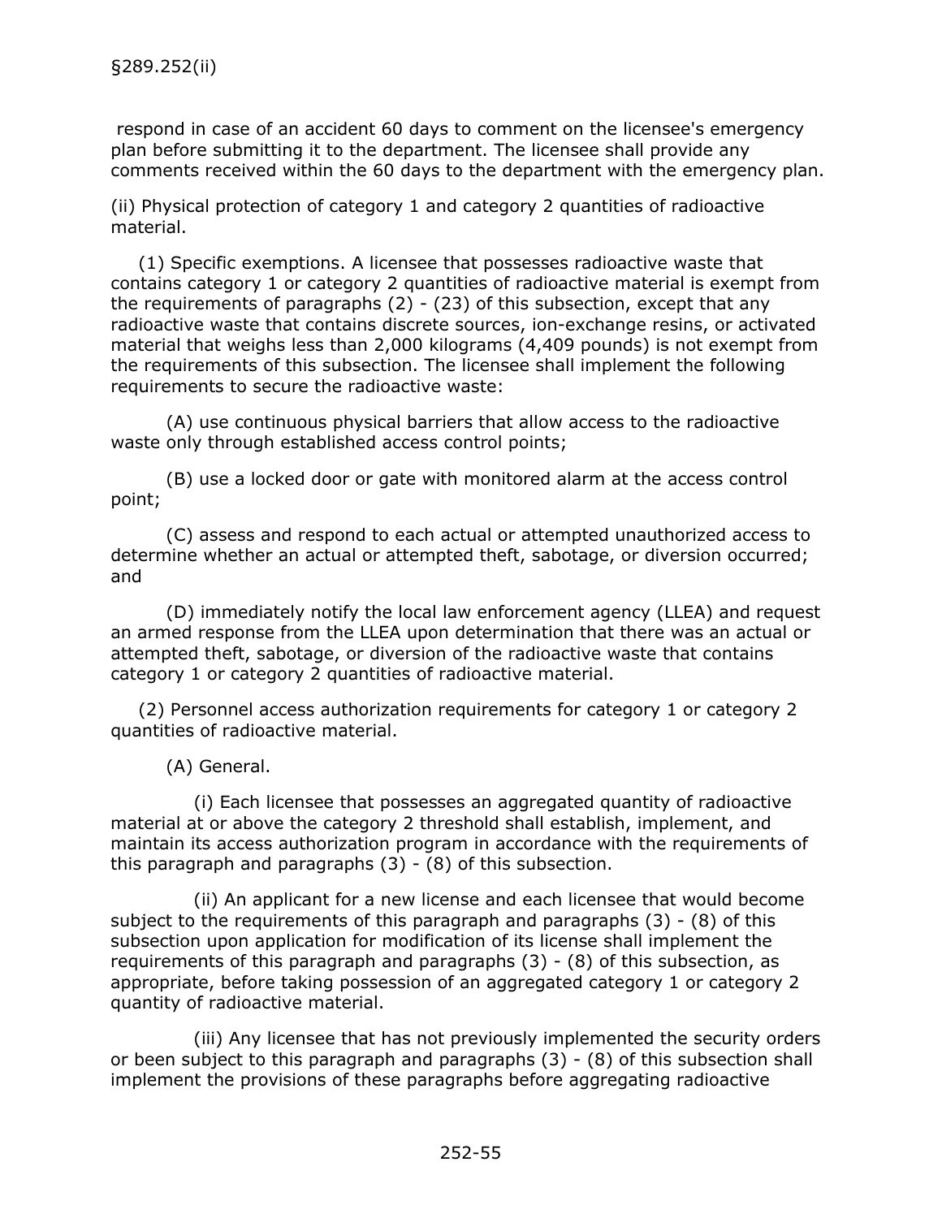respond in case of an accident 60 days to comment on the licensee's emergency plan before submitting it to the department. The licensee shall provide any comments received within the 60 days to the department with the emergency plan.

(ii) Physical protection of category 1 and category 2 quantities of radioactive material.

(1) Specific exemptions. A licensee that possesses radioactive waste that contains category 1 or category 2 quantities of radioactive material is exempt from the requirements of paragraphs (2) - (23) of this subsection, except that any radioactive waste that contains discrete sources, ion-exchange resins, or activated material that weighs less than 2,000 kilograms (4,409 pounds) is not exempt from the requirements of this subsection. The licensee shall implement the following requirements to secure the radioactive waste:

(A) use continuous physical barriers that allow access to the radioactive waste only through established access control points;

(B) use a locked door or gate with monitored alarm at the access control point;

(C) assess and respond to each actual or attempted unauthorized access to determine whether an actual or attempted theft, sabotage, or diversion occurred; and

(D) immediately notify the local law enforcement agency (LLEA) and request an armed response from the LLEA upon determination that there was an actual or attempted theft, sabotage, or diversion of the radioactive waste that contains category 1 or category 2 quantities of radioactive material.

(2) Personnel access authorization requirements for category 1 or category 2 quantities of radioactive material.

(A) General.

(i) Each licensee that possesses an aggregated quantity of radioactive material at or above the category 2 threshold shall establish, implement, and maintain its access authorization program in accordance with the requirements of this paragraph and paragraphs (3) - (8) of this subsection.

(ii) An applicant for a new license and each licensee that would become subject to the requirements of this paragraph and paragraphs (3) - (8) of this subsection upon application for modification of its license shall implement the requirements of this paragraph and paragraphs (3) - (8) of this subsection, as appropriate, before taking possession of an aggregated category 1 or category 2 quantity of radioactive material.

(iii) Any licensee that has not previously implemented the security orders or been subject to this paragraph and paragraphs (3) - (8) of this subsection shall implement the provisions of these paragraphs before aggregating radioactive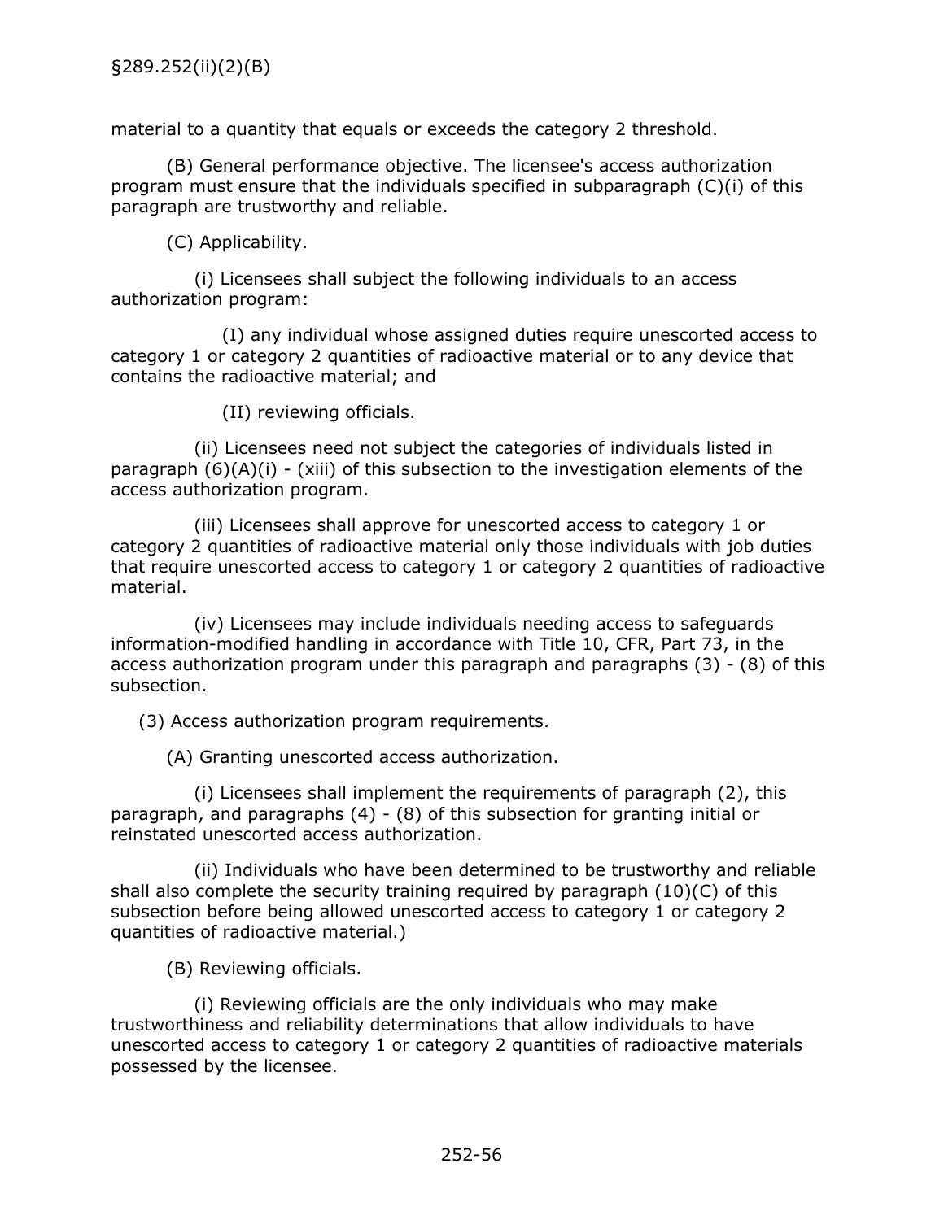material to a quantity that equals or exceeds the category 2 threshold.

(B) General performance objective. The licensee's access authorization program must ensure that the individuals specified in subparagraph (C)(i) of this paragraph are trustworthy and reliable.

(C) Applicability.

(i) Licensees shall subject the following individuals to an access authorization program:

(I) any individual whose assigned duties require unescorted access to category 1 or category 2 quantities of radioactive material or to any device that contains the radioactive material; and

(II) reviewing officials.

(ii) Licensees need not subject the categories of individuals listed in paragraph (6)(A)(i) - (xiii) of this subsection to the investigation elements of the access authorization program.

(iii) Licensees shall approve for unescorted access to category 1 or category 2 quantities of radioactive material only those individuals with job duties that require unescorted access to category 1 or category 2 quantities of radioactive material.

(iv) Licensees may include individuals needing access to safeguards information-modified handling in accordance with Title 10, CFR, Part 73, in the access authorization program under this paragraph and paragraphs (3) - (8) of this subsection.

(3) Access authorization program requirements.

(A) Granting unescorted access authorization.

(i) Licensees shall implement the requirements of paragraph (2), this paragraph, and paragraphs (4) - (8) of this subsection for granting initial or reinstated unescorted access authorization.

(ii) Individuals who have been determined to be trustworthy and reliable shall also complete the security training required by paragraph (10)(C) of this subsection before being allowed unescorted access to category 1 or category 2 quantities of radioactive material.)

(B) Reviewing officials.

(i) Reviewing officials are the only individuals who may make trustworthiness and reliability determinations that allow individuals to have unescorted access to category 1 or category 2 quantities of radioactive materials possessed by the licensee.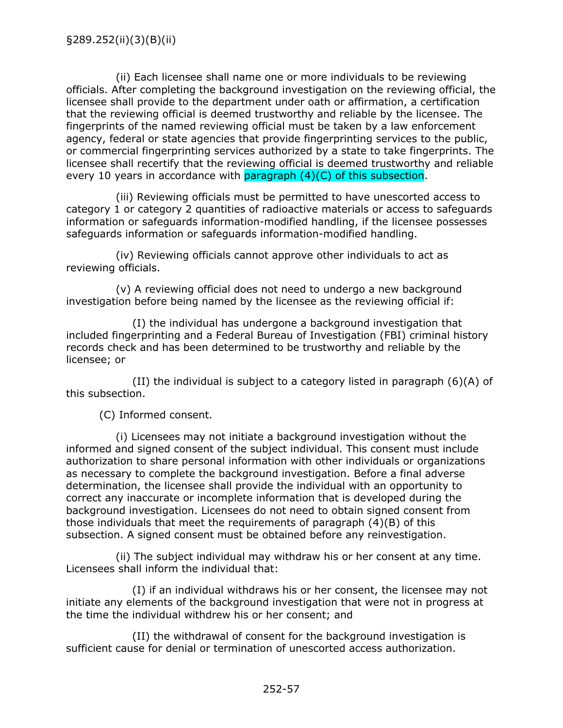§289.252(ii)(3)(B)(ii)

(ii) Each licensee shall name one or more individuals to be reviewing officials. After completing the background investigation on the reviewing official, the licensee shall provide to the department under oath or affirmation, a certification that the reviewing official is deemed trustworthy and reliable by the licensee. The fingerprints of the named reviewing official must be taken by a law enforcement agency, federal or state agencies that provide fingerprinting services to the public, or commercial fingerprinting services authorized by a state to take fingerprints. The licensee shall recertify that the reviewing official is deemed trustworthy and reliable every 10 years in accordance with paragraph (4)(C) of this subsection.

(iii) Reviewing officials must be permitted to have unescorted access to category 1 or category 2 quantities of radioactive materials or access to safeguards information or safeguards information-modified handling, if the licensee possesses safeguards information or safeguards information-modified handling.

(iv) Reviewing officials cannot approve other individuals to act as reviewing officials.

(v) A reviewing official does not need to undergo a new background investigation before being named by the licensee as the reviewing official if:

(I) the individual has undergone a background investigation that included fingerprinting and a Federal Bureau of Investigation (FBI) criminal history records check and has been determined to be trustworthy and reliable by the licensee; or

(II) the individual is subject to a category listed in paragraph (6)(A) of this subsection.

(C) Informed consent.

(i) Licensees may not initiate a background investigation without the informed and signed consent of the subject individual. This consent must include authorization to share personal information with other individuals or organizations as necessary to complete the background investigation. Before a final adverse determination, the licensee shall provide the individual with an opportunity to correct any inaccurate or incomplete information that is developed during the background investigation. Licensees do not need to obtain signed consent from those individuals that meet the requirements of paragraph (4)(B) of this subsection. A signed consent must be obtained before any reinvestigation.

(ii) The subject individual may withdraw his or her consent at any time. Licensees shall inform the individual that:

(I) if an individual withdraws his or her consent, the licensee may not initiate any elements of the background investigation that were not in progress at the time the individual withdrew his or her consent; and

(II) the withdrawal of consent for the background investigation is sufficient cause for denial or termination of unescorted access authorization.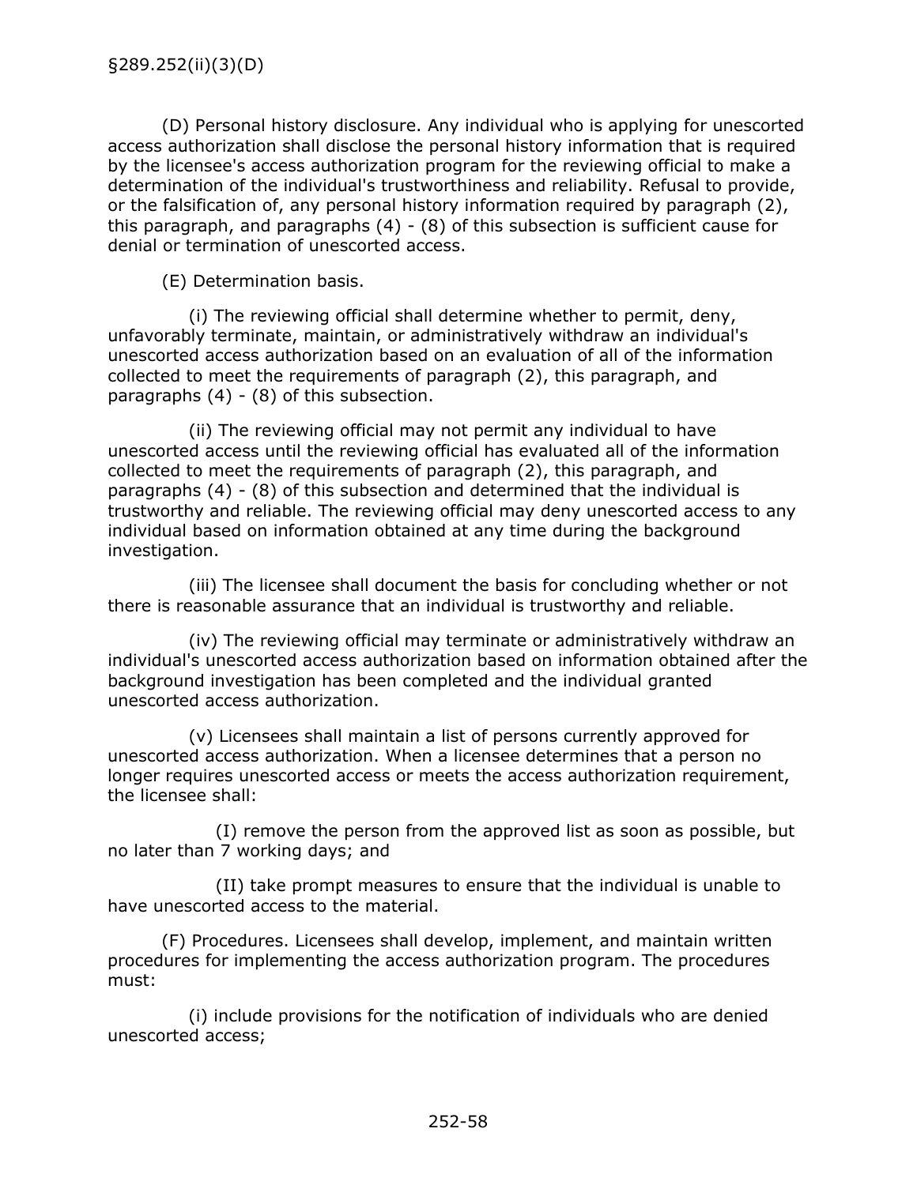(D) Personal history disclosure. Any individual who is applying for unescorted access authorization shall disclose the personal history information that is required by the licensee's access authorization program for the reviewing official to make a determination of the individual's trustworthiness and reliability. Refusal to provide, or the falsification of, any personal history information required by paragraph (2), this paragraph, and paragraphs (4) - (8) of this subsection is sufficient cause for denial or termination of unescorted access.

(E) Determination basis.

(i) The reviewing official shall determine whether to permit, deny, unfavorably terminate, maintain, or administratively withdraw an individual's unescorted access authorization based on an evaluation of all of the information collected to meet the requirements of paragraph (2), this paragraph, and paragraphs (4) - (8) of this subsection.

(ii) The reviewing official may not permit any individual to have unescorted access until the reviewing official has evaluated all of the information collected to meet the requirements of paragraph (2), this paragraph, and paragraphs (4) - (8) of this subsection and determined that the individual is trustworthy and reliable. The reviewing official may deny unescorted access to any individual based on information obtained at any time during the background investigation.

(iii) The licensee shall document the basis for concluding whether or not there is reasonable assurance that an individual is trustworthy and reliable.

(iv) The reviewing official may terminate or administratively withdraw an individual's unescorted access authorization based on information obtained after the background investigation has been completed and the individual granted unescorted access authorization.

(v) Licensees shall maintain a list of persons currently approved for unescorted access authorization. When a licensee determines that a person no longer requires unescorted access or meets the access authorization requirement, the licensee shall:

(I) remove the person from the approved list as soon as possible, but no later than 7 working days; and

(II) take prompt measures to ensure that the individual is unable to have unescorted access to the material.

(F) Procedures. Licensees shall develop, implement, and maintain written procedures for implementing the access authorization program. The procedures must:

(i) include provisions for the notification of individuals who are denied unescorted access;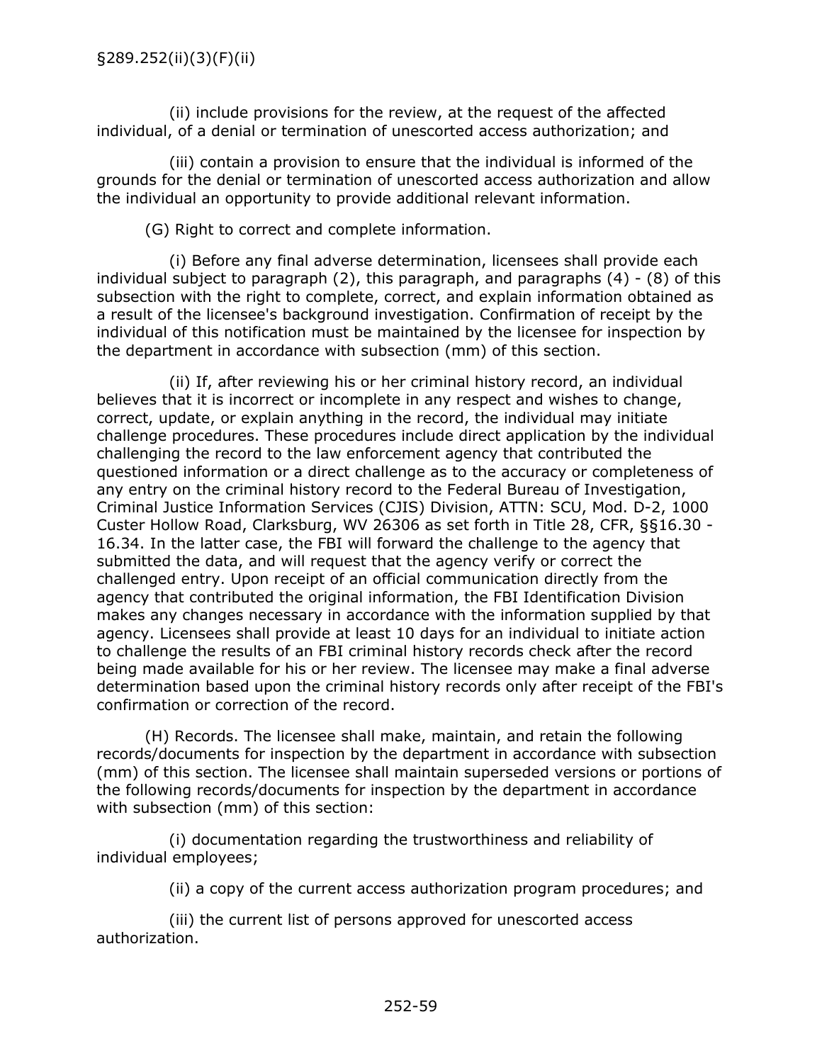(ii) include provisions for the review, at the request of the affected individual, of a denial or termination of unescorted access authorization; and

(iii) contain a provision to ensure that the individual is informed of the grounds for the denial or termination of unescorted access authorization and allow the individual an opportunity to provide additional relevant information.

(G) Right to correct and complete information.

(i) Before any final adverse determination, licensees shall provide each individual subject to paragraph (2), this paragraph, and paragraphs (4) - (8) of this subsection with the right to complete, correct, and explain information obtained as a result of the licensee's background investigation. Confirmation of receipt by the individual of this notification must be maintained by the licensee for inspection by the department in accordance with subsection (mm) of this section.

(ii) If, after reviewing his or her criminal history record, an individual believes that it is incorrect or incomplete in any respect and wishes to change, correct, update, or explain anything in the record, the individual may initiate challenge procedures. These procedures include direct application by the individual challenging the record to the law enforcement agency that contributed the questioned information or a direct challenge as to the accuracy or completeness of any entry on the criminal history record to the Federal Bureau of Investigation, Criminal Justice Information Services (CJIS) Division, ATTN: SCU, Mod. D-2, 1000 Custer Hollow Road, Clarksburg, WV 26306 as set forth in Title 28, CFR, §§16.30 - 16.34. In the latter case, the FBI will forward the challenge to the agency that submitted the data, and will request that the agency verify or correct the challenged entry. Upon receipt of an official communication directly from the agency that contributed the original information, the FBI Identification Division makes any changes necessary in accordance with the information supplied by that agency. Licensees shall provide at least 10 days for an individual to initiate action to challenge the results of an FBI criminal history records check after the record being made available for his or her review. The licensee may make a final adverse determination based upon the criminal history records only after receipt of the FBI's confirmation or correction of the record.

(H) Records. The licensee shall make, maintain, and retain the following records/documents for inspection by the department in accordance with subsection (mm) of this section. The licensee shall maintain superseded versions or portions of the following records/documents for inspection by the department in accordance with subsection (mm) of this section:

(i) documentation regarding the trustworthiness and reliability of individual employees;

(ii) a copy of the current access authorization program procedures; and

(iii) the current list of persons approved for unescorted access authorization.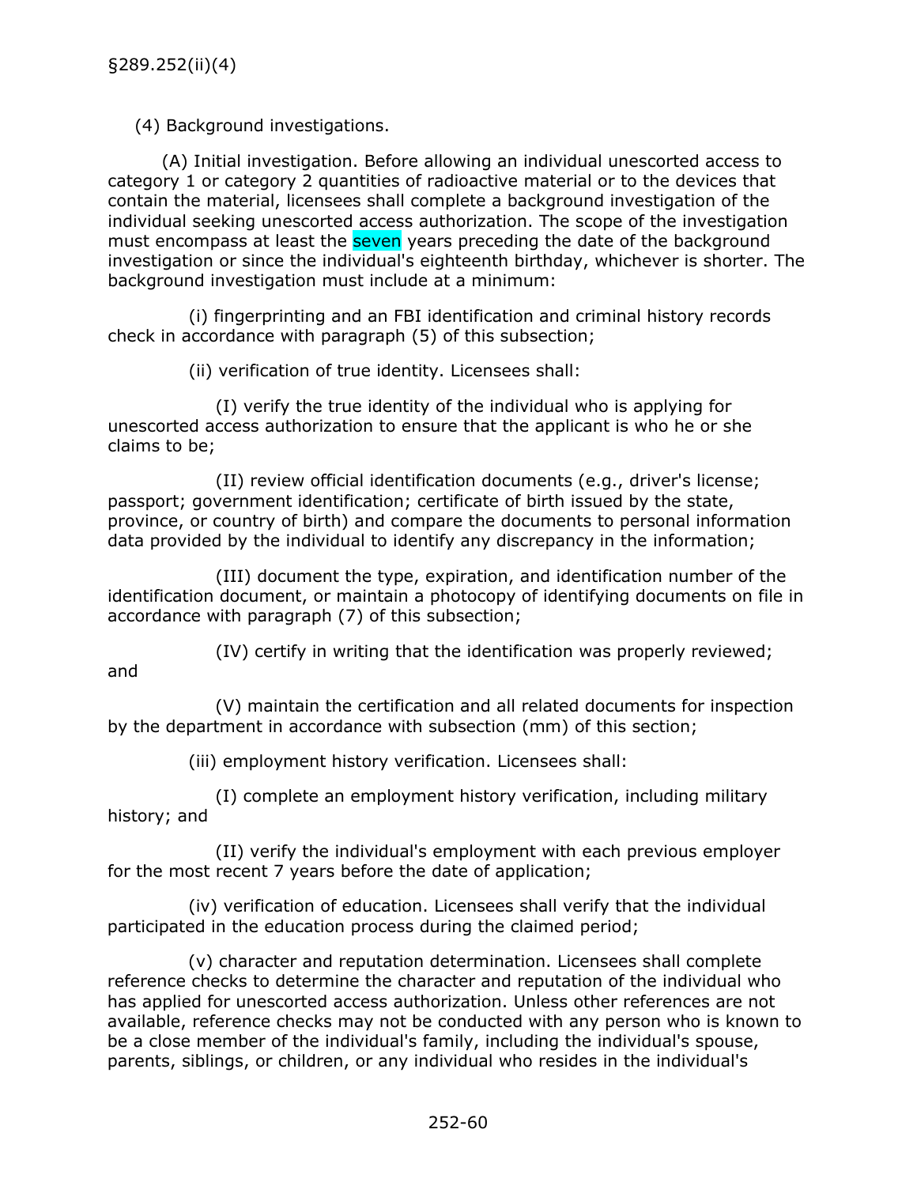§289.252(ii)(4)

(4) Background investigations.

(A) Initial investigation. Before allowing an individual unescorted access to category 1 or category 2 quantities of radioactive material or to the devices that contain the material, licensees shall complete a background investigation of the individual seeking unescorted access authorization. The scope of the investigation must encompass at least the seven years preceding the date of the background investigation or since the individual's eighteenth birthday, whichever is shorter. The background investigation must include at a minimum:

(i) fingerprinting and an FBI identification and criminal history records check in accordance with paragraph (5) of this subsection;

(ii) verification of true identity. Licensees shall:

(I) verify the true identity of the individual who is applying for unescorted access authorization to ensure that the applicant is who he or she claims to be;

(II) review official identification documents (e.g., driver's license; passport; government identification; certificate of birth issued by the state, province, or country of birth) and compare the documents to personal information data provided by the individual to identify any discrepancy in the information;

(III) document the type, expiration, and identification number of the identification document, or maintain a photocopy of identifying documents on file in accordance with paragraph (7) of this subsection;

(IV) certify in writing that the identification was properly reviewed; and

(V) maintain the certification and all related documents for inspection by the department in accordance with subsection (mm) of this section;

(iii) employment history verification. Licensees shall:

(I) complete an employment history verification, including military history; and

(II) verify the individual's employment with each previous employer for the most recent 7 years before the date of application;

(iv) verification of education. Licensees shall verify that the individual participated in the education process during the claimed period;

(v) character and reputation determination. Licensees shall complete reference checks to determine the character and reputation of the individual who has applied for unescorted access authorization. Unless other references are not available, reference checks may not be conducted with any person who is known to be a close member of the individual's family, including the individual's spouse, parents, siblings, or children, or any individual who resides in the individual's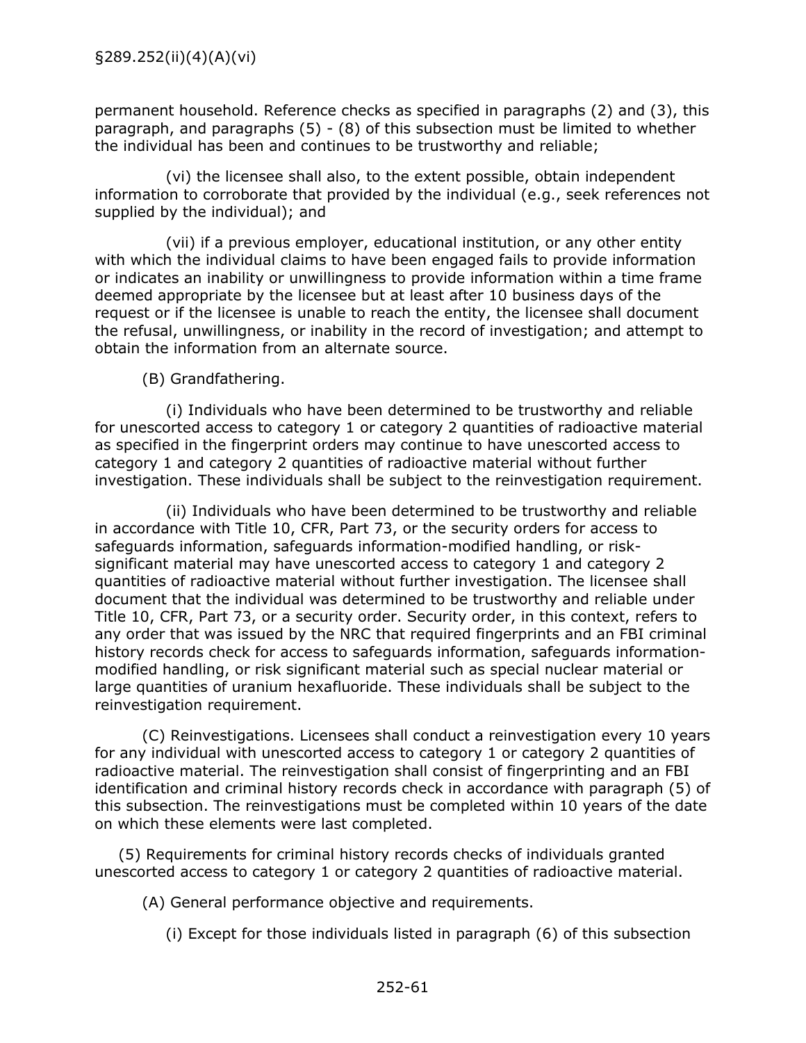permanent household. Reference checks as specified in paragraphs (2) and (3), this paragraph, and paragraphs (5) - (8) of this subsection must be limited to whether the individual has been and continues to be trustworthy and reliable;

(vi) the licensee shall also, to the extent possible, obtain independent information to corroborate that provided by the individual (e.g., seek references not supplied by the individual); and

(vii) if a previous employer, educational institution, or any other entity with which the individual claims to have been engaged fails to provide information or indicates an inability or unwillingness to provide information within a time frame deemed appropriate by the licensee but at least after 10 business days of the request or if the licensee is unable to reach the entity, the licensee shall document the refusal, unwillingness, or inability in the record of investigation; and attempt to obtain the information from an alternate source.

(B) Grandfathering.

(i) Individuals who have been determined to be trustworthy and reliable for unescorted access to category 1 or category 2 quantities of radioactive material as specified in the fingerprint orders may continue to have unescorted access to category 1 and category 2 quantities of radioactive material without further investigation. These individuals shall be subject to the reinvestigation requirement.

(ii) Individuals who have been determined to be trustworthy and reliable in accordance with Title 10, CFR, Part 73, or the security orders for access to safeguards information, safeguards information-modified handling, or risk-significant material may have unescorted access to category 1 and category 2 quantities of radioactive material without further investigation. The licensee shall document that the individual was determined to be trustworthy and reliable under Title 10, CFR, Part 73, or a security order. Security order, in this context, refers to any order that was issued by the NRC that required fingerprints and an FBI criminal history records check for access to safeguards information, safeguards information-modified handling, or risk significant material such as special nuclear material or large quantities of uranium hexafluoride. These individuals shall be subject to the reinvestigation requirement.

(C) Reinvestigations. Licensees shall conduct a reinvestigation every 10 years for any individual with unescorted access to category 1 or category 2 quantities of radioactive material. The reinvestigation shall consist of fingerprinting and an FBI identification and criminal history records check in accordance with paragraph (5) of this subsection. The reinvestigations must be completed within 10 years of the date on which these elements were last completed.

(5) Requirements for criminal history records checks of individuals granted unescorted access to category 1 or category 2 quantities of radioactive material.

(A) General performance objective and requirements.

(i) Except for those individuals listed in paragraph (6) of this subsection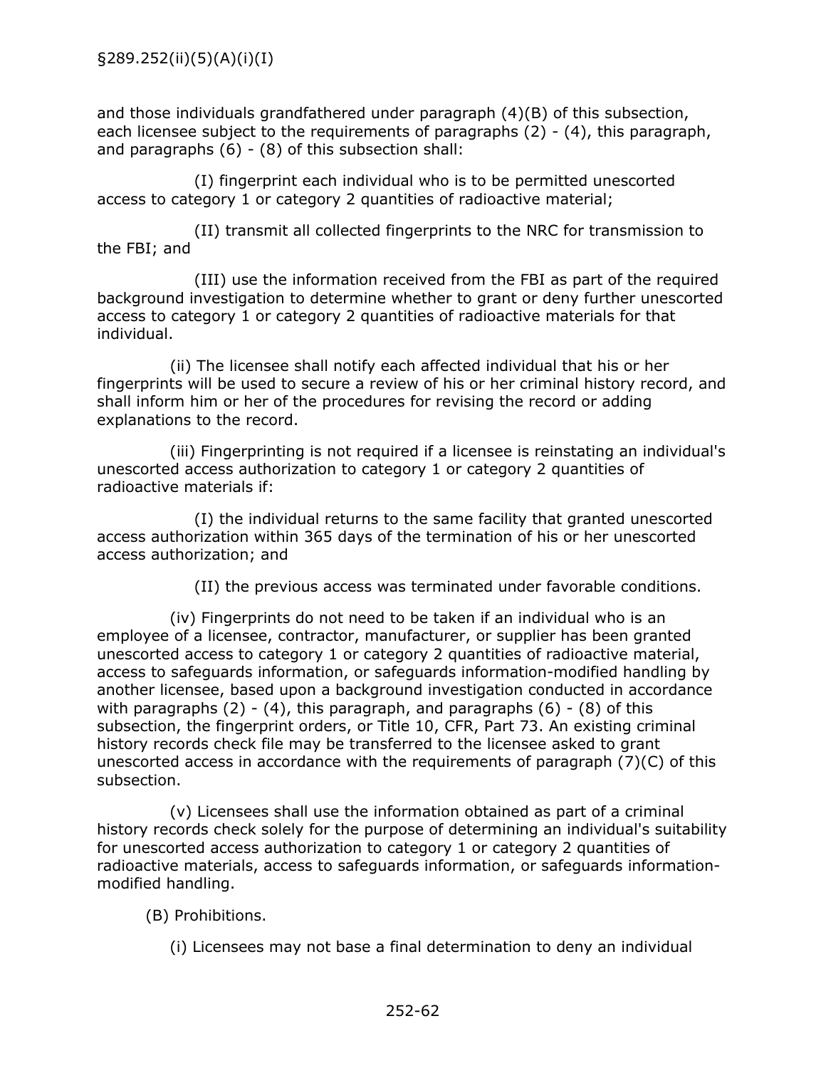and those individuals grandfathered under paragraph (4)(B) of this subsection, each licensee subject to the requirements of paragraphs (2) - (4), this paragraph, and paragraphs (6) - (8) of this subsection shall:

(I) fingerprint each individual who is to be permitted unescorted access to category 1 or category 2 quantities of radioactive material;

(II) transmit all collected fingerprints to the NRC for transmission to the FBI; and

(III) use the information received from the FBI as part of the required background investigation to determine whether to grant or deny further unescorted access to category 1 or category 2 quantities of radioactive materials for that individual.

(ii) The licensee shall notify each affected individual that his or her fingerprints will be used to secure a review of his or her criminal history record, and shall inform him or her of the procedures for revising the record or adding explanations to the record.

(iii) Fingerprinting is not required if a licensee is reinstating an individual's unescorted access authorization to category 1 or category 2 quantities of radioactive materials if:

(I) the individual returns to the same facility that granted unescorted access authorization within 365 days of the termination of his or her unescorted access authorization; and

(II) the previous access was terminated under favorable conditions.

(iv) Fingerprints do not need to be taken if an individual who is an employee of a licensee, contractor, manufacturer, or supplier has been granted unescorted access to category 1 or category 2 quantities of radioactive material, access to safeguards information, or safeguards information-modified handling by another licensee, based upon a background investigation conducted in accordance with paragraphs (2) - (4), this paragraph, and paragraphs (6) - (8) of this subsection, the fingerprint orders, or Title 10, CFR, Part 73. An existing criminal history records check file may be transferred to the licensee asked to grant unescorted access in accordance with the requirements of paragraph (7)(C) of this subsection.

(v) Licensees shall use the information obtained as part of a criminal history records check solely for the purpose of determining an individual's suitability for unescorted access authorization to category 1 or category 2 quantities of radioactive materials, access to safeguards information, or safeguards information-modified handling.

(B) Prohibitions.

(i) Licensees may not base a final determination to deny an individual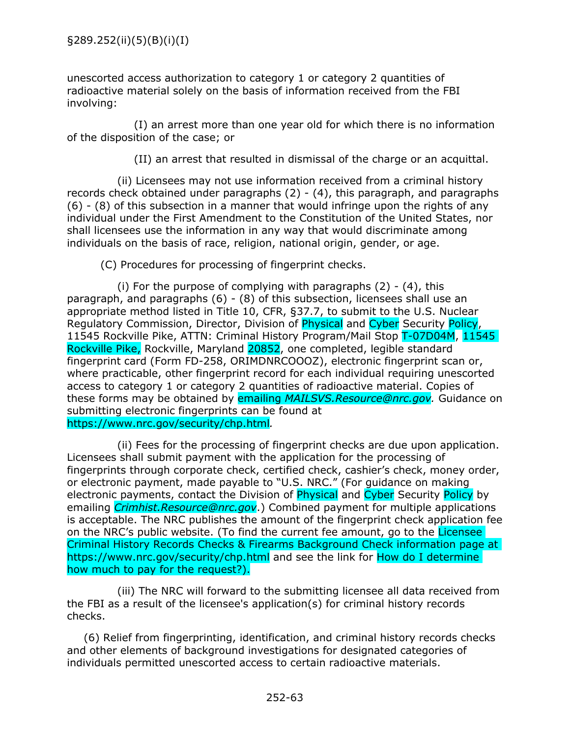§289.252(ii)(5)(B)(i)(I)

unescorted access authorization to category 1 or category 2 quantities of radioactive material solely on the basis of information received from the FBI involving:

(I) an arrest more than one year old for which there is no information of the disposition of the case; or

(II) an arrest that resulted in dismissal of the charge or an acquittal.

(ii) Licensees may not use information received from a criminal history records check obtained under paragraphs (2) - (4), this paragraph, and paragraphs (6) - (8) of this subsection in a manner that would infringe upon the rights of any individual under the First Amendment to the Constitution of the United States, nor shall licensees use the information in any way that would discriminate among individuals on the basis of race, religion, national origin, gender, or age.

(C) Procedures for processing of fingerprint checks.

(i) For the purpose of complying with paragraphs (2) - (4), this paragraph, and paragraphs (6) - (8) of this subsection, licensees shall use an appropriate method listed in Title 10, CFR, §37.7, to submit to the U.S. Nuclear Regulatory Commission, Director, Division of Physical and Cyber Security Policy, 11545 Rockville Pike, ATTN: Criminal History Program/Mail Stop T-07D04M, 11545 Rockville Pike, Rockville, Maryland 20852, one completed, legible standard fingerprint card (Form FD-258, ORIMDNRCOOOZ), electronic fingerprint scan or, where practicable, other fingerprint record for each individual requiring unescorted access to category 1 or category 2 quantities of radioactive material. Copies of these forms may be obtained by emailing *MAILSVS.Resource@nrc.gov*. Guidance on submitting electronic fingerprints can be found at https://www.nrc.gov/security/chp.html.

(ii) Fees for the processing of fingerprint checks are due upon application. Licensees shall submit payment with the application for the processing of fingerprints through corporate check, certified check, cashier's check, money order, or electronic payment, made payable to "U.S. NRC." (For guidance on making electronic payments, contact the Division of Physical and Cyber Security Policy by emailing *Crimhist.Resource@nrc.gov*.) Combined payment for multiple applications is acceptable. The NRC publishes the amount of the fingerprint check application fee on the NRC's public website. (To find the current fee amount, go to the Licensee Criminal History Records Checks & Firearms Background Check information page at https://www.nrc.gov/security/chp.html and see the link for How do I determine how much to pay for the request?).

(iii) The NRC will forward to the submitting licensee all data received from the FBI as a result of the licensee's application(s) for criminal history records checks.

(6) Relief from fingerprinting, identification, and criminal history records checks and other elements of background investigations for designated categories of individuals permitted unescorted access to certain radioactive materials.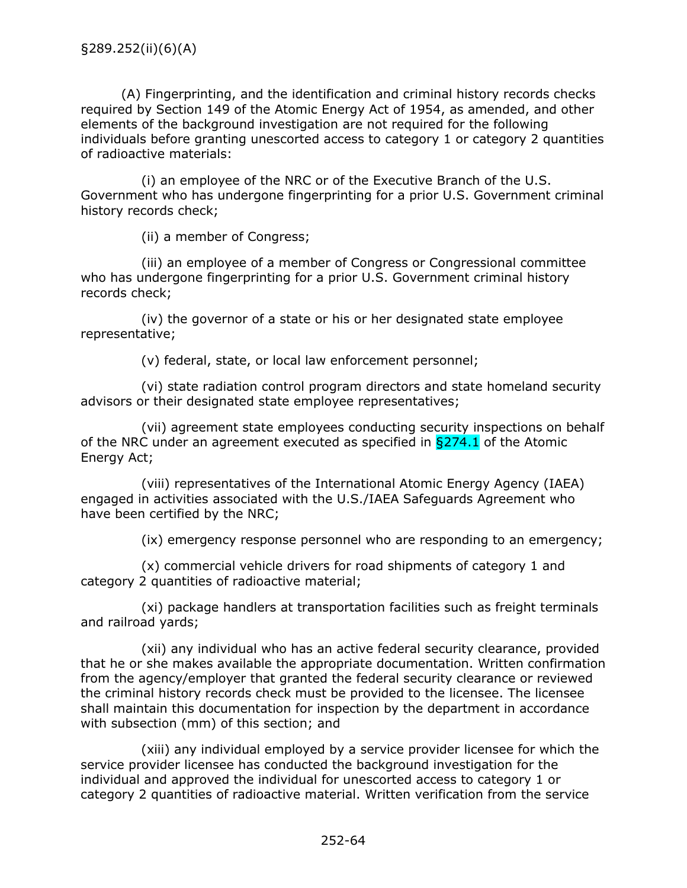§289.252(ii)(6)(A)

(A) Fingerprinting, and the identification and criminal history records checks required by Section 149 of the Atomic Energy Act of 1954, as amended, and other elements of the background investigation are not required for the following individuals before granting unescorted access to category 1 or category 2 quantities of radioactive materials:

(i) an employee of the NRC or of the Executive Branch of the U.S. Government who has undergone fingerprinting for a prior U.S. Government criminal history records check;

(ii) a member of Congress;

(iii) an employee of a member of Congress or Congressional committee who has undergone fingerprinting for a prior U.S. Government criminal history records check;

(iv) the governor of a state or his or her designated state employee representative;

(v) federal, state, or local law enforcement personnel;

(vi) state radiation control program directors and state homeland security advisors or their designated state employee representatives;

(vii) agreement state employees conducting security inspections on behalf of the NRC under an agreement executed as specified in §274.1 of the Atomic Energy Act;

(viii) representatives of the International Atomic Energy Agency (IAEA) engaged in activities associated with the U.S./IAEA Safeguards Agreement who have been certified by the NRC;

(ix) emergency response personnel who are responding to an emergency;

(x) commercial vehicle drivers for road shipments of category 1 and category 2 quantities of radioactive material;

(xi) package handlers at transportation facilities such as freight terminals and railroad yards;

(xii) any individual who has an active federal security clearance, provided that he or she makes available the appropriate documentation. Written confirmation from the agency/employer that granted the federal security clearance or reviewed the criminal history records check must be provided to the licensee. The licensee shall maintain this documentation for inspection by the department in accordance with subsection (mm) of this section; and

(xiii) any individual employed by a service provider licensee for which the service provider licensee has conducted the background investigation for the individual and approved the individual for unescorted access to category 1 or category 2 quantities of radioactive material. Written verification from the service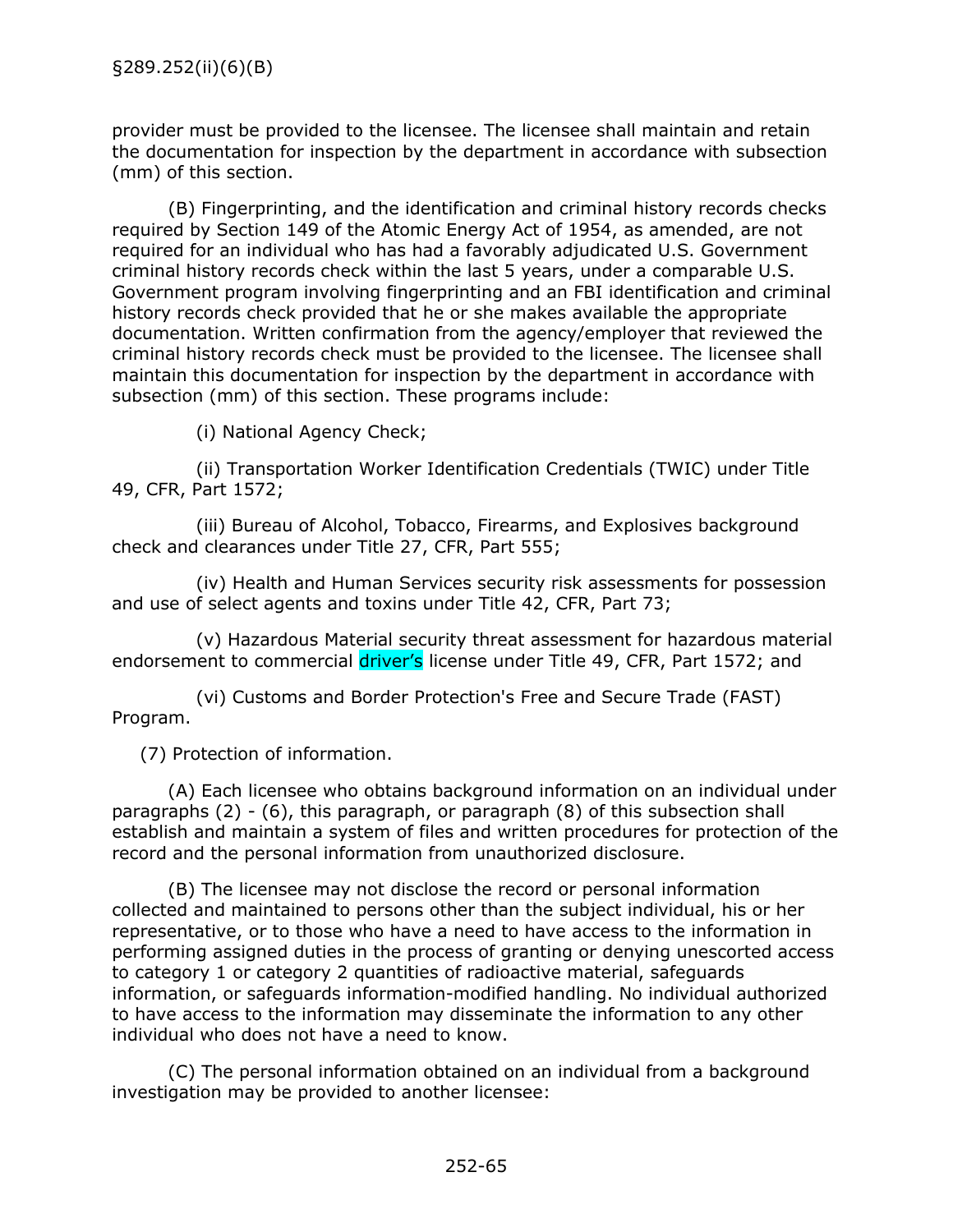provider must be provided to the licensee. The licensee shall maintain and retain the documentation for inspection by the department in accordance with subsection (mm) of this section.

(B) Fingerprinting, and the identification and criminal history records checks required by Section 149 of the Atomic Energy Act of 1954, as amended, are not required for an individual who has had a favorably adjudicated U.S. Government criminal history records check within the last 5 years, under a comparable U.S. Government program involving fingerprinting and an FBI identification and criminal history records check provided that he or she makes available the appropriate documentation. Written confirmation from the agency/employer that reviewed the criminal history records check must be provided to the licensee. The licensee shall maintain this documentation for inspection by the department in accordance with subsection (mm) of this section. These programs include:

(i) National Agency Check;

(ii) Transportation Worker Identification Credentials (TWIC) under Title 49, CFR, Part 1572;

(iii) Bureau of Alcohol, Tobacco, Firearms, and Explosives background check and clearances under Title 27, CFR, Part 555;

(iv) Health and Human Services security risk assessments for possession and use of select agents and toxins under Title 42, CFR, Part 73;

(v) Hazardous Material security threat assessment for hazardous material endorsement to commercial driver's license under Title 49, CFR, Part 1572; and

(vi) Customs and Border Protection's Free and Secure Trade (FAST) Program.

(7) Protection of information.

(A) Each licensee who obtains background information on an individual under paragraphs (2) - (6), this paragraph, or paragraph (8) of this subsection shall establish and maintain a system of files and written procedures for protection of the record and the personal information from unauthorized disclosure.

(B) The licensee may not disclose the record or personal information collected and maintained to persons other than the subject individual, his or her representative, or to those who have a need to have access to the information in performing assigned duties in the process of granting or denying unescorted access to category 1 or category 2 quantities of radioactive material, safeguards information, or safeguards information-modified handling. No individual authorized to have access to the information may disseminate the information to any other individual who does not have a need to know.

(C) The personal information obtained on an individual from a background investigation may be provided to another licensee: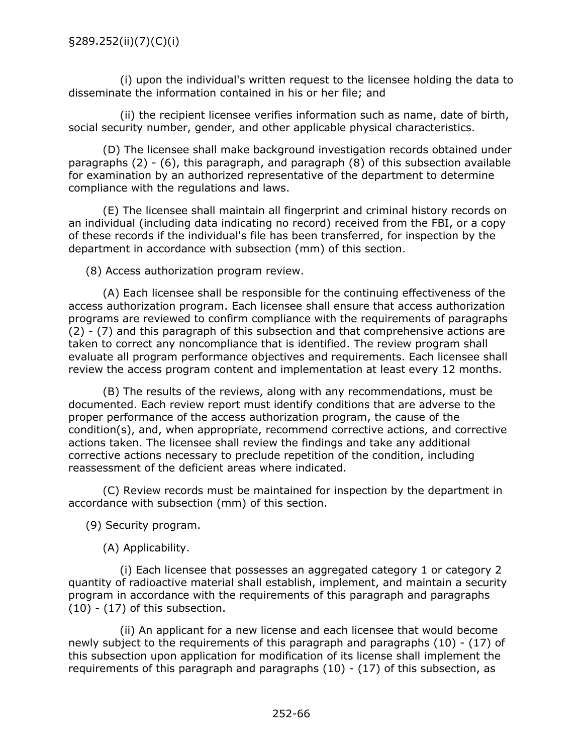(i) upon the individual's written request to the licensee holding the data to disseminate the information contained in his or her file; and

(ii) the recipient licensee verifies information such as name, date of birth, social security number, gender, and other applicable physical characteristics.

(D) The licensee shall make background investigation records obtained under paragraphs (2) - (6), this paragraph, and paragraph (8) of this subsection available for examination by an authorized representative of the department to determine compliance with the regulations and laws.

(E) The licensee shall maintain all fingerprint and criminal history records on an individual (including data indicating no record) received from the FBI, or a copy of these records if the individual's file has been transferred, for inspection by the department in accordance with subsection (mm) of this section.

(8) Access authorization program review.

(A) Each licensee shall be responsible for the continuing effectiveness of the access authorization program. Each licensee shall ensure that access authorization programs are reviewed to confirm compliance with the requirements of paragraphs (2) - (7) and this paragraph of this subsection and that comprehensive actions are taken to correct any noncompliance that is identified. The review program shall evaluate all program performance objectives and requirements. Each licensee shall review the access program content and implementation at least every 12 months.

(B) The results of the reviews, along with any recommendations, must be documented. Each review report must identify conditions that are adverse to the proper performance of the access authorization program, the cause of the condition(s), and, when appropriate, recommend corrective actions, and corrective actions taken. The licensee shall review the findings and take any additional corrective actions necessary to preclude repetition of the condition, including reassessment of the deficient areas where indicated.

(C) Review records must be maintained for inspection by the department in accordance with subsection (mm) of this section.

(9) Security program.

(A) Applicability.

(i) Each licensee that possesses an aggregated category 1 or category 2 quantity of radioactive material shall establish, implement, and maintain a security program in accordance with the requirements of this paragraph and paragraphs (10) - (17) of this subsection.

(ii) An applicant for a new license and each licensee that would become newly subject to the requirements of this paragraph and paragraphs (10) - (17) of this subsection upon application for modification of its license shall implement the requirements of this paragraph and paragraphs (10) - (17) of this subsection, as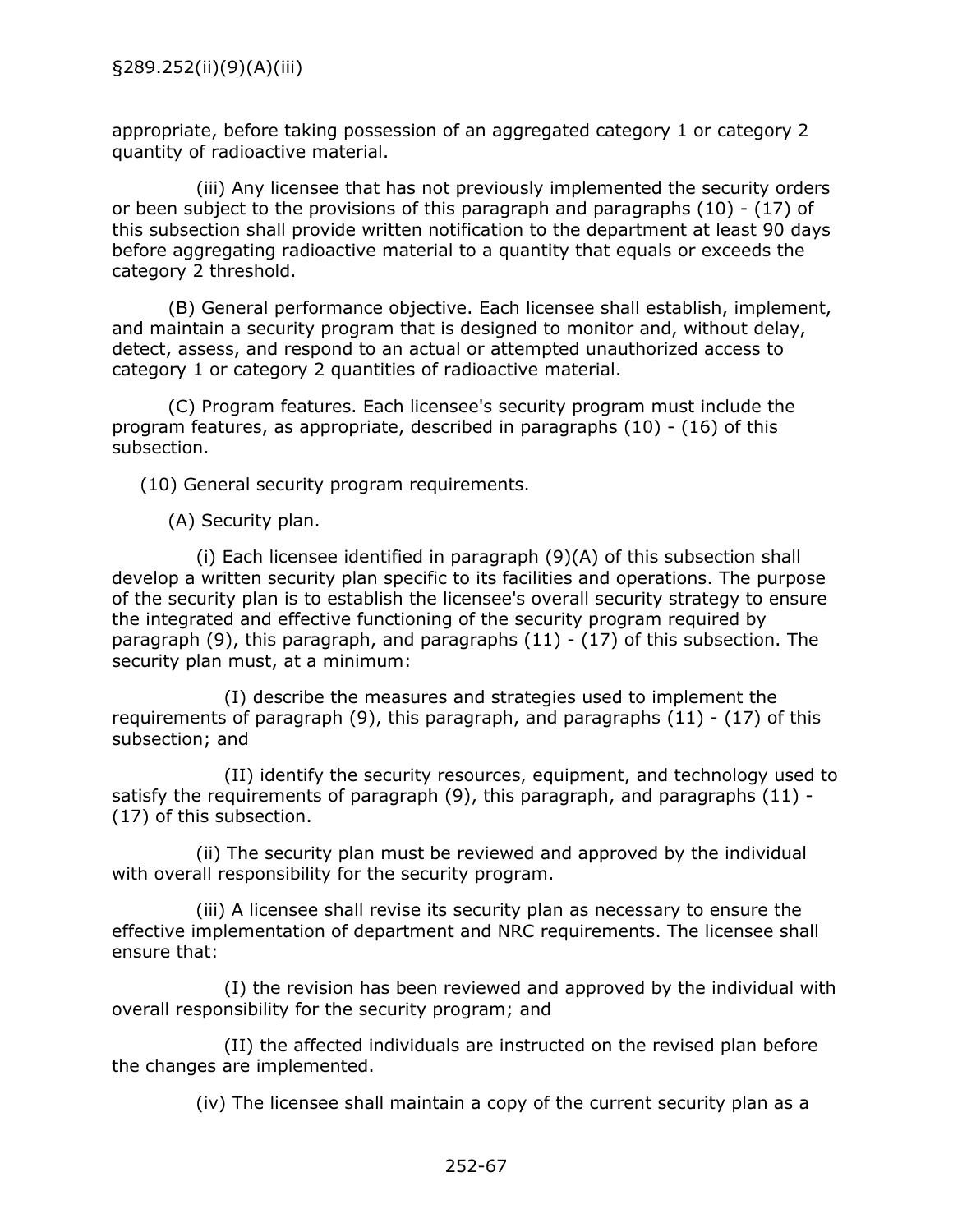appropriate, before taking possession of an aggregated category 1 or category 2 quantity of radioactive material.

(iii) Any licensee that has not previously implemented the security orders or been subject to the provisions of this paragraph and paragraphs (10) - (17) of this subsection shall provide written notification to the department at least 90 days before aggregating radioactive material to a quantity that equals or exceeds the category 2 threshold.

(B) General performance objective. Each licensee shall establish, implement, and maintain a security program that is designed to monitor and, without delay, detect, assess, and respond to an actual or attempted unauthorized access to category 1 or category 2 quantities of radioactive material.

(C) Program features. Each licensee's security program must include the program features, as appropriate, described in paragraphs (10) - (16) of this subsection.

(10) General security program requirements.

(A) Security plan.

(i) Each licensee identified in paragraph (9)(A) of this subsection shall develop a written security plan specific to its facilities and operations. The purpose of the security plan is to establish the licensee's overall security strategy to ensure the integrated and effective functioning of the security program required by paragraph (9), this paragraph, and paragraphs (11) - (17) of this subsection. The security plan must, at a minimum:

(I) describe the measures and strategies used to implement the requirements of paragraph (9), this paragraph, and paragraphs (11) - (17) of this subsection; and

(II) identify the security resources, equipment, and technology used to satisfy the requirements of paragraph (9), this paragraph, and paragraphs (11) - (17) of this subsection.

(ii) The security plan must be reviewed and approved by the individual with overall responsibility for the security program.

(iii) A licensee shall revise its security plan as necessary to ensure the effective implementation of department and NRC requirements. The licensee shall ensure that:

(I) the revision has been reviewed and approved by the individual with overall responsibility for the security program; and

(II) the affected individuals are instructed on the revised plan before the changes are implemented.

(iv) The licensee shall maintain a copy of the current security plan as a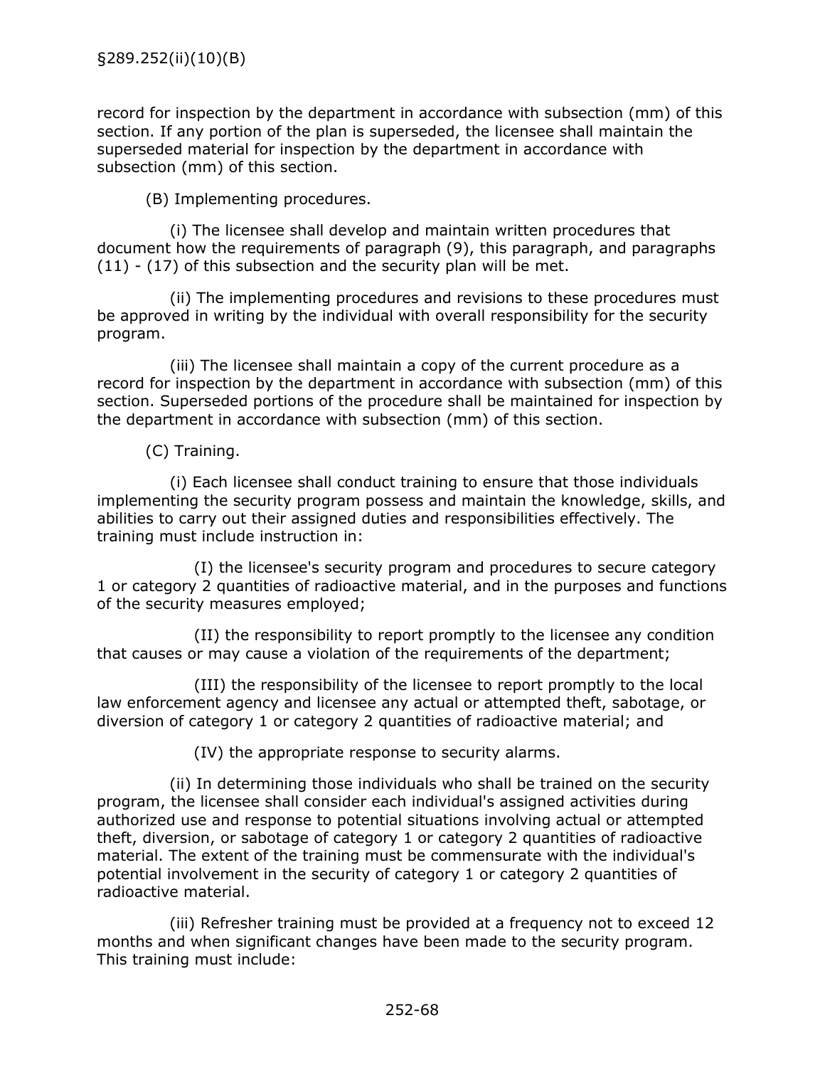record for inspection by the department in accordance with subsection (mm) of this section. If any portion of the plan is superseded, the licensee shall maintain the superseded material for inspection by the department in accordance with subsection (mm) of this section.

(B) Implementing procedures.

(i) The licensee shall develop and maintain written procedures that document how the requirements of paragraph (9), this paragraph, and paragraphs (11) - (17) of this subsection and the security plan will be met.

(ii) The implementing procedures and revisions to these procedures must be approved in writing by the individual with overall responsibility for the security program.

(iii) The licensee shall maintain a copy of the current procedure as a record for inspection by the department in accordance with subsection (mm) of this section. Superseded portions of the procedure shall be maintained for inspection by the department in accordance with subsection (mm) of this section.

(C) Training.

(i) Each licensee shall conduct training to ensure that those individuals implementing the security program possess and maintain the knowledge, skills, and abilities to carry out their assigned duties and responsibilities effectively. The training must include instruction in:

(I) the licensee's security program and procedures to secure category 1 or category 2 quantities of radioactive material, and in the purposes and functions of the security measures employed;

(II) the responsibility to report promptly to the licensee any condition that causes or may cause a violation of the requirements of the department;

(III) the responsibility of the licensee to report promptly to the local law enforcement agency and licensee any actual or attempted theft, sabotage, or diversion of category 1 or category 2 quantities of radioactive material; and

(IV) the appropriate response to security alarms.

(ii) In determining those individuals who shall be trained on the security program, the licensee shall consider each individual's assigned activities during authorized use and response to potential situations involving actual or attempted theft, diversion, or sabotage of category 1 or category 2 quantities of radioactive material. The extent of the training must be commensurate with the individual's potential involvement in the security of category 1 or category 2 quantities of radioactive material.

(iii) Refresher training must be provided at a frequency not to exceed 12 months and when significant changes have been made to the security program. This training must include: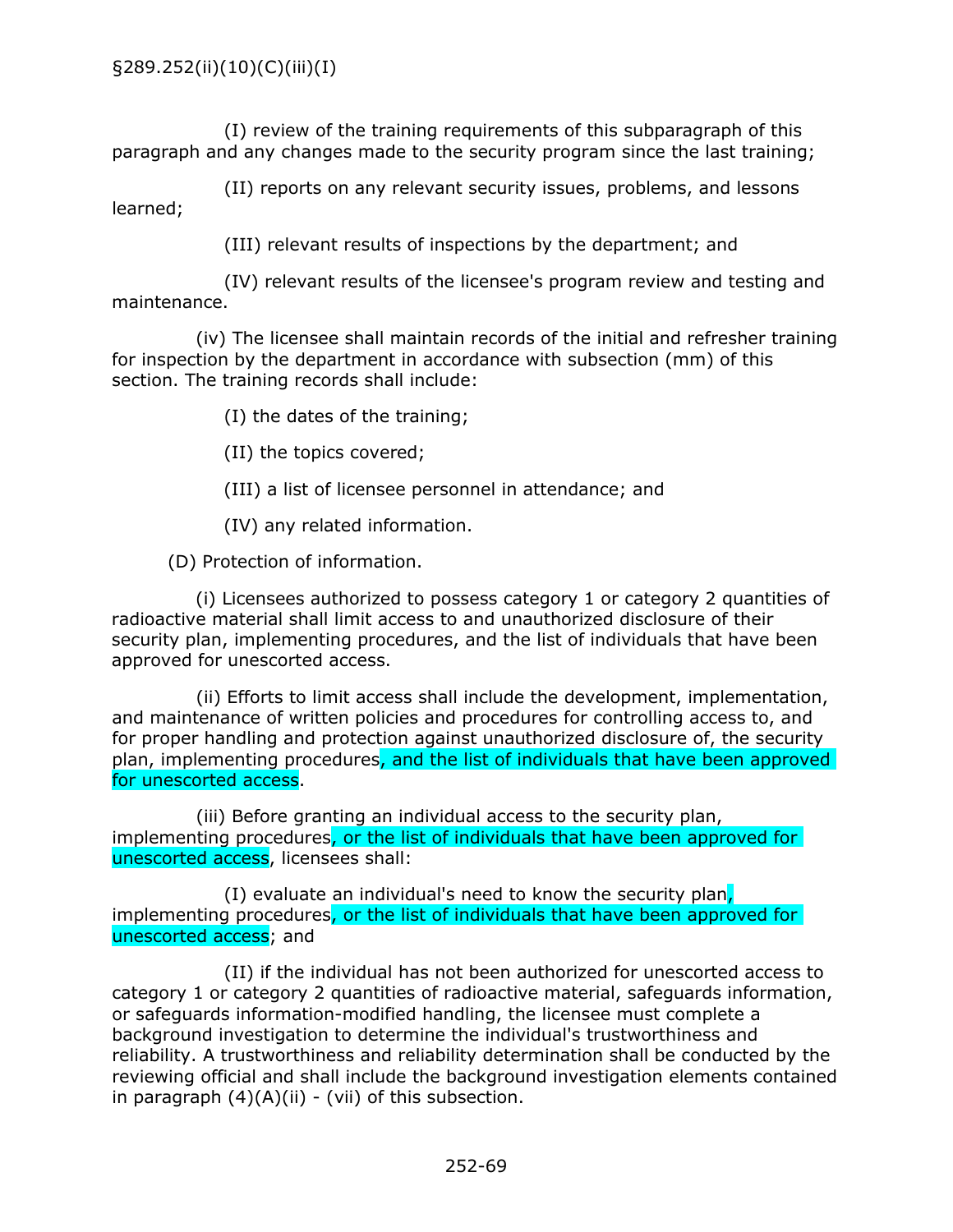§289.252(ii)(10)(C)(iii)(I)

(I) review of the training requirements of this subparagraph of this paragraph and any changes made to the security program since the last training;

(II) reports on any relevant security issues, problems, and lessons learned;

(III) relevant results of inspections by the department; and

(IV) relevant results of the licensee's program review and testing and maintenance.

(iv) The licensee shall maintain records of the initial and refresher training for inspection by the department in accordance with subsection (mm) of this section. The training records shall include:

(I) the dates of the training;

(II) the topics covered;

(III) a list of licensee personnel in attendance; and

(IV) any related information.

(D) Protection of information.

(i) Licensees authorized to possess category 1 or category 2 quantities of radioactive material shall limit access to and unauthorized disclosure of their security plan, implementing procedures, and the list of individuals that have been approved for unescorted access.

(ii) Efforts to limit access shall include the development, implementation, and maintenance of written policies and procedures for controlling access to, and for proper handling and protection against unauthorized disclosure of, the security plan, implementing procedures, and the list of individuals that have been approved for unescorted access.

(iii) Before granting an individual access to the security plan, implementing procedures, or the list of individuals that have been approved for unescorted access, licensees shall:

(I) evaluate an individual's need to know the security plan, implementing procedures, or the list of individuals that have been approved for unescorted access; and

(II) if the individual has not been authorized for unescorted access to category 1 or category 2 quantities of radioactive material, safeguards information, or safeguards information-modified handling, the licensee must complete a background investigation to determine the individual's trustworthiness and reliability. A trustworthiness and reliability determination shall be conducted by the reviewing official and shall include the background investigation elements contained in paragraph (4)(A)(ii) - (vii) of this subsection.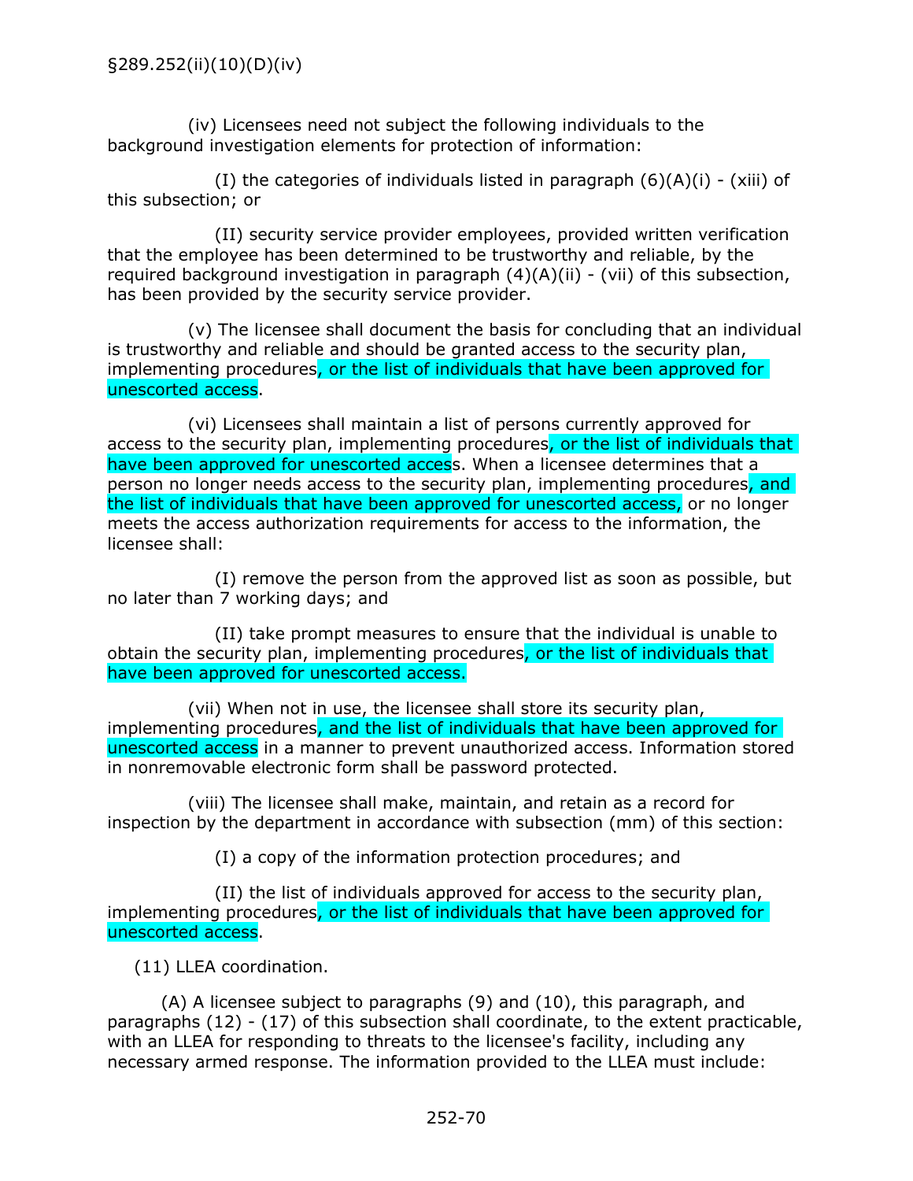§289.252(ii)(10)(D)(iv)

(iv) Licensees need not subject the following individuals to the background investigation elements for protection of information:

(I) the categories of individuals listed in paragraph (6)(A)(i) - (xiii) of this subsection; or

(II) security service provider employees, provided written verification that the employee has been determined to be trustworthy and reliable, by the required background investigation in paragraph (4)(A)(ii) - (vii) of this subsection, has been provided by the security service provider.

(v) The licensee shall document the basis for concluding that an individual is trustworthy and reliable and should be granted access to the security plan, implementing procedures, or the list of individuals that have been approved for unescorted access.

(vi) Licensees shall maintain a list of persons currently approved for access to the security plan, implementing procedures, or the list of individuals that have been approved for unescorted access. When a licensee determines that a person no longer needs access to the security plan, implementing procedures, and the list of individuals that have been approved for unescorted access, or no longer meets the access authorization requirements for access to the information, the licensee shall:

(I) remove the person from the approved list as soon as possible, but no later than 7 working days; and

(II) take prompt measures to ensure that the individual is unable to obtain the security plan, implementing procedures, or the list of individuals that have been approved for unescorted access.

(vii) When not in use, the licensee shall store its security plan, implementing procedures, and the list of individuals that have been approved for unescorted access in a manner to prevent unauthorized access. Information stored in nonremovable electronic form shall be password protected.

(viii) The licensee shall make, maintain, and retain as a record for inspection by the department in accordance with subsection (mm) of this section:

(I) a copy of the information protection procedures; and

(II) the list of individuals approved for access to the security plan, implementing procedures, or the list of individuals that have been approved for unescorted access.

(11) LLEA coordination.

(A) A licensee subject to paragraphs (9) and (10), this paragraph, and paragraphs (12) - (17) of this subsection shall coordinate, to the extent practicable, with an LLEA for responding to threats to the licensee's facility, including any necessary armed response. The information provided to the LLEA must include: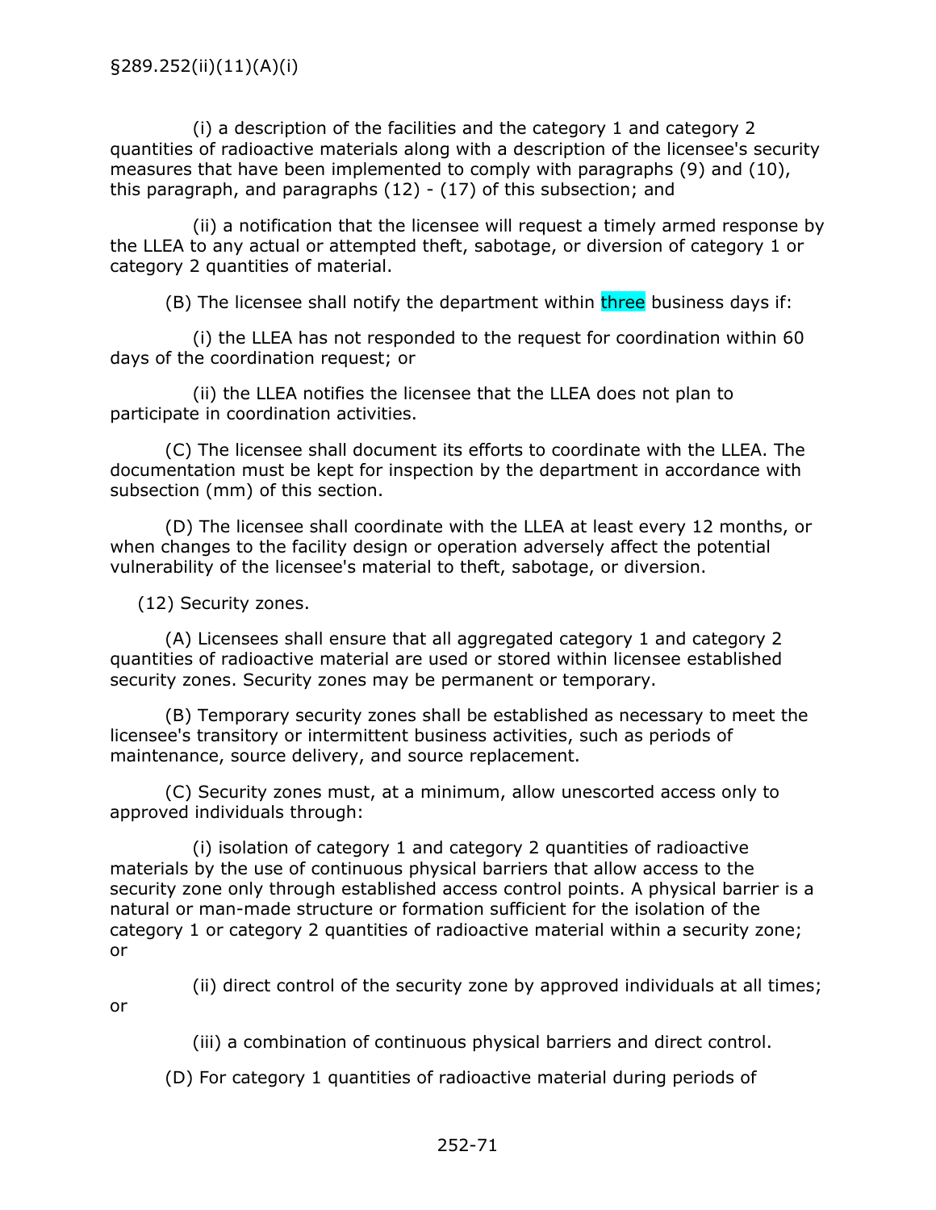(i) a description of the facilities and the category 1 and category 2 quantities of radioactive materials along with a description of the licensee's security measures that have been implemented to comply with paragraphs (9) and (10), this paragraph, and paragraphs (12) - (17) of this subsection; and

(ii) a notification that the licensee will request a timely armed response by the LLEA to any actual or attempted theft, sabotage, or diversion of category 1 or category 2 quantities of material.

(B) The licensee shall notify the department within three business days if:

(i) the LLEA has not responded to the request for coordination within 60 days of the coordination request; or

(ii) the LLEA notifies the licensee that the LLEA does not plan to participate in coordination activities.

(C) The licensee shall document its efforts to coordinate with the LLEA. The documentation must be kept for inspection by the department in accordance with subsection (mm) of this section.

(D) The licensee shall coordinate with the LLEA at least every 12 months, or when changes to the facility design or operation adversely affect the potential vulnerability of the licensee's material to theft, sabotage, or diversion.

(12) Security zones.

(A) Licensees shall ensure that all aggregated category 1 and category 2 quantities of radioactive material are used or stored within licensee established security zones. Security zones may be permanent or temporary.

(B) Temporary security zones shall be established as necessary to meet the licensee's transitory or intermittent business activities, such as periods of maintenance, source delivery, and source replacement.

(C) Security zones must, at a minimum, allow unescorted access only to approved individuals through:

(i) isolation of category 1 and category 2 quantities of radioactive materials by the use of continuous physical barriers that allow access to the security zone only through established access control points. A physical barrier is a natural or man-made structure or formation sufficient for the isolation of the category 1 or category 2 quantities of radioactive material within a security zone; or

(ii) direct control of the security zone by approved individuals at all times; or

(iii) a combination of continuous physical barriers and direct control.

(D) For category 1 quantities of radioactive material during periods of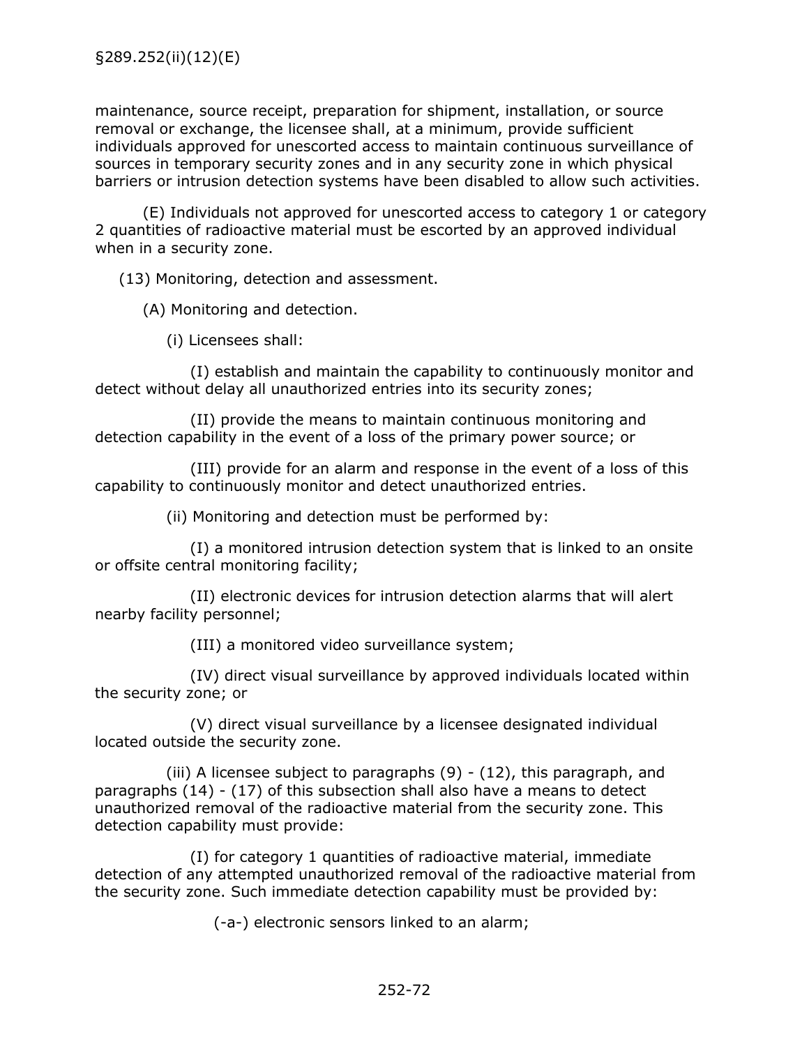maintenance, source receipt, preparation for shipment, installation, or source removal or exchange, the licensee shall, at a minimum, provide sufficient individuals approved for unescorted access to maintain continuous surveillance of sources in temporary security zones and in any security zone in which physical barriers or intrusion detection systems have been disabled to allow such activities.

(E) Individuals not approved for unescorted access to category 1 or category 2 quantities of radioactive material must be escorted by an approved individual when in a security zone.

(13) Monitoring, detection and assessment.

(A) Monitoring and detection.

(i) Licensees shall:

(I) establish and maintain the capability to continuously monitor and detect without delay all unauthorized entries into its security zones;

(II) provide the means to maintain continuous monitoring and detection capability in the event of a loss of the primary power source; or

(III) provide for an alarm and response in the event of a loss of this capability to continuously monitor and detect unauthorized entries.

(ii) Monitoring and detection must be performed by:

(I) a monitored intrusion detection system that is linked to an onsite or offsite central monitoring facility;

(II) electronic devices for intrusion detection alarms that will alert nearby facility personnel;

(III) a monitored video surveillance system;

(IV) direct visual surveillance by approved individuals located within the security zone; or

(V) direct visual surveillance by a licensee designated individual located outside the security zone.

(iii) A licensee subject to paragraphs (9) - (12), this paragraph, and paragraphs (14) - (17) of this subsection shall also have a means to detect unauthorized removal of the radioactive material from the security zone. This detection capability must provide:

(I) for category 1 quantities of radioactive material, immediate detection of any attempted unauthorized removal of the radioactive material from the security zone. Such immediate detection capability must be provided by:

(-a-) electronic sensors linked to an alarm;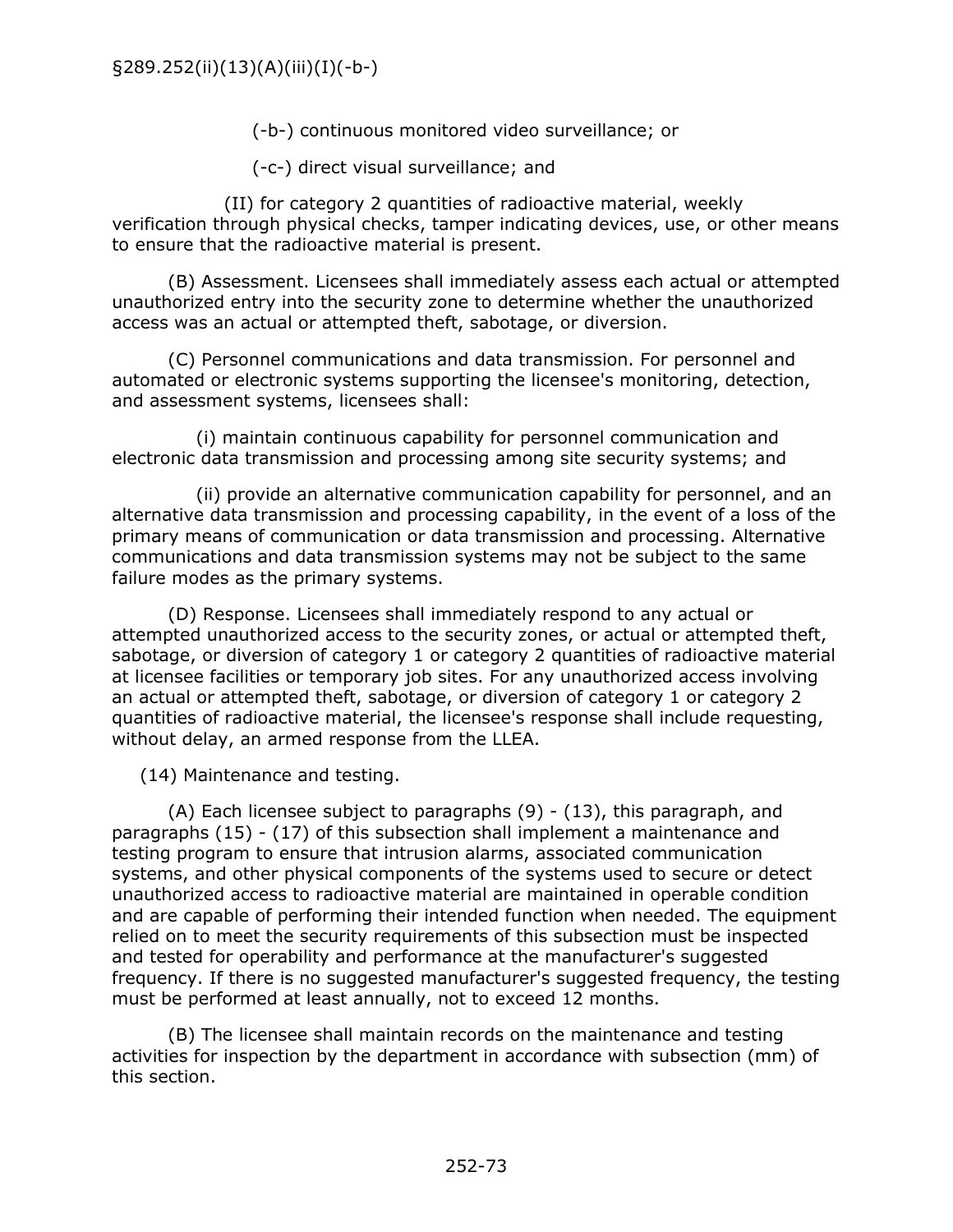(-b-) continuous monitored video surveillance; or

(-c-) direct visual surveillance; and

(II) for category 2 quantities of radioactive material, weekly verification through physical checks, tamper indicating devices, use, or other means to ensure that the radioactive material is present.

(B) Assessment. Licensees shall immediately assess each actual or attempted unauthorized entry into the security zone to determine whether the unauthorized access was an actual or attempted theft, sabotage, or diversion.

(C) Personnel communications and data transmission. For personnel and automated or electronic systems supporting the licensee's monitoring, detection, and assessment systems, licensees shall:

(i) maintain continuous capability for personnel communication and electronic data transmission and processing among site security systems; and

(ii) provide an alternative communication capability for personnel, and an alternative data transmission and processing capability, in the event of a loss of the primary means of communication or data transmission and processing. Alternative communications and data transmission systems may not be subject to the same failure modes as the primary systems.

(D) Response. Licensees shall immediately respond to any actual or attempted unauthorized access to the security zones, or actual or attempted theft, sabotage, or diversion of category 1 or category 2 quantities of radioactive material at licensee facilities or temporary job sites. For any unauthorized access involving an actual or attempted theft, sabotage, or diversion of category 1 or category 2 quantities of radioactive material, the licensee's response shall include requesting, without delay, an armed response from the LLEA.

(14) Maintenance and testing.

(A) Each licensee subject to paragraphs (9) - (13), this paragraph, and paragraphs (15) - (17) of this subsection shall implement a maintenance and testing program to ensure that intrusion alarms, associated communication systems, and other physical components of the systems used to secure or detect unauthorized access to radioactive material are maintained in operable condition and are capable of performing their intended function when needed. The equipment relied on to meet the security requirements of this subsection must be inspected and tested for operability and performance at the manufacturer's suggested frequency. If there is no suggested manufacturer's suggested frequency, the testing must be performed at least annually, not to exceed 12 months.

(B) The licensee shall maintain records on the maintenance and testing activities for inspection by the department in accordance with subsection (mm) of this section.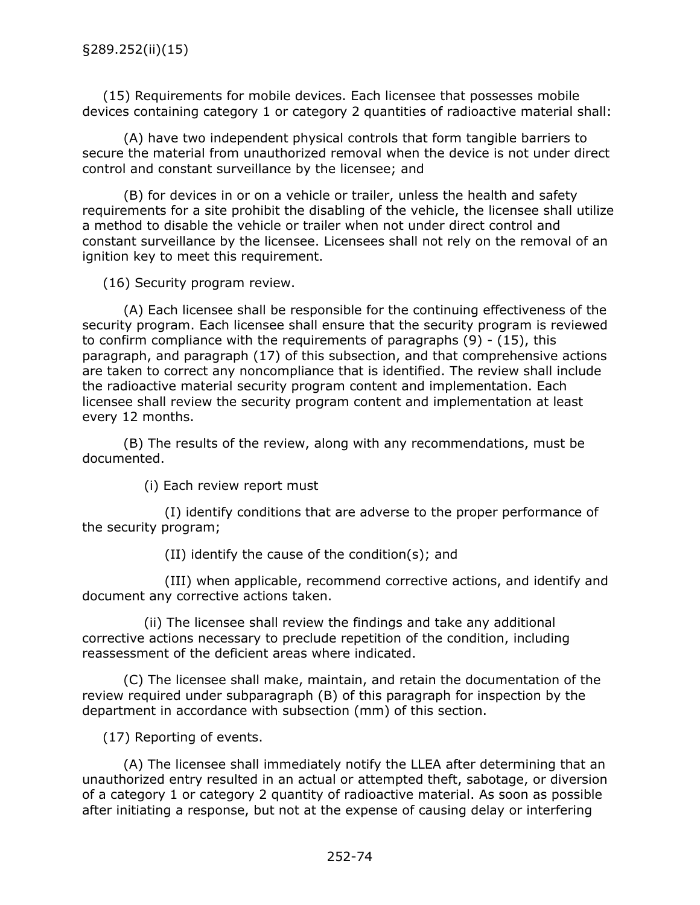(15) Requirements for mobile devices. Each licensee that possesses mobile devices containing category 1 or category 2 quantities of radioactive material shall:

(A) have two independent physical controls that form tangible barriers to secure the material from unauthorized removal when the device is not under direct control and constant surveillance by the licensee; and

(B) for devices in or on a vehicle or trailer, unless the health and safety requirements for a site prohibit the disabling of the vehicle, the licensee shall utilize a method to disable the vehicle or trailer when not under direct control and constant surveillance by the licensee. Licensees shall not rely on the removal of an ignition key to meet this requirement.

(16) Security program review.

(A) Each licensee shall be responsible for the continuing effectiveness of the security program. Each licensee shall ensure that the security program is reviewed to confirm compliance with the requirements of paragraphs (9) - (15), this paragraph, and paragraph (17) of this subsection, and that comprehensive actions are taken to correct any noncompliance that is identified. The review shall include the radioactive material security program content and implementation. Each licensee shall review the security program content and implementation at least every 12 months.

(B) The results of the review, along with any recommendations, must be documented.

(i) Each review report must

(I) identify conditions that are adverse to the proper performance of the security program;

(II) identify the cause of the condition(s); and

(III) when applicable, recommend corrective actions, and identify and document any corrective actions taken.

(ii) The licensee shall review the findings and take any additional corrective actions necessary to preclude repetition of the condition, including reassessment of the deficient areas where indicated.

(C) The licensee shall make, maintain, and retain the documentation of the review required under subparagraph (B) of this paragraph for inspection by the department in accordance with subsection (mm) of this section.

(17) Reporting of events.

(A) The licensee shall immediately notify the LLEA after determining that an unauthorized entry resulted in an actual or attempted theft, sabotage, or diversion of a category 1 or category 2 quantity of radioactive material. As soon as possible after initiating a response, but not at the expense of causing delay or interfering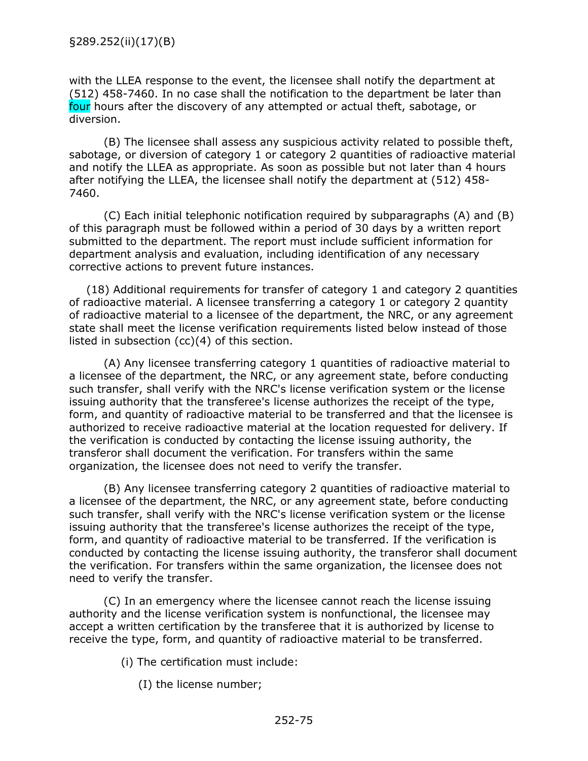with the LLEA response to the event, the licensee shall notify the department at (512) 458-7460. In no case shall the notification to the department be later than four hours after the discovery of any attempted or actual theft, sabotage, or diversion.

(B) The licensee shall assess any suspicious activity related to possible theft, sabotage, or diversion of category 1 or category 2 quantities of radioactive material and notify the LLEA as appropriate. As soon as possible but not later than 4 hours after notifying the LLEA, the licensee shall notify the department at (512) 458-7460.

(C) Each initial telephonic notification required by subparagraphs (A) and (B) of this paragraph must be followed within a period of 30 days by a written report submitted to the department. The report must include sufficient information for department analysis and evaluation, including identification of any necessary corrective actions to prevent future instances.

(18) Additional requirements for transfer of category 1 and category 2 quantities of radioactive material. A licensee transferring a category 1 or category 2 quantity of radioactive material to a licensee of the department, the NRC, or any agreement state shall meet the license verification requirements listed below instead of those listed in subsection (cc)(4) of this section.

(A) Any licensee transferring category 1 quantities of radioactive material to a licensee of the department, the NRC, or any agreement state, before conducting such transfer, shall verify with the NRC's license verification system or the license issuing authority that the transferee's license authorizes the receipt of the type, form, and quantity of radioactive material to be transferred and that the licensee is authorized to receive radioactive material at the location requested for delivery. If the verification is conducted by contacting the license issuing authority, the transferor shall document the verification. For transfers within the same organization, the licensee does not need to verify the transfer.

(B) Any licensee transferring category 2 quantities of radioactive material to a licensee of the department, the NRC, or any agreement state, before conducting such transfer, shall verify with the NRC's license verification system or the license issuing authority that the transferee's license authorizes the receipt of the type, form, and quantity of radioactive material to be transferred. If the verification is conducted by contacting the license issuing authority, the transferor shall document the verification. For transfers within the same organization, the licensee does not need to verify the transfer.

(C) In an emergency where the licensee cannot reach the license issuing authority and the license verification system is nonfunctional, the licensee may accept a written certification by the transferee that it is authorized by license to receive the type, form, and quantity of radioactive material to be transferred.

(i) The certification must include:

(I) the license number;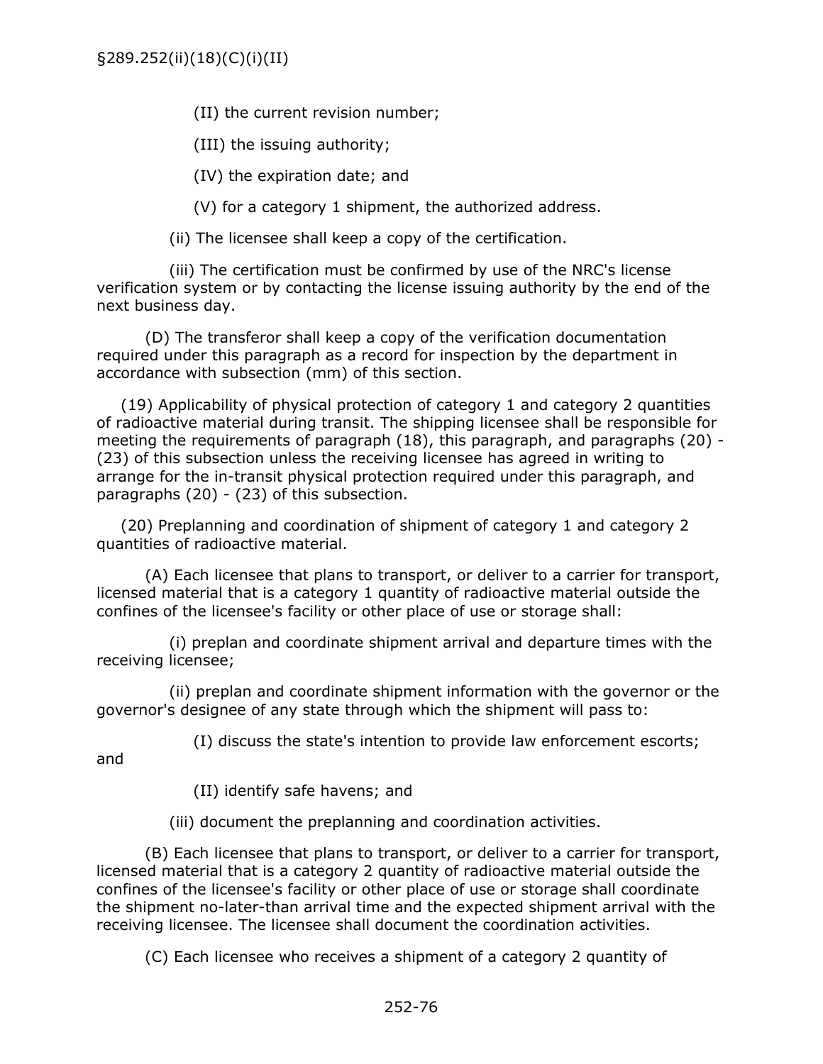(II) the current revision number;

(III) the issuing authority;

(IV) the expiration date; and

(V) for a category 1 shipment, the authorized address.

(ii) The licensee shall keep a copy of the certification.

(iii) The certification must be confirmed by use of the NRC's license verification system or by contacting the license issuing authority by the end of the next business day.

(D) The transferor shall keep a copy of the verification documentation required under this paragraph as a record for inspection by the department in accordance with subsection (mm) of this section.

(19) Applicability of physical protection of category 1 and category 2 quantities of radioactive material during transit. The shipping licensee shall be responsible for meeting the requirements of paragraph (18), this paragraph, and paragraphs (20) - (23) of this subsection unless the receiving licensee has agreed in writing to arrange for the in-transit physical protection required under this paragraph, and paragraphs (20) - (23) of this subsection.

(20) Preplanning and coordination of shipment of category 1 and category 2 quantities of radioactive material.

(A) Each licensee that plans to transport, or deliver to a carrier for transport, licensed material that is a category 1 quantity of radioactive material outside the confines of the licensee's facility or other place of use or storage shall:

(i) preplan and coordinate shipment arrival and departure times with the receiving licensee;

(ii) preplan and coordinate shipment information with the governor or the governor's designee of any state through which the shipment will pass to:

(I) discuss the state's intention to provide law enforcement escorts; and

(II) identify safe havens; and

(iii) document the preplanning and coordination activities.

(B) Each licensee that plans to transport, or deliver to a carrier for transport, licensed material that is a category 2 quantity of radioactive material outside the confines of the licensee's facility or other place of use or storage shall coordinate the shipment no-later-than arrival time and the expected shipment arrival with the receiving licensee. The licensee shall document the coordination activities.

(C) Each licensee who receives a shipment of a category 2 quantity of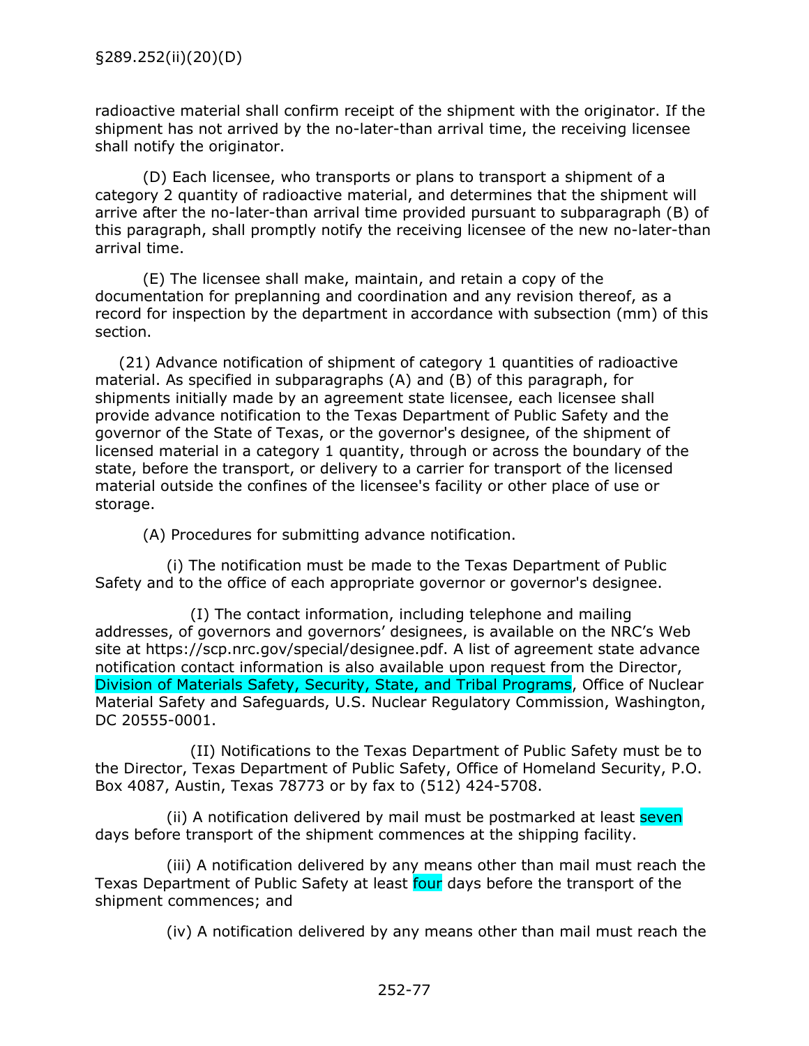radioactive material shall confirm receipt of the shipment with the originator. If the shipment has not arrived by the no-later-than arrival time, the receiving licensee shall notify the originator.

(D) Each licensee, who transports or plans to transport a shipment of a category 2 quantity of radioactive material, and determines that the shipment will arrive after the no-later-than arrival time provided pursuant to subparagraph (B) of this paragraph, shall promptly notify the receiving licensee of the new no-later-than arrival time.

(E) The licensee shall make, maintain, and retain a copy of the documentation for preplanning and coordination and any revision thereof, as a record for inspection by the department in accordance with subsection (mm) of this section.

(21) Advance notification of shipment of category 1 quantities of radioactive material. As specified in subparagraphs (A) and (B) of this paragraph, for shipments initially made by an agreement state licensee, each licensee shall provide advance notification to the Texas Department of Public Safety and the governor of the State of Texas, or the governor's designee, of the shipment of licensed material in a category 1 quantity, through or across the boundary of the state, before the transport, or delivery to a carrier for transport of the licensed material outside the confines of the licensee's facility or other place of use or storage.

(A) Procedures for submitting advance notification.

(i) The notification must be made to the Texas Department of Public Safety and to the office of each appropriate governor or governor's designee.

(I) The contact information, including telephone and mailing addresses, of governors and governors' designees, is available on the NRC's Web site at https://scp.nrc.gov/special/designee.pdf. A list of agreement state advance notification contact information is also available upon request from the Director, Division of Materials Safety, Security, State, and Tribal Programs, Office of Nuclear Material Safety and Safeguards, U.S. Nuclear Regulatory Commission, Washington, DC 20555-0001.

(II) Notifications to the Texas Department of Public Safety must be to the Director, Texas Department of Public Safety, Office of Homeland Security, P.O. Box 4087, Austin, Texas 78773 or by fax to (512) 424-5708.

(ii) A notification delivered by mail must be postmarked at least seven days before transport of the shipment commences at the shipping facility.

(iii) A notification delivered by any means other than mail must reach the Texas Department of Public Safety at least four days before the transport of the shipment commences; and

(iv) A notification delivered by any means other than mail must reach the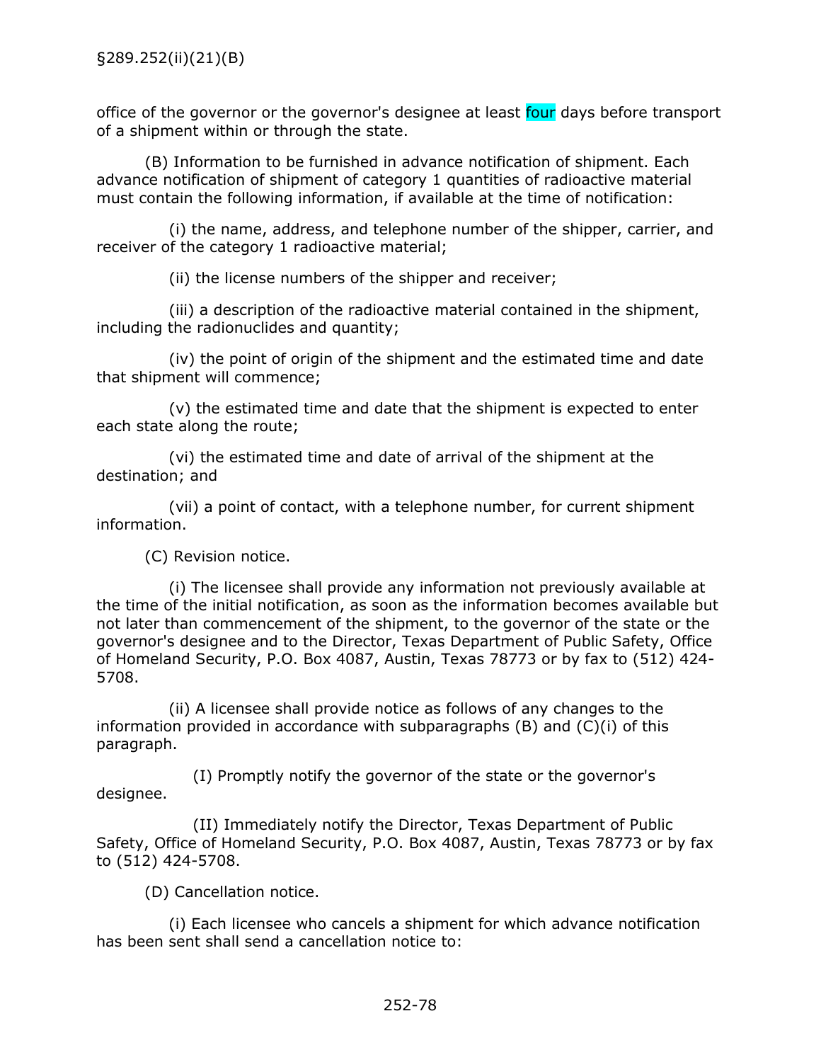office of the governor or the governor's designee at least four days before transport of a shipment within or through the state.

(B) Information to be furnished in advance notification of shipment. Each advance notification of shipment of category 1 quantities of radioactive material must contain the following information, if available at the time of notification:

(i) the name, address, and telephone number of the shipper, carrier, and receiver of the category 1 radioactive material;

(ii) the license numbers of the shipper and receiver;

(iii) a description of the radioactive material contained in the shipment, including the radionuclides and quantity;

(iv) the point of origin of the shipment and the estimated time and date that shipment will commence;

(v) the estimated time and date that the shipment is expected to enter each state along the route;

(vi) the estimated time and date of arrival of the shipment at the destination; and

(vii) a point of contact, with a telephone number, for current shipment information.

(C) Revision notice.

(i) The licensee shall provide any information not previously available at the time of the initial notification, as soon as the information becomes available but not later than commencement of the shipment, to the governor of the state or the governor's designee and to the Director, Texas Department of Public Safety, Office of Homeland Security, P.O. Box 4087, Austin, Texas 78773 or by fax to (512) 424-5708.

(ii) A licensee shall provide notice as follows of any changes to the information provided in accordance with subparagraphs (B) and (C)(i) of this paragraph.

(I) Promptly notify the governor of the state or the governor's designee.

(II) Immediately notify the Director, Texas Department of Public Safety, Office of Homeland Security, P.O. Box 4087, Austin, Texas 78773 or by fax to (512) 424-5708.

(D) Cancellation notice.

(i) Each licensee who cancels a shipment for which advance notification has been sent shall send a cancellation notice to: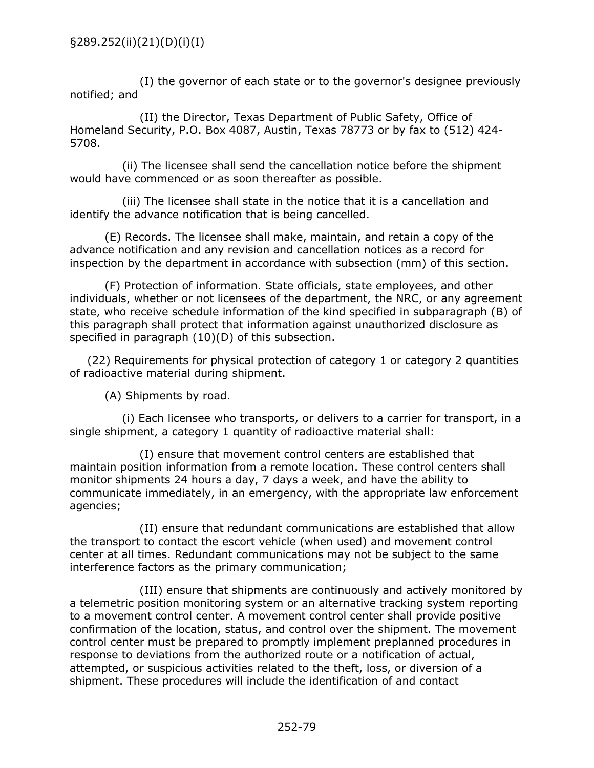(I) the governor of each state or to the governor's designee previously notified; and

(II) the Director, Texas Department of Public Safety, Office of Homeland Security, P.O. Box 4087, Austin, Texas 78773 or by fax to (512) 424-5708.

(ii) The licensee shall send the cancellation notice before the shipment would have commenced or as soon thereafter as possible.

(iii) The licensee shall state in the notice that it is a cancellation and identify the advance notification that is being cancelled.

(E) Records. The licensee shall make, maintain, and retain a copy of the advance notification and any revision and cancellation notices as a record for inspection by the department in accordance with subsection (mm) of this section.

(F) Protection of information. State officials, state employees, and other individuals, whether or not licensees of the department, the NRC, or any agreement state, who receive schedule information of the kind specified in subparagraph (B) of this paragraph shall protect that information against unauthorized disclosure as specified in paragraph (10)(D) of this subsection.

(22) Requirements for physical protection of category 1 or category 2 quantities of radioactive material during shipment.

(A) Shipments by road.

(i) Each licensee who transports, or delivers to a carrier for transport, in a single shipment, a category 1 quantity of radioactive material shall:

(I) ensure that movement control centers are established that maintain position information from a remote location. These control centers shall monitor shipments 24 hours a day, 7 days a week, and have the ability to communicate immediately, in an emergency, with the appropriate law enforcement agencies;

(II) ensure that redundant communications are established that allow the transport to contact the escort vehicle (when used) and movement control center at all times. Redundant communications may not be subject to the same interference factors as the primary communication;

(III) ensure that shipments are continuously and actively monitored by a telemetric position monitoring system or an alternative tracking system reporting to a movement control center. A movement control center shall provide positive confirmation of the location, status, and control over the shipment. The movement control center must be prepared to promptly implement preplanned procedures in response to deviations from the authorized route or a notification of actual, attempted, or suspicious activities related to the theft, loss, or diversion of a shipment. These procedures will include the identification of and contact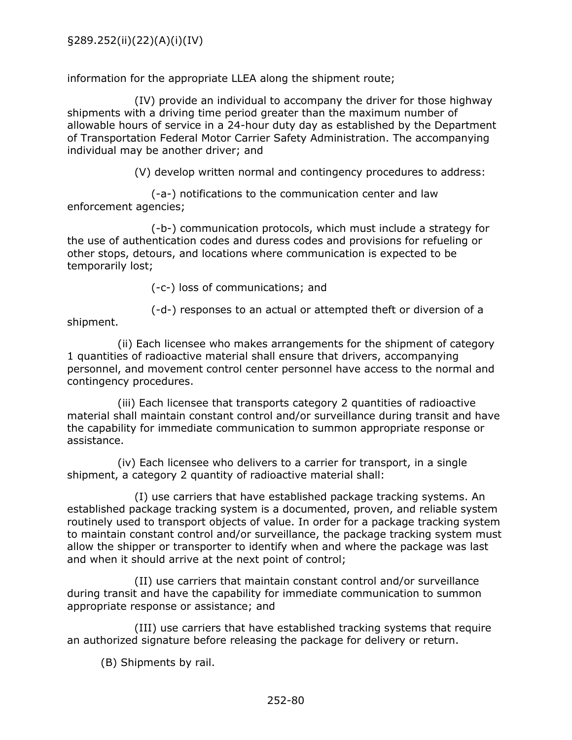information for the appropriate LLEA along the shipment route;

(IV) provide an individual to accompany the driver for those highway shipments with a driving time period greater than the maximum number of allowable hours of service in a 24-hour duty day as established by the Department of Transportation Federal Motor Carrier Safety Administration. The accompanying individual may be another driver; and

(V) develop written normal and contingency procedures to address:

(-a-) notifications to the communication center and law enforcement agencies;

(-b-) communication protocols, which must include a strategy for the use of authentication codes and duress codes and provisions for refueling or other stops, detours, and locations where communication is expected to be temporarily lost;

(-c-) loss of communications; and

(-d-) responses to an actual or attempted theft or diversion of a shipment.

(ii) Each licensee who makes arrangements for the shipment of category 1 quantities of radioactive material shall ensure that drivers, accompanying personnel, and movement control center personnel have access to the normal and contingency procedures.

(iii) Each licensee that transports category 2 quantities of radioactive material shall maintain constant control and/or surveillance during transit and have the capability for immediate communication to summon appropriate response or assistance.

(iv) Each licensee who delivers to a carrier for transport, in a single shipment, a category 2 quantity of radioactive material shall:

(I) use carriers that have established package tracking systems. An established package tracking system is a documented, proven, and reliable system routinely used to transport objects of value. In order for a package tracking system to maintain constant control and/or surveillance, the package tracking system must allow the shipper or transporter to identify when and where the package was last and when it should arrive at the next point of control;

(II) use carriers that maintain constant control and/or surveillance during transit and have the capability for immediate communication to summon appropriate response or assistance; and

(III) use carriers that have established tracking systems that require an authorized signature before releasing the package for delivery or return.

(B) Shipments by rail.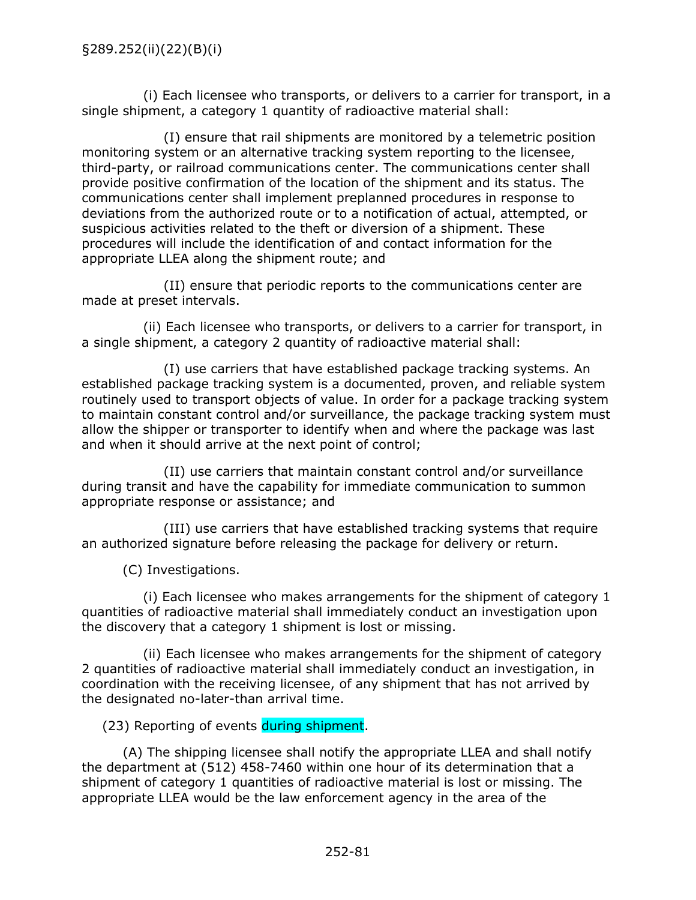§289.252(ii)(22)(B)(i)

(i) Each licensee who transports, or delivers to a carrier for transport, in a single shipment, a category 1 quantity of radioactive material shall:

(I) ensure that rail shipments are monitored by a telemetric position monitoring system or an alternative tracking system reporting to the licensee, third-party, or railroad communications center. The communications center shall provide positive confirmation of the location of the shipment and its status. The communications center shall implement preplanned procedures in response to deviations from the authorized route or to a notification of actual, attempted, or suspicious activities related to the theft or diversion of a shipment. These procedures will include the identification of and contact information for the appropriate LLEA along the shipment route; and

(II) ensure that periodic reports to the communications center are made at preset intervals.

(ii) Each licensee who transports, or delivers to a carrier for transport, in a single shipment, a category 2 quantity of radioactive material shall:

(I) use carriers that have established package tracking systems. An established package tracking system is a documented, proven, and reliable system routinely used to transport objects of value. In order for a package tracking system to maintain constant control and/or surveillance, the package tracking system must allow the shipper or transporter to identify when and where the package was last and when it should arrive at the next point of control;

(II) use carriers that maintain constant control and/or surveillance during transit and have the capability for immediate communication to summon appropriate response or assistance; and

(III) use carriers that have established tracking systems that require an authorized signature before releasing the package for delivery or return.

(C) Investigations.

(i) Each licensee who makes arrangements for the shipment of category 1 quantities of radioactive material shall immediately conduct an investigation upon the discovery that a category 1 shipment is lost or missing.

(ii) Each licensee who makes arrangements for the shipment of category 2 quantities of radioactive material shall immediately conduct an investigation, in coordination with the receiving licensee, of any shipment that has not arrived by the designated no-later-than arrival time.

(23) Reporting of events during shipment.

(A) The shipping licensee shall notify the appropriate LLEA and shall notify the department at (512) 458-7460 within one hour of its determination that a shipment of category 1 quantities of radioactive material is lost or missing. The appropriate LLEA would be the law enforcement agency in the area of the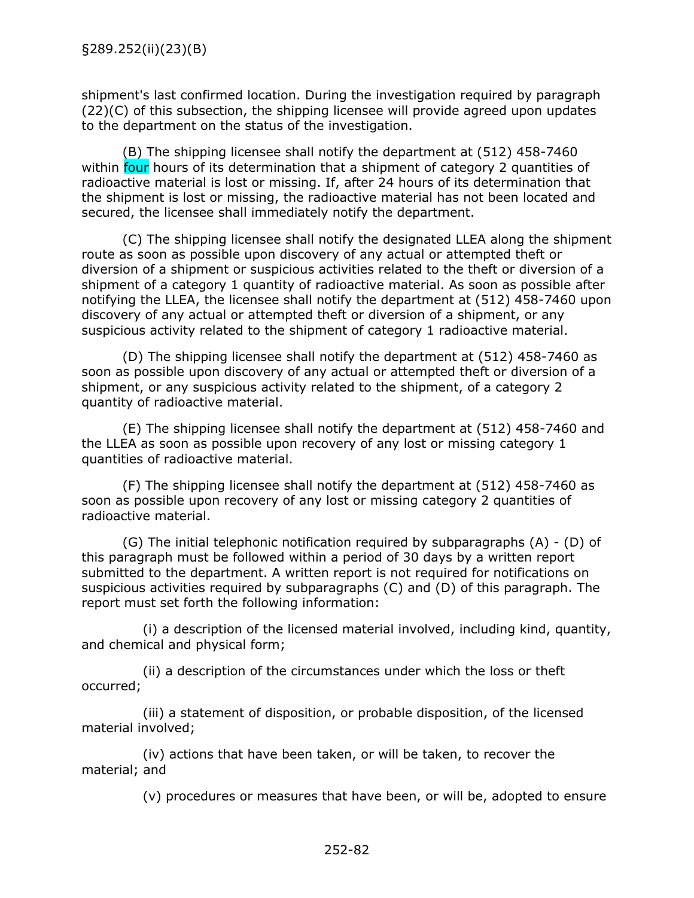shipment's last confirmed location. During the investigation required by paragraph (22)(C) of this subsection, the shipping licensee will provide agreed upon updates to the department on the status of the investigation.

(B) The shipping licensee shall notify the department at (512) 458-7460 within four hours of its determination that a shipment of category 2 quantities of radioactive material is lost or missing. If, after 24 hours of its determination that the shipment is lost or missing, the radioactive material has not been located and secured, the licensee shall immediately notify the department.

(C) The shipping licensee shall notify the designated LLEA along the shipment route as soon as possible upon discovery of any actual or attempted theft or diversion of a shipment or suspicious activities related to the theft or diversion of a shipment of a category 1 quantity of radioactive material. As soon as possible after notifying the LLEA, the licensee shall notify the department at (512) 458-7460 upon discovery of any actual or attempted theft or diversion of a shipment, or any suspicious activity related to the shipment of category 1 radioactive material.

(D) The shipping licensee shall notify the department at (512) 458-7460 as soon as possible upon discovery of any actual or attempted theft or diversion of a shipment, or any suspicious activity related to the shipment, of a category 2 quantity of radioactive material.

(E) The shipping licensee shall notify the department at (512) 458-7460 and the LLEA as soon as possible upon recovery of any lost or missing category 1 quantities of radioactive material.

(F) The shipping licensee shall notify the department at (512) 458-7460 as soon as possible upon recovery of any lost or missing category 2 quantities of radioactive material.

(G) The initial telephonic notification required by subparagraphs (A) - (D) of this paragraph must be followed within a period of 30 days by a written report submitted to the department. A written report is not required for notifications on suspicious activities required by subparagraphs (C) and (D) of this paragraph. The report must set forth the following information:

(i) a description of the licensed material involved, including kind, quantity, and chemical and physical form;

(ii) a description of the circumstances under which the loss or theft occurred;

(iii) a statement of disposition, or probable disposition, of the licensed material involved;

(iv) actions that have been taken, or will be taken, to recover the material; and

(v) procedures or measures that have been, or will be, adopted to ensure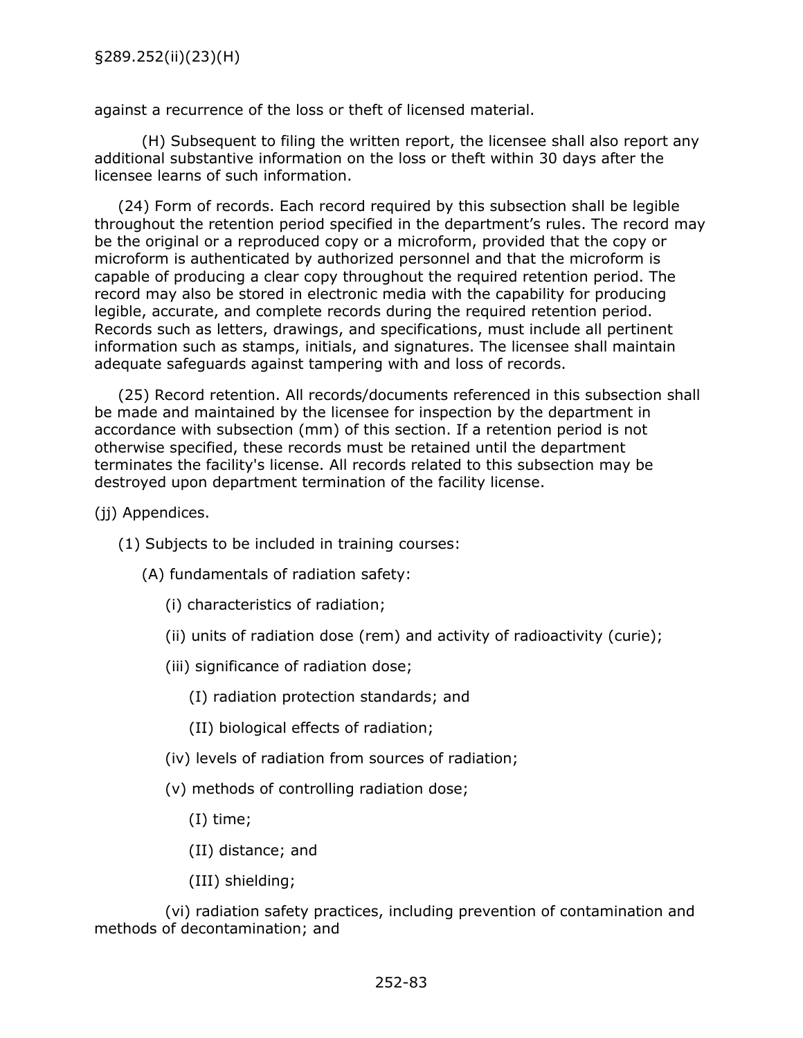against a recurrence of the loss or theft of licensed material.

(H) Subsequent to filing the written report, the licensee shall also report any additional substantive information on the loss or theft within 30 days after the licensee learns of such information.

(24) Form of records. Each record required by this subsection shall be legible throughout the retention period specified in the department's rules. The record may be the original or a reproduced copy or a microform, provided that the copy or microform is authenticated by authorized personnel and that the microform is capable of producing a clear copy throughout the required retention period. The record may also be stored in electronic media with the capability for producing legible, accurate, and complete records during the required retention period. Records such as letters, drawings, and specifications, must include all pertinent information such as stamps, initials, and signatures. The licensee shall maintain adequate safeguards against tampering with and loss of records.

(25) Record retention. All records/documents referenced in this subsection shall be made and maintained by the licensee for inspection by the department in accordance with subsection (mm) of this section. If a retention period is not otherwise specified, these records must be retained until the department terminates the facility's license. All records related to this subsection may be destroyed upon department termination of the facility license.

(jj) Appendices.

(1) Subjects to be included in training courses:

(A) fundamentals of radiation safety:

(i) characteristics of radiation;

(ii) units of radiation dose (rem) and activity of radioactivity (curie);

(iii) significance of radiation dose;

(I) radiation protection standards; and

(II) biological effects of radiation;

(iv) levels of radiation from sources of radiation;

(v) methods of controlling radiation dose;

(I) time;

(II) distance; and

(III) shielding;

(vi) radiation safety practices, including prevention of contamination and methods of decontamination; and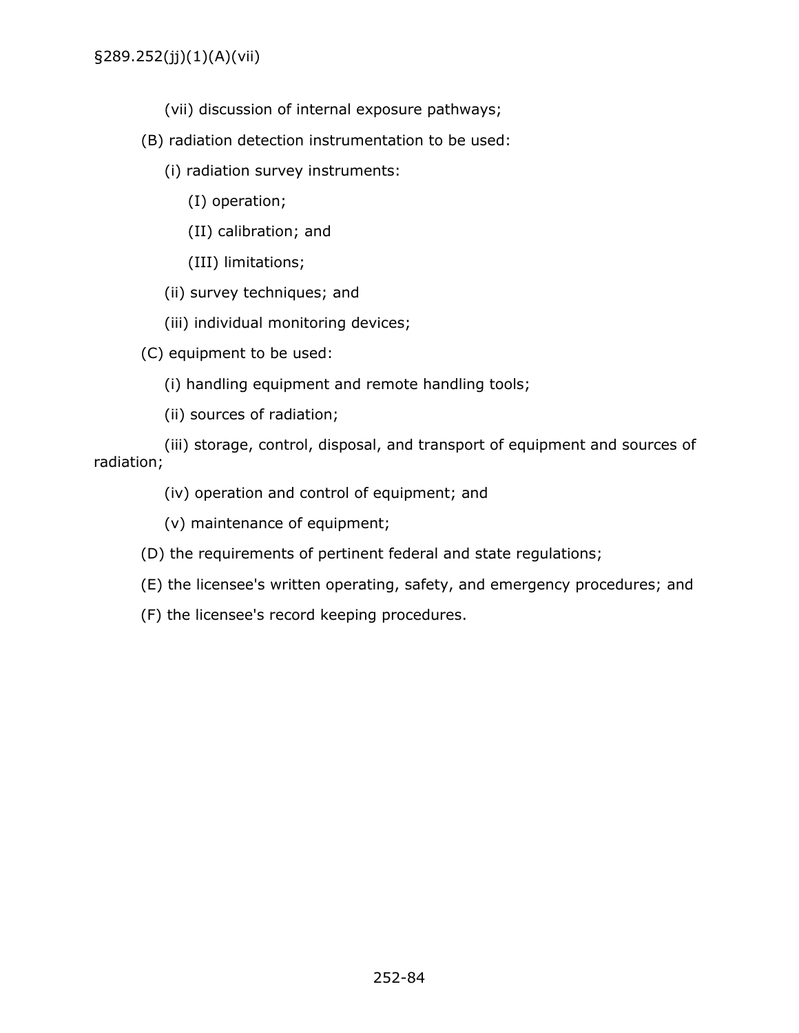(vii) discussion of internal exposure pathways;

(B) radiation detection instrumentation to be used:

(i) radiation survey instruments:

(I) operation;

(II) calibration; and

(III) limitations;

(ii) survey techniques; and

(iii) individual monitoring devices;

(C) equipment to be used:

(i) handling equipment and remote handling tools;

(ii) sources of radiation;

(iii) storage, control, disposal, and transport of equipment and sources of radiation;

(iv) operation and control of equipment; and

(v) maintenance of equipment;

(D) the requirements of pertinent federal and state regulations;

(E) the licensee's written operating, safety, and emergency procedures; and

(F) the licensee's record keeping procedures.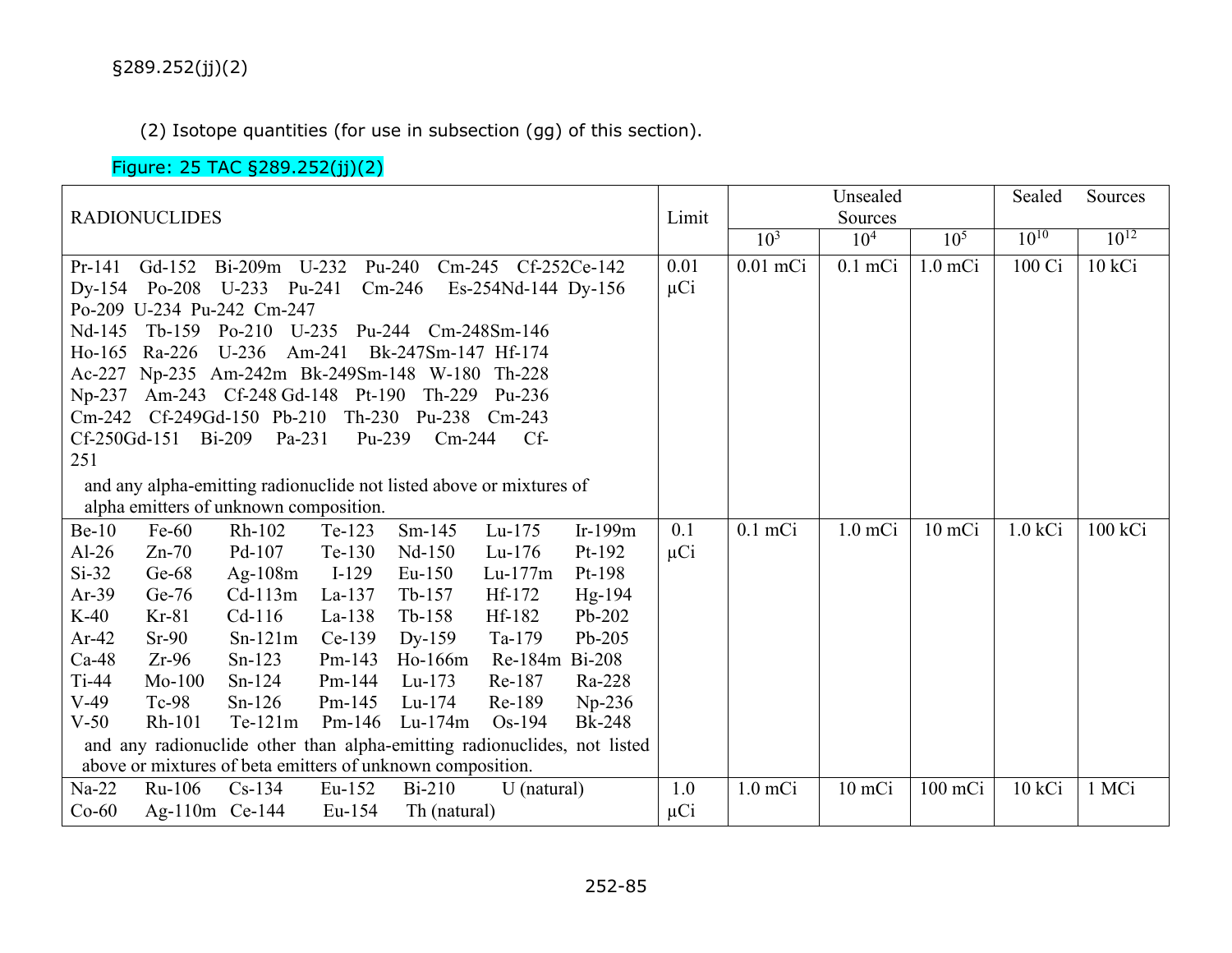§289.252(jj)(2)

(2) Isotope quantities (for use in subsection (gg) of this section).

Figure: 25 TAC §289.252(jj)(2)

| RADIONUCLIDES | Limit | Unsealed Sources | | | Sealed Sources | |
|---|---|---|---|---|---|---|
| | | $10^3$ | $10^4$ | $10^5$ | $10^{10}$ | $10^{12}$ |
| Pr-141 Gd-152 Bi-209m U-232 Pu-240 Cm-245 Cf-252Ce-142 Dy-154 Po-208 U-233 Pu-241 Cm-246 Es-254Nd-144 Dy-156 Po-209 U-234 Pu-242 Cm-247 Nd-145 Tb-159 Po-210 U-235 Pu-244 Cm-248Sm-146 Ho-165 Ra-226 U-236 Am-241 Bk-247Sm-147 Hf-174 Ac-227 Np-235 Am-242m Bk-249Sm-148 W-180 Th-228 Np-237 Am-243 Cf-248 Gd-148 Pt-190 Th-229 Pu-236 Cm-242 Cf-249Gd-150 Pb-210 Th-230 Pu-238 Cm-243 Cf-250Gd-151 Bi-209 Pa-231 Pu-239 Cm-244 Cf-251 and any alpha-emitting radionuclide not listed above or mixtures of alpha emitters of unknown composition. | 0.01 µCi | 0.01 mCi | 0.1 mCi | 1.0 mCi | 100 Ci | 10 kCi |
| Be-10 Fe-60 Rh-102 Te-123 Sm-145 Lu-175 Ir-199m Al-26 Zn-70 Pd-107 Te-130 Nd-150 Lu-176 Pt-192 Si-32 Ge-68 Ag-108m I-129 Eu-150 Lu-177m Pt-198 Ar-39 Ge-76 Cd-113m La-137 Tb-157 Hf-172 Hg-194 K-40 Kr-81 Cd-116 La-138 Tb-158 Hf-182 Pb-202 Ar-42 Sr-90 Sn-121m Ce-139 Dy-159 Ta-179 Pb-205 Ca-48 Zr-96 Sn-123 Pm-143 Ho-166m Re-184m Bi-208 Ti-44 Mo-100 Sn-124 Pm-144 Lu-173 Re-187 Ra-228 V-49 Tc-98 Sn-126 Pm-145 Lu-174 Re-189 Np-236 V-50 Rh-101 Te-121m Pm-146 Lu-174m Os-194 Bk-248 and any radionuclide other than alpha-emitting radionuclides, not listed above or mixtures of beta emitters of unknown composition. | 0.1 µCi | 0.1 mCi | 1.0 mCi | 10 mCi | 1.0 kCi | 100 kCi |
| Na-22 Ru-106 Cs-134 Eu-152 Bi-210 U (natural) Co-60 Ag-110m Ce-144 Eu-154 Th (natural) | 1.0 µCi | 1.0 mCi | 10 mCi | 100 mCi | 10 kCi | 1 MCi |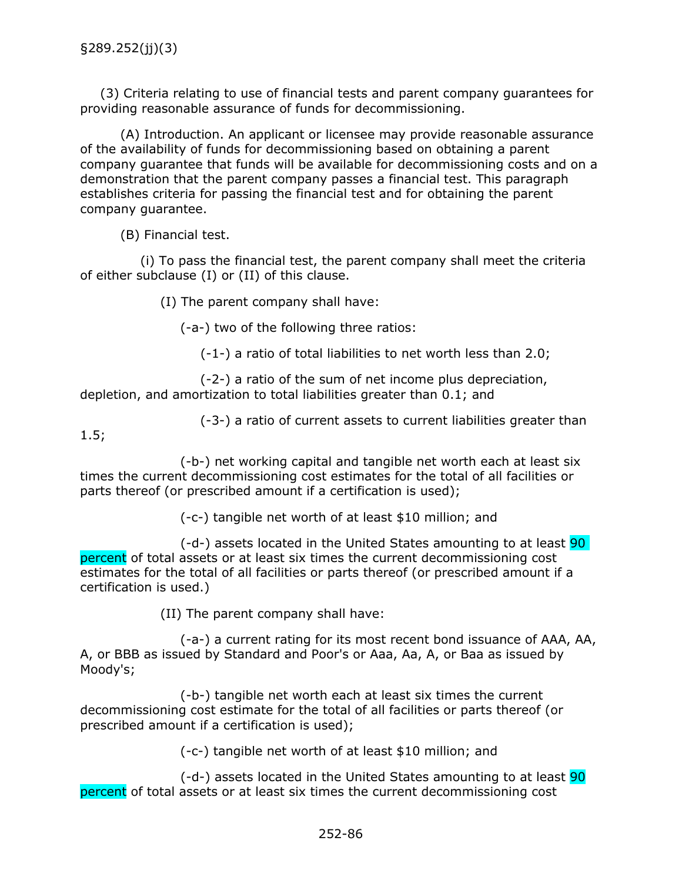§289.252(jj)(3)

(3) Criteria relating to use of financial tests and parent company guarantees for providing reasonable assurance of funds for decommissioning.

(A) Introduction. An applicant or licensee may provide reasonable assurance of the availability of funds for decommissioning based on obtaining a parent company guarantee that funds will be available for decommissioning costs and on a demonstration that the parent company passes a financial test. This paragraph establishes criteria for passing the financial test and for obtaining the parent company guarantee.

(B) Financial test.

(i) To pass the financial test, the parent company shall meet the criteria of either subclause (I) or (II) of this clause.

(I) The parent company shall have:

(-a-) two of the following three ratios:

(-1-) a ratio of total liabilities to net worth less than 2.0;

(-2-) a ratio of the sum of net income plus depreciation, depletion, and amortization to total liabilities greater than 0.1; and

(-3-) a ratio of current assets to current liabilities greater than 1.5;

(-b-) net working capital and tangible net worth each at least six times the current decommissioning cost estimates for the total of all facilities or parts thereof (or prescribed amount if a certification is used);

(-c-) tangible net worth of at least $10 million; and

(-d-) assets located in the United States amounting to at least 90 percent of total assets or at least six times the current decommissioning cost estimates for the total of all facilities or parts thereof (or prescribed amount if a certification is used.)

(II) The parent company shall have:

(-a-) a current rating for its most recent bond issuance of AAA, AA, A, or BBB as issued by Standard and Poor's or Aaa, Aa, A, or Baa as issued by Moody's;

(-b-) tangible net worth each at least six times the current decommissioning cost estimate for the total of all facilities or parts thereof (or prescribed amount if a certification is used);

(-c-) tangible net worth of at least $10 million; and

(-d-) assets located in the United States amounting to at least 90 percent of total assets or at least six times the current decommissioning cost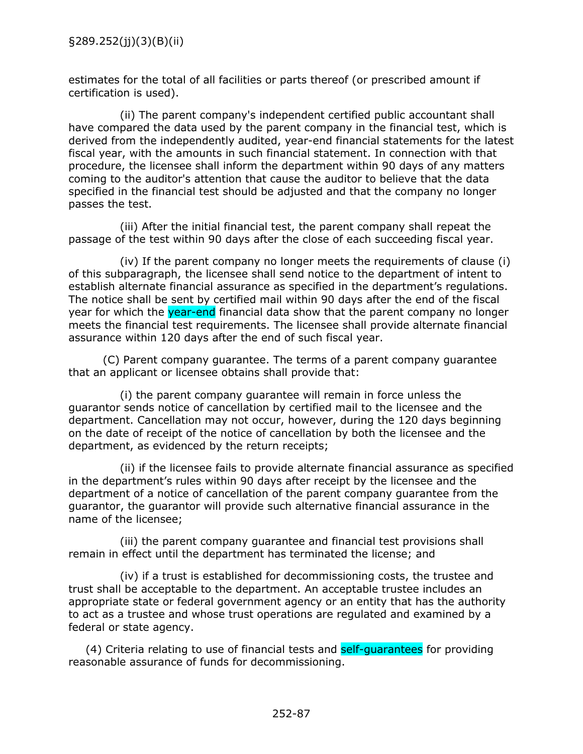estimates for the total of all facilities or parts thereof (or prescribed amount if certification is used).

(ii) The parent company's independent certified public accountant shall have compared the data used by the parent company in the financial test, which is derived from the independently audited, year-end financial statements for the latest fiscal year, with the amounts in such financial statement. In connection with that procedure, the licensee shall inform the department within 90 days of any matters coming to the auditor's attention that cause the auditor to believe that the data specified in the financial test should be adjusted and that the company no longer passes the test.

(iii) After the initial financial test, the parent company shall repeat the passage of the test within 90 days after the close of each succeeding fiscal year.

(iv) If the parent company no longer meets the requirements of clause (i) of this subparagraph, the licensee shall send notice to the department of intent to establish alternate financial assurance as specified in the department's regulations. The notice shall be sent by certified mail within 90 days after the end of the fiscal year for which the year-end financial data show that the parent company no longer meets the financial test requirements. The licensee shall provide alternate financial assurance within 120 days after the end of such fiscal year.

(C) Parent company guarantee. The terms of a parent company guarantee that an applicant or licensee obtains shall provide that:

(i) the parent company guarantee will remain in force unless the guarantor sends notice of cancellation by certified mail to the licensee and the department. Cancellation may not occur, however, during the 120 days beginning on the date of receipt of the notice of cancellation by both the licensee and the department, as evidenced by the return receipts;

(ii) if the licensee fails to provide alternate financial assurance as specified in the department's rules within 90 days after receipt by the licensee and the department of a notice of cancellation of the parent company guarantee from the guarantor, the guarantor will provide such alternative financial assurance in the name of the licensee;

(iii) the parent company guarantee and financial test provisions shall remain in effect until the department has terminated the license; and

(iv) if a trust is established for decommissioning costs, the trustee and trust shall be acceptable to the department. An acceptable trustee includes an appropriate state or federal government agency or an entity that has the authority to act as a trustee and whose trust operations are regulated and examined by a federal or state agency.

(4) Criteria relating to use of financial tests and self-guarantees for providing reasonable assurance of funds for decommissioning.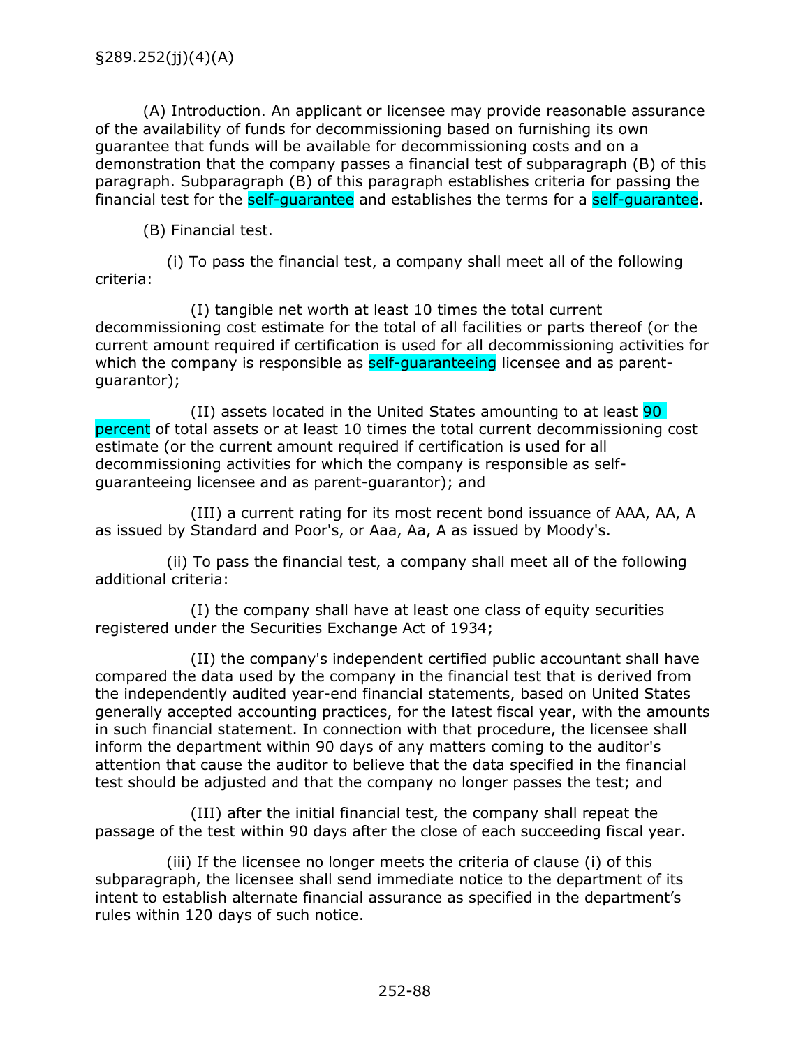§289.252(jj)(4)(A)

(A) Introduction. An applicant or licensee may provide reasonable assurance of the availability of funds for decommissioning based on furnishing its own guarantee that funds will be available for decommissioning costs and on a demonstration that the company passes a financial test of subparagraph (B) of this paragraph. Subparagraph (B) of this paragraph establishes criteria for passing the financial test for the self-guarantee and establishes the terms for a self-guarantee.

(B) Financial test.

(i) To pass the financial test, a company shall meet all of the following criteria:

(I) tangible net worth at least 10 times the total current decommissioning cost estimate for the total of all facilities or parts thereof (or the current amount required if certification is used for all decommissioning activities for which the company is responsible as self-guaranteeing licensee and as parent-guarantor);

(II) assets located in the United States amounting to at least 90 percent of total assets or at least 10 times the total current decommissioning cost estimate (or the current amount required if certification is used for all decommissioning activities for which the company is responsible as self-guaranteeing licensee and as parent-guarantor); and

(III) a current rating for its most recent bond issuance of AAA, AA, A as issued by Standard and Poor's, or Aaa, Aa, A as issued by Moody's.

(ii) To pass the financial test, a company shall meet all of the following additional criteria:

(I) the company shall have at least one class of equity securities registered under the Securities Exchange Act of 1934;

(II) the company's independent certified public accountant shall have compared the data used by the company in the financial test that is derived from the independently audited year-end financial statements, based on United States generally accepted accounting practices, for the latest fiscal year, with the amounts in such financial statement. In connection with that procedure, the licensee shall inform the department within 90 days of any matters coming to the auditor's attention that cause the auditor to believe that the data specified in the financial test should be adjusted and that the company no longer passes the test; and

(III) after the initial financial test, the company shall repeat the passage of the test within 90 days after the close of each succeeding fiscal year.

(iii) If the licensee no longer meets the criteria of clause (i) of this subparagraph, the licensee shall send immediate notice to the department of its intent to establish alternate financial assurance as specified in the department's rules within 120 days of such notice.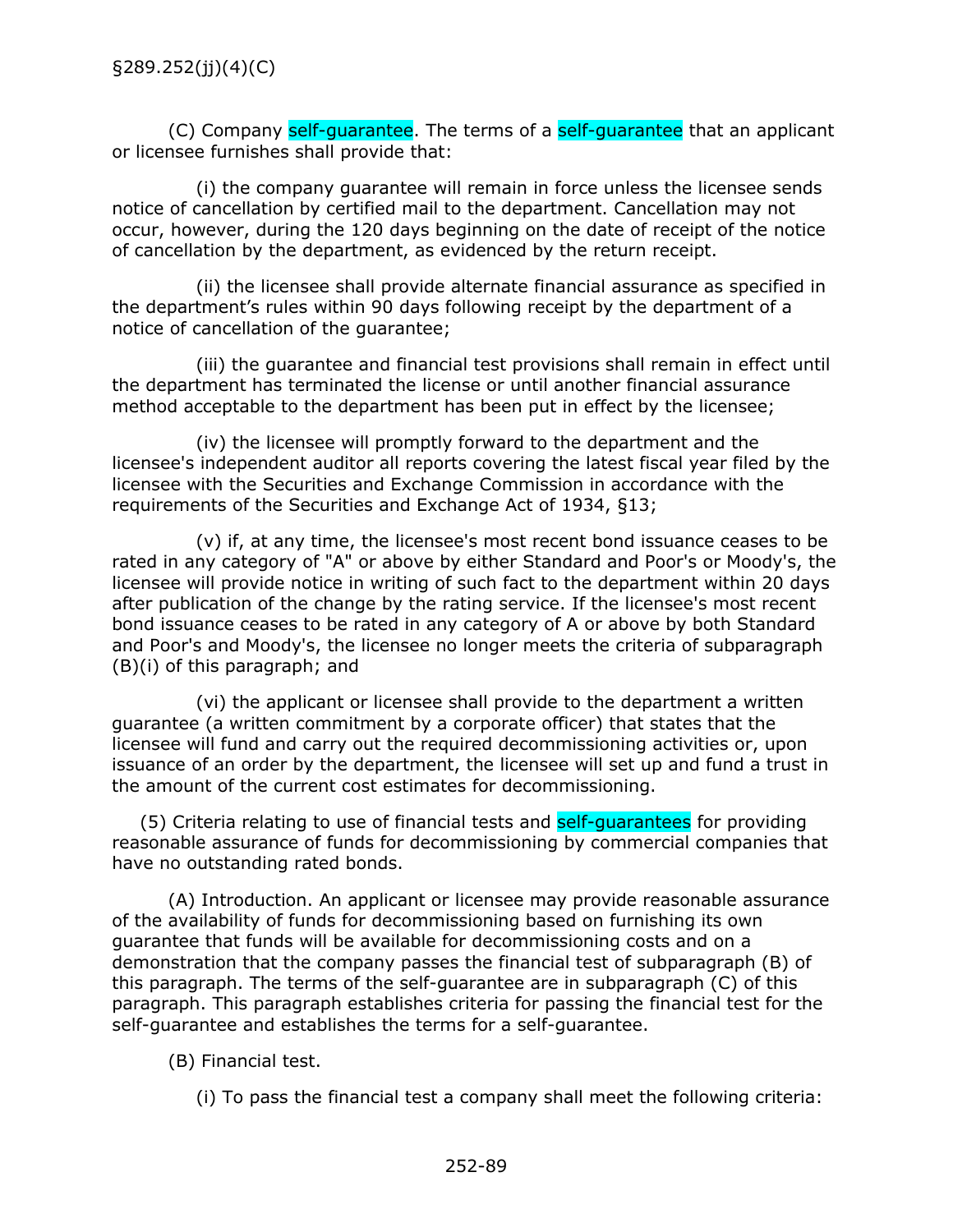(C) Company self-guarantee. The terms of a self-guarantee that an applicant or licensee furnishes shall provide that:

(i) the company guarantee will remain in force unless the licensee sends notice of cancellation by certified mail to the department. Cancellation may not occur, however, during the 120 days beginning on the date of receipt of the notice of cancellation by the department, as evidenced by the return receipt.

(ii) the licensee shall provide alternate financial assurance as specified in the department's rules within 90 days following receipt by the department of a notice of cancellation of the guarantee;

(iii) the guarantee and financial test provisions shall remain in effect until the department has terminated the license or until another financial assurance method acceptable to the department has been put in effect by the licensee;

(iv) the licensee will promptly forward to the department and the licensee's independent auditor all reports covering the latest fiscal year filed by the licensee with the Securities and Exchange Commission in accordance with the requirements of the Securities and Exchange Act of 1934, §13;

(v) if, at any time, the licensee's most recent bond issuance ceases to be rated in any category of "A" or above by either Standard and Poor's or Moody's, the licensee will provide notice in writing of such fact to the department within 20 days after publication of the change by the rating service. If the licensee's most recent bond issuance ceases to be rated in any category of A or above by both Standard and Poor's and Moody's, the licensee no longer meets the criteria of subparagraph (B)(i) of this paragraph; and

(vi) the applicant or licensee shall provide to the department a written guarantee (a written commitment by a corporate officer) that states that the licensee will fund and carry out the required decommissioning activities or, upon issuance of an order by the department, the licensee will set up and fund a trust in the amount of the current cost estimates for decommissioning.

(5) Criteria relating to use of financial tests and self-guarantees for providing reasonable assurance of funds for decommissioning by commercial companies that have no outstanding rated bonds.

(A) Introduction. An applicant or licensee may provide reasonable assurance of the availability of funds for decommissioning based on furnishing its own guarantee that funds will be available for decommissioning costs and on a demonstration that the company passes the financial test of subparagraph (B) of this paragraph. The terms of the self-guarantee are in subparagraph (C) of this paragraph. This paragraph establishes criteria for passing the financial test for the self-guarantee and establishes the terms for a self-guarantee.

(B) Financial test.

(i) To pass the financial test a company shall meet the following criteria: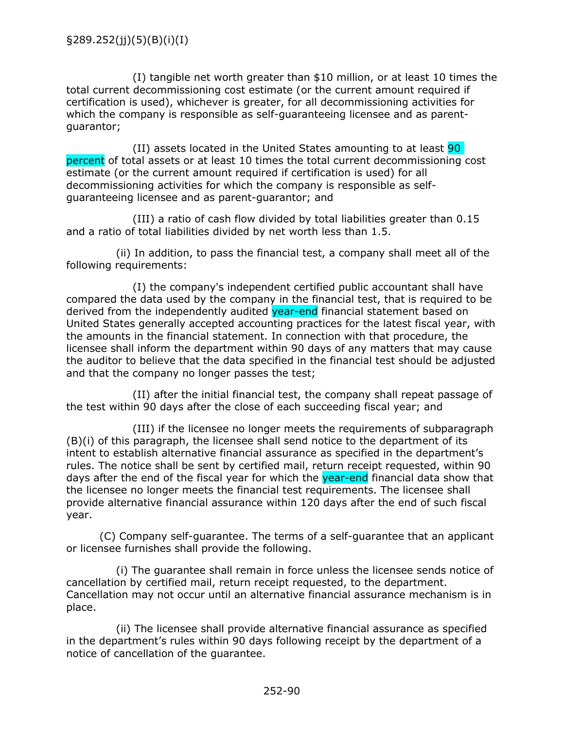§289.252(jj)(5)(B)(i)(I)

(I) tangible net worth greater than $10 million, or at least 10 times the total current decommissioning cost estimate (or the current amount required if certification is used), whichever is greater, for all decommissioning activities for which the company is responsible as self-guaranteeing licensee and as parent-guarantor;

(II) assets located in the United States amounting to at least 90 percent of total assets or at least 10 times the total current decommissioning cost estimate (or the current amount required if certification is used) for all decommissioning activities for which the company is responsible as self-guaranteeing licensee and as parent-guarantor; and

(III) a ratio of cash flow divided by total liabilities greater than 0.15 and a ratio of total liabilities divided by net worth less than 1.5.

(ii) In addition, to pass the financial test, a company shall meet all of the following requirements:

(I) the company's independent certified public accountant shall have compared the data used by the company in the financial test, that is required to be derived from the independently audited year-end financial statement based on United States generally accepted accounting practices for the latest fiscal year, with the amounts in the financial statement. In connection with that procedure, the licensee shall inform the department within 90 days of any matters that may cause the auditor to believe that the data specified in the financial test should be adjusted and that the company no longer passes the test;

(II) after the initial financial test, the company shall repeat passage of the test within 90 days after the close of each succeeding fiscal year; and

(III) if the licensee no longer meets the requirements of subparagraph (B)(i) of this paragraph, the licensee shall send notice to the department of its intent to establish alternative financial assurance as specified in the department's rules. The notice shall be sent by certified mail, return receipt requested, within 90 days after the end of the fiscal year for which the year-end financial data show that the licensee no longer meets the financial test requirements. The licensee shall provide alternative financial assurance within 120 days after the end of such fiscal year.

(C) Company self-guarantee. The terms of a self-guarantee that an applicant or licensee furnishes shall provide the following.

(i) The guarantee shall remain in force unless the licensee sends notice of cancellation by certified mail, return receipt requested, to the department. Cancellation may not occur until an alternative financial assurance mechanism is in place.

(ii) The licensee shall provide alternative financial assurance as specified in the department's rules within 90 days following receipt by the department of a notice of cancellation of the guarantee.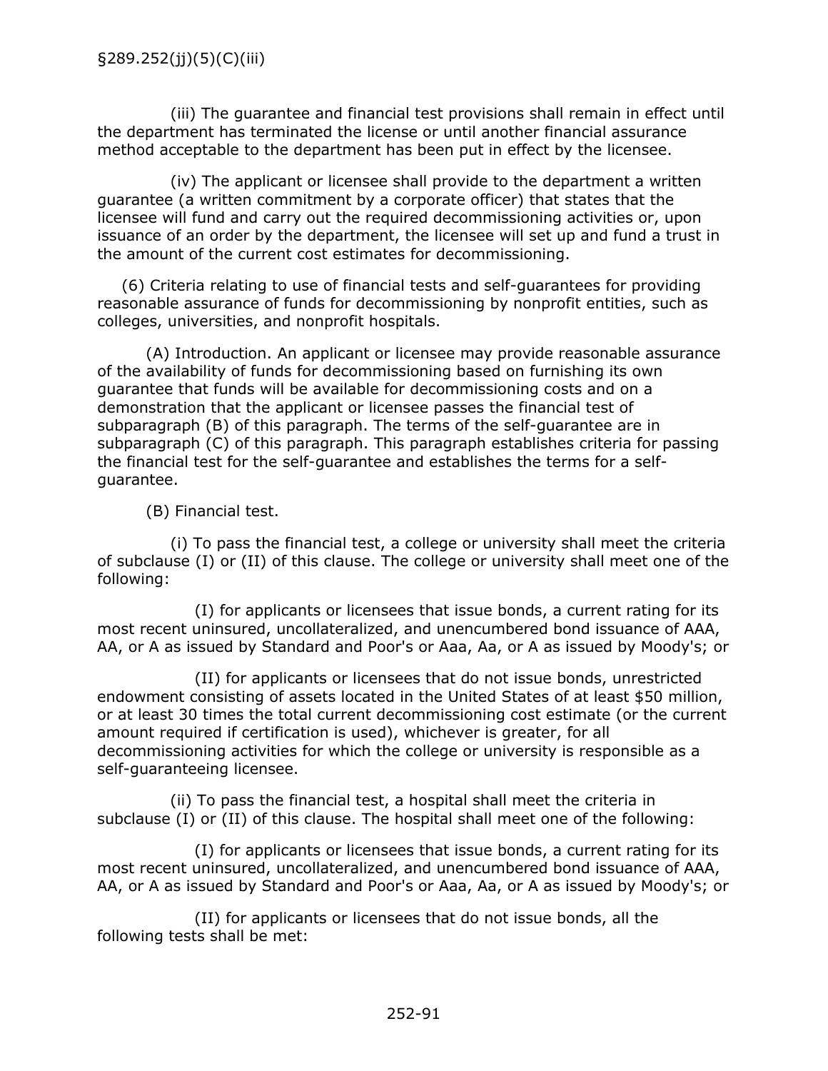(iii) The guarantee and financial test provisions shall remain in effect until the department has terminated the license or until another financial assurance method acceptable to the department has been put in effect by the licensee.

(iv) The applicant or licensee shall provide to the department a written guarantee (a written commitment by a corporate officer) that states that the licensee will fund and carry out the required decommissioning activities or, upon issuance of an order by the department, the licensee will set up and fund a trust in the amount of the current cost estimates for decommissioning.

(6) Criteria relating to use of financial tests and self-guarantees for providing reasonable assurance of funds for decommissioning by nonprofit entities, such as colleges, universities, and nonprofit hospitals.

(A) Introduction. An applicant or licensee may provide reasonable assurance of the availability of funds for decommissioning based on furnishing its own guarantee that funds will be available for decommissioning costs and on a demonstration that the applicant or licensee passes the financial test of subparagraph (B) of this paragraph. The terms of the self-guarantee are in subparagraph (C) of this paragraph. This paragraph establishes criteria for passing the financial test for the self-guarantee and establishes the terms for a self-guarantee.

(B) Financial test.

(i) To pass the financial test, a college or university shall meet the criteria of subclause (I) or (II) of this clause. The college or university shall meet one of the following:

(I) for applicants or licensees that issue bonds, a current rating for its most recent uninsured, uncollateralized, and unencumbered bond issuance of AAA, AA, or A as issued by Standard and Poor's or Aaa, Aa, or A as issued by Moody's; or

(II) for applicants or licensees that do not issue bonds, unrestricted endowment consisting of assets located in the United States of at least $50 million, or at least 30 times the total current decommissioning cost estimate (or the current amount required if certification is used), whichever is greater, for all decommissioning activities for which the college or university is responsible as a self-guaranteeing licensee.

(ii) To pass the financial test, a hospital shall meet the criteria in subclause (I) or (II) of this clause. The hospital shall meet one of the following:

(I) for applicants or licensees that issue bonds, a current rating for its most recent uninsured, uncollateralized, and unencumbered bond issuance of AAA, AA, or A as issued by Standard and Poor's or Aaa, Aa, or A as issued by Moody's; or

(II) for applicants or licensees that do not issue bonds, all the following tests shall be met: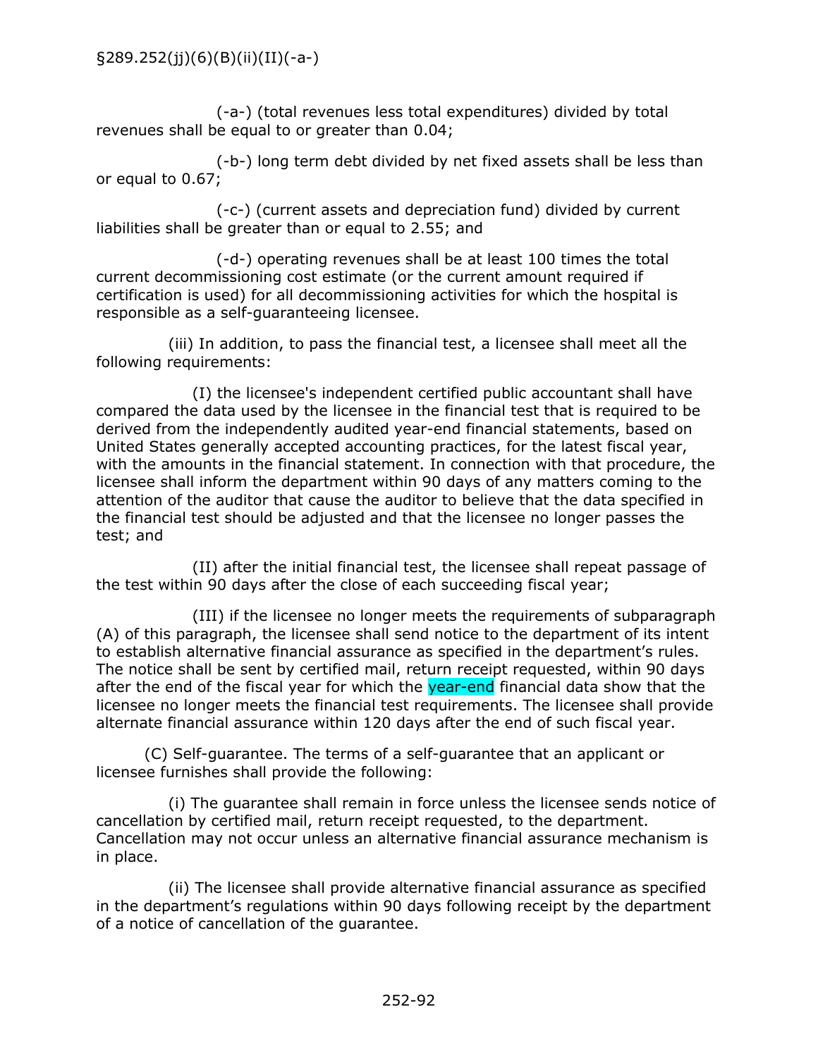(-a-) (total revenues less total expenditures) divided by total revenues shall be equal to or greater than 0.04;

(-b-) long term debt divided by net fixed assets shall be less than or equal to 0.67;

(-c-) (current assets and depreciation fund) divided by current liabilities shall be greater than or equal to 2.55; and

(-d-) operating revenues shall be at least 100 times the total current decommissioning cost estimate (or the current amount required if certification is used) for all decommissioning activities for which the hospital is responsible as a self-guaranteeing licensee.

(iii) In addition, to pass the financial test, a licensee shall meet all the following requirements:

(I) the licensee's independent certified public accountant shall have compared the data used by the licensee in the financial test that is required to be derived from the independently audited year-end financial statements, based on United States generally accepted accounting practices, for the latest fiscal year, with the amounts in the financial statement. In connection with that procedure, the licensee shall inform the department within 90 days of any matters coming to the attention of the auditor that cause the auditor to believe that the data specified in the financial test should be adjusted and that the licensee no longer passes the test; and

(II) after the initial financial test, the licensee shall repeat passage of the test within 90 days after the close of each succeeding fiscal year;

(III) if the licensee no longer meets the requirements of subparagraph (A) of this paragraph, the licensee shall send notice to the department of its intent to establish alternative financial assurance as specified in the department's rules. The notice shall be sent by certified mail, return receipt requested, within 90 days after the end of the fiscal year for which the year-end financial data show that the licensee no longer meets the financial test requirements. The licensee shall provide alternate financial assurance within 120 days after the end of such fiscal year.

(C) Self-guarantee. The terms of a self-guarantee that an applicant or licensee furnishes shall provide the following:

(i) The guarantee shall remain in force unless the licensee sends notice of cancellation by certified mail, return receipt requested, to the department. Cancellation may not occur unless an alternative financial assurance mechanism is in place.

(ii) The licensee shall provide alternative financial assurance as specified in the department's regulations within 90 days following receipt by the department of a notice of cancellation of the guarantee.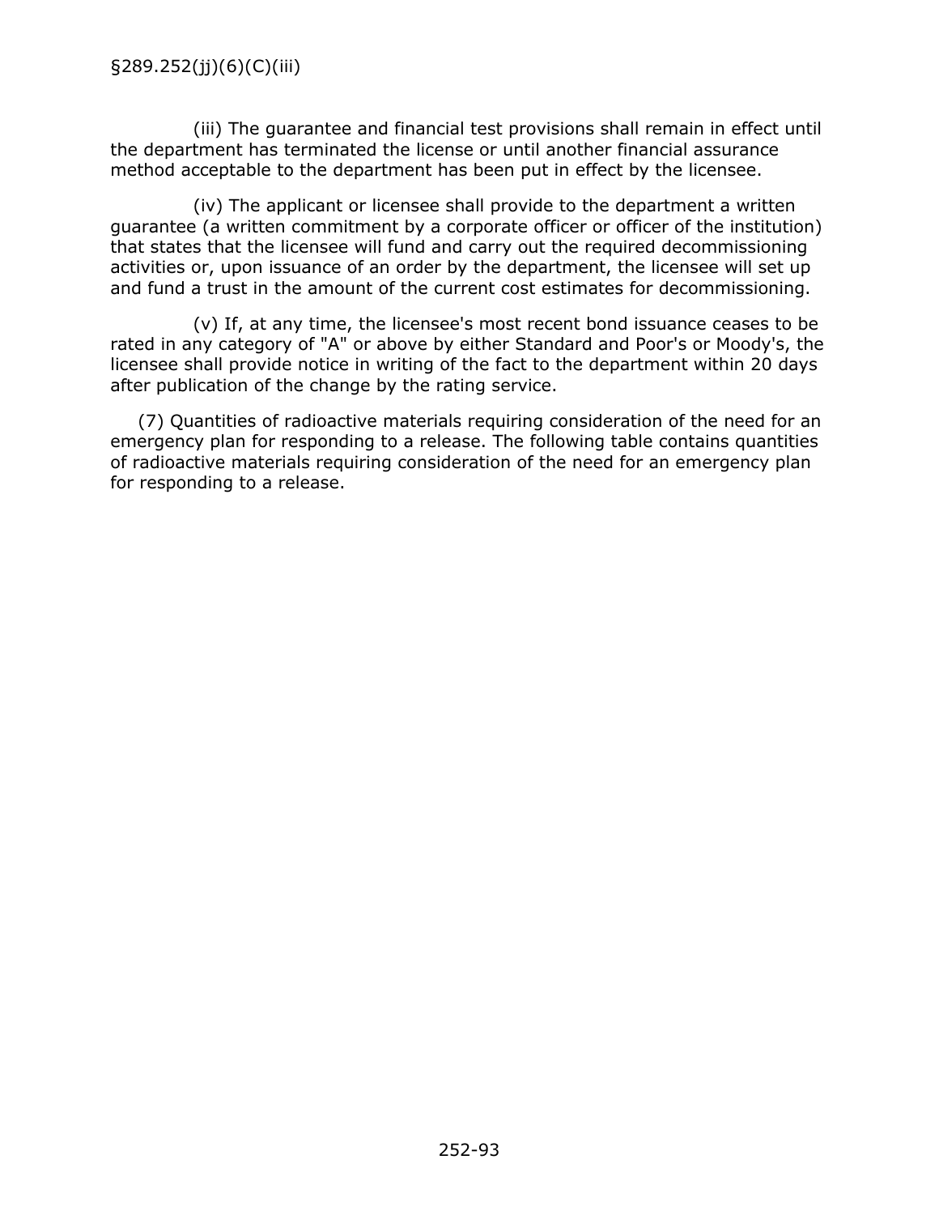(iii) The guarantee and financial test provisions shall remain in effect until the department has terminated the license or until another financial assurance method acceptable to the department has been put in effect by the licensee.

(iv) The applicant or licensee shall provide to the department a written guarantee (a written commitment by a corporate officer or officer of the institution) that states that the licensee will fund and carry out the required decommissioning activities or, upon issuance of an order by the department, the licensee will set up and fund a trust in the amount of the current cost estimates for decommissioning.

(v) If, at any time, the licensee's most recent bond issuance ceases to be rated in any category of "A" or above by either Standard and Poor's or Moody's, the licensee shall provide notice in writing of the fact to the department within 20 days after publication of the change by the rating service.

(7) Quantities of radioactive materials requiring consideration of the need for an emergency plan for responding to a release. The following table contains quantities of radioactive materials requiring consideration of the need for an emergency plan for responding to a release.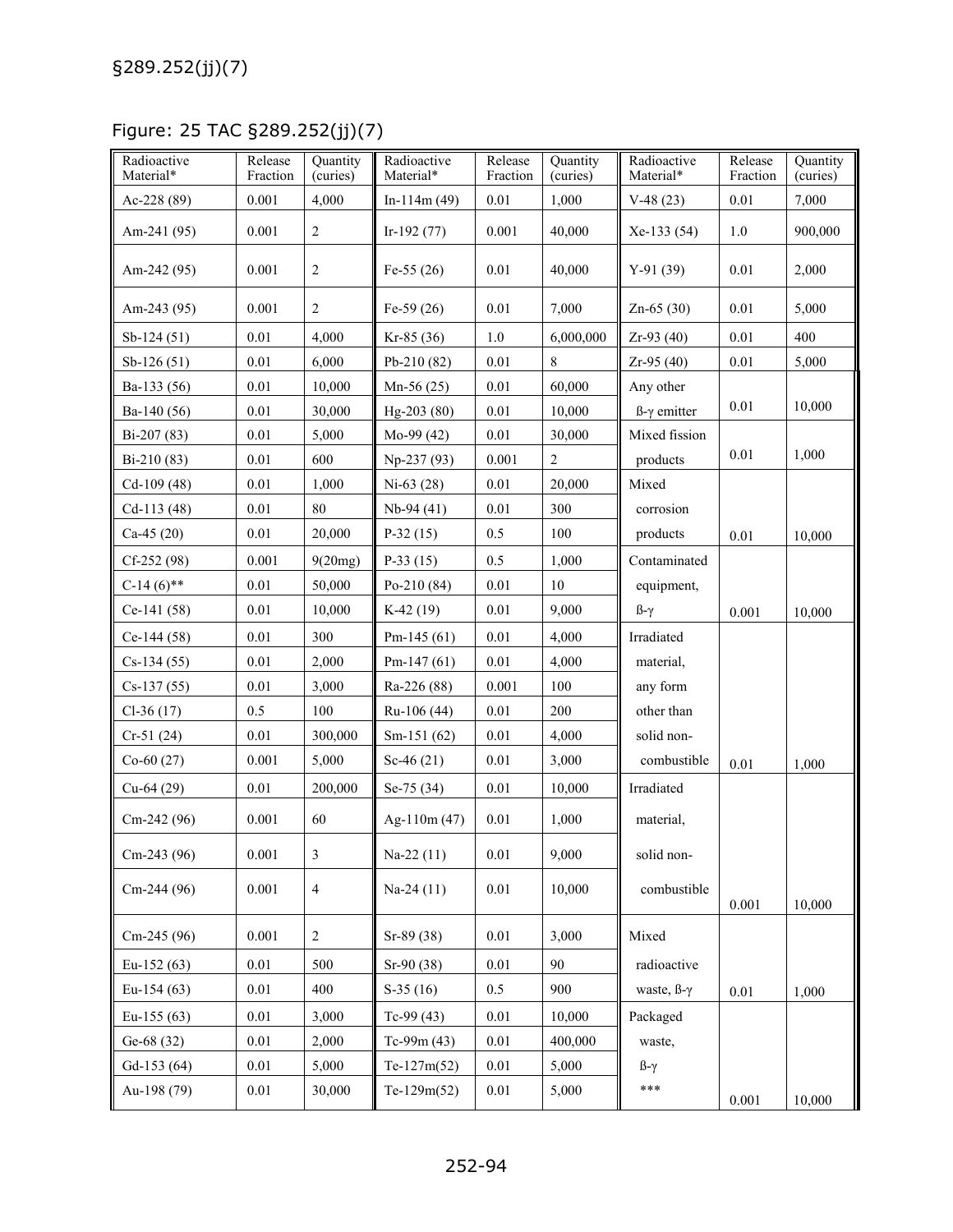§289.252(jj)(7)

Figure: 25 TAC §289.252(jj)(7)

| Radioactive Material* | Release Fraction | Quantity (curies) | Radioactive Material* | Release Fraction | Quantity (curies) | Radioactive Material* | Release Fraction | Quantity (curies) |
|---|---|---|---|---|---|---|---|---|
| Ac-228 (89) | 0.001 | 4,000 | In-114m (49) | 0.01 | 1,000 | V-48 (23) | 0.01 | 7,000 |
| Am-241 (95) | 0.001 | 2 | Ir-192 (77) | 0.001 | 40,000 | Xe-133 (54) | 1.0 | 900,000 |
| Am-242 (95) | 0.001 | 2 | Fe-55 (26) | 0.01 | 40,000 | Y-91 (39) | 0.01 | 2,000 |
| Am-243 (95) | 0.001 | 2 | Fe-59 (26) | 0.01 | 7,000 | Zn-65 (30) | 0.01 | 5,000 |
| Sb-124 (51) | 0.01 | 4,000 | Kr-85 (36) | 1.0 | 6,000,000 | Zr-93 (40) | 0.01 | 400 |
| Sb-126 (51) | 0.01 | 6,000 | Pb-210 (82) | 0.01 | 8 | Zr-95 (40) | 0.01 | 5,000 |
| Ba-133 (56) | 0.01 | 10,000 | Mn-56 (25) | 0.01 | 60,000 | Any other ß-γ emitter | 0.01 | 10,000 |
| Ba-140 (56) | 0.01 | 30,000 | Hg-203 (80) | 0.01 | 10,000 | | | |
| Bi-207 (83) | 0.01 | 5,000 | Mo-99 (42) | 0.01 | 30,000 | Mixed fission products | 0.01 | 1,000 |
| Bi-210 (83) | 0.01 | 600 | Np-237 (93) | 0.001 | 2 | | | |
| Cd-109 (48) | 0.01 | 1,000 | Ni-63 (28) | 0.01 | 20,000 | Mixed corrosion products | 0.01 | 10,000 |
| Cd-113 (48) | 0.01 | 80 | Nb-94 (41) | 0.01 | 300 | | | |
| Ca-45 (20) | 0.01 | 20,000 | P-32 (15) | 0.5 | 100 | | | |
| Cf-252 (98) | 0.001 | 9(20mg) | P-33 (15) | 0.5 | 1,000 | Contaminated equipment, ß-γ | 0.001 | 10,000 |
| C-14 (6)** | 0.01 | 50,000 | Po-210 (84) | 0.01 | 10 | | | |
| Ce-141 (58) | 0.01 | 10,000 | K-42 (19) | 0.01 | 9,000 | | | |
| Ce-144 (58) | 0.01 | 300 | Pm-145 (61) | 0.01 | 4,000 | Irradiated material, any form other than solid non-combustible | 0.01 | 1,000 |
| Cs-134 (55) | 0.01 | 2,000 | Pm-147 (61) | 0.01 | 4,000 | | | |
| Cs-137 (55) | 0.01 | 3,000 | Ra-226 (88) | 0.001 | 100 | | | |
| Cl-36 (17) | 0.5 | 100 | Ru-106 (44) | 0.01 | 200 | | | |
| Cr-51 (24) | 0.01 | 300,000 | Sm-151 (62) | 0.01 | 4,000 | | | |
| Co-60 (27) | 0.001 | 5,000 | Sc-46 (21) | 0.01 | 3,000 | | | |
| Cu-64 (29) | 0.01 | 200,000 | Se-75 (34) | 0.01 | 10,000 | Irradiated material, solid non-combustible | 0.001 | 10,000 |
| Cm-242 (96) | 0.001 | 60 | Ag-110m (47) | 0.01 | 1,000 | | | |
| Cm-243 (96) | 0.001 | 3 | Na-22 (11) | 0.01 | 9,000 | | | |
| Cm-244 (96) | 0.001 | 4 | Na-24 (11) | 0.01 | 10,000 | | | |
| Cm-245 (96) | 0.001 | 2 | Sr-89 (38) | 0.01 | 3,000 | Mixed radioactive waste, ß-γ | 0.01 | 1,000 |
| Eu-152 (63) | 0.01 | 500 | Sr-90 (38) | 0.01 | 90 | | | |
| Eu-154 (63) | 0.01 | 400 | S-35 (16) | 0.5 | 900 | | | |
| Eu-155 (63) | 0.01 | 3,000 | Tc-99 (43) | 0.01 | 10,000 | Packaged waste, ß-γ *** | 0.001 | 10,000 |
| Ge-68 (32) | 0.01 | 2,000 | Tc-99m (43) | 0.01 | 400,000 | | | |
| Gd-153 (64) | 0.01 | 5,000 | Te-127m(52) | 0.01 | 5,000 | | | |
| Au-198 (79) | 0.01 | 30,000 | Te-129m(52) | 0.01 | 5,000 | | | |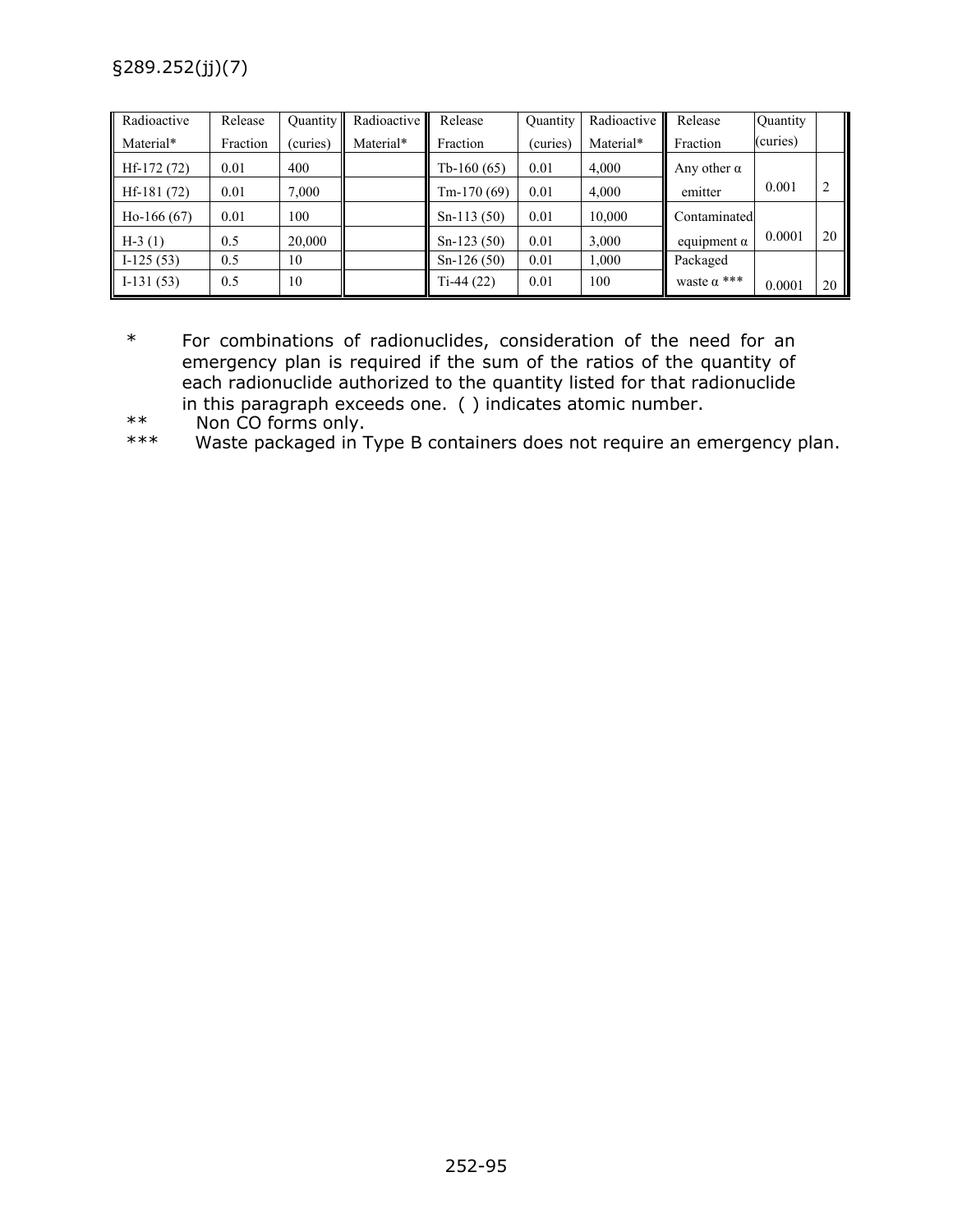| Radioactive Material* | Release Fraction | Quantity (curies) | Radioactive Material* | Release Fraction | Quantity (curies) | Radioactive Material* | Release Fraction | Quantity (curies) | |
|---|---|---|---|---|---|---|---|---|---|
| Hf-172 (72) | 0.01 | 400 | | Tb-160 (65) | 0.01 | 4,000 | Any other α emitter | 0.001 | 2 |
| Hf-181 (72) | 0.01 | 7,000 | | Tm-170 (69) | 0.01 | 4,000 | | | |
| Ho-166 (67) | 0.01 | 100 | | Sn-113 (50) | 0.01 | 10,000 | Contaminated equipment α | 0.0001 | 20 |
| H-3 (1) | 0.5 | 20,000 | | Sn-123 (50) | 0.01 | 3,000 | | | |
| I-125 (53) | 0.5 | 10 | | Sn-126 (50) | 0.01 | 1,000 | Packaged waste α *** | 0.0001 | 20 |
| I-131 (53) | 0.5 | 10 | | Ti-44 (22) | 0.01 | 100 | | | |

\* For combinations of radionuclides, consideration of the need for an emergency plan is required if the sum of the ratios of the quantity of each radionuclide authorized to the quantity listed for that radionuclide in this paragraph exceeds one. ( ) indicates atomic number.

** Non CO forms only.

*** Waste packaged in Type B containers does not require an emergency plan.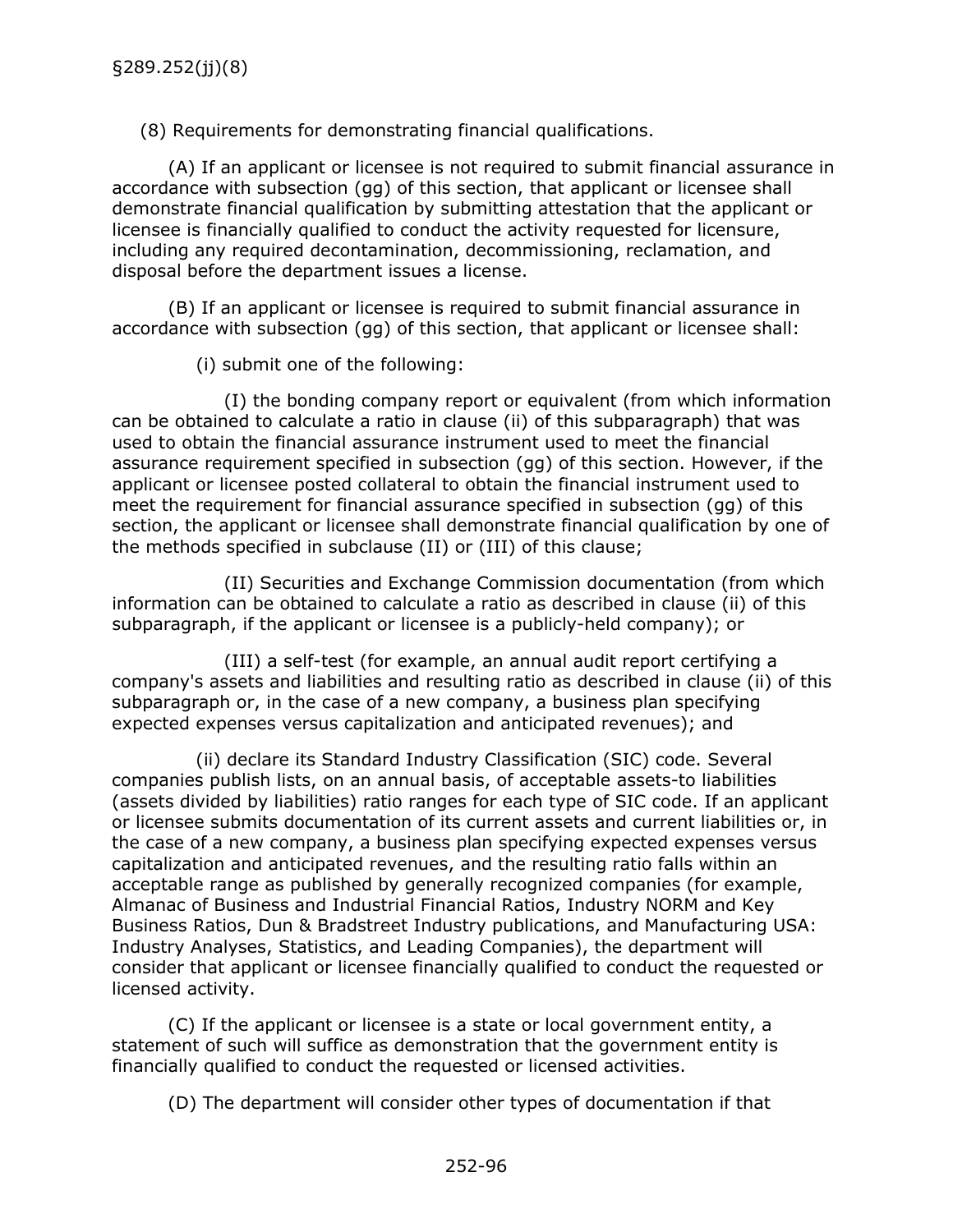§289.252(jj)(8)

(8) Requirements for demonstrating financial qualifications.

(A) If an applicant or licensee is not required to submit financial assurance in accordance with subsection (gg) of this section, that applicant or licensee shall demonstrate financial qualification by submitting attestation that the applicant or licensee is financially qualified to conduct the activity requested for licensure, including any required decontamination, decommissioning, reclamation, and disposal before the department issues a license.

(B) If an applicant or licensee is required to submit financial assurance in accordance with subsection (gg) of this section, that applicant or licensee shall:

(i) submit one of the following:

(I) the bonding company report or equivalent (from which information can be obtained to calculate a ratio in clause (ii) of this subparagraph) that was used to obtain the financial assurance instrument used to meet the financial assurance requirement specified in subsection (gg) of this section. However, if the applicant or licensee posted collateral to obtain the financial instrument used to meet the requirement for financial assurance specified in subsection (gg) of this section, the applicant or licensee shall demonstrate financial qualification by one of the methods specified in subclause (II) or (III) of this clause;

(II) Securities and Exchange Commission documentation (from which information can be obtained to calculate a ratio as described in clause (ii) of this subparagraph, if the applicant or licensee is a publicly-held company); or

(III) a self-test (for example, an annual audit report certifying a company's assets and liabilities and resulting ratio as described in clause (ii) of this subparagraph or, in the case of a new company, a business plan specifying expected expenses versus capitalization and anticipated revenues); and

(ii) declare its Standard Industry Classification (SIC) code. Several companies publish lists, on an annual basis, of acceptable assets-to liabilities (assets divided by liabilities) ratio ranges for each type of SIC code. If an applicant or licensee submits documentation of its current assets and current liabilities or, in the case of a new company, a business plan specifying expected expenses versus capitalization and anticipated revenues, and the resulting ratio falls within an acceptable range as published by generally recognized companies (for example, Almanac of Business and Industrial Financial Ratios, Industry NORM and Key Business Ratios, Dun & Bradstreet Industry publications, and Manufacturing USA: Industry Analyses, Statistics, and Leading Companies), the department will consider that applicant or licensee financially qualified to conduct the requested or licensed activity.

(C) If the applicant or licensee is a state or local government entity, a statement of such will suffice as demonstration that the government entity is financially qualified to conduct the requested or licensed activities.

(D) The department will consider other types of documentation if that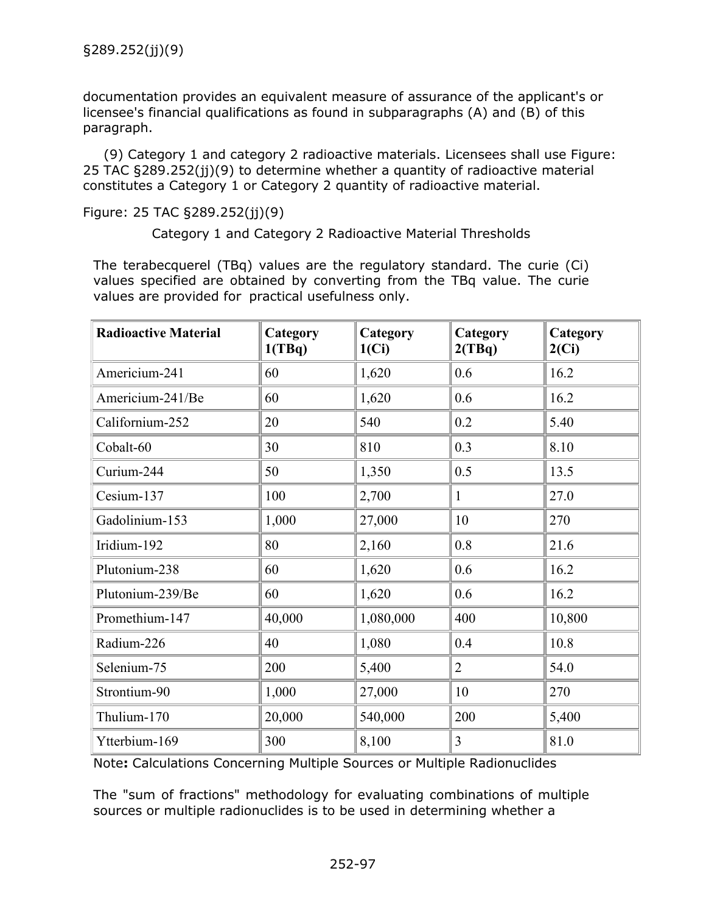documentation provides an equivalent measure of assurance of the applicant's or licensee's financial qualifications as found in subparagraphs (A) and (B) of this paragraph.

(9) Category 1 and category 2 radioactive materials. Licensees shall use Figure: 25 TAC §289.252(jj)(9) to determine whether a quantity of radioactive material constitutes a Category 1 or Category 2 quantity of radioactive material.

Figure: 25 TAC §289.252(jj)(9)

Category 1 and Category 2 Radioactive Material Thresholds

The terabecquerel (TBq) values are the regulatory standard. The curie (Ci) values specified are obtained by converting from the TBq value. The curie values are provided for practical usefulness only.

| Radioactive Material | Category 1(TBq) | Category 1(Ci) | Category 2(TBq) | Category 2(Ci) |
|---|---|---|---|---|
| Americium-241 | 60 | 1,620 | 0.6 | 16.2 |
| Americium-241/Be | 60 | 1,620 | 0.6 | 16.2 |
| Californium-252 | 20 | 540 | 0.2 | 5.40 |
| Cobalt-60 | 30 | 810 | 0.3 | 8.10 |
| Curium-244 | 50 | 1,350 | 0.5 | 13.5 |
| Cesium-137 | 100 | 2,700 | 1 | 27.0 |
| Gadolinium-153 | 1,000 | 27,000 | 10 | 270 |
| Iridium-192 | 80 | 2,160 | 0.8 | 21.6 |
| Plutonium-238 | 60 | 1,620 | 0.6 | 16.2 |
| Plutonium-239/Be | 60 | 1,620 | 0.6 | 16.2 |
| Promethium-147 | 40,000 | 1,080,000 | 400 | 10,800 |
| Radium-226 | 40 | 1,080 | 0.4 | 10.8 |
| Selenium-75 | 200 | 5,400 | 2 | 54.0 |
| Strontium-90 | 1,000 | 27,000 | 10 | 270 |
| Thulium-170 | 20,000 | 540,000 | 200 | 5,400 |
| Ytterbium-169 | 300 | 8,100 | 3 | 81.0 |

Note**:** Calculations Concerning Multiple Sources or Multiple Radionuclides

The "sum of fractions" methodology for evaluating combinations of multiple sources or multiple radionuclides is to be used in determining whether a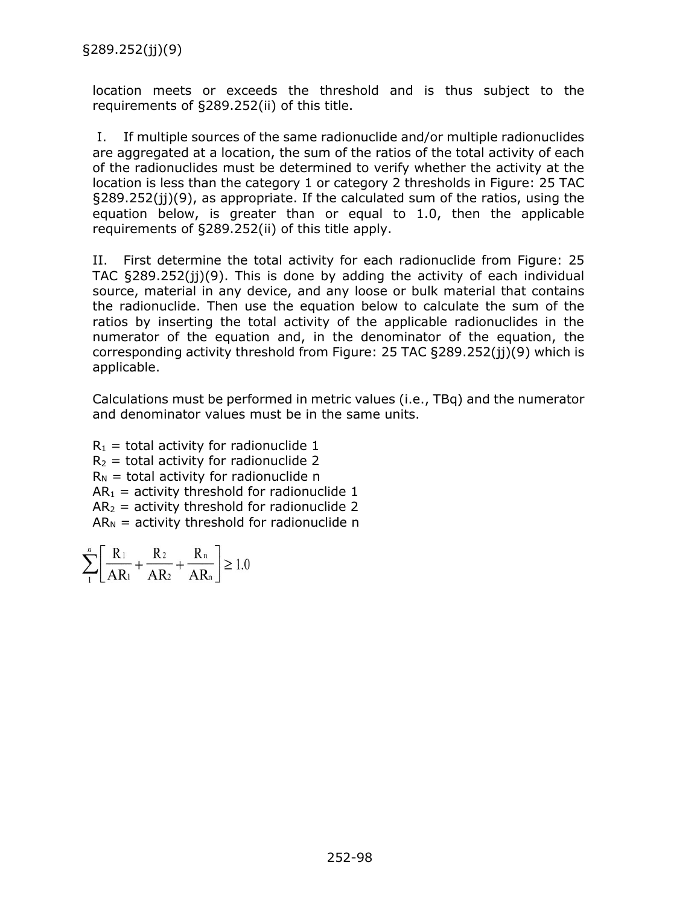§289.252(jj)(9)

location meets or exceeds the threshold and is thus subject to the requirements of §289.252(ii) of this title.

I. If multiple sources of the same radionuclide and/or multiple radionuclides are aggregated at a location, the sum of the ratios of the total activity of each of the radionuclides must be determined to verify whether the activity at the location is less than the category 1 or category 2 thresholds in Figure: 25 TAC §289.252(jj)(9), as appropriate. If the calculated sum of the ratios, using the equation below, is greater than or equal to 1.0, then the applicable requirements of §289.252(ii) of this title apply.

II. First determine the total activity for each radionuclide from Figure: 25 TAC §289.252(jj)(9). This is done by adding the activity of each individual source, material in any device, and any loose or bulk material that contains the radionuclide. Then use the equation below to calculate the sum of the ratios by inserting the total activity of the applicable radionuclides in the numerator of the equation and, in the denominator of the equation, the corresponding activity threshold from Figure: 25 TAC §289.252(jj)(9) which is applicable.

Calculations must be performed in metric values (i.e., TBq) and the numerator and denominator values must be in the same units.

$R_1$ = total activity for radionuclide 1
$R_2$ = total activity for radionuclide 2
$R_N$ = total activity for radionuclide n
$AR_1$ = activity threshold for radionuclide 1
$AR_2$ = activity threshold for radionuclide 2
$AR_N$ = activity threshold for radionuclide n

$$\sum_{1}^{n}\left[\frac{R_1}{AR_1}+\frac{R_2}{AR_2}+\frac{R_n}{AR_n}\right]\geq 1.0$$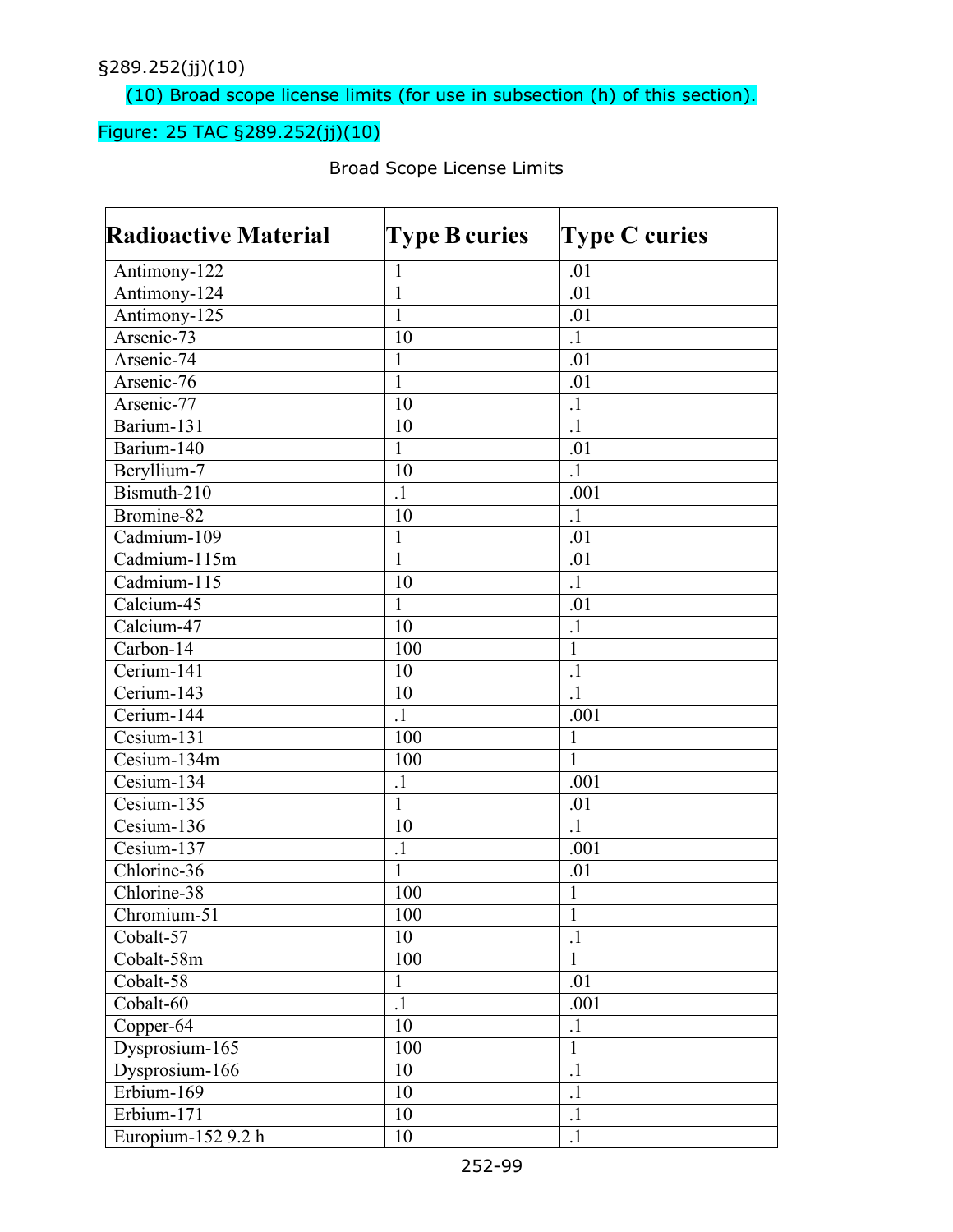§289.252(jj)(10)

(10) Broad scope license limits (for use in subsection (h) of this section).

Figure: 25 TAC §289.252(jj)(10)

Broad Scope License Limits

| Radioactive Material | Type B curies | Type C curies |
|---|---|---|
| Antimony-122 | 1 | .01 |
| Antimony-124 | 1 | .01 |
| Antimony-125 | 1 | .01 |
| Arsenic-73 | 10 | .1 |
| Arsenic-74 | 1 | .01 |
| Arsenic-76 | 1 | .01 |
| Arsenic-77 | 10 | .1 |
| Barium-131 | 10 | .1 |
| Barium-140 | 1 | .01 |
| Beryllium-7 | 10 | .1 |
| Bismuth-210 | .1 | .001 |
| Bromine-82 | 10 | .1 |
| Cadmium-109 | 1 | .01 |
| Cadmium-115m | 1 | .01 |
| Cadmium-115 | 10 | .1 |
| Calcium-45 | 1 | .01 |
| Calcium-47 | 10 | .1 |
| Carbon-14 | 100 | 1 |
| Cerium-141 | 10 | .1 |
| Cerium-143 | 10 | .1 |
| Cerium-144 | .1 | .001 |
| Cesium-131 | 100 | 1 |
| Cesium-134m | 100 | 1 |
| Cesium-134 | .1 | .001 |
| Cesium-135 | 1 | .01 |
| Cesium-136 | 10 | .1 |
| Cesium-137 | .1 | .001 |
| Chlorine-36 | 1 | .01 |
| Chlorine-38 | 100 | 1 |
| Chromium-51 | 100 | 1 |
| Cobalt-57 | 10 | .1 |
| Cobalt-58m | 100 | 1 |
| Cobalt-58 | 1 | .01 |
| Cobalt-60 | .1 | .001 |
| Copper-64 | 10 | .1 |
| Dysprosium-165 | 100 | 1 |
| Dysprosium-166 | 10 | .1 |
| Erbium-169 | 10 | .1 |
| Erbium-171 | 10 | .1 |
| Europium-152 9.2 h | 10 | .1 |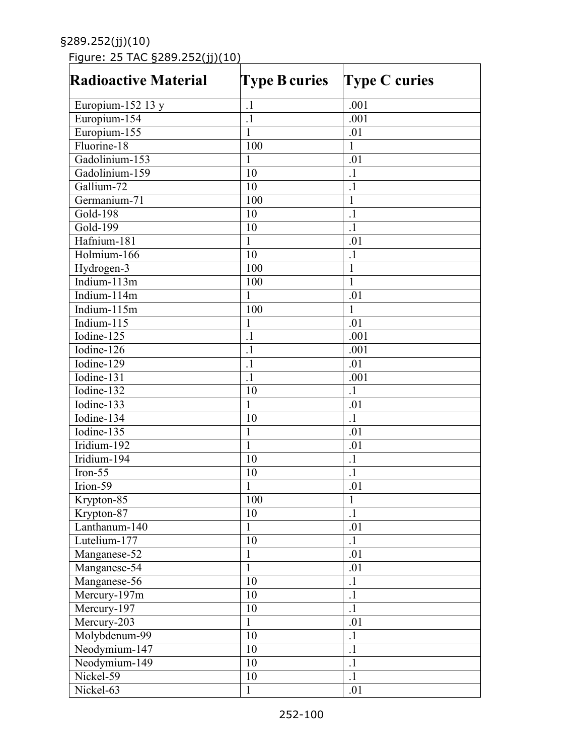§289.252(jj)(10)

Figure: 25 TAC §289.252(jj)(10)

| Radioactive Material | Type B curies | Type C curies |
|---|---|---|
| Europium-152 13 y | .1 | .001 |
| Europium-154 | .1 | .001 |
| Europium-155 | 1 | .01 |
| Fluorine-18 | 100 | 1 |
| Gadolinium-153 | 1 | .01 |
| Gadolinium-159 | 10 | .1 |
| Gallium-72 | 10 | .1 |
| Germanium-71 | 100 | 1 |
| Gold-198 | 10 | .1 |
| Gold-199 | 10 | .1 |
| Hafnium-181 | 1 | .01 |
| Holmium-166 | 10 | .1 |
| Hydrogen-3 | 100 | 1 |
| Indium-113m | 100 | 1 |
| Indium-114m | 1 | .01 |
| Indium-115m | 100 | 1 |
| Indium-115 | 1 | .01 |
| Iodine-125 | .1 | .001 |
| Iodine-126 | .1 | .001 |
| Iodine-129 | .1 | .01 |
| Iodine-131 | .1 | .001 |
| Iodine-132 | 10 | .1 |
| Iodine-133 | 1 | .01 |
| Iodine-134 | 10 | .1 |
| Iodine-135 | 1 | .01 |
| Iridium-192 | 1 | .01 |
| Iridium-194 | 10 | .1 |
| Iron-55 | 10 | .1 |
| Irion-59 | 1 | .01 |
| Krypton-85 | 100 | 1 |
| Krypton-87 | 10 | .1 |
| Lanthanum-140 | 1 | .01 |
| Lutelium-177 | 10 | .1 |
| Manganese-52 | 1 | .01 |
| Manganese-54 | 1 | .01 |
| Manganese-56 | 10 | .1 |
| Mercury-197m | 10 | .1 |
| Mercury-197 | 10 | .1 |
| Mercury-203 | 1 | .01 |
| Molybdenum-99 | 10 | .1 |
| Neodymium-147 | 10 | .1 |
| Neodymium-149 | 10 | .1 |
| Nickel-59 | 10 | .1 |
| Nickel-63 | 1 | .01 |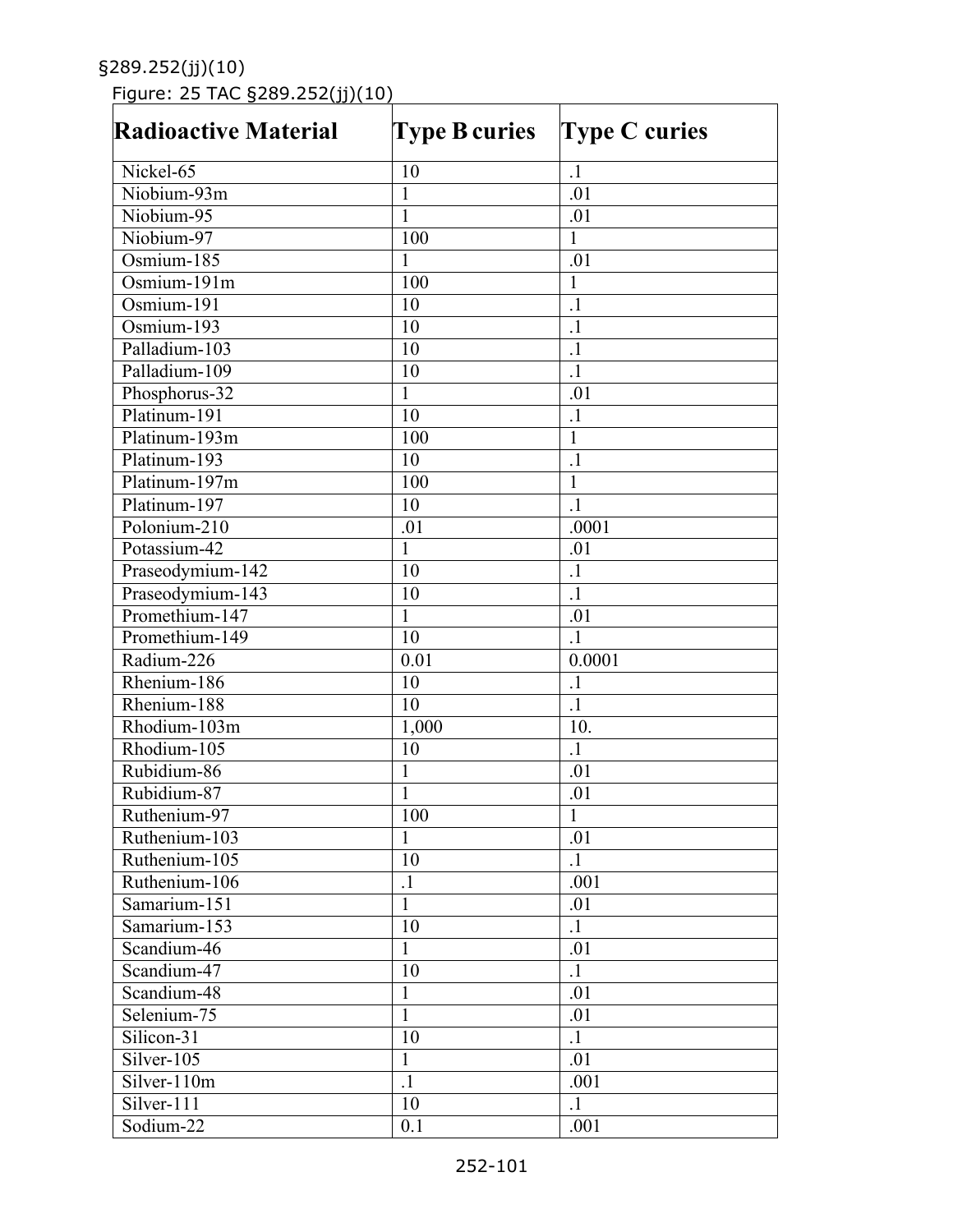§289.252(jj)(10)

Figure: 25 TAC §289.252(jj)(10)

| Radioactive Material | Type B curies | Type C curies |
|---|---|---|
| Nickel-65 | 10 | .1 |
| Niobium-93m | 1 | .01 |
| Niobium-95 | 1 | .01 |
| Niobium-97 | 100 | 1 |
| Osmium-185 | 1 | .01 |
| Osmium-191m | 100 | 1 |
| Osmium-191 | 10 | .1 |
| Osmium-193 | 10 | .1 |
| Palladium-103 | 10 | .1 |
| Palladium-109 | 10 | .1 |
| Phosphorus-32 | 1 | .01 |
| Platinum-191 | 10 | .1 |
| Platinum-193m | 100 | 1 |
| Platinum-193 | 10 | .1 |
| Platinum-197m | 100 | 1 |
| Platinum-197 | 10 | .1 |
| Polonium-210 | .01 | .0001 |
| Potassium-42 | 1 | .01 |
| Praseodymium-142 | 10 | .1 |
| Praseodymium-143 | 10 | .1 |
| Promethium-147 | 1 | .01 |
| Promethium-149 | 10 | .1 |
| Radium-226 | 0.01 | 0.0001 |
| Rhenium-186 | 10 | .1 |
| Rhenium-188 | 10 | .1 |
| Rhodium-103m | 1,000 | 10. |
| Rhodium-105 | 10 | .1 |
| Rubidium-86 | 1 | .01 |
| Rubidium-87 | 1 | .01 |
| Ruthenium-97 | 100 | 1 |
| Ruthenium-103 | 1 | .01 |
| Ruthenium-105 | 10 | .1 |
| Ruthenium-106 | .1 | .001 |
| Samarium-151 | 1 | .01 |
| Samarium-153 | 10 | .1 |
| Scandium-46 | 1 | .01 |
| Scandium-47 | 10 | .1 |
| Scandium-48 | 1 | .01 |
| Selenium-75 | 1 | .01 |
| Silicon-31 | 10 | .1 |
| Silver-105 | 1 | .01 |
| Silver-110m | .1 | .001 |
| Silver-111 | 10 | .1 |
| Sodium-22 | 0.1 | .001 |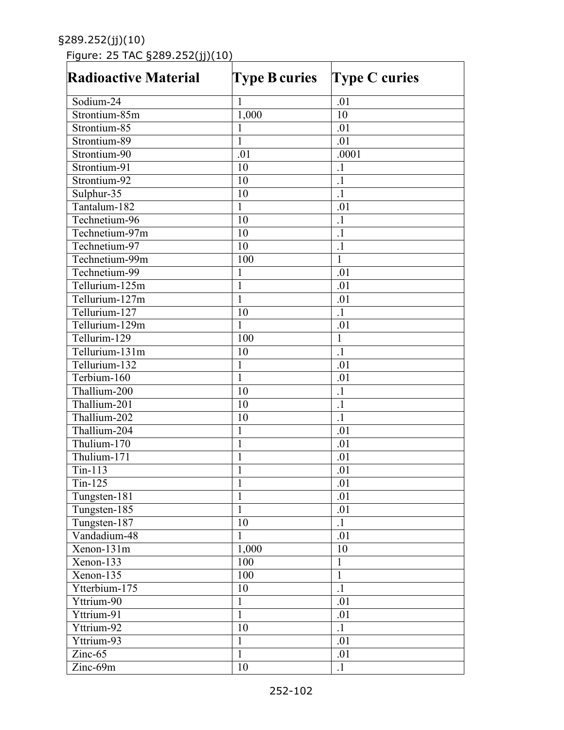§289.252(jj)(10)

Figure: 25 TAC §289.252(jj)(10)

| Radioactive Material | Type B curies | Type C curies |
| --- | --- | --- |
| Sodium-24 | 1 | .01 |
| Strontium-85m | 1,000 | 10 |
| Strontium-85 | 1 | .01 |
| Strontium-89 | 1 | .01 |
| Strontium-90 | .01 | .0001 |
| Strontium-91 | 10 | .1 |
| Strontium-92 | 10 | .1 |
| Sulphur-35 | 10 | .1 |
| Tantalum-182 | 1 | .01 |
| Technetium-96 | 10 | .1 |
| Technetium-97m | 10 | .1 |
| Technetium-97 | 10 | .1 |
| Technetium-99m | 100 | 1 |
| Technetium-99 | 1 | .01 |
| Tellurium-125m | 1 | .01 |
| Tellurium-127m | 1 | .01 |
| Tellurium-127 | 10 | .1 |
| Tellurium-129m | 1 | .01 |
| Tellurim-129 | 100 | 1 |
| Tellurium-131m | 10 | .1 |
| Tellurium-132 | 1 | .01 |
| Terbium-160 | 1 | .01 |
| Thallium-200 | 10 | .1 |
| Thallium-201 | 10 | .1 |
| Thallium-202 | 10 | .1 |
| Thallium-204 | 1 | .01 |
| Thulium-170 | 1 | .01 |
| Thulium-171 | 1 | .01 |
| Tin-113 | 1 | .01 |
| Tin-125 | 1 | .01 |
| Tungsten-181 | 1 | .01 |
| Tungsten-185 | 1 | .01 |
| Tungsten-187 | 10 | .1 |
| Vandadium-48 | 1 | .01 |
| Xenon-131m | 1,000 | 10 |
| Xenon-133 | 100 | 1 |
| Xenon-135 | 100 | 1 |
| Ytterbium-175 | 10 | .1 |
| Yttrium-90 | 1 | .01 |
| Yttrium-91 | 1 | .01 |
| Yttrium-92 | 10 | .1 |
| Yttrium-93 | 1 | .01 |
| Zinc-65 | 1 | .01 |
| Zinc-69m | 10 | .1 |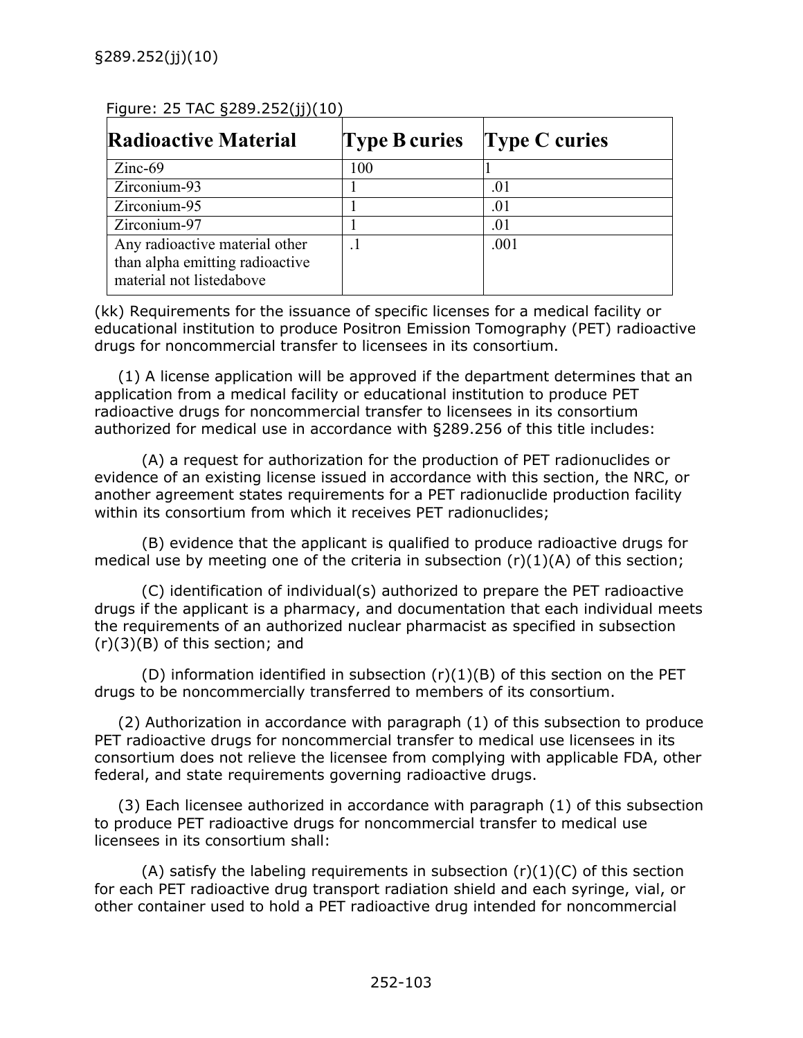§289.252(jj)(10)

Figure: 25 TAC §289.252(jj)(10)

| Radioactive Material | Type B curies | Type C curies |
|---|---|---|
| Zinc-69 | 100 | 1 |
| Zirconium-93 | 1 | .01 |
| Zirconium-95 | 1 | .01 |
| Zirconium-97 | 1 | .01 |
| Any radioactive material other than alpha emitting radioactive material not listedabove | .1 | .001 |

(kk) Requirements for the issuance of specific licenses for a medical facility or educational institution to produce Positron Emission Tomography (PET) radioactive drugs for noncommercial transfer to licensees in its consortium.

(1) A license application will be approved if the department determines that an application from a medical facility or educational institution to produce PET radioactive drugs for noncommercial transfer to licensees in its consortium authorized for medical use in accordance with §289.256 of this title includes:

(A) a request for authorization for the production of PET radionuclides or evidence of an existing license issued in accordance with this section, the NRC, or another agreement states requirements for a PET radionuclide production facility within its consortium from which it receives PET radionuclides;

(B) evidence that the applicant is qualified to produce radioactive drugs for medical use by meeting one of the criteria in subsection (r)(1)(A) of this section;

(C) identification of individual(s) authorized to prepare the PET radioactive drugs if the applicant is a pharmacy, and documentation that each individual meets the requirements of an authorized nuclear pharmacist as specified in subsection (r)(3)(B) of this section; and

(D) information identified in subsection (r)(1)(B) of this section on the PET drugs to be noncommercially transferred to members of its consortium.

(2) Authorization in accordance with paragraph (1) of this subsection to produce PET radioactive drugs for noncommercial transfer to medical use licensees in its consortium does not relieve the licensee from complying with applicable FDA, other federal, and state requirements governing radioactive drugs.

(3) Each licensee authorized in accordance with paragraph (1) of this subsection to produce PET radioactive drugs for noncommercial transfer to medical use licensees in its consortium shall:

(A) satisfy the labeling requirements in subsection (r)(1)(C) of this section for each PET radioactive drug transport radiation shield and each syringe, vial, or other container used to hold a PET radioactive drug intended for noncommercial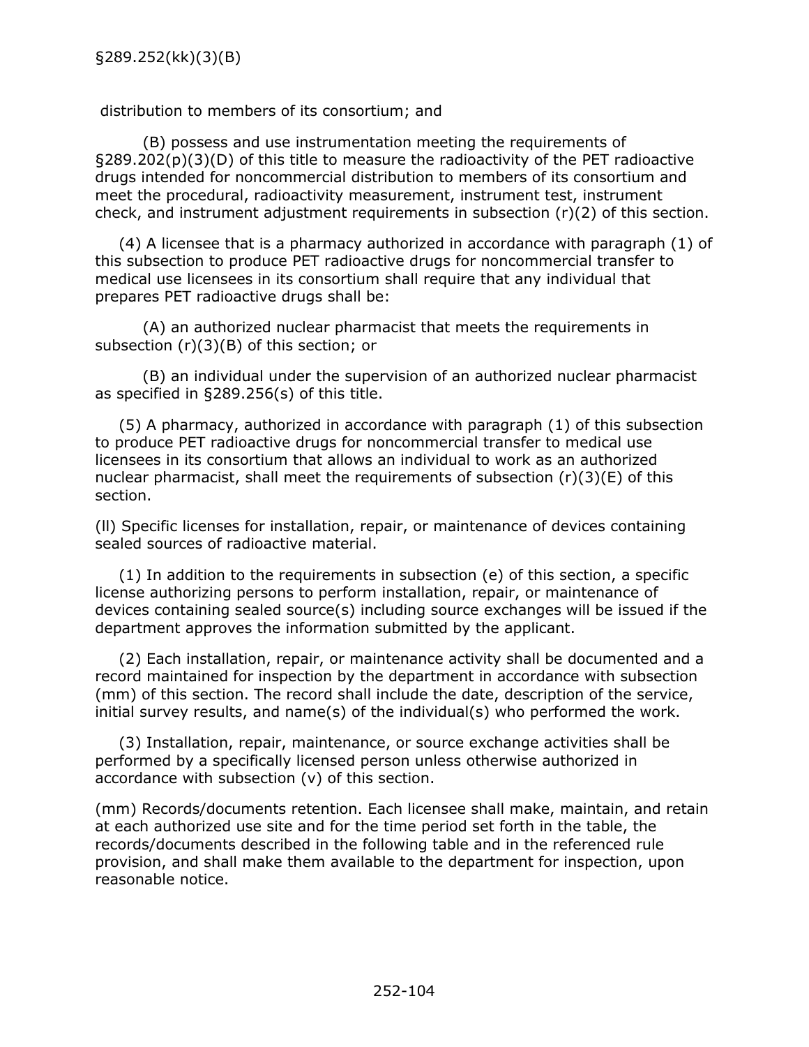distribution to members of its consortium; and

(B) possess and use instrumentation meeting the requirements of §289.202(p)(3)(D) of this title to measure the radioactivity of the PET radioactive drugs intended for noncommercial distribution to members of its consortium and meet the procedural, radioactivity measurement, instrument test, instrument check, and instrument adjustment requirements in subsection (r)(2) of this section.

(4) A licensee that is a pharmacy authorized in accordance with paragraph (1) of this subsection to produce PET radioactive drugs for noncommercial transfer to medical use licensees in its consortium shall require that any individual that prepares PET radioactive drugs shall be:

(A) an authorized nuclear pharmacist that meets the requirements in subsection (r)(3)(B) of this section; or

(B) an individual under the supervision of an authorized nuclear pharmacist as specified in §289.256(s) of this title.

(5) A pharmacy, authorized in accordance with paragraph (1) of this subsection to produce PET radioactive drugs for noncommercial transfer to medical use licensees in its consortium that allows an individual to work as an authorized nuclear pharmacist, shall meet the requirements of subsection (r)(3)(E) of this section.

(ll) Specific licenses for installation, repair, or maintenance of devices containing sealed sources of radioactive material.

(1) In addition to the requirements in subsection (e) of this section, a specific license authorizing persons to perform installation, repair, or maintenance of devices containing sealed source(s) including source exchanges will be issued if the department approves the information submitted by the applicant.

(2) Each installation, repair, or maintenance activity shall be documented and a record maintained for inspection by the department in accordance with subsection (mm) of this section. The record shall include the date, description of the service, initial survey results, and name(s) of the individual(s) who performed the work.

(3) Installation, repair, maintenance, or source exchange activities shall be performed by a specifically licensed person unless otherwise authorized in accordance with subsection (v) of this section.

(mm) Records/documents retention. Each licensee shall make, maintain, and retain at each authorized use site and for the time period set forth in the table, the records/documents described in the following table and in the referenced rule provision, and shall make them available to the department for inspection, upon reasonable notice.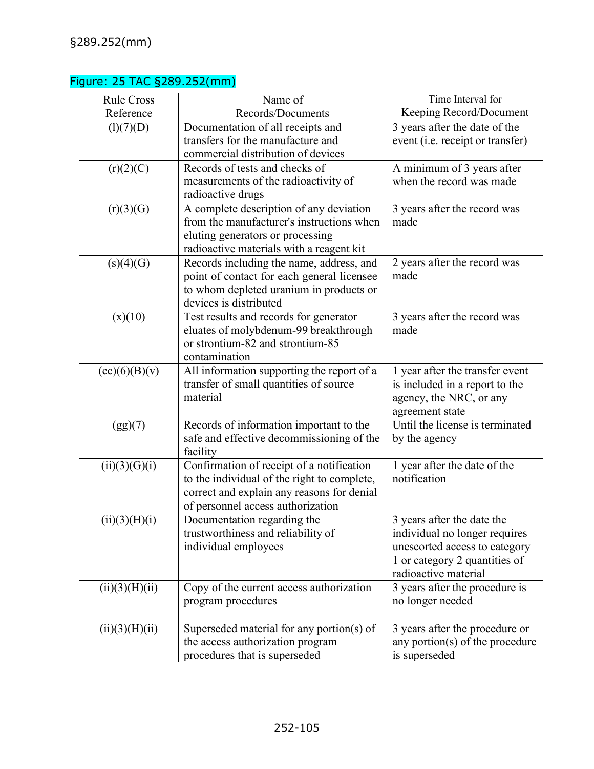§289.252(mm)

Figure: 25 TAC §289.252(mm)

| Rule Cross Reference | Name of Records/Documents | Time Interval for Keeping Record/Document |
|---|---|---|
| (l)(7)(D) | Documentation of all receipts and transfers for the manufacture and commercial distribution of devices | 3 years after the date of the event (i.e. receipt or transfer) |
| (r)(2)(C) | Records of tests and checks of measurements of the radioactivity of radioactive drugs | A minimum of 3 years after when the record was made |
| (r)(3)(G) | A complete description of any deviation from the manufacturer's instructions when eluting generators or processing radioactive materials with a reagent kit | 3 years after the record was made |
| (s)(4)(G) | Records including the name, address, and point of contact for each general licensee to whom depleted uranium in products or devices is distributed | 2 years after the record was made |
| (x)(10) | Test results and records for generator eluates of molybdenum-99 breakthrough or strontium-82 and strontium-85 contamination | 3 years after the record was made |
| (cc)(6)(B)(v) | All information supporting the report of a transfer of small quantities of source material | 1 year after the transfer event is included in a report to the agency, the NRC, or any agreement state |
| (gg)(7) | Records of information important to the safe and effective decommissioning of the facility | Until the license is terminated by the agency |
| (ii)(3)(G)(i) | Confirmation of receipt of a notification to the individual of the right to complete, correct and explain any reasons for denial of personnel access authorization | 1 year after the date of the notification |
| (ii)(3)(H)(i) | Documentation regarding the trustworthiness and reliability of individual employees | 3 years after the date the individual no longer requires unescorted access to category 1 or category 2 quantities of radioactive material |
| (ii)(3)(H)(ii) | Copy of the current access authorization program procedures | 3 years after the procedure is no longer needed |
| (ii)(3)(H)(ii) | Superseded material for any portion(s) of the access authorization program procedures that is superseded | 3 years after the procedure or any portion(s) of the procedure is superseded |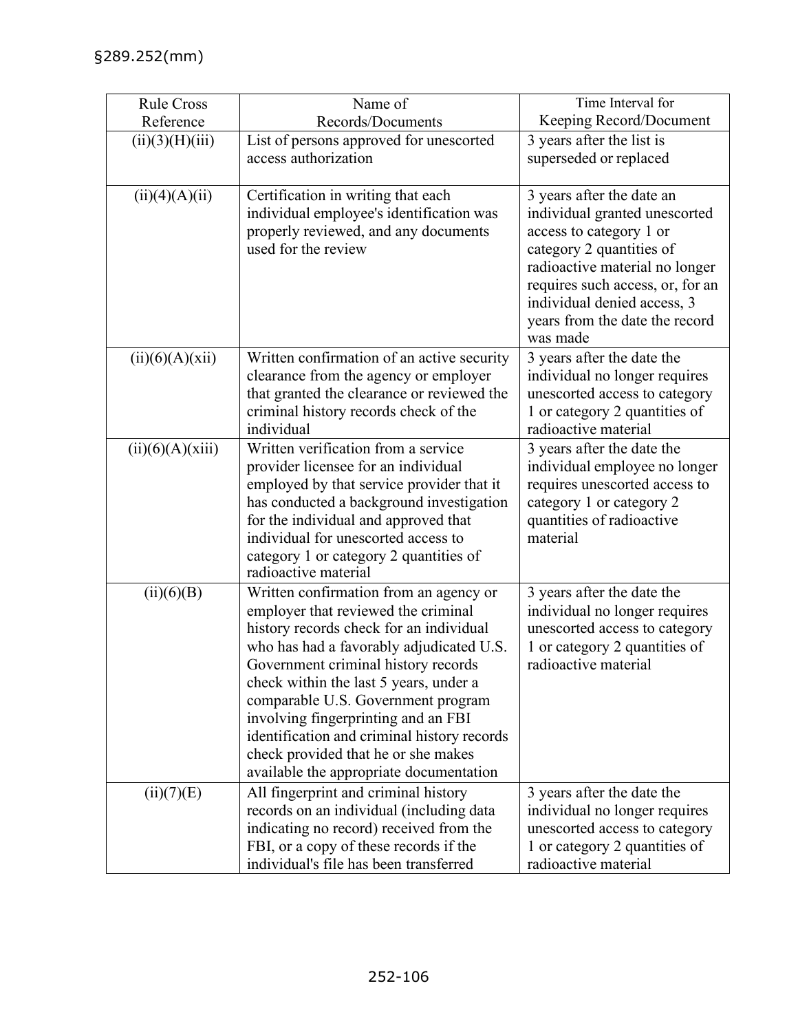§289.252(mm)

| Rule Cross Reference | Name of Records/Documents | Time Interval for Keeping Record/Document |
|---|---|---|
| (ii)(3)(H)(iii) | List of persons approved for unescorted access authorization | 3 years after the list is superseded or replaced |
| (ii)(4)(A)(ii) | Certification in writing that each individual employee's identification was properly reviewed, and any documents used for the review | 3 years after the date an individual granted unescorted access to category 1 or category 2 quantities of radioactive material no longer requires such access, or, for an individual denied access, 3 years from the date the record was made |
| (ii)(6)(A)(xii) | Written confirmation of an active security clearance from the agency or employer that granted the clearance or reviewed the criminal history records check of the individual | 3 years after the date the individual no longer requires unescorted access to category 1 or category 2 quantities of radioactive material |
| (ii)(6)(A)(xiii) | Written verification from a service provider licensee for an individual employed by that service provider that it has conducted a background investigation for the individual and approved that individual for unescorted access to category 1 or category 2 quantities of radioactive material | 3 years after the date the individual employee no longer requires unescorted access to category 1 or category 2 quantities of radioactive material |
| (ii)(6)(B) | Written confirmation from an agency or employer that reviewed the criminal history records check for an individual who has had a favorably adjudicated U.S. Government criminal history records check within the last 5 years, under a comparable U.S. Government program involving fingerprinting and an FBI identification and criminal history records check provided that he or she makes available the appropriate documentation | 3 years after the date the individual no longer requires unescorted access to category 1 or category 2 quantities of radioactive material |
| (ii)(7)(E) | All fingerprint and criminal history records on an individual (including data indicating no record) received from the FBI, or a copy of these records if the individual's file has been transferred | 3 years after the date the individual no longer requires unescorted access to category 1 or category 2 quantities of radioactive material |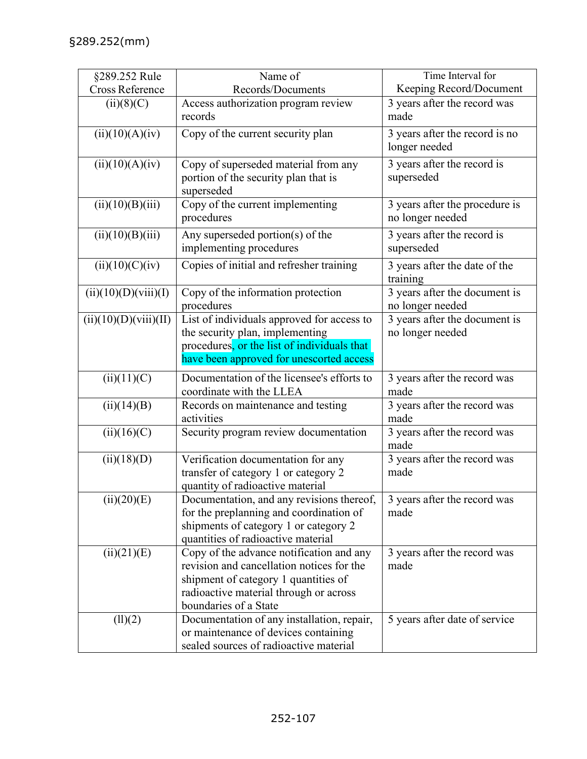§289.252(mm)

| §289.252 Rule Cross Reference | Name of Records/Documents | Time Interval for Keeping Record/Document |
|---|---|---|
| (ii)(8)(C) | Access authorization program review records | 3 years after the record was made |
| (ii)(10)(A)(iv) | Copy of the current security plan | 3 years after the record is no longer needed |
| (ii)(10)(A)(iv) | Copy of superseded material from any portion of the security plan that is superseded | 3 years after the record is superseded |
| (ii)(10)(B)(iii) | Copy of the current implementing procedures | 3 years after the procedure is no longer needed |
| (ii)(10)(B)(iii) | Any superseded portion(s) of the implementing procedures | 3 years after the record is superseded |
| (ii)(10)(C)(iv) | Copies of initial and refresher training | 3 years after the date of the training |
| (ii)(10)(D)(viii)(I) | Copy of the information protection procedures | 3 years after the document is no longer needed |
| (ii)(10)(D)(viii)(II) | List of individuals approved for access to the security plan, implementing procedures, or the list of individuals that have been approved for unescorted access | 3 years after the document is no longer needed |
| (ii)(11)(C) | Documentation of the licensee's efforts to coordinate with the LLEA | 3 years after the record was made |
| (ii)(14)(B) | Records on maintenance and testing activities | 3 years after the record was made |
| (ii)(16)(C) | Security program review documentation | 3 years after the record was made |
| (ii)(18)(D) | Verification documentation for any transfer of category 1 or category 2 quantity of radioactive material | 3 years after the record was made |
| (ii)(20)(E) | Documentation, and any revisions thereof, for the preplanning and coordination of shipments of category 1 or category 2 quantities of radioactive material | 3 years after the record was made |
| (ii)(21)(E) | Copy of the advance notification and any revision and cancellation notices for the shipment of category 1 quantities of radioactive material through or across boundaries of a State | 3 years after the record was made |
| (ll)(2) | Documentation of any installation, repair, or maintenance of devices containing sealed sources of radioactive material | 5 years after date of service |